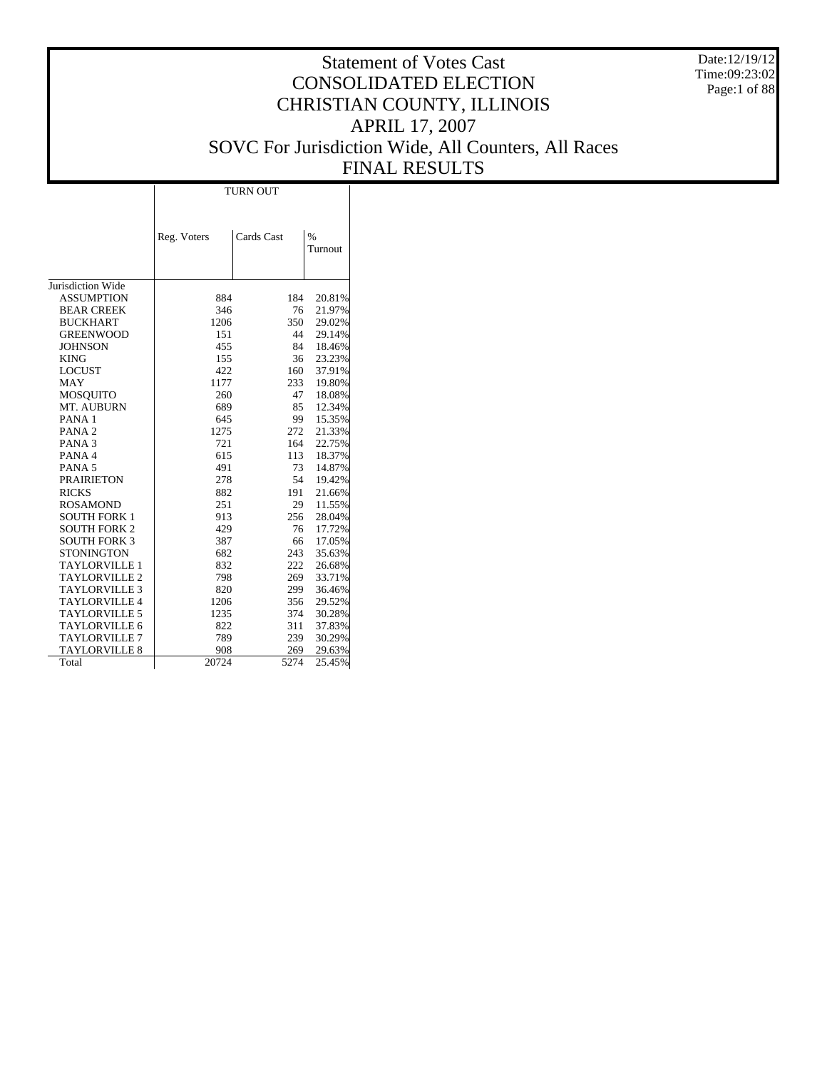# Statement of Votes Cast
# CONSOLIDATED ELECTION
# CHRISTIAN COUNTY, ILLINOIS
# APRIL 17, 2007
# SOVC For Jurisdiction Wide, All Counters, All Races
# FINAL RESULTS

Date:12/19/12
Time:09:23:02

| | TURN OUT | | |
|---|---|---|---|
| | Reg. Voters | Cards Cast | % Turnout |
| Jurisdiction Wide | | | |
| ASSUMPTION | 884 | 184 | 20.81% |
| BEAR CREEK | 346 | 76 | 21.97% |
| BUCKHART | 1206 | 350 | 29.02% |
| GREENWOOD | 151 | 44 | 29.14% |
| JOHNSON | 455 | 84 | 18.46% |
| KING | 155 | 36 | 23.23% |
| LOCUST | 422 | 160 | 37.91% |
| MAY | 1177 | 233 | 19.80% |
| MOSQUITO | 260 | 47 | 18.08% |
| MT. AUBURN | 689 | 85 | 12.34% |
| PANA 1 | 645 | 99 | 15.35% |
| PANA 2 | 1275 | 272 | 21.33% |
| PANA 3 | 721 | 164 | 22.75% |
| PANA 4 | 615 | 113 | 18.37% |
| PANA 5 | 491 | 73 | 14.87% |
| PRAIRIETON | 278 | 54 | 19.42% |
| RICKS | 882 | 191 | 21.66% |
| ROSAMOND | 251 | 29 | 11.55% |
| SOUTH FORK 1 | 913 | 256 | 28.04% |
| SOUTH FORK 2 | 429 | 76 | 17.72% |
| SOUTH FORK 3 | 387 | 66 | 17.05% |
| STONINGTON | 682 | 243 | 35.63% |
| TAYLORVILLE 1 | 832 | 222 | 26.68% |
| TAYLORVILLE 2 | 798 | 269 | 33.71% |
| TAYLORVILLE 3 | 820 | 299 | 36.46% |
| TAYLORVILLE 4 | 1206 | 356 | 29.52% |
| TAYLORVILLE 5 | 1235 | 374 | 30.28% |
| TAYLORVILLE 6 | 822 | 311 | 37.83% |
| TAYLORVILLE 7 | 789 | 239 | 30.29% |
| TAYLORVILLE 8 | 908 | 269 | 29.63% |
| Total | 20724 | 5274 | 25.45% |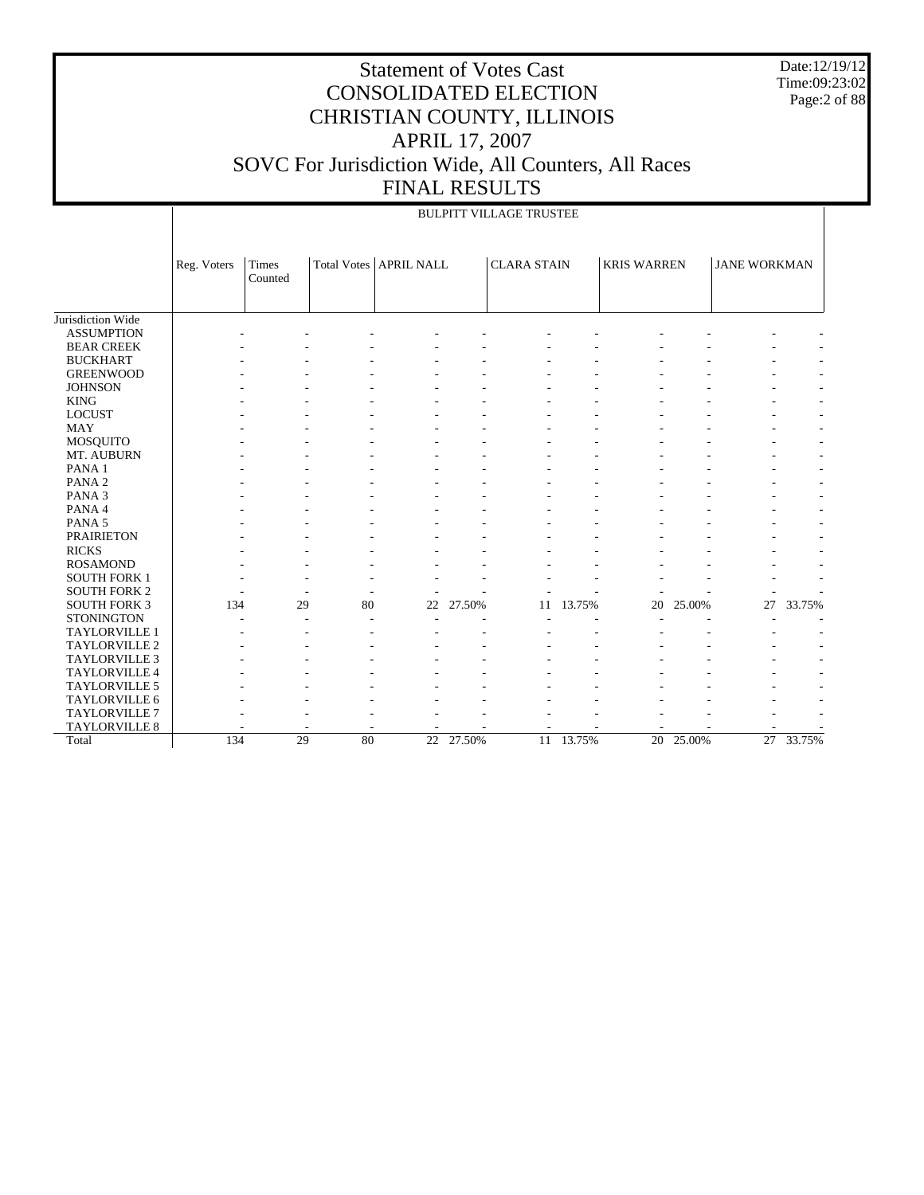# Statement of Votes Cast
# CONSOLIDATED ELECTION
# CHRISTIAN COUNTY, ILLINOIS
# APRIL 17, 2007
# SOVC For Jurisdiction Wide, All Counters, All Races
# FINAL RESULTS

Date:12/19/12
Time:09:23:02

## BULPITT VILLAGE TRUSTEE

| | Reg. Voters | Times Counted | Total Votes | APRIL NALL | | CLARA STAIN | | KRIS WARREN | | JANE WORKMAN | |
|---|---|---|---|---|---|---|---|---|---|---|---|
| Jurisdiction Wide | | | | | | | | | | | |
| ASSUMPTION | - | - | - | - | - | - | - | - | - | - | - |
| BEAR CREEK | - | - | - | - | - | - | - | - | - | - | - |
| BUCKHART | - | - | - | - | - | - | - | - | - | - | - |
| GREENWOOD | - | - | - | - | - | - | - | - | - | - | - |
| JOHNSON | - | - | - | - | - | - | - | - | - | - | - |
| KING | - | - | - | - | - | - | - | - | - | - | - |
| LOCUST | - | - | - | - | - | - | - | - | - | - | - |
| MAY | - | - | - | - | - | - | - | - | - | - | - |
| MOSQUITO | - | - | - | - | - | - | - | - | - | - | - |
| MT. AUBURN | - | - | - | - | - | - | - | - | - | - | - |
| PANA 1 | - | - | - | - | - | - | - | - | - | - | - |
| PANA 2 | - | - | - | - | - | - | - | - | - | - | - |
| PANA 3 | - | - | - | - | - | - | - | - | - | - | - |
| PANA 4 | - | - | - | - | - | - | - | - | - | - | - |
| PANA 5 | - | - | - | - | - | - | - | - | - | - | - |
| PRAIRIETON | - | - | - | - | - | - | - | - | - | - | - |
| RICKS | - | - | - | - | - | - | - | - | - | - | - |
| ROSAMOND | - | - | - | - | - | - | - | - | - | - | - |
| SOUTH FORK 1 | - | - | - | - | - | - | - | - | - | - | - |
| SOUTH FORK 2 | - | - | - | - | - | - | - | - | - | - | - |
| SOUTH FORK 3 | 134 | 29 | 80 | 22 | 27.50% | 11 | 13.75% | 20 | 25.00% | 27 | 33.75% |
| STONINGTON | - | - | - | - | - | - | - | - | - | - | - |
| TAYLORVILLE 1 | - | - | - | - | - | - | - | - | - | - | - |
| TAYLORVILLE 2 | - | - | - | - | - | - | - | - | - | - | - |
| TAYLORVILLE 3 | - | - | - | - | - | - | - | - | - | - | - |
| TAYLORVILLE 4 | - | - | - | - | - | - | - | - | - | - | - |
| TAYLORVILLE 5 | - | - | - | - | - | - | - | - | - | - | - |
| TAYLORVILLE 6 | - | - | - | - | - | - | - | - | - | - | - |
| TAYLORVILLE 7 | - | - | - | - | - | - | - | - | - | - | - |
| TAYLORVILLE 8 | - | - | - | - | - | - | - | - | - | - | - |
| Total | 134 | 29 | 80 | 22 | 27.50% | 11 | 13.75% | 20 | 25.00% | 27 | 33.75% |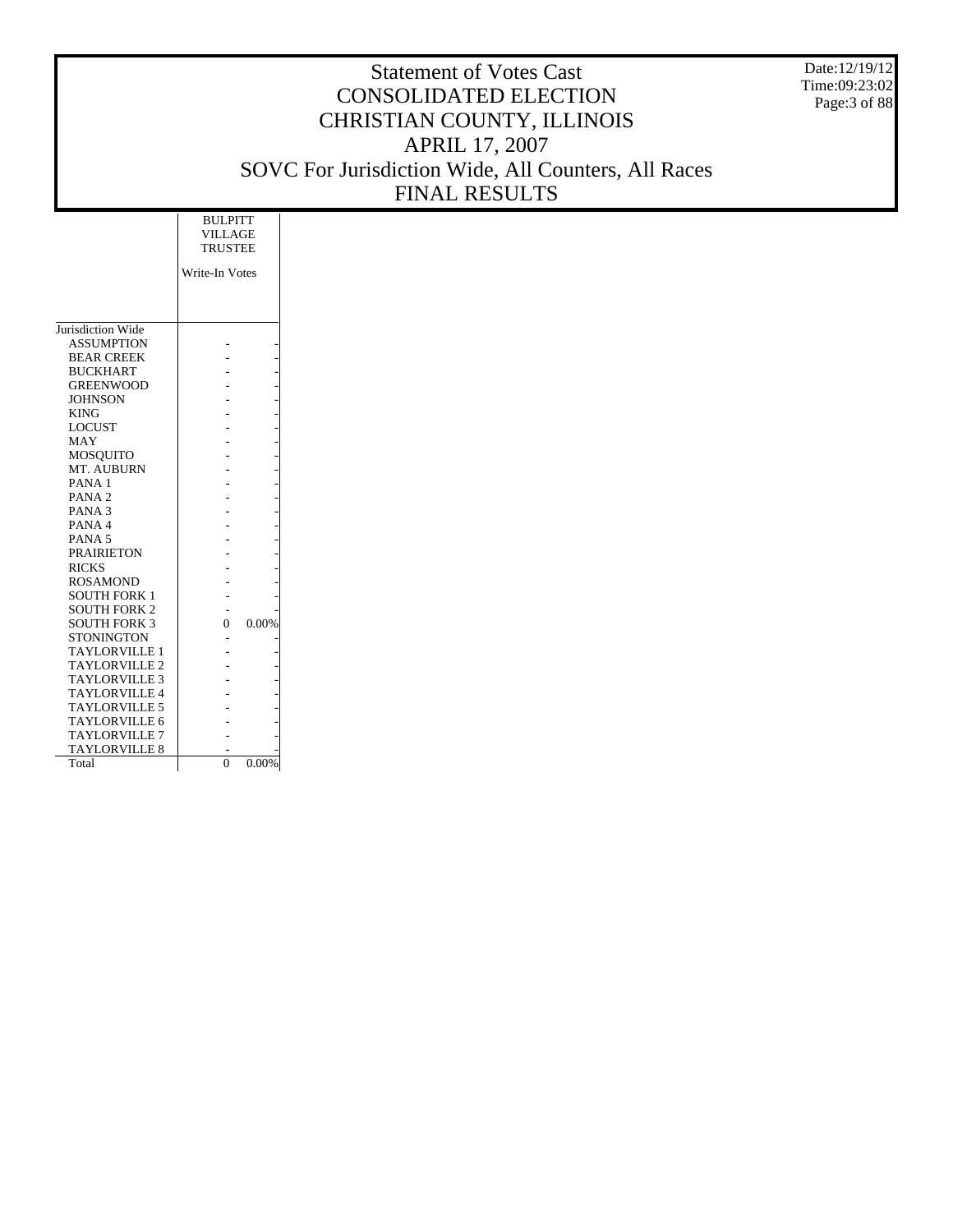# Statement of Votes Cast
# CONSOLIDATED ELECTION
# CHRISTIAN COUNTY, ILLINOIS
# APRIL 17, 2007
# SOVC For Jurisdiction Wide, All Counters, All Races
# FINAL RESULTS

Date:12/19/12
Time:09:23:02

| | BULPITT VILLAGE TRUSTEE | |
|---|---|---|
| | Write-In Votes | |
| Jurisdiction Wide | | |
| ASSUMPTION | - | - |
| BEAR CREEK | - | - |
| BUCKHART | - | - |
| GREENWOOD | - | - |
| JOHNSON | - | - |
| KING | - | - |
| LOCUST | - | - |
| MAY | - | - |
| MOSQUITO | - | - |
| MT. AUBURN | - | - |
| PANA 1 | - | - |
| PANA 2 | - | - |
| PANA 3 | - | - |
| PANA 4 | - | - |
| PANA 5 | - | - |
| PRAIRIETON | - | - |
| RICKS | - | - |
| ROSAMOND | - | - |
| SOUTH FORK 1 | - | - |
| SOUTH FORK 2 | - | - |
| SOUTH FORK 3 | 0 | 0.00% |
| STONINGTON | - | - |
| TAYLORVILLE 1 | - | - |
| TAYLORVILLE 2 | - | - |
| TAYLORVILLE 3 | - | - |
| TAYLORVILLE 4 | - | - |
| TAYLORVILLE 5 | - | - |
| TAYLORVILLE 6 | - | - |
| TAYLORVILLE 7 | - | - |
| TAYLORVILLE 8 | - | - |
| Total | 0 | 0.00% |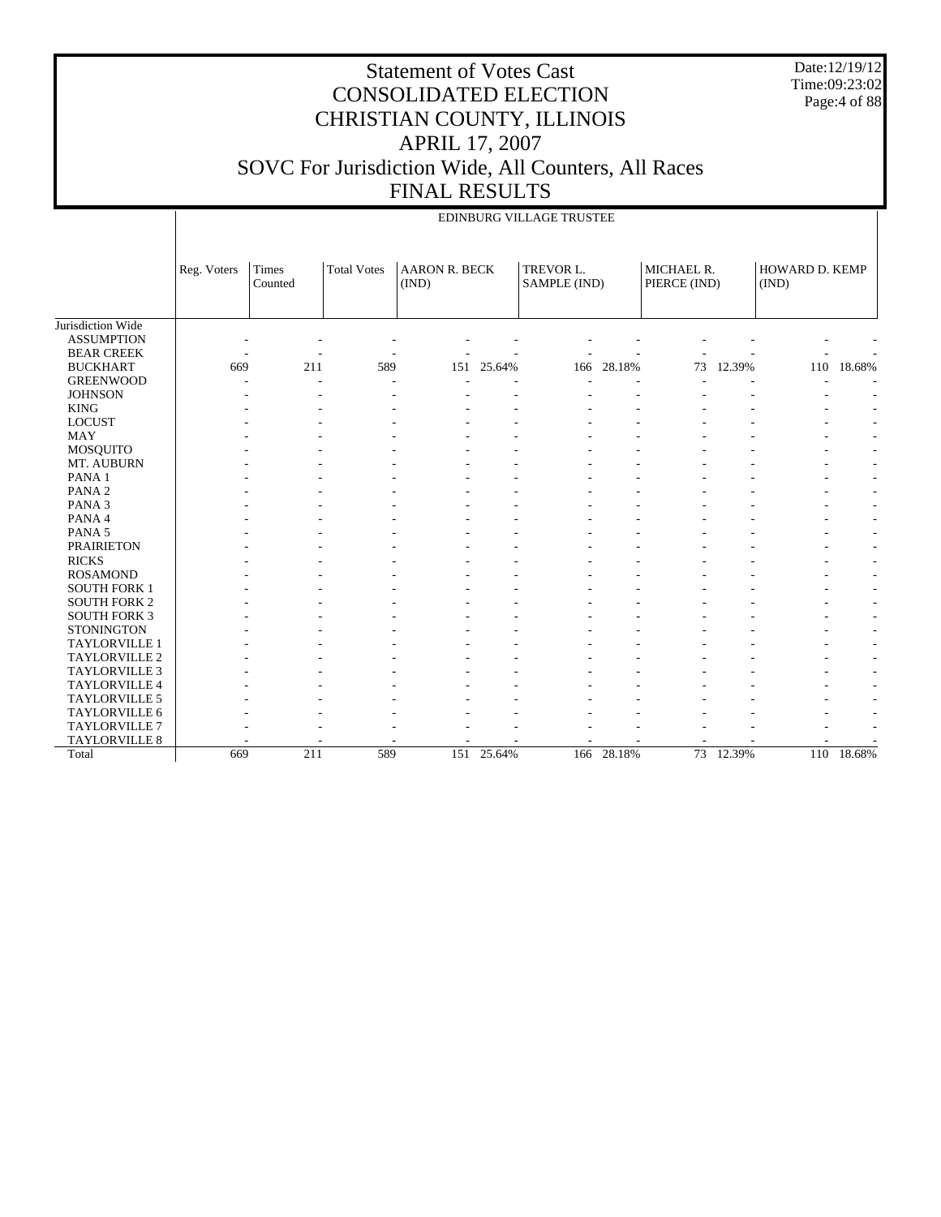# Statement of Votes Cast
# CONSOLIDATED ELECTION
# CHRISTIAN COUNTY, ILLINOIS
# APRIL 17, 2007
# SOVC For Jurisdiction Wide, All Counters, All Races
# FINAL RESULTS

Date:12/19/12
Time:09:23:02

EDINBURG VILLAGE TRUSTEE

| | Reg. Voters | Times Counted | Total Votes | AARON R. BECK (IND) | | TREVOR L. SAMPLE (IND) | | MICHAEL R. PIERCE (IND) | | HOWARD D. KEMP (IND) | |
|---|---|---|---|---|---|---|---|---|---|---|---|
| Jurisdiction Wide | | | | | | | | | | | |
| ASSUMPTION | - | - | - | - | - | - | - | - | - | - | - |
| BEAR CREEK | - | - | - | - | - | - | - | - | - | - | - |
| BUCKHART | 669 | 211 | 589 | 151 | 25.64% | 166 | 28.18% | 73 | 12.39% | 110 | 18.68% |
| GREENWOOD | - | - | - | - | - | - | - | - | - | - | - |
| JOHNSON | - | - | - | - | - | - | - | - | - | - | - |
| KING | - | - | - | - | - | - | - | - | - | - | - |
| LOCUST | - | - | - | - | - | - | - | - | - | - | - |
| MAY | - | - | - | - | - | - | - | - | - | - | - |
| MOSQUITO | - | - | - | - | - | - | - | - | - | - | - |
| MT. AUBURN | - | - | - | - | - | - | - | - | - | - | - |
| PANA 1 | - | - | - | - | - | - | - | - | - | - | - |
| PANA 2 | - | - | - | - | - | - | - | - | - | - | - |
| PANA 3 | - | - | - | - | - | - | - | - | - | - | - |
| PANA 4 | - | - | - | - | - | - | - | - | - | - | - |
| PANA 5 | - | - | - | - | - | - | - | - | - | - | - |
| PRAIRIETON | - | - | - | - | - | - | - | - | - | - | - |
| RICKS | - | - | - | - | - | - | - | - | - | - | - |
| ROSAMOND | - | - | - | - | - | - | - | - | - | - | - |
| SOUTH FORK 1 | - | - | - | - | - | - | - | - | - | - | - |
| SOUTH FORK 2 | - | - | - | - | - | - | - | - | - | - | - |
| SOUTH FORK 3 | - | - | - | - | - | - | - | - | - | - | - |
| STONINGTON | - | - | - | - | - | - | - | - | - | - | - |
| TAYLORVILLE 1 | - | - | - | - | - | - | - | - | - | - | - |
| TAYLORVILLE 2 | - | - | - | - | - | - | - | - | - | - | - |
| TAYLORVILLE 3 | - | - | - | - | - | - | - | - | - | - | - |
| TAYLORVILLE 4 | - | - | - | - | - | - | - | - | - | - | - |
| TAYLORVILLE 5 | - | - | - | - | - | - | - | - | - | - | - |
| TAYLORVILLE 6 | - | - | - | - | - | - | - | - | - | - | - |
| TAYLORVILLE 7 | - | - | - | - | - | - | - | - | - | - | - |
| TAYLORVILLE 8 | - | - | - | - | - | - | - | - | - | - | - |
| Total | 669 | 211 | 589 | 151 | 25.64% | 166 | 28.18% | 73 | 12.39% | 110 | 18.68% |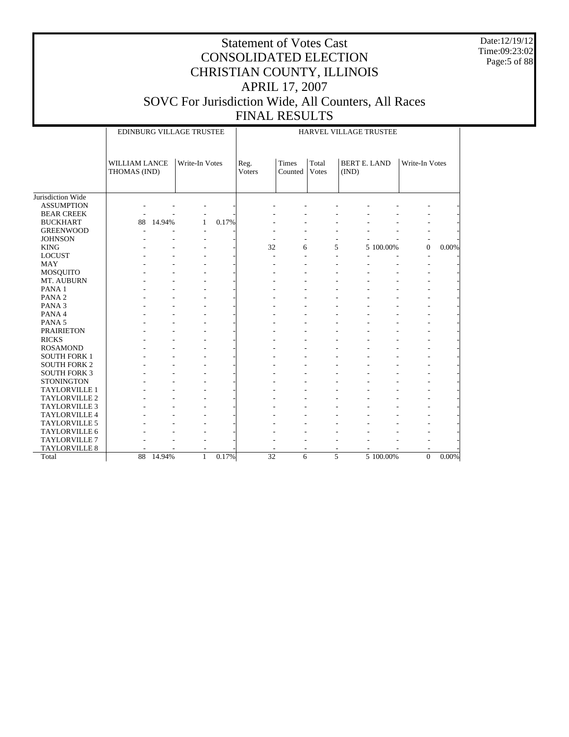# Statement of Votes Cast
# CONSOLIDATED ELECTION
# CHRISTIAN COUNTY, ILLINOIS
# APRIL 17, 2007
# SOVC For Jurisdiction Wide, All Counters, All Races
# FINAL RESULTS

Date:12/19/12
Time:09:23:02

| | EDINBURG VILLAGE TRUSTEE | | | | HARVEL VILLAGE TRUSTEE | | | | | | |
|---|---|---|---|---|---|---|---|---|---|---|---|
| | WILLIAM LANCE THOMAS (IND) | | Write-In Votes | | Reg. Voters | Times Counted | Total Votes | BERT E. LAND (IND) | | Write-In Votes | |
| Jurisdiction Wide | | | | | | | | | | | |
| ASSUMPTION | - | - | - | - | - | - | - | - | - | - | - |
| BEAR CREEK | - | - | - | - | - | - | - | - | - | - | - |
| BUCKHART | 88 | 14.94% | 1 | 0.17% | - | - | - | - | - | - | - |
| GREENWOOD | - | - | - | - | - | - | - | - | - | - | - |
| JOHNSON | - | - | - | - | - | - | - | - | - | - | - |
| KING | - | - | - | - | 32 | 6 | 5 | 5 | 100.00% | 0 | 0.00% |
| LOCUST | - | - | - | - | - | - | - | - | - | - | - |
| MAY | - | - | - | - | - | - | - | - | - | - | - |
| MOSQUITO | - | - | - | - | - | - | - | - | - | - | - |
| MT. AUBURN | - | - | - | - | - | - | - | - | - | - | - |
| PANA 1 | - | - | - | - | - | - | - | - | - | - | - |
| PANA 2 | - | - | - | - | - | - | - | - | - | - | - |
| PANA 3 | - | - | - | - | - | - | - | - | - | - | - |
| PANA 4 | - | - | - | - | - | - | - | - | - | - | - |
| PANA 5 | - | - | - | - | - | - | - | - | - | - | - |
| PRAIRIETON | - | - | - | - | - | - | - | - | - | - | - |
| RICKS | - | - | - | - | - | - | - | - | - | - | - |
| ROSAMOND | - | - | - | - | - | - | - | - | - | - | - |
| SOUTH FORK 1 | - | - | - | - | - | - | - | - | - | - | - |
| SOUTH FORK 2 | - | - | - | - | - | - | - | - | - | - | - |
| SOUTH FORK 3 | - | - | - | - | - | - | - | - | - | - | - |
| STONINGTON | - | - | - | - | - | - | - | - | - | - | - |
| TAYLORVILLE 1 | - | - | - | - | - | - | - | - | - | - | - |
| TAYLORVILLE 2 | - | - | - | - | - | - | - | - | - | - | - |
| TAYLORVILLE 3 | - | - | - | - | - | - | - | - | - | - | - |
| TAYLORVILLE 4 | - | - | - | - | - | - | - | - | - | - | - |
| TAYLORVILLE 5 | - | - | - | - | - | - | - | - | - | - | - |
| TAYLORVILLE 6 | - | - | - | - | - | - | - | - | - | - | - |
| TAYLORVILLE 7 | - | - | - | - | - | - | - | - | - | - | - |
| TAYLORVILLE 8 | - | - | - | - | - | - | - | - | - | - | - |
| Total | 88 | 14.94% | 1 | 0.17% | 32 | 6 | 5 | 5 | 100.00% | 0 | 0.00% |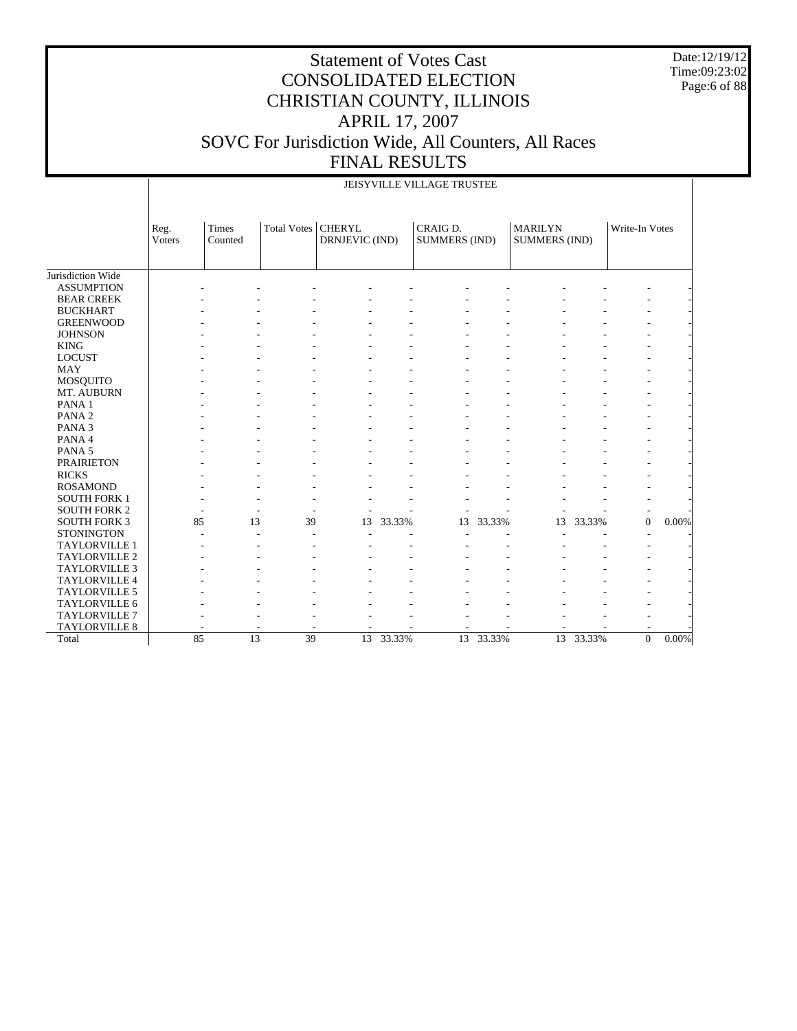# Statement of Votes Cast
# CONSOLIDATED ELECTION
# CHRISTIAN COUNTY, ILLINOIS
# APRIL 17, 2007
# SOVC For Jurisdiction Wide, All Counters, All Races
# FINAL RESULTS

Date:12/19/12
Time:09:23:02

JEISYVILLE VILLAGE TRUSTEE

| | Reg. Voters | Times Counted | Total Votes | CHERYL DRNJEVIC (IND) | | CRAIG D. SUMMERS (IND) | | MARILYN SUMMERS (IND) | | Write-In Votes | |
|---|---|---|---|---|---|---|---|---|---|---|---|
| Jurisdiction Wide | | | | | | | | | | | |
| ASSUMPTION | - | - | - | - | - | - | - | - | - | - | - |
| BEAR CREEK | - | - | - | - | - | - | - | - | - | - | - |
| BUCKHART | - | - | - | - | - | - | - | - | - | - | - |
| GREENWOOD | - | - | - | - | - | - | - | - | - | - | - |
| JOHNSON | - | - | - | - | - | - | - | - | - | - | - |
| KING | - | - | - | - | - | - | - | - | - | - | - |
| LOCUST | - | - | - | - | - | - | - | - | - | - | - |
| MAY | - | - | - | - | - | - | - | - | - | - | - |
| MOSQUITO | - | - | - | - | - | - | - | - | - | - | - |
| MT. AUBURN | - | - | - | - | - | - | - | - | - | - | - |
| PANA 1 | - | - | - | - | - | - | - | - | - | - | - |
| PANA 2 | - | - | - | - | - | - | - | - | - | - | - |
| PANA 3 | - | - | - | - | - | - | - | - | - | - | - |
| PANA 4 | - | - | - | - | - | - | - | - | - | - | - |
| PANA 5 | - | - | - | - | - | - | - | - | - | - | - |
| PRAIRIETON | - | - | - | - | - | - | - | - | - | - | - |
| RICKS | - | - | - | - | - | - | - | - | - | - | - |
| ROSAMOND | - | - | - | - | - | - | - | - | - | - | - |
| SOUTH FORK 1 | - | - | - | - | - | - | - | - | - | - | - |
| SOUTH FORK 2 | - | - | - | - | - | - | - | - | - | - | - |
| SOUTH FORK 3 | 85 | 13 | 39 | 13 | 33.33% | 13 | 33.33% | 13 | 33.33% | 0 | 0.00% |
| STONINGTON | - | - | - | - | - | - | - | - | - | - | - |
| TAYLORVILLE 1 | - | - | - | - | - | - | - | - | - | - | - |
| TAYLORVILLE 2 | - | - | - | - | - | - | - | - | - | - | - |
| TAYLORVILLE 3 | - | - | - | - | - | - | - | - | - | - | - |
| TAYLORVILLE 4 | - | - | - | - | - | - | - | - | - | - | - |
| TAYLORVILLE 5 | - | - | - | - | - | - | - | - | - | - | - |
| TAYLORVILLE 6 | - | - | - | - | - | - | - | - | - | - | - |
| TAYLORVILLE 7 | - | - | - | - | - | - | - | - | - | - | - |
| TAYLORVILLE 8 | - | - | - | - | - | - | - | - | - | - | - |
| Total | 85 | 13 | 39 | 13 | 33.33% | 13 | 33.33% | 13 | 33.33% | 0 | 0.00% |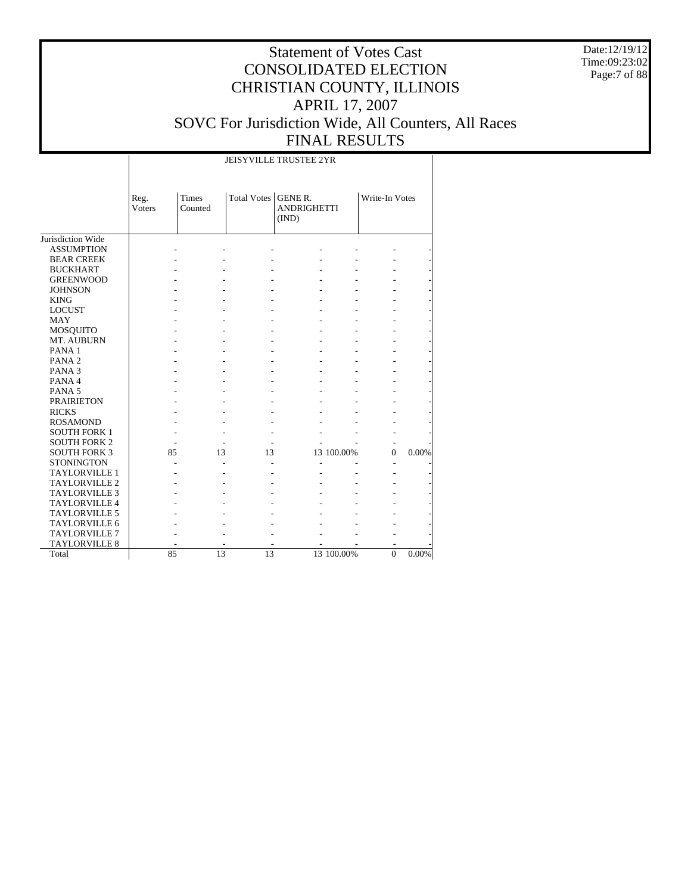# Statement of Votes Cast
# CONSOLIDATED ELECTION
# CHRISTIAN COUNTY, ILLINOIS
# APRIL 17, 2007
# SOVC For Jurisdiction Wide, All Counters, All Races
# FINAL RESULTS

Date:12/19/12
Time:09:23:02

| | JEISYVILLE TRUSTEE 2YR | | | | | | |
|---|---|---|---|---|---|---|---|
| | Reg. Voters | Times Counted | Total Votes | GENE R. ANDRIGHETTI (IND) | | Write-In Votes | |
| Jurisdiction Wide | | | | | | | |
| ASSUMPTION | - | - | - | - | - | - | - |
| BEAR CREEK | - | - | - | - | - | - | - |
| BUCKHART | - | - | - | - | - | - | - |
| GREENWOOD | - | - | - | - | - | - | - |
| JOHNSON | - | - | - | - | - | - | - |
| KING | - | - | - | - | - | - | - |
| LOCUST | - | - | - | - | - | - | - |
| MAY | - | - | - | - | - | - | - |
| MOSQUITO | - | - | - | - | - | - | - |
| MT. AUBURN | - | - | - | - | - | - | - |
| PANA 1 | - | - | - | - | - | - | - |
| PANA 2 | - | - | - | - | - | - | - |
| PANA 3 | - | - | - | - | - | - | - |
| PANA 4 | - | - | - | - | - | - | - |
| PANA 5 | - | - | - | - | - | - | - |
| PRAIRIETON | - | - | - | - | - | - | - |
| RICKS | - | - | - | - | - | - | - |
| ROSAMOND | - | - | - | - | - | - | - |
| SOUTH FORK 1 | - | - | - | - | - | - | - |
| SOUTH FORK 2 | - | - | - | - | - | - | - |
| SOUTH FORK 3 | 85 | 13 | 13 | 13 | 100.00% | 0 | 0.00% |
| STONINGTON | - | - | - | - | - | - | - |
| TAYLORVILLE 1 | - | - | - | - | - | - | - |
| TAYLORVILLE 2 | - | - | - | - | - | - | - |
| TAYLORVILLE 3 | - | - | - | - | - | - | - |
| TAYLORVILLE 4 | - | - | - | - | - | - | - |
| TAYLORVILLE 5 | - | - | - | - | - | - | - |
| TAYLORVILLE 6 | - | - | - | - | - | - | - |
| TAYLORVILLE 7 | - | - | - | - | - | - | - |
| TAYLORVILLE 8 | - | - | - | - | - | - | - |
| Total | 85 | 13 | 13 | 13 | 100.00% | 0 | 0.00% |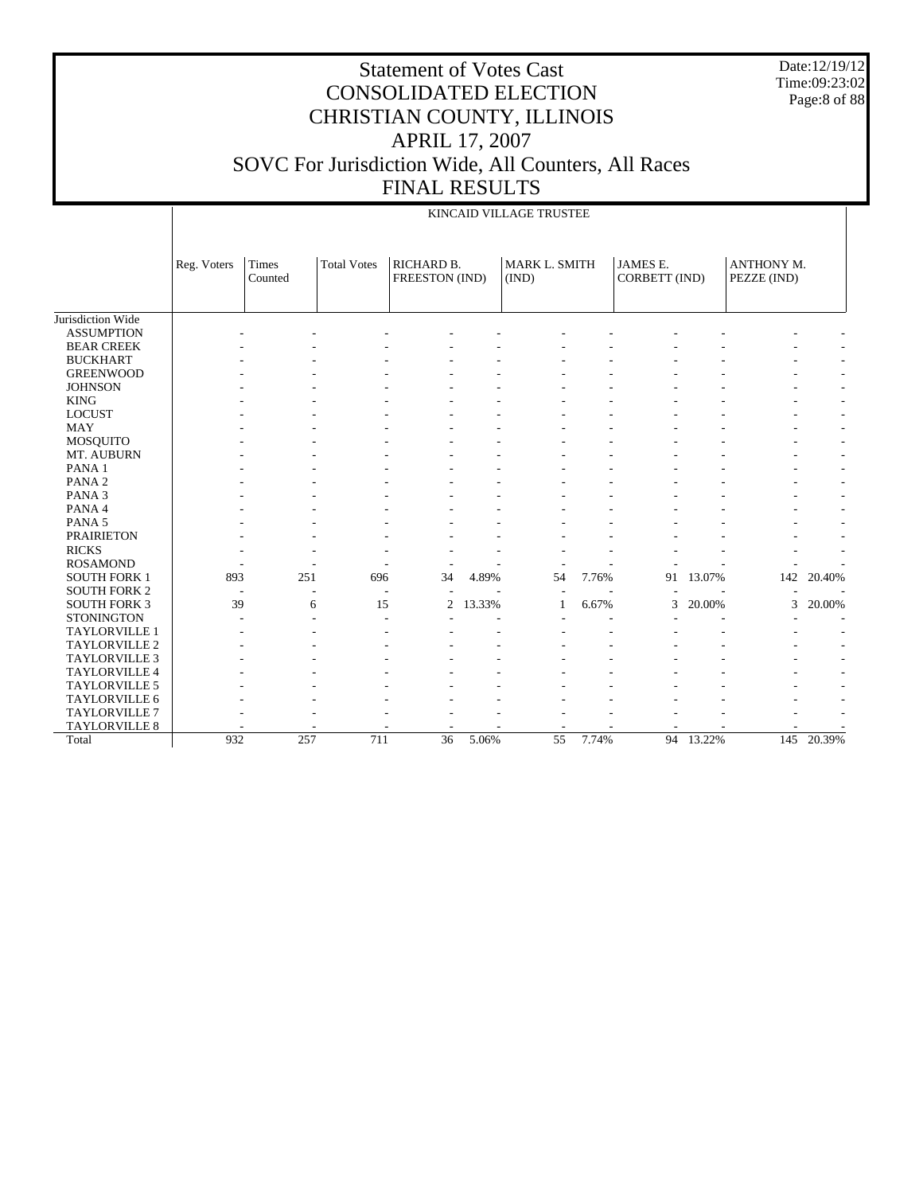# Statement of Votes Cast
# CONSOLIDATED ELECTION
# CHRISTIAN COUNTY, ILLINOIS
# APRIL 17, 2007
# SOVC For Jurisdiction Wide, All Counters, All Races
# FINAL RESULTS

Date:12/19/12
Time:09:23:02

KINCAID VILLAGE TRUSTEE

| | Reg. Voters | Times Counted | Total Votes | RICHARD B. FREESTON (IND) | | MARK L. SMITH (IND) | | JAMES E. CORBETT (IND) | | ANTHONY M. PEZZE (IND) | |
|---|---|---|---|---|---|---|---|---|---|---|---|
| Jurisdiction Wide | | | | | | | | | | | |
| ASSUMPTION | - | - | - | - | - | - | - | - | - | - | - |
| BEAR CREEK | - | - | - | - | - | - | - | - | - | - | - |
| BUCKHART | - | - | - | - | - | - | - | - | - | - | - |
| GREENWOOD | - | - | - | - | - | - | - | - | - | - | - |
| JOHNSON | - | - | - | - | - | - | - | - | - | - | - |
| KING | - | - | - | - | - | - | - | - | - | - | - |
| LOCUST | - | - | - | - | - | - | - | - | - | - | - |
| MAY | - | - | - | - | - | - | - | - | - | - | - |
| MOSQUITO | - | - | - | - | - | - | - | - | - | - | - |
| MT. AUBURN | - | - | - | - | - | - | - | - | - | - | - |
| PANA 1 | - | - | - | - | - | - | - | - | - | - | - |
| PANA 2 | - | - | - | - | - | - | - | - | - | - | - |
| PANA 3 | - | - | - | - | - | - | - | - | - | - | - |
| PANA 4 | - | - | - | - | - | - | - | - | - | - | - |
| PANA 5 | - | - | - | - | - | - | - | - | - | - | - |
| PRAIRIETON | - | - | - | - | - | - | - | - | - | - | - |
| RICKS | - | - | - | - | - | - | - | - | - | - | - |
| ROSAMOND | - | - | - | - | - | - | - | - | - | - | - |
| SOUTH FORK 1 | 893 | 251 | 696 | 34 | 4.89% | 54 | 7.76% | 91 | 13.07% | 142 | 20.40% |
| SOUTH FORK 2 | - | - | - | - | - | - | - | - | - | - | - |
| SOUTH FORK 3 | 39 | 6 | 15 | 2 | 13.33% | 1 | 6.67% | 3 | 20.00% | 3 | 20.00% |
| STONINGTON | - | - | - | - | - | - | - | - | - | - | - |
| TAYLORVILLE 1 | - | - | - | - | - | - | - | - | - | - | - |
| TAYLORVILLE 2 | - | - | - | - | - | - | - | - | - | - | - |
| TAYLORVILLE 3 | - | - | - | - | - | - | - | - | - | - | - |
| TAYLORVILLE 4 | - | - | - | - | - | - | - | - | - | - | - |
| TAYLORVILLE 5 | - | - | - | - | - | - | - | - | - | - | - |
| TAYLORVILLE 6 | - | - | - | - | - | - | - | - | - | - | - |
| TAYLORVILLE 7 | - | - | - | - | - | - | - | - | - | - | - |
| TAYLORVILLE 8 | - | - | - | - | - | - | - | - | - | - | - |
| Total | 932 | 257 | 711 | 36 | 5.06% | 55 | 7.74% | 94 | 13.22% | 145 | 20.39% |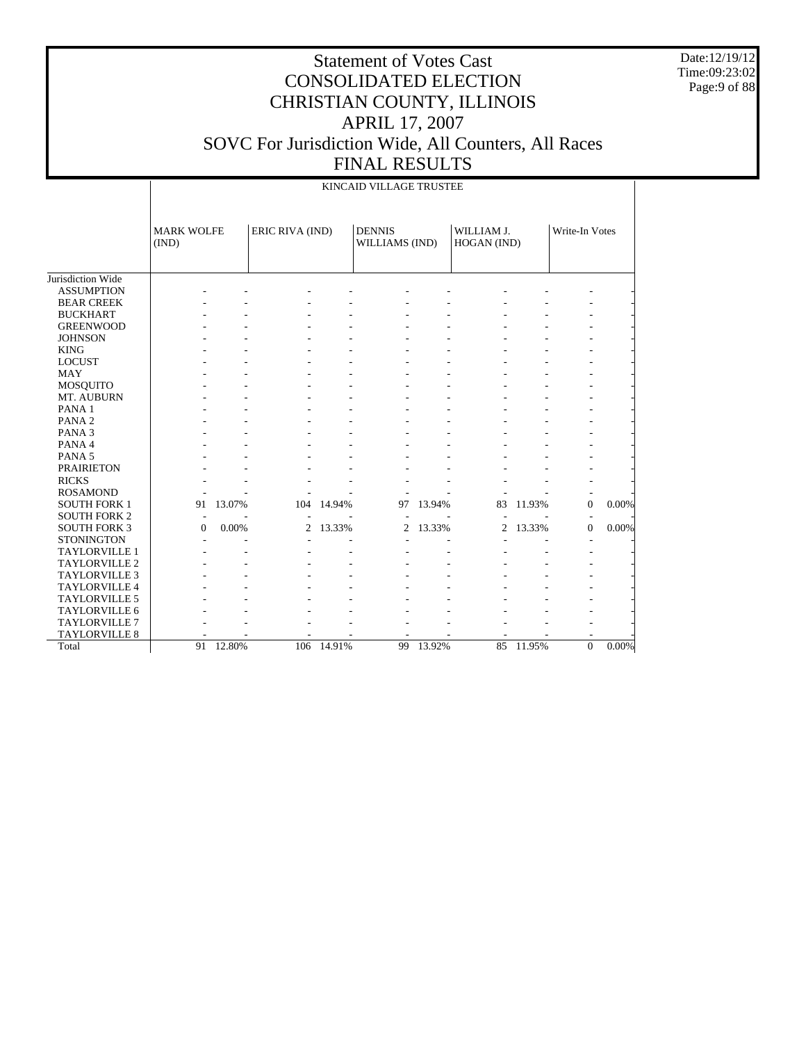# Statement of Votes Cast
# CONSOLIDATED ELECTION
# CHRISTIAN COUNTY, ILLINOIS
# APRIL 17, 2007
# SOVC For Jurisdiction Wide, All Counters, All Races
# FINAL RESULTS

Date:12/19/12
Time:09:23:02

| | KINCAID VILLAGE TRUSTEE | | | | | | | | | |
|---|---|---|---|---|---|---|---|---|---|---|
| | MARK WOLFE (IND) | | ERIC RIVA (IND) | | DENNIS WILLIAMS (IND) | | WILLIAM J. HOGAN (IND) | | Write-In Votes | |
| Jurisdiction Wide | | | | | | | | | | |
| ASSUMPTION | - | - | - | - | - | - | - | - | - | - |
| BEAR CREEK | - | - | - | - | - | - | - | - | - | - |
| BUCKHART | - | - | - | - | - | - | - | - | - | - |
| GREENWOOD | - | - | - | - | - | - | - | - | - | - |
| JOHNSON | - | - | - | - | - | - | - | - | - | - |
| KING | - | - | - | - | - | - | - | - | - | - |
| LOCUST | - | - | - | - | - | - | - | - | - | - |
| MAY | - | - | - | - | - | - | - | - | - | - |
| MOSQUITO | - | - | - | - | - | - | - | - | - | - |
| MT. AUBURN | - | - | - | - | - | - | - | - | - | - |
| PANA 1 | - | - | - | - | - | - | - | - | - | - |
| PANA 2 | - | - | - | - | - | - | - | - | - | - |
| PANA 3 | - | - | - | - | - | - | - | - | - | - |
| PANA 4 | - | - | - | - | - | - | - | - | - | - |
| PANA 5 | - | - | - | - | - | - | - | - | - | - |
| PRAIRIETON | - | - | - | - | - | - | - | - | - | - |
| RICKS | - | - | - | - | - | - | - | - | - | - |
| ROSAMOND | - | - | - | - | - | - | - | - | - | - |
| SOUTH FORK 1 | 91 | 13.07% | 104 | 14.94% | 97 | 13.94% | 83 | 11.93% | 0 | 0.00% |
| SOUTH FORK 2 | - | - | - | - | - | - | - | - | - | - |
| SOUTH FORK 3 | 0 | 0.00% | 2 | 13.33% | 2 | 13.33% | 2 | 13.33% | 0 | 0.00% |
| STONINGTON | - | - | - | - | - | - | - | - | - | - |
| TAYLORVILLE 1 | - | - | - | - | - | - | - | - | - | - |
| TAYLORVILLE 2 | - | - | - | - | - | - | - | - | - | - |
| TAYLORVILLE 3 | - | - | - | - | - | - | - | - | - | - |
| TAYLORVILLE 4 | - | - | - | - | - | - | - | - | - | - |
| TAYLORVILLE 5 | - | - | - | - | - | - | - | - | - | - |
| TAYLORVILLE 6 | - | - | - | - | - | - | - | - | - | - |
| TAYLORVILLE 7 | - | - | - | - | - | - | - | - | - | - |
| TAYLORVILLE 8 | - | - | - | - | - | - | - | - | - | - |
| Total | 91 | 12.80% | 106 | 14.91% | 99 | 13.92% | 85 | 11.95% | 0 | 0.00% |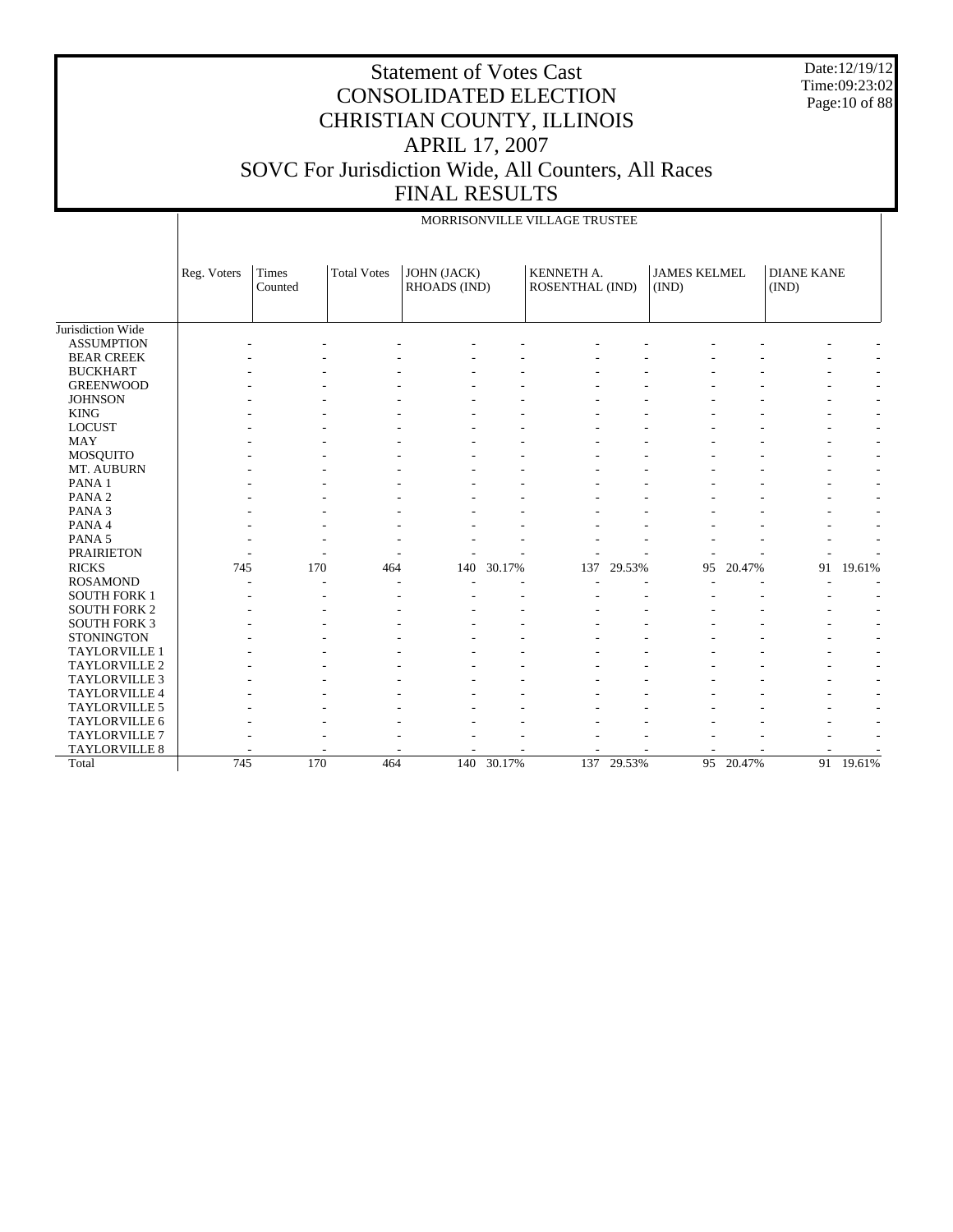# Statement of Votes Cast
# CONSOLIDATED ELECTION
# CHRISTIAN COUNTY, ILLINOIS
# APRIL 17, 2007
# SOVC For Jurisdiction Wide, All Counters, All Races
# FINAL RESULTS

Date:12/19/12
Time:09:23:02

MORRISONVILLE VILLAGE TRUSTEE

| | Reg. Voters | Times Counted | Total Votes | JOHN (JACK) RHOADS (IND) | | KENNETH A. ROSENTHAL (IND) | | JAMES KELMEL (IND) | | DIANE KANE (IND) | |
|---|---|---|---|---|---|---|---|---|---|---|---|
| Jurisdiction Wide | | | | | | | | | | | |
| ASSUMPTION | - | - | - | - | - | - | - | - | - | - | - |
| BEAR CREEK | - | - | - | - | - | - | - | - | - | - | - |
| BUCKHART | - | - | - | - | - | - | - | - | - | - | - |
| GREENWOOD | - | - | - | - | - | - | - | - | - | - | - |
| JOHNSON | - | - | - | - | - | - | - | - | - | - | - |
| KING | - | - | - | - | - | - | - | - | - | - | - |
| LOCUST | - | - | - | - | - | - | - | - | - | - | - |
| MAY | - | - | - | - | - | - | - | - | - | - | - |
| MOSQUITO | - | - | - | - | - | - | - | - | - | - | - |
| MT. AUBURN | - | - | - | - | - | - | - | - | - | - | - |
| PANA 1 | - | - | - | - | - | - | - | - | - | - | - |
| PANA 2 | - | - | - | - | - | - | - | - | - | - | - |
| PANA 3 | - | - | - | - | - | - | - | - | - | - | - |
| PANA 4 | - | - | - | - | - | - | - | - | - | - | - |
| PANA 5 | - | - | - | - | - | - | - | - | - | - | - |
| PRAIRIETON | - | - | - | - | - | - | - | - | - | - | - |
| RICKS | 745 | 170 | 464 | 140 | 30.17% | 137 | 29.53% | 95 | 20.47% | 91 | 19.61% |
| ROSAMOND | - | - | - | - | - | - | - | - | - | - | - |
| SOUTH FORK 1 | - | - | - | - | - | - | - | - | - | - | - |
| SOUTH FORK 2 | - | - | - | - | - | - | - | - | - | - | - |
| SOUTH FORK 3 | - | - | - | - | - | - | - | - | - | - | - |
| STONINGTON | - | - | - | - | - | - | - | - | - | - | - |
| TAYLORVILLE 1 | - | - | - | - | - | - | - | - | - | - | - |
| TAYLORVILLE 2 | - | - | - | - | - | - | - | - | - | - | - |
| TAYLORVILLE 3 | - | - | - | - | - | - | - | - | - | - | - |
| TAYLORVILLE 4 | - | - | - | - | - | - | - | - | - | - | - |
| TAYLORVILLE 5 | - | - | - | - | - | - | - | - | - | - | - |
| TAYLORVILLE 6 | - | - | - | - | - | - | - | - | - | - | - |
| TAYLORVILLE 7 | - | - | - | - | - | - | - | - | - | - | - |
| TAYLORVILLE 8 | - | - | - | - | - | - | - | - | - | - | - |
| Total | 745 | 170 | 464 | 140 | 30.17% | 137 | 29.53% | 95 | 20.47% | 91 | 19.61% |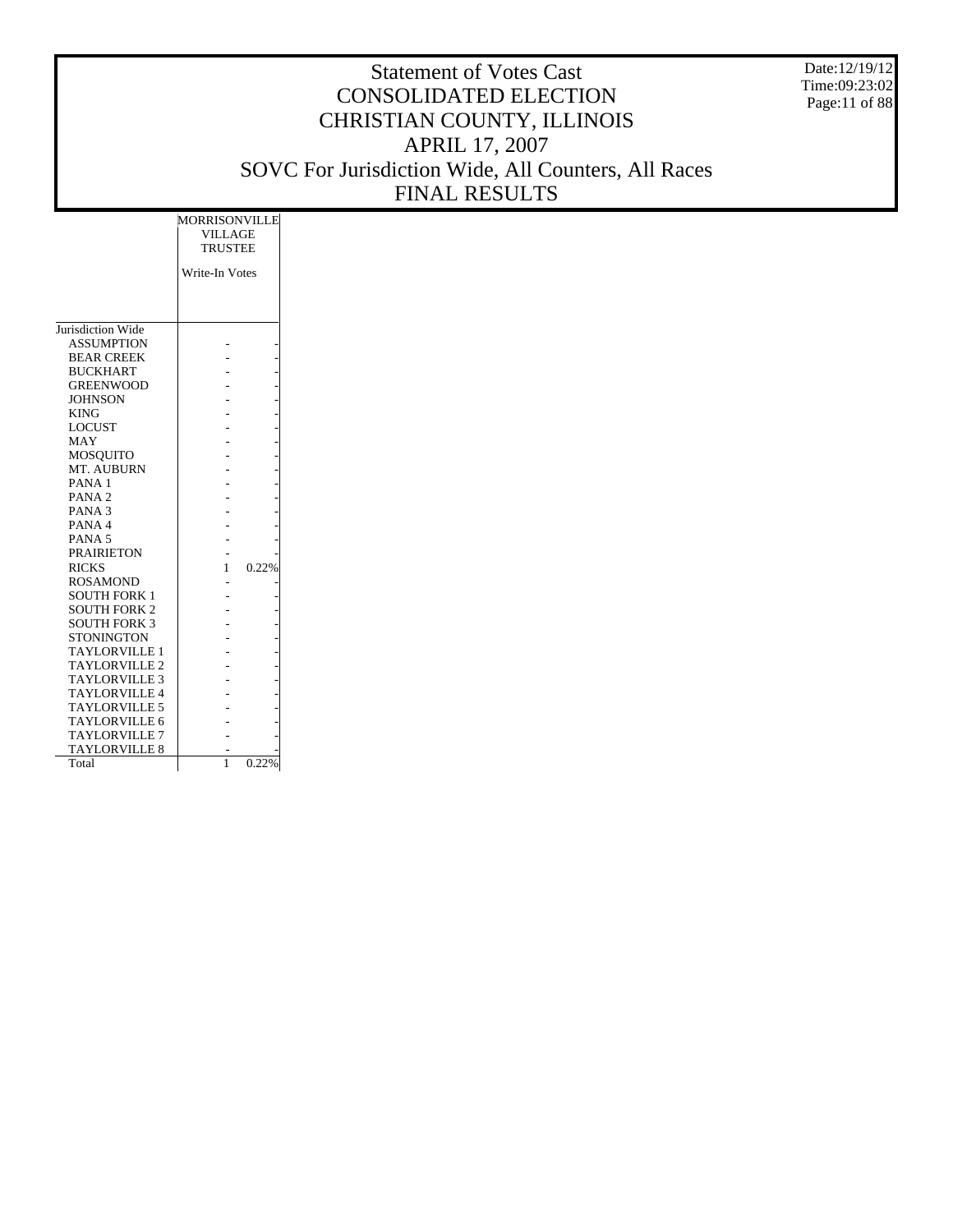# Statement of Votes Cast
# CONSOLIDATED ELECTION
# CHRISTIAN COUNTY, ILLINOIS
# APRIL 17, 2007
# SOVC For Jurisdiction Wide, All Counters, All Races
# FINAL RESULTS

Date:12/19/12
Time:09:23:02

| | MORRISONVILLE VILLAGE TRUSTEE | |
|---|---|---|
| | Write-In Votes | |
| Jurisdiction Wide | | |
| ASSUMPTION | - | - |
| BEAR CREEK | - | - |
| BUCKHART | - | - |
| GREENWOOD | - | - |
| JOHNSON | - | - |
| KING | - | - |
| LOCUST | - | - |
| MAY | - | - |
| MOSQUITO | - | - |
| MT. AUBURN | - | - |
| PANA 1 | - | - |
| PANA 2 | - | - |
| PANA 3 | - | - |
| PANA 4 | - | - |
| PANA 5 | - | - |
| PRAIRIETON | - | - |
| RICKS | 1 | 0.22% |
| ROSAMOND | - | - |
| SOUTH FORK 1 | - | - |
| SOUTH FORK 2 | - | - |
| SOUTH FORK 3 | - | - |
| STONINGTON | - | - |
| TAYLORVILLE 1 | - | - |
| TAYLORVILLE 2 | - | - |
| TAYLORVILLE 3 | - | - |
| TAYLORVILLE 4 | - | - |
| TAYLORVILLE 5 | - | - |
| TAYLORVILLE 6 | - | - |
| TAYLORVILLE 7 | - | - |
| TAYLORVILLE 8 | - | - |
| Total | 1 | 0.22% |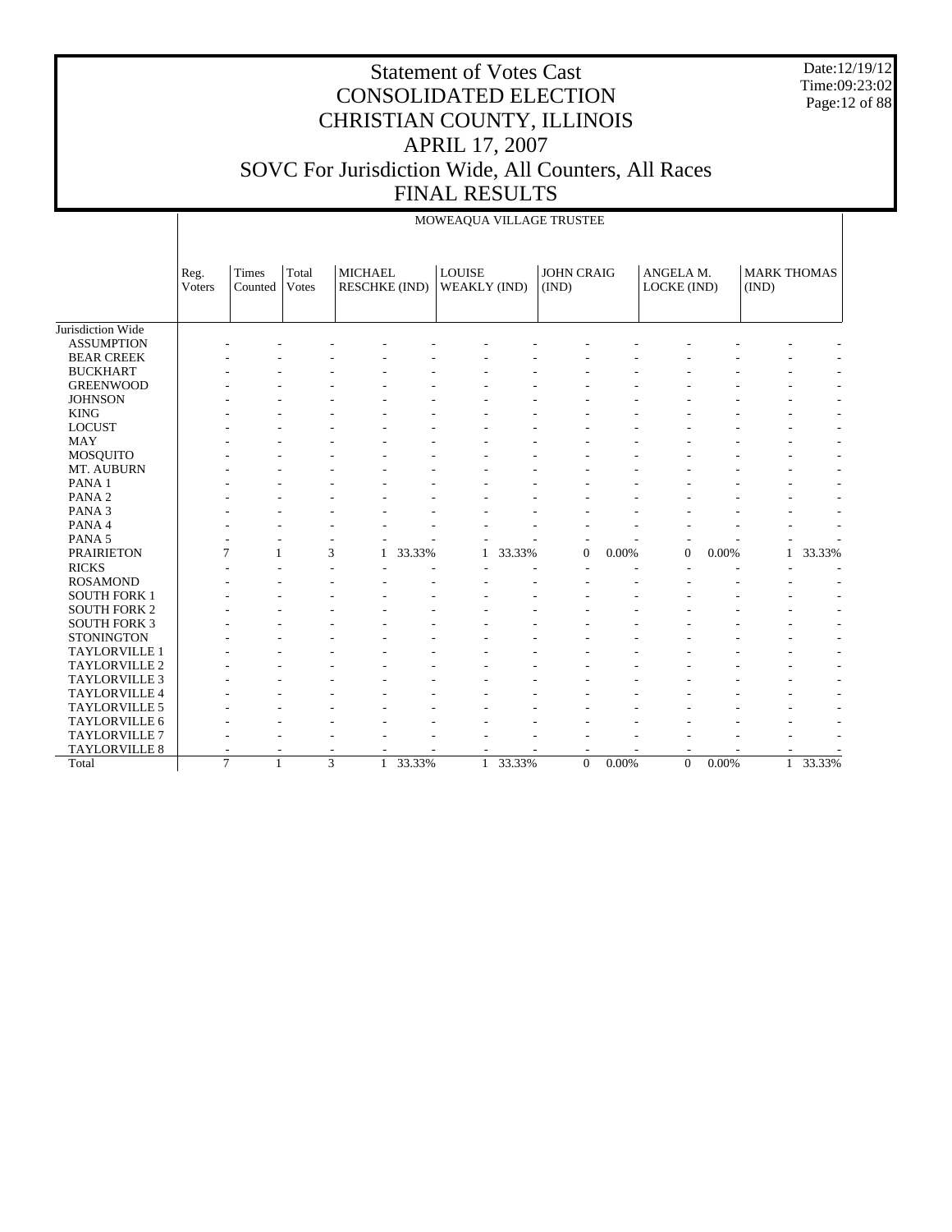# Statement of Votes Cast
# CONSOLIDATED ELECTION
# CHRISTIAN COUNTY, ILLINOIS
# APRIL 17, 2007
# SOVC For Jurisdiction Wide, All Counters, All Races
# FINAL RESULTS

Date:12/19/12
Time:09:23:02

| | MOWEAQUA VILLAGE TRUSTEE | | | | | | | | | | | | | | | |
|---|---|---|---|---|---|---|---|---|---|---|---|---|---|---|---|---|
| | Reg. Voters | Times Counted | Total Votes | MICHAEL RESCHKE (IND) | | LOUISE WEAKLY (IND) | | JOHN CRAIG (IND) | | ANGELA M. LOCKE (IND) | | MARK THOMAS (IND) | |
| Jurisdiction Wide | | | | | | | | | | | | | |
| ASSUMPTION | - | - | - | - | - | - | - | - | - | - | - | - | - |
| BEAR CREEK | - | - | - | - | - | - | - | - | - | - | - | - | - |
| BUCKHART | - | - | - | - | - | - | - | - | - | - | - | - | - |
| GREENWOOD | - | - | - | - | - | - | - | - | - | - | - | - | - |
| JOHNSON | - | - | - | - | - | - | - | - | - | - | - | - | - |
| KING | - | - | - | - | - | - | - | - | - | - | - | - | - |
| LOCUST | - | - | - | - | - | - | - | - | - | - | - | - | - |
| MAY | - | - | - | - | - | - | - | - | - | - | - | - | - |
| MOSQUITO | - | - | - | - | - | - | - | - | - | - | - | - | - |
| MT. AUBURN | - | - | - | - | - | - | - | - | - | - | - | - | - |
| PANA 1 | - | - | - | - | - | - | - | - | - | - | - | - | - |
| PANA 2 | - | - | - | - | - | - | - | - | - | - | - | - | - |
| PANA 3 | - | - | - | - | - | - | - | - | - | - | - | - | - |
| PANA 4 | - | - | - | - | - | - | - | - | - | - | - | - | - |
| PANA 5 | - | - | - | - | - | - | - | - | - | - | - | - | - |
| PRAIRIETON | 7 | 1 | 3 | 1 | 33.33% | 1 | 33.33% | 0 | 0.00% | 0 | 0.00% | 1 | 33.33% |
| RICKS | - | - | - | - | - | - | - | - | - | - | - | - | - |
| ROSAMOND | - | - | - | - | - | - | - | - | - | - | - | - | - |
| SOUTH FORK 1 | - | - | - | - | - | - | - | - | - | - | - | - | - |
| SOUTH FORK 2 | - | - | - | - | - | - | - | - | - | - | - | - | - |
| SOUTH FORK 3 | - | - | - | - | - | - | - | - | - | - | - | - | - |
| STONINGTON | - | - | - | - | - | - | - | - | - | - | - | - | - |
| TAYLORVILLE 1 | - | - | - | - | - | - | - | - | - | - | - | - | - |
| TAYLORVILLE 2 | - | - | - | - | - | - | - | - | - | - | - | - | - |
| TAYLORVILLE 3 | - | - | - | - | - | - | - | - | - | - | - | - | - |
| TAYLORVILLE 4 | - | - | - | - | - | - | - | - | - | - | - | - | - |
| TAYLORVILLE 5 | - | - | - | - | - | - | - | - | - | - | - | - | - |
| TAYLORVILLE 6 | - | - | - | - | - | - | - | - | - | - | - | - | - |
| TAYLORVILLE 7 | - | - | - | - | - | - | - | - | - | - | - | - | - |
| TAYLORVILLE 8 | - | - | - | - | - | - | - | - | - | - | - | - | - |
| Total | 7 | 1 | 3 | 1 | 33.33% | 1 | 33.33% | 0 | 0.00% | 0 | 0.00% | 1 | 33.33% |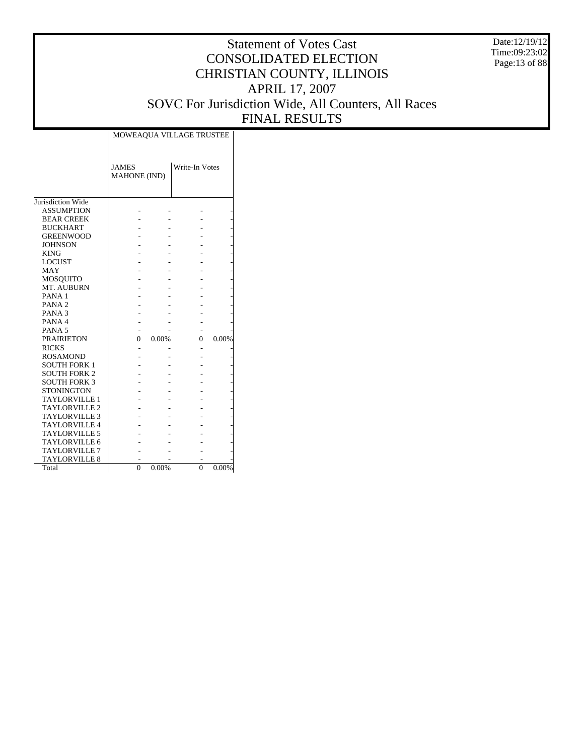# Statement of Votes Cast
# CONSOLIDATED ELECTION
# CHRISTIAN COUNTY, ILLINOIS
# APRIL 17, 2007
# SOVC For Jurisdiction Wide, All Counters, All Races
# FINAL RESULTS

Date:12/19/12
Time:09:23:02

| | MOWEAQUA VILLAGE TRUSTEE | | | |
|---|---|---|---|---|
| | JAMES MAHONE (IND) | | Write-In Votes | |
| Jurisdiction Wide | | | | |
| ASSUMPTION | - | - | - | - |
| BEAR CREEK | - | - | - | - |
| BUCKHART | - | - | - | - |
| GREENWOOD | - | - | - | - |
| JOHNSON | - | - | - | - |
| KING | - | - | - | - |
| LOCUST | - | - | - | - |
| MAY | - | - | - | - |
| MOSQUITO | - | - | - | - |
| MT. AUBURN | - | - | - | - |
| PANA 1 | - | - | - | - |
| PANA 2 | - | - | - | - |
| PANA 3 | - | - | - | - |
| PANA 4 | - | - | - | - |
| PANA 5 | - | - | - | - |
| PRAIRIETON | 0 | 0.00% | 0 | 0.00% |
| RICKS | - | - | - | - |
| ROSAMOND | - | - | - | - |
| SOUTH FORK 1 | - | - | - | - |
| SOUTH FORK 2 | - | - | - | - |
| SOUTH FORK 3 | - | - | - | - |
| STONINGTON | - | - | - | - |
| TAYLORVILLE 1 | - | - | - | - |
| TAYLORVILLE 2 | - | - | - | - |
| TAYLORVILLE 3 | - | - | - | - |
| TAYLORVILLE 4 | - | - | - | - |
| TAYLORVILLE 5 | - | - | - | - |
| TAYLORVILLE 6 | - | - | - | - |
| TAYLORVILLE 7 | - | - | - | - |
| TAYLORVILLE 8 | - | - | - | - |
| Total | 0 | 0.00% | 0 | 0.00% |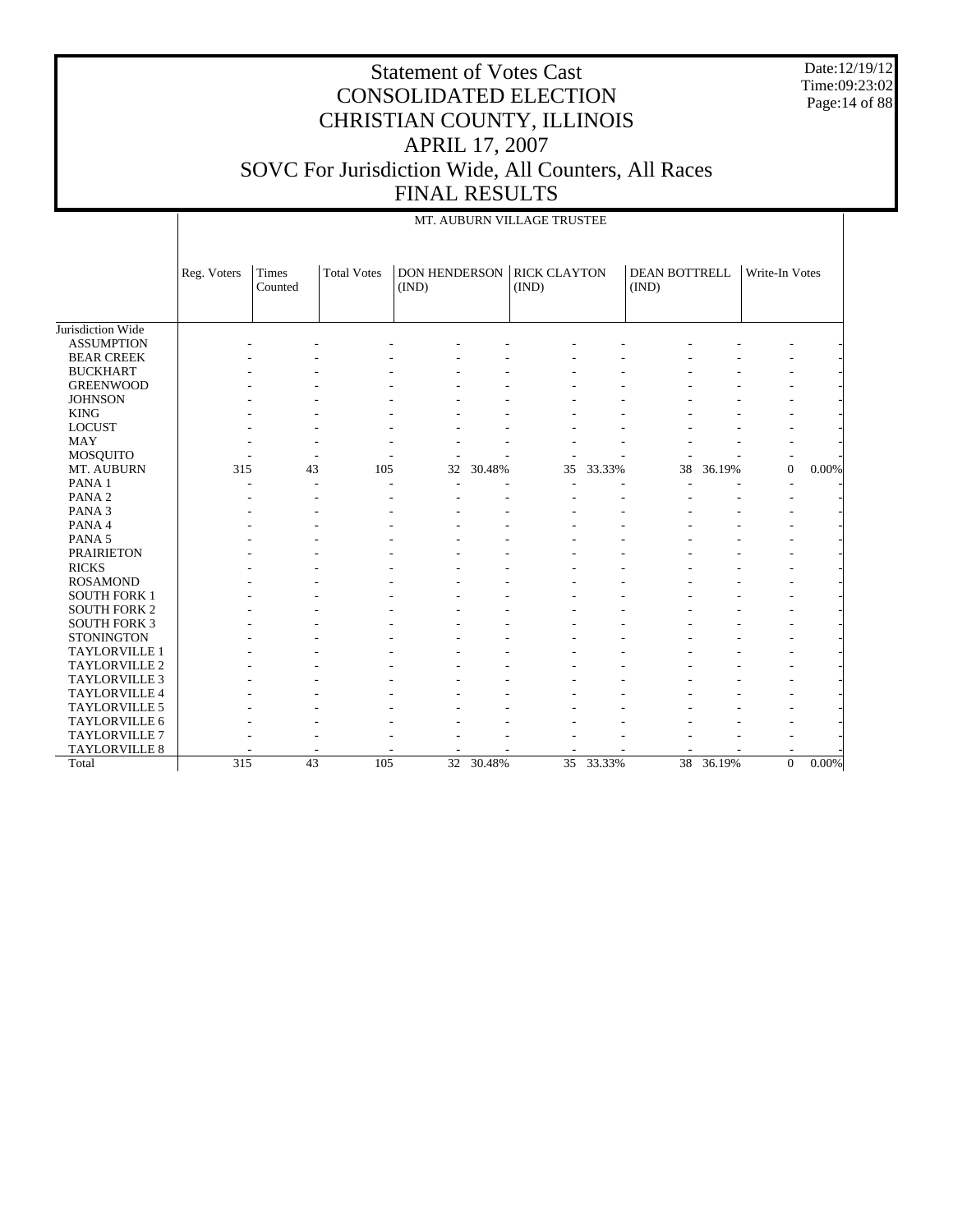# Statement of Votes Cast
# CONSOLIDATED ELECTION
# CHRISTIAN COUNTY, ILLINOIS
# APRIL 17, 2007
# SOVC For Jurisdiction Wide, All Counters, All Races
# FINAL RESULTS

Date:12/19/12
Time:09:23:02

MT. AUBURN VILLAGE TRUSTEE

| | Reg. Voters | Times Counted | Total Votes | DON HENDERSON (IND) | | RICK CLAYTON (IND) | | DEAN BOTTRELL (IND) | | Write-In Votes | |
|---|---|---|---|---|---|---|---|---|---|---|---|
| Jurisdiction Wide | | | | | | | | | | | |
| ASSUMPTION | - | - | - | - | - | - | - | - | - | - | - |
| BEAR CREEK | - | - | - | - | - | - | - | - | - | - | - |
| BUCKHART | - | - | - | - | - | - | - | - | - | - | - |
| GREENWOOD | - | - | - | - | - | - | - | - | - | - | - |
| JOHNSON | - | - | - | - | - | - | - | - | - | - | - |
| KING | - | - | - | - | - | - | - | - | - | - | - |
| LOCUST | - | - | - | - | - | - | - | - | - | - | - |
| MAY | - | - | - | - | - | - | - | - | - | - | - |
| MOSQUITO | - | - | - | - | - | - | - | - | - | - | - |
| MT. AUBURN | 315 | 43 | 105 | 32 | 30.48% | 35 | 33.33% | 38 | 36.19% | 0 | 0.00% |
| PANA 1 | - | - | - | - | - | - | - | - | - | - | - |
| PANA 2 | - | - | - | - | - | - | - | - | - | - | - |
| PANA 3 | - | - | - | - | - | - | - | - | - | - | - |
| PANA 4 | - | - | - | - | - | - | - | - | - | - | - |
| PANA 5 | - | - | - | - | - | - | - | - | - | - | - |
| PRAIRIETON | - | - | - | - | - | - | - | - | - | - | - |
| RICKS | - | - | - | - | - | - | - | - | - | - | - |
| ROSAMOND | - | - | - | - | - | - | - | - | - | - | - |
| SOUTH FORK 1 | - | - | - | - | - | - | - | - | - | - | - |
| SOUTH FORK 2 | - | - | - | - | - | - | - | - | - | - | - |
| SOUTH FORK 3 | - | - | - | - | - | - | - | - | - | - | - |
| STONINGTON | - | - | - | - | - | - | - | - | - | - | - |
| TAYLORVILLE 1 | - | - | - | - | - | - | - | - | - | - | - |
| TAYLORVILLE 2 | - | - | - | - | - | - | - | - | - | - | - |
| TAYLORVILLE 3 | - | - | - | - | - | - | - | - | - | - | - |
| TAYLORVILLE 4 | - | - | - | - | - | - | - | - | - | - | - |
| TAYLORVILLE 5 | - | - | - | - | - | - | - | - | - | - | - |
| TAYLORVILLE 6 | - | - | - | - | - | - | - | - | - | - | - |
| TAYLORVILLE 7 | - | - | - | - | - | - | - | - | - | - | - |
| TAYLORVILLE 8 | - | - | - | - | - | - | - | - | - | - | - |
| Total | 315 | 43 | 105 | 32 | 30.48% | 35 | 33.33% | 38 | 36.19% | 0 | 0.00% |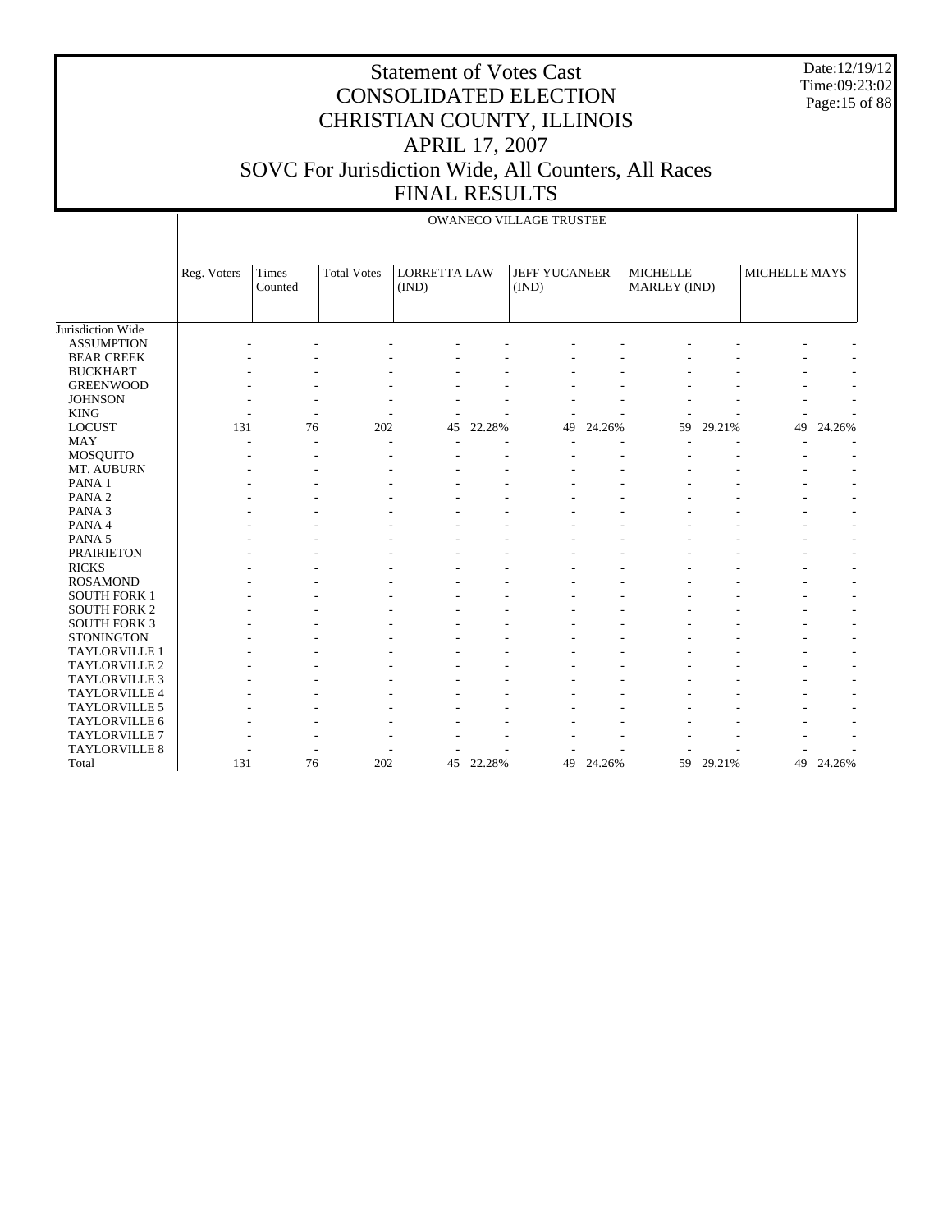# Statement of Votes Cast
# CONSOLIDATED ELECTION
# CHRISTIAN COUNTY, ILLINOIS
# APRIL 17, 2007
# SOVC For Jurisdiction Wide, All Counters, All Races
# FINAL RESULTS

Date:12/19/12
Time:09:23:02

| | OWANECO VILLAGE TRUSTEE | | | | | | | | | | |
|---|---|---|---|---|---|---|---|---|---|---|---|
| | Reg. Voters | Times Counted | Total Votes | LORRETTA LAW (IND) | | JEFF YUCANEER (IND) | | MICHELLE MARLEY (IND) | | MICHELLE MAYS | |
| Jurisdiction Wide | | | | | | | | | | | |
| ASSUMPTION | - | - | - | - | - | - | - | - | - | - | - |
| BEAR CREEK | - | - | - | - | - | - | - | - | - | - | - |
| BUCKHART | - | - | - | - | - | - | - | - | - | - | - |
| GREENWOOD | - | - | - | - | - | - | - | - | - | - | - |
| JOHNSON | - | - | - | - | - | - | - | - | - | - | - |
| KING | - | - | - | - | - | - | - | - | - | - | - |
| LOCUST | 131 | 76 | 202 | 45 | 22.28% | 49 | 24.26% | 59 | 29.21% | 49 | 24.26% |
| MAY | - | - | - | - | - | - | - | - | - | - | - |
| MOSQUITO | - | - | - | - | - | - | - | - | - | - | - |
| MT. AUBURN | - | - | - | - | - | - | - | - | - | - | - |
| PANA 1 | - | - | - | - | - | - | - | - | - | - | - |
| PANA 2 | - | - | - | - | - | - | - | - | - | - | - |
| PANA 3 | - | - | - | - | - | - | - | - | - | - | - |
| PANA 4 | - | - | - | - | - | - | - | - | - | - | - |
| PANA 5 | - | - | - | - | - | - | - | - | - | - | - |
| PRAIRIETON | - | - | - | - | - | - | - | - | - | - | - |
| RICKS | - | - | - | - | - | - | - | - | - | - | - |
| ROSAMOND | - | - | - | - | - | - | - | - | - | - | - |
| SOUTH FORK 1 | - | - | - | - | - | - | - | - | - | - | - |
| SOUTH FORK 2 | - | - | - | - | - | - | - | - | - | - | - |
| SOUTH FORK 3 | - | - | - | - | - | - | - | - | - | - | - |
| STONINGTON | - | - | - | - | - | - | - | - | - | - | - |
| TAYLORVILLE 1 | - | - | - | - | - | - | - | - | - | - | - |
| TAYLORVILLE 2 | - | - | - | - | - | - | - | - | - | - | - |
| TAYLORVILLE 3 | - | - | - | - | - | - | - | - | - | - | - |
| TAYLORVILLE 4 | - | - | - | - | - | - | - | - | - | - | - |
| TAYLORVILLE 5 | - | - | - | - | - | - | - | - | - | - | - |
| TAYLORVILLE 6 | - | - | - | - | - | - | - | - | - | - | - |
| TAYLORVILLE 7 | - | - | - | - | - | - | - | - | - | - | - |
| TAYLORVILLE 8 | - | - | - | - | - | - | - | - | - | - | - |
| Total | 131 | 76 | 202 | 45 | 22.28% | 49 | 24.26% | 59 | 29.21% | 49 | 24.26% |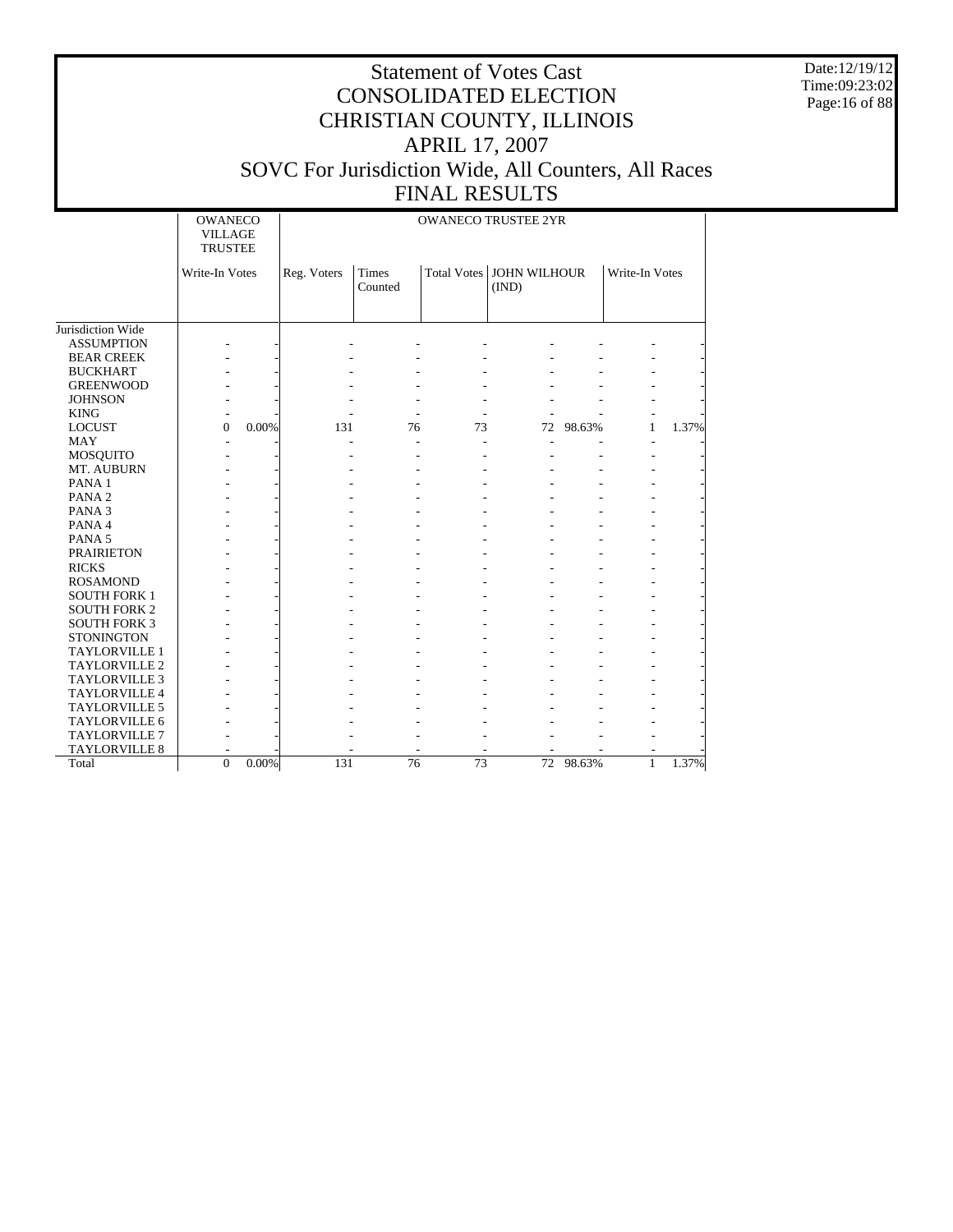# Statement of Votes Cast
# CONSOLIDATED ELECTION
# CHRISTIAN COUNTY, ILLINOIS
# APRIL 17, 2007
# SOVC For Jurisdiction Wide, All Counters, All Races
# FINAL RESULTS

| | OWANECO VILLAGE TRUSTEE | | OWANECO TRUSTEE 2YR | | | | | | |
|---|---|---|---|---|---|---|---|---|---|
| | Write-In Votes | | Reg. Voters | Times Counted | Total Votes | JOHN WILHOUR (IND) | | Write-In Votes | |
| Jurisdiction Wide | | | | | | | | | |
| ASSUMPTION | - | - | - | - | - | - | - | - | - |
| BEAR CREEK | - | - | - | - | - | - | - | - | - |
| BUCKHART | - | - | - | - | - | - | - | - | - |
| GREENWOOD | - | - | - | - | - | - | - | - | - |
| JOHNSON | - | - | - | - | - | - | - | - | - |
| KING | - | - | - | - | - | - | - | - | - |
| LOCUST | 0 | 0.00% | 131 | 76 | 73 | 72 | 98.63% | 1 | 1.37% |
| MAY | - | - | - | - | - | - | - | - | - |
| MOSQUITO | - | - | - | - | - | - | - | - | - |
| MT. AUBURN | - | - | - | - | - | - | - | - | - |
| PANA 1 | - | - | - | - | - | - | - | - | - |
| PANA 2 | - | - | - | - | - | - | - | - | - |
| PANA 3 | - | - | - | - | - | - | - | - | - |
| PANA 4 | - | - | - | - | - | - | - | - | - |
| PANA 5 | - | - | - | - | - | - | - | - | - |
| PRAIRIETON | - | - | - | - | - | - | - | - | - |
| RICKS | - | - | - | - | - | - | - | - | - |
| ROSAMOND | - | - | - | - | - | - | - | - | - |
| SOUTH FORK 1 | - | - | - | - | - | - | - | - | - |
| SOUTH FORK 2 | - | - | - | - | - | - | - | - | - |
| SOUTH FORK 3 | - | - | - | - | - | - | - | - | - |
| STONINGTON | - | - | - | - | - | - | - | - | - |
| TAYLORVILLE 1 | - | - | - | - | - | - | - | - | - |
| TAYLORVILLE 2 | - | - | - | - | - | - | - | - | - |
| TAYLORVILLE 3 | - | - | - | - | - | - | - | - | - |
| TAYLORVILLE 4 | - | - | - | - | - | - | - | - | - |
| TAYLORVILLE 5 | - | - | - | - | - | - | - | - | - |
| TAYLORVILLE 6 | - | - | - | - | - | - | - | - | - |
| TAYLORVILLE 7 | - | - | - | - | - | - | - | - | - |
| TAYLORVILLE 8 | - | - | - | - | - | - | - | - | - |
| Total | 0 | 0.00% | 131 | 76 | 73 | 72 | 98.63% | 1 | 1.37% |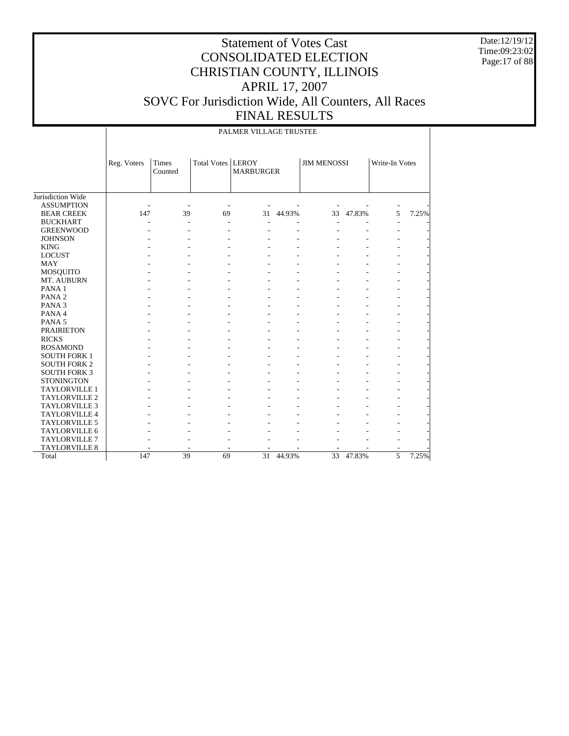# Statement of Votes Cast
# CONSOLIDATED ELECTION
# CHRISTIAN COUNTY, ILLINOIS
# APRIL 17, 2007
# SOVC For Jurisdiction Wide, All Counters, All Races
# FINAL RESULTS

Date:12/19/12
Time:09:23:02

PALMER VILLAGE TRUSTEE

| | Reg. Voters | Times Counted | Total Votes | LEROY MARBURGER | | JIM MENOSSI | | Write-In Votes | |
|---|---|---|---|---|---|---|---|---|---|
| Jurisdiction Wide | | | | | | | | | |
| ASSUMPTION | - | - | - | - | - | - | - | - | - |
| BEAR CREEK | 147 | 39 | 69 | 31 | 44.93% | 33 | 47.83% | 5 | 7.25% |
| BUCKHART | - | - | - | - | - | - | - | - | - |
| GREENWOOD | - | - | - | - | - | - | - | - | - |
| JOHNSON | - | - | - | - | - | - | - | - | - |
| KING | - | - | - | - | - | - | - | - | - |
| LOCUST | - | - | - | - | - | - | - | - | - |
| MAY | - | - | - | - | - | - | - | - | - |
| MOSQUITO | - | - | - | - | - | - | - | - | - |
| MT. AUBURN | - | - | - | - | - | - | - | - | - |
| PANA 1 | - | - | - | - | - | - | - | - | - |
| PANA 2 | - | - | - | - | - | - | - | - | - |
| PANA 3 | - | - | - | - | - | - | - | - | - |
| PANA 4 | - | - | - | - | - | - | - | - | - |
| PANA 5 | - | - | - | - | - | - | - | - | - |
| PRAIRIETON | - | - | - | - | - | - | - | - | - |
| RICKS | - | - | - | - | - | - | - | - | - |
| ROSAMOND | - | - | - | - | - | - | - | - | - |
| SOUTH FORK 1 | - | - | - | - | - | - | - | - | - |
| SOUTH FORK 2 | - | - | - | - | - | - | - | - | - |
| SOUTH FORK 3 | - | - | - | - | - | - | - | - | - |
| STONINGTON | - | - | - | - | - | - | - | - | - |
| TAYLORVILLE 1 | - | - | - | - | - | - | - | - | - |
| TAYLORVILLE 2 | - | - | - | - | - | - | - | - | - |
| TAYLORVILLE 3 | - | - | - | - | - | - | - | - | - |
| TAYLORVILLE 4 | - | - | - | - | - | - | - | - | - |
| TAYLORVILLE 5 | - | - | - | - | - | - | - | - | - |
| TAYLORVILLE 6 | - | - | - | - | - | - | - | - | - |
| TAYLORVILLE 7 | - | - | - | - | - | - | - | - | - |
| TAYLORVILLE 8 | - | - | - | - | - | - | - | - | - |
| Total | 147 | 39 | 69 | 31 | 44.93% | 33 | 47.83% | 5 | 7.25% |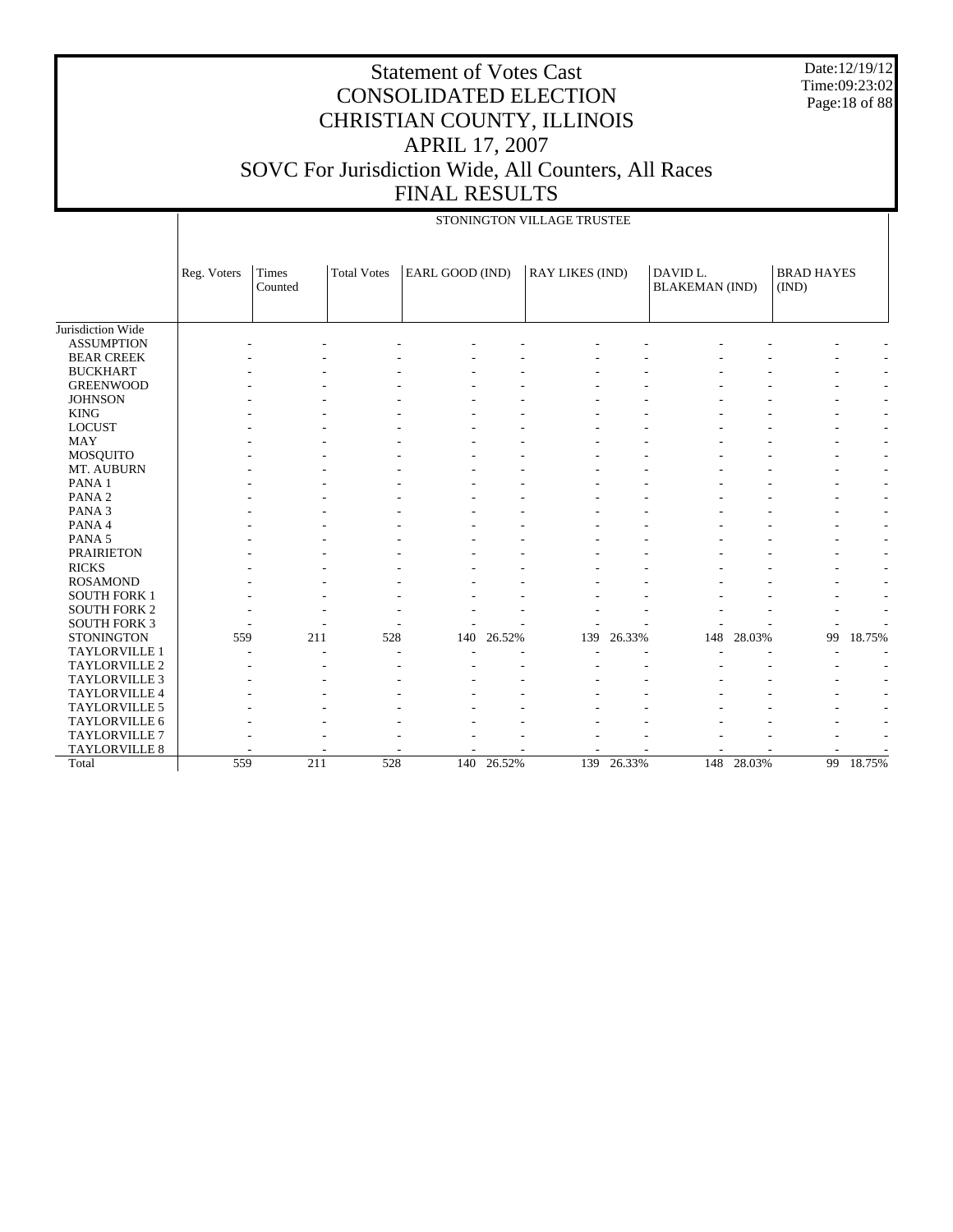# Statement of Votes Cast
# CONSOLIDATED ELECTION
# CHRISTIAN COUNTY, ILLINOIS
# APRIL 17, 2007
# SOVC For Jurisdiction Wide, All Counters, All Races
# FINAL RESULTS

Date:12/19/12
Time:09:23:02

STONINGTON VILLAGE TRUSTEE

| | Reg. Voters | Times Counted | Total Votes | EARL GOOD (IND) | | RAY LIKES (IND) | | DAVID L. BLAKEMAN (IND) | | BRAD HAYES (IND) | |
|---|---|---|---|---|---|---|---|---|---|---|---|
| Jurisdiction Wide | | | | | | | | | | | |
| ASSUMPTION | - | - | - | - | - | - | - | - | - | - | - |
| BEAR CREEK | - | - | - | - | - | - | - | - | - | - | - |
| BUCKHART | - | - | - | - | - | - | - | - | - | - | - |
| GREENWOOD | - | - | - | - | - | - | - | - | - | - | - |
| JOHNSON | - | - | - | - | - | - | - | - | - | - | - |
| KING | - | - | - | - | - | - | - | - | - | - | - |
| LOCUST | - | - | - | - | - | - | - | - | - | - | - |
| MAY | - | - | - | - | - | - | - | - | - | - | - |
| MOSQUITO | - | - | - | - | - | - | - | - | - | - | - |
| MT. AUBURN | - | - | - | - | - | - | - | - | - | - | - |
| PANA 1 | - | - | - | - | - | - | - | - | - | - | - |
| PANA 2 | - | - | - | - | - | - | - | - | - | - | - |
| PANA 3 | - | - | - | - | - | - | - | - | - | - | - |
| PANA 4 | - | - | - | - | - | - | - | - | - | - | - |
| PANA 5 | - | - | - | - | - | - | - | - | - | - | - |
| PRAIRIETON | - | - | - | - | - | - | - | - | - | - | - |
| RICKS | - | - | - | - | - | - | - | - | - | - | - |
| ROSAMOND | - | - | - | - | - | - | - | - | - | - | - |
| SOUTH FORK 1 | - | - | - | - | - | - | - | - | - | - | - |
| SOUTH FORK 2 | - | - | - | - | - | - | - | - | - | - | - |
| SOUTH FORK 3 | - | - | - | - | - | - | - | - | - | - | - |
| STONINGTON | 559 | 211 | 528 | 140 | 26.52% | 139 | 26.33% | 148 | 28.03% | 99 | 18.75% |
| TAYLORVILLE 1 | - | - | - | - | - | - | - | - | - | - | - |
| TAYLORVILLE 2 | - | - | - | - | - | - | - | - | - | - | - |
| TAYLORVILLE 3 | - | - | - | - | - | - | - | - | - | - | - |
| TAYLORVILLE 4 | - | - | - | - | - | - | - | - | - | - | - |
| TAYLORVILLE 5 | - | - | - | - | - | - | - | - | - | - | - |
| TAYLORVILLE 6 | - | - | - | - | - | - | - | - | - | - | - |
| TAYLORVILLE 7 | - | - | - | - | - | - | - | - | - | - | - |
| TAYLORVILLE 8 | - | - | - | - | - | - | - | - | - | - | - |
| Total | 559 | 211 | 528 | 140 | 26.52% | 139 | 26.33% | 148 | 28.03% | 99 | 18.75% |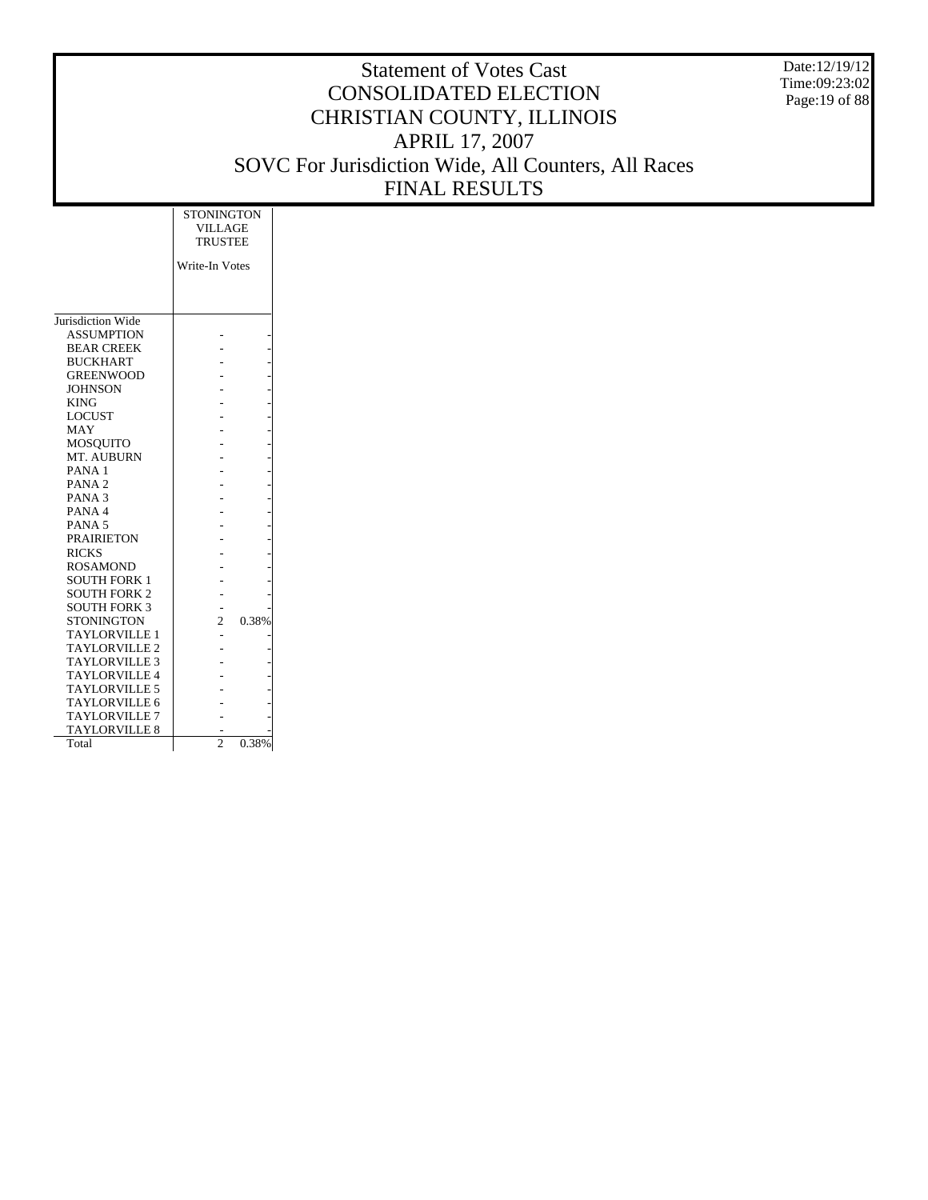# Statement of Votes Cast
# CONSOLIDATED ELECTION
# CHRISTIAN COUNTY, ILLINOIS
# APRIL 17, 2007
# SOVC For Jurisdiction Wide, All Counters, All Races
# FINAL RESULTS

Date:12/19/12
Time:09:23:02

| | STONINGTON VILLAGE TRUSTEE | |
|---|---|---|
| | Write-In Votes | |
| Jurisdiction Wide | | |
| ASSUMPTION | - | - |
| BEAR CREEK | - | - |
| BUCKHART | - | - |
| GREENWOOD | - | - |
| JOHNSON | - | - |
| KING | - | - |
| LOCUST | - | - |
| MAY | - | - |
| MOSQUITO | - | - |
| MT. AUBURN | - | - |
| PANA 1 | - | - |
| PANA 2 | - | - |
| PANA 3 | - | - |
| PANA 4 | - | - |
| PANA 5 | - | - |
| PRAIRIETON | - | - |
| RICKS | - | - |
| ROSAMOND | - | - |
| SOUTH FORK 1 | - | - |
| SOUTH FORK 2 | - | - |
| SOUTH FORK 3 | - | - |
| STONINGTON | 2 | 0.38% |
| TAYLORVILLE 1 | - | - |
| TAYLORVILLE 2 | - | - |
| TAYLORVILLE 3 | - | - |
| TAYLORVILLE 4 | - | - |
| TAYLORVILLE 5 | - | - |
| TAYLORVILLE 6 | - | - |
| TAYLORVILLE 7 | - | - |
| TAYLORVILLE 8 | - | - |
| Total | 2 | 0.38% |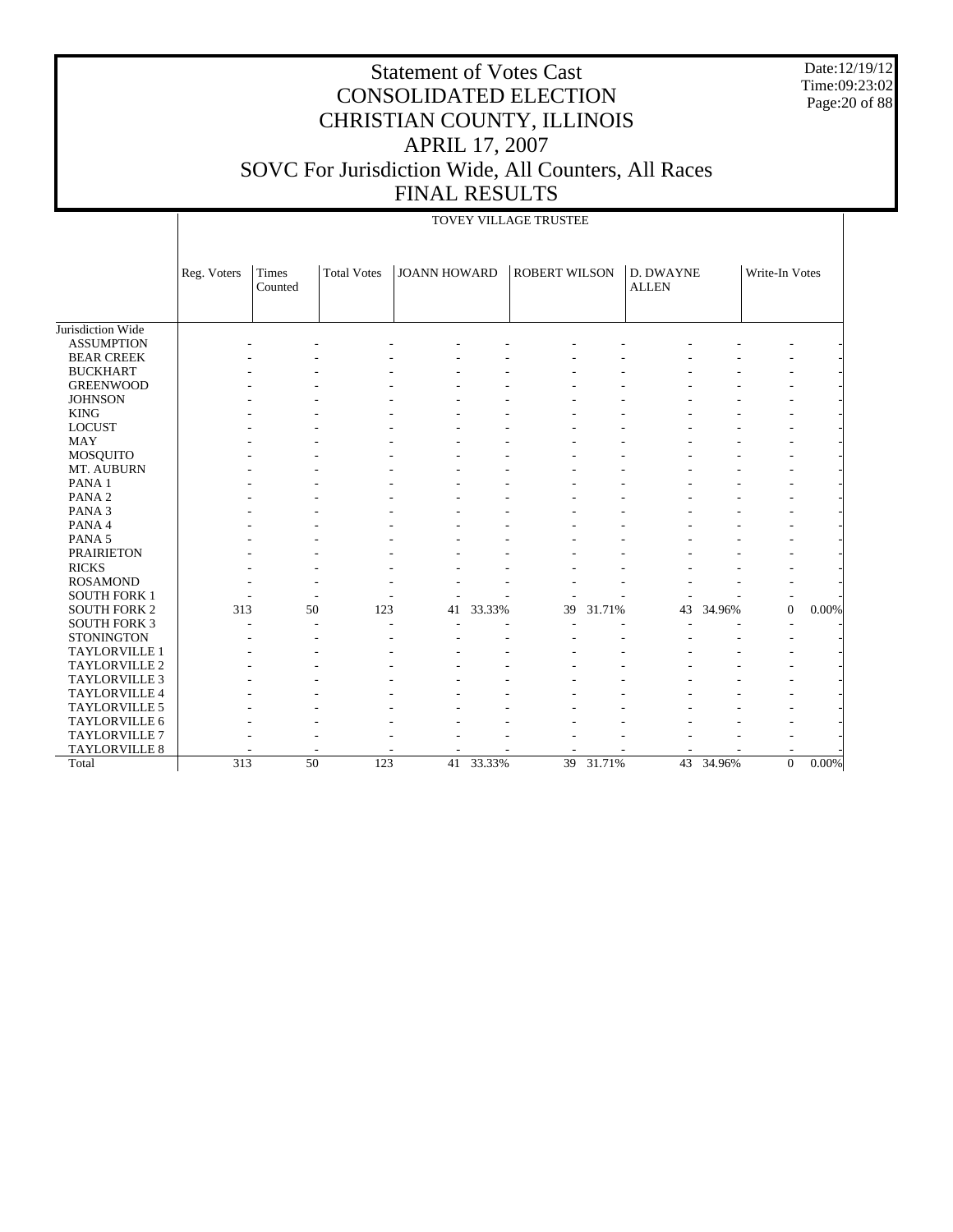# Statement of Votes Cast
# CONSOLIDATED ELECTION
# CHRISTIAN COUNTY, ILLINOIS
# APRIL 17, 2007
# SOVC For Jurisdiction Wide, All Counters, All Races
# FINAL RESULTS

Date:12/19/12
Time:09:23:02

TOVEY VILLAGE TRUSTEE

| | Reg. Voters | Times Counted | Total Votes | JOANN HOWARD | | ROBERT WILSON | | D. DWAYNE ALLEN | | Write-In Votes | |
|---|---|---|---|---|---|---|---|---|---|---|---|
| Jurisdiction Wide | | | | | | | | | | | |
| ASSUMPTION | - | - | - | - | - | - | - | - | - | - | - |
| BEAR CREEK | - | - | - | - | - | - | - | - | - | - | - |
| BUCKHART | - | - | - | - | - | - | - | - | - | - | - |
| GREENWOOD | - | - | - | - | - | - | - | - | - | - | - |
| JOHNSON | - | - | - | - | - | - | - | - | - | - | - |
| KING | - | - | - | - | - | - | - | - | - | - | - |
| LOCUST | - | - | - | - | - | - | - | - | - | - | - |
| MAY | - | - | - | - | - | - | - | - | - | - | - |
| MOSQUITO | - | - | - | - | - | - | - | - | - | - | - |
| MT. AUBURN | - | - | - | - | - | - | - | - | - | - | - |
| PANA 1 | - | - | - | - | - | - | - | - | - | - | - |
| PANA 2 | - | - | - | - | - | - | - | - | - | - | - |
| PANA 3 | - | - | - | - | - | - | - | - | - | - | - |
| PANA 4 | - | - | - | - | - | - | - | - | - | - | - |
| PANA 5 | - | - | - | - | - | - | - | - | - | - | - |
| PRAIRIETON | - | - | - | - | - | - | - | - | - | - | - |
| RICKS | - | - | - | - | - | - | - | - | - | - | - |
| ROSAMOND | - | - | - | - | - | - | - | - | - | - | - |
| SOUTH FORK 1 | - | - | - | - | - | - | - | - | - | - | - |
| SOUTH FORK 2 | 313 | 50 | 123 | 41 | 33.33% | 39 | 31.71% | 43 | 34.96% | 0 | 0.00% |
| SOUTH FORK 3 | - | - | - | - | - | - | - | - | - | - | - |
| STONINGTON | - | - | - | - | - | - | - | - | - | - | - |
| TAYLORVILLE 1 | - | - | - | - | - | - | - | - | - | - | - |
| TAYLORVILLE 2 | - | - | - | - | - | - | - | - | - | - | - |
| TAYLORVILLE 3 | - | - | - | - | - | - | - | - | - | - | - |
| TAYLORVILLE 4 | - | - | - | - | - | - | - | - | - | - | - |
| TAYLORVILLE 5 | - | - | - | - | - | - | - | - | - | - | - |
| TAYLORVILLE 6 | - | - | - | - | - | - | - | - | - | - | - |
| TAYLORVILLE 7 | - | - | - | - | - | - | - | - | - | - | - |
| TAYLORVILLE 8 | - | - | - | - | - | - | - | - | - | - | - |
| Total | 313 | 50 | 123 | 41 | 33.33% | 39 | 31.71% | 43 | 34.96% | 0 | 0.00% |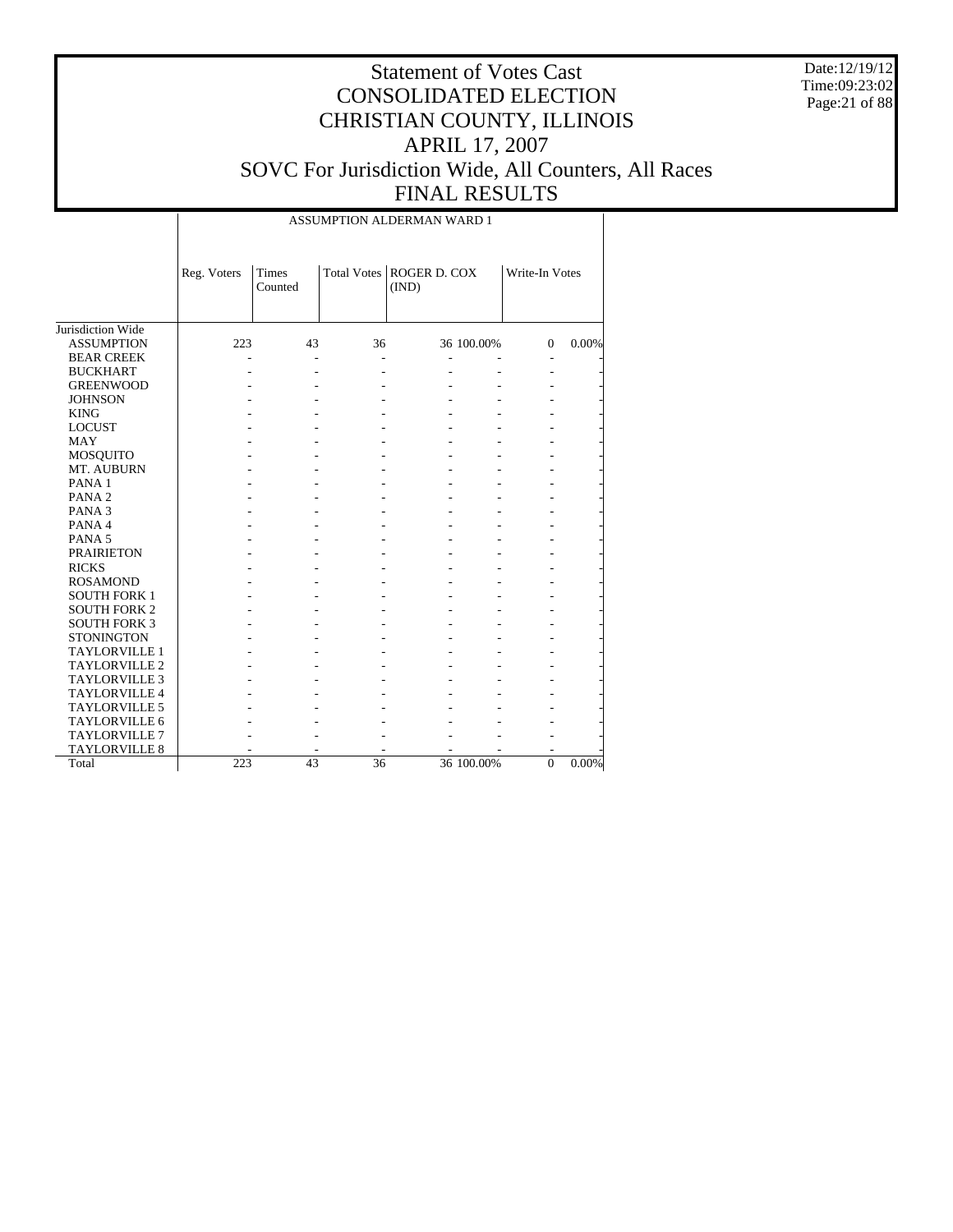# Statement of Votes Cast
# CONSOLIDATED ELECTION
# CHRISTIAN COUNTY, ILLINOIS
# APRIL 17, 2007
# SOVC For Jurisdiction Wide, All Counters, All Races
# FINAL RESULTS

Date:12/19/12
Time:09:23:02

| | ASSUMPTION ALDERMAN WARD 1 | | | | | | |
|---|---|---|---|---|---|---|---|
| | Reg. Voters | Times Counted | Total Votes | ROGER D. COX (IND) | | Write-In Votes | |
| Jurisdiction Wide | | | | | | | |
| ASSUMPTION | 223 | 43 | 36 | 36 | 100.00% | 0 | 0.00% |
| BEAR CREEK | - | - | - | - | - | - | - |
| BUCKHART | - | - | - | - | - | - | - |
| GREENWOOD | - | - | - | - | - | - | - |
| JOHNSON | - | - | - | - | - | - | - |
| KING | - | - | - | - | - | - | - |
| LOCUST | - | - | - | - | - | - | - |
| MAY | - | - | - | - | - | - | - |
| MOSQUITO | - | - | - | - | - | - | - |
| MT. AUBURN | - | - | - | - | - | - | - |
| PANA 1 | - | - | - | - | - | - | - |
| PANA 2 | - | - | - | - | - | - | - |
| PANA 3 | - | - | - | - | - | - | - |
| PANA 4 | - | - | - | - | - | - | - |
| PANA 5 | - | - | - | - | - | - | - |
| PRAIRIETON | - | - | - | - | - | - | - |
| RICKS | - | - | - | - | - | - | - |
| ROSAMOND | - | - | - | - | - | - | - |
| SOUTH FORK 1 | - | - | - | - | - | - | - |
| SOUTH FORK 2 | - | - | - | - | - | - | - |
| SOUTH FORK 3 | - | - | - | - | - | - | - |
| STONINGTON | - | - | - | - | - | - | - |
| TAYLORVILLE 1 | - | - | - | - | - | - | - |
| TAYLORVILLE 2 | - | - | - | - | - | - | - |
| TAYLORVILLE 3 | - | - | - | - | - | - | - |
| TAYLORVILLE 4 | - | - | - | - | - | - | - |
| TAYLORVILLE 5 | - | - | - | - | - | - | - |
| TAYLORVILLE 6 | - | - | - | - | - | - | - |
| TAYLORVILLE 7 | - | - | - | - | - | - | - |
| TAYLORVILLE 8 | - | - | - | - | - | - | - |
| Total | 223 | 43 | 36 | 36 | 100.00% | 0 | 0.00% |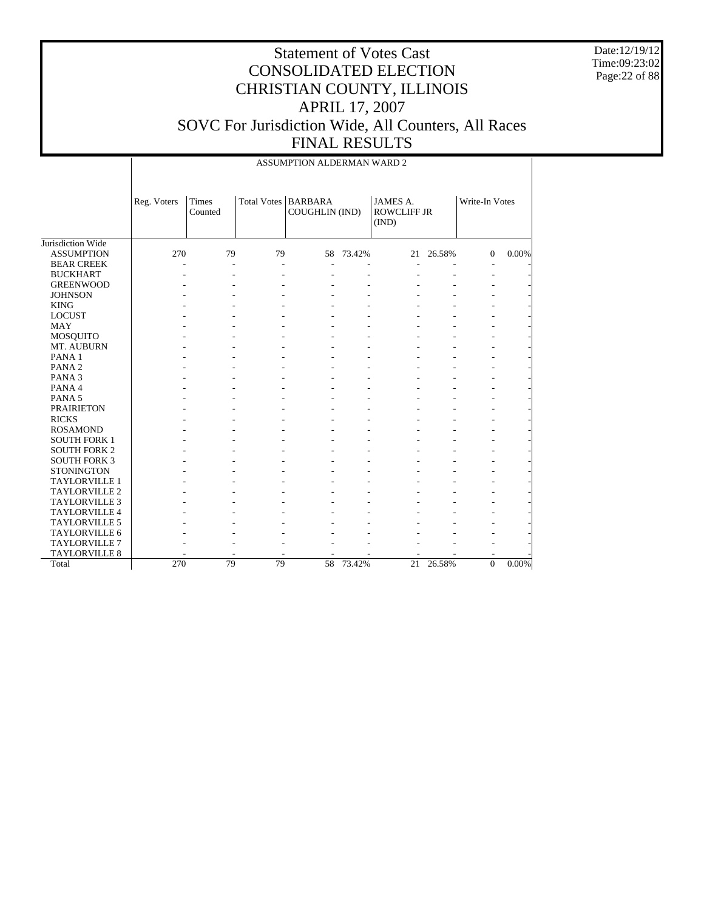# Statement of Votes Cast
# CONSOLIDATED ELECTION
# CHRISTIAN COUNTY, ILLINOIS
# APRIL 17, 2007
# SOVC For Jurisdiction Wide, All Counters, All Races
# FINAL RESULTS

Date:12/19/12
Time:09:23:02

| | ASSUMPTION ALDERMAN WARD 2 | | | | | | | | |
|---|---|---|---|---|---|---|---|---|---|
| | Reg. Voters | Times Counted | Total Votes | BARBARA COUGHLIN (IND) | | JAMES A. ROWCLIFF JR (IND) | | Write-In Votes | |
| Jurisdiction Wide | | | | | | | | | |
| ASSUMPTION | 270 | 79 | 79 | 58 | 73.42% | 21 | 26.58% | 0 | 0.00% |
| BEAR CREEK | - | - | - | - | - | - | - | - | - |
| BUCKHART | - | - | - | - | - | - | - | - | - |
| GREENWOOD | - | - | - | - | - | - | - | - | - |
| JOHNSON | - | - | - | - | - | - | - | - | - |
| KING | - | - | - | - | - | - | - | - | - |
| LOCUST | - | - | - | - | - | - | - | - | - |
| MAY | - | - | - | - | - | - | - | - | - |
| MOSQUITO | - | - | - | - | - | - | - | - | - |
| MT. AUBURN | - | - | - | - | - | - | - | - | - |
| PANA 1 | - | - | - | - | - | - | - | - | - |
| PANA 2 | - | - | - | - | - | - | - | - | - |
| PANA 3 | - | - | - | - | - | - | - | - | - |
| PANA 4 | - | - | - | - | - | - | - | - | - |
| PANA 5 | - | - | - | - | - | - | - | - | - |
| PRAIRIETON | - | - | - | - | - | - | - | - | - |
| RICKS | - | - | - | - | - | - | - | - | - |
| ROSAMOND | - | - | - | - | - | - | - | - | - |
| SOUTH FORK 1 | - | - | - | - | - | - | - | - | - |
| SOUTH FORK 2 | - | - | - | - | - | - | - | - | - |
| SOUTH FORK 3 | - | - | - | - | - | - | - | - | - |
| STONINGTON | - | - | - | - | - | - | - | - | - |
| TAYLORVILLE 1 | - | - | - | - | - | - | - | - | - |
| TAYLORVILLE 2 | - | - | - | - | - | - | - | - | - |
| TAYLORVILLE 3 | - | - | - | - | - | - | - | - | - |
| TAYLORVILLE 4 | - | - | - | - | - | - | - | - | - |
| TAYLORVILLE 5 | - | - | - | - | - | - | - | - | - |
| TAYLORVILLE 6 | - | - | - | - | - | - | - | - | - |
| TAYLORVILLE 7 | - | - | - | - | - | - | - | - | - |
| TAYLORVILLE 8 | - | - | - | - | - | - | - | - | - |
| Total | 270 | 79 | 79 | 58 | 73.42% | 21 | 26.58% | 0 | 0.00% |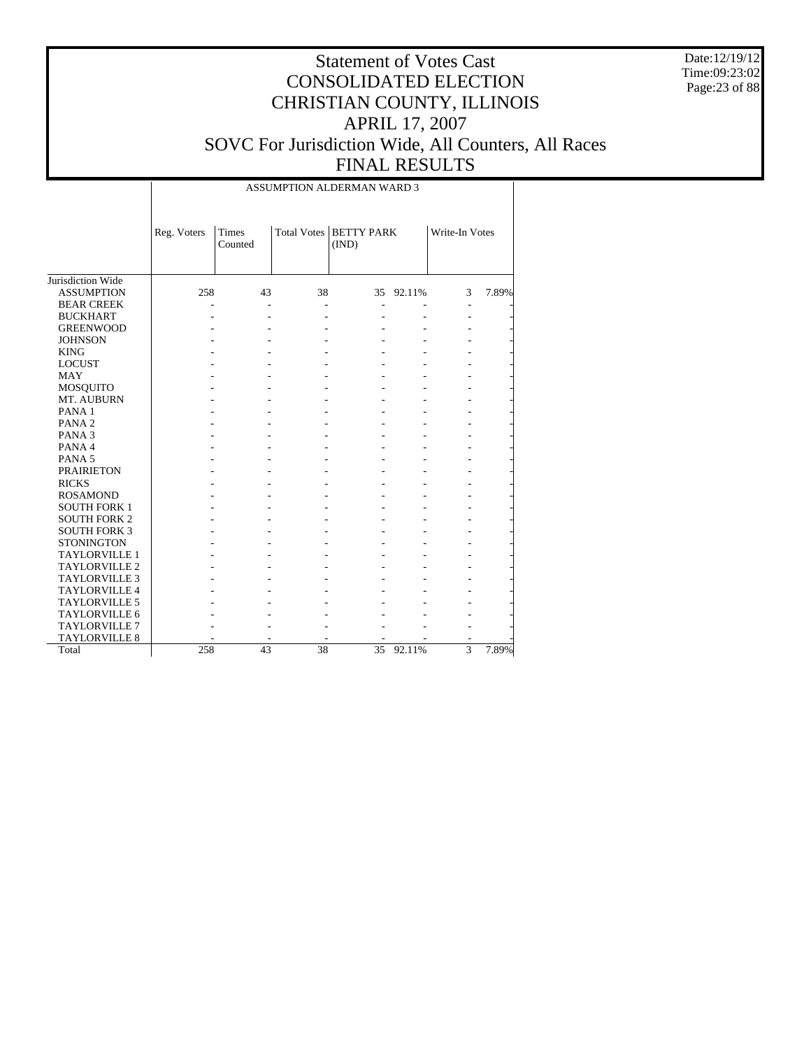# Statement of Votes Cast
# CONSOLIDATED ELECTION
# CHRISTIAN COUNTY, ILLINOIS
# APRIL 17, 2007
# SOVC For Jurisdiction Wide, All Counters, All Races
# FINAL RESULTS

Date:12/19/12
Time:09:23:02

| | ASSUMPTION ALDERMAN WARD 3 | | | | | | |
|---|---|---|---|---|---|---|---|
| | Reg. Voters | Times Counted | Total Votes | BETTY PARK (IND) | | Write-In Votes | |
| Jurisdiction Wide | | | | | | | |
| ASSUMPTION | 258 | 43 | 38 | 35 | 92.11% | 3 | 7.89% |
| BEAR CREEK | - | - | - | - | - | - | - |
| BUCKHART | - | - | - | - | - | - | - |
| GREENWOOD | - | - | - | - | - | - | - |
| JOHNSON | - | - | - | - | - | - | - |
| KING | - | - | - | - | - | - | - |
| LOCUST | - | - | - | - | - | - | - |
| MAY | - | - | - | - | - | - | - |
| MOSQUITO | - | - | - | - | - | - | - |
| MT. AUBURN | - | - | - | - | - | - | - |
| PANA 1 | - | - | - | - | - | - | - |
| PANA 2 | - | - | - | - | - | - | - |
| PANA 3 | - | - | - | - | - | - | - |
| PANA 4 | - | - | - | - | - | - | - |
| PANA 5 | - | - | - | - | - | - | - |
| PRAIRIETON | - | - | - | - | - | - | - |
| RICKS | - | - | - | - | - | - | - |
| ROSAMOND | - | - | - | - | - | - | - |
| SOUTH FORK 1 | - | - | - | - | - | - | - |
| SOUTH FORK 2 | - | - | - | - | - | - | - |
| SOUTH FORK 3 | - | - | - | - | - | - | - |
| STONINGTON | - | - | - | - | - | - | - |
| TAYLORVILLE 1 | - | - | - | - | - | - | - |
| TAYLORVILLE 2 | - | - | - | - | - | - | - |
| TAYLORVILLE 3 | - | - | - | - | - | - | - |
| TAYLORVILLE 4 | - | - | - | - | - | - | - |
| TAYLORVILLE 5 | - | - | - | - | - | - | - |
| TAYLORVILLE 6 | - | - | - | - | - | - | - |
| TAYLORVILLE 7 | - | - | - | - | - | - | - |
| TAYLORVILLE 8 | - | - | - | - | - | - | - |
| Total | 258 | 43 | 38 | 35 | 92.11% | 3 | 7.89% |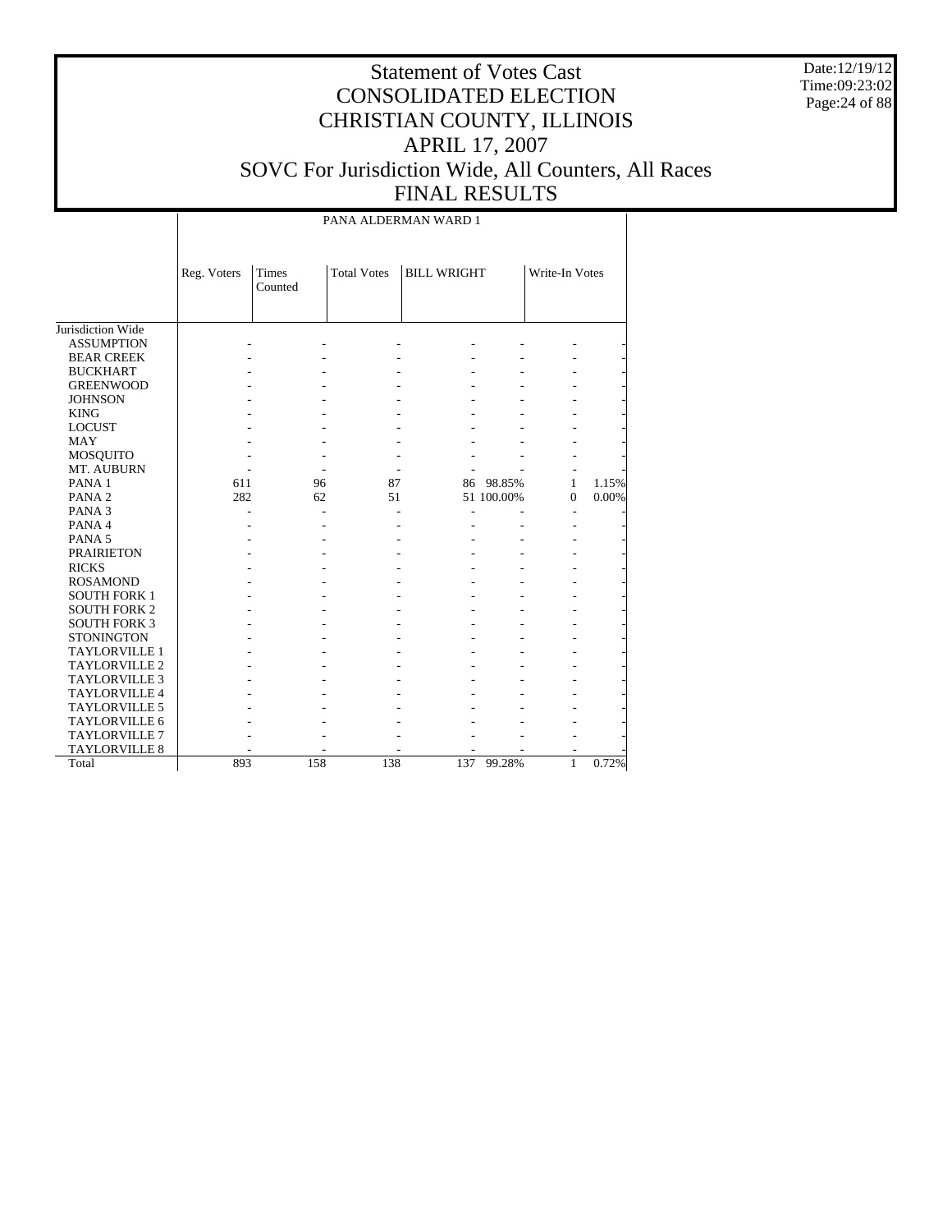# Statement of Votes Cast
# CONSOLIDATED ELECTION
# CHRISTIAN COUNTY, ILLINOIS
# APRIL 17, 2007
# SOVC For Jurisdiction Wide, All Counters, All Races
# FINAL RESULTS

Date:12/19/12
Time:09:23:02

| | PANA ALDERMAN WARD 1 | | | | | | |
|---|---|---|---|---|---|---|---|
| | Reg. Voters | Times Counted | Total Votes | BILL WRIGHT | | Write-In Votes | |
| Jurisdiction Wide | | | | | | | |
| ASSUMPTION | - | - | - | - | - | - | - |
| BEAR CREEK | - | - | - | - | - | - | - |
| BUCKHART | - | - | - | - | - | - | - |
| GREENWOOD | - | - | - | - | - | - | - |
| JOHNSON | - | - | - | - | - | - | - |
| KING | - | - | - | - | - | - | - |
| LOCUST | - | - | - | - | - | - | - |
| MAY | - | - | - | - | - | - | - |
| MOSQUITO | - | - | - | - | - | - | - |
| MT. AUBURN | - | - | - | - | - | - | - |
| PANA 1 | 611 | 96 | 87 | 86 | 98.85% | 1 | 1.15% |
| PANA 2 | 282 | 62 | 51 | 51 | 100.00% | 0 | 0.00% |
| PANA 3 | - | - | - | - | - | - | - |
| PANA 4 | - | - | - | - | - | - | - |
| PANA 5 | - | - | - | - | - | - | - |
| PRAIRIETON | - | - | - | - | - | - | - |
| RICKS | - | - | - | - | - | - | - |
| ROSAMOND | - | - | - | - | - | - | - |
| SOUTH FORK 1 | - | - | - | - | - | - | - |
| SOUTH FORK 2 | - | - | - | - | - | - | - |
| SOUTH FORK 3 | - | - | - | - | - | - | - |
| STONINGTON | - | - | - | - | - | - | - |
| TAYLORVILLE 1 | - | - | - | - | - | - | - |
| TAYLORVILLE 2 | - | - | - | - | - | - | - |
| TAYLORVILLE 3 | - | - | - | - | - | - | - |
| TAYLORVILLE 4 | - | - | - | - | - | - | - |
| TAYLORVILLE 5 | - | - | - | - | - | - | - |
| TAYLORVILLE 6 | - | - | - | - | - | - | - |
| TAYLORVILLE 7 | - | - | - | - | - | - | - |
| TAYLORVILLE 8 | - | - | - | - | - | - | - |
| Total | 893 | 158 | 138 | 137 | 99.28% | 1 | 0.72% |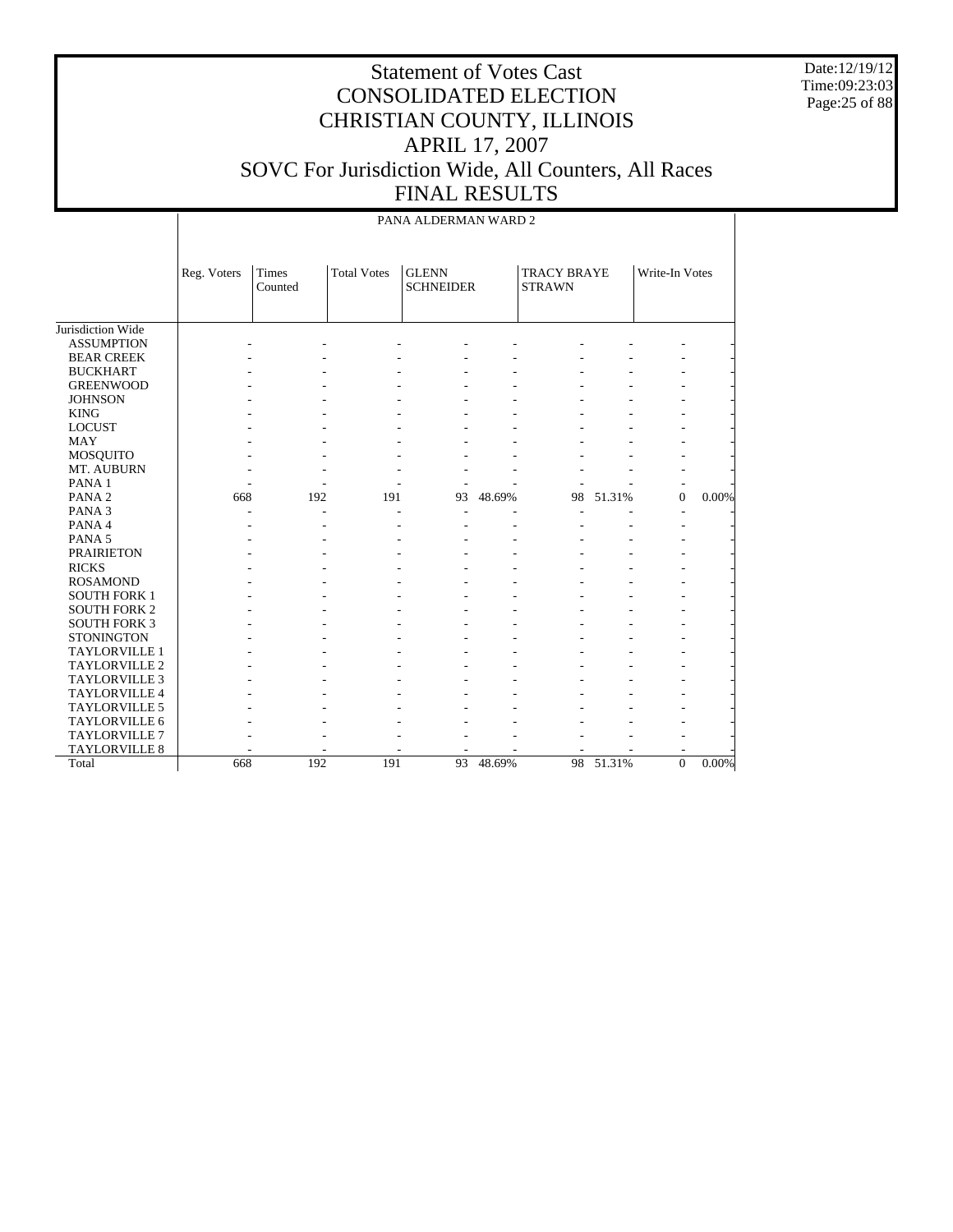# Statement of Votes Cast
# CONSOLIDATED ELECTION
# CHRISTIAN COUNTY, ILLINOIS
# APRIL 17, 2007
# SOVC For Jurisdiction Wide, All Counters, All Races
# FINAL RESULTS

Date:12/19/12
Time:09:23:03

PANA ALDERMAN WARD 2

| | Reg. Voters | Times Counted | Total Votes | GLENN SCHNEIDER | | TRACY BRAYE STRAWN | | Write-In Votes | |
|---|---|---|---|---|---|---|---|---|---|
| Jurisdiction Wide | | | | | | | | | |
| ASSUMPTION | - | - | - | - | - | - | - | - | - |
| BEAR CREEK | - | - | - | - | - | - | - | - | - |
| BUCKHART | - | - | - | - | - | - | - | - | - |
| GREENWOOD | - | - | - | - | - | - | - | - | - |
| JOHNSON | - | - | - | - | - | - | - | - | - |
| KING | - | - | - | - | - | - | - | - | - |
| LOCUST | - | - | - | - | - | - | - | - | - |
| MAY | - | - | - | - | - | - | - | - | - |
| MOSQUITO | - | - | - | - | - | - | - | - | - |
| MT. AUBURN | - | - | - | - | - | - | - | - | - |
| PANA 1 | - | - | - | - | - | - | - | - | - |
| PANA 2 | 668 | 192 | 191 | 93 | 48.69% | 98 | 51.31% | 0 | 0.00% |
| PANA 3 | - | - | - | - | - | - | - | - | - |
| PANA 4 | - | - | - | - | - | - | - | - | - |
| PANA 5 | - | - | - | - | - | - | - | - | - |
| PRAIRIETON | - | - | - | - | - | - | - | - | - |
| RICKS | - | - | - | - | - | - | - | - | - |
| ROSAMOND | - | - | - | - | - | - | - | - | - |
| SOUTH FORK 1 | - | - | - | - | - | - | - | - | - |
| SOUTH FORK 2 | - | - | - | - | - | - | - | - | - |
| SOUTH FORK 3 | - | - | - | - | - | - | - | - | - |
| STONINGTON | - | - | - | - | - | - | - | - | - |
| TAYLORVILLE 1 | - | - | - | - | - | - | - | - | - |
| TAYLORVILLE 2 | - | - | - | - | - | - | - | - | - |
| TAYLORVILLE 3 | - | - | - | - | - | - | - | - | - |
| TAYLORVILLE 4 | - | - | - | - | - | - | - | - | - |
| TAYLORVILLE 5 | - | - | - | - | - | - | - | - | - |
| TAYLORVILLE 6 | - | - | - | - | - | - | - | - | - |
| TAYLORVILLE 7 | - | - | - | - | - | - | - | - | - |
| TAYLORVILLE 8 | - | - | - | - | - | - | - | - | - |
| Total | 668 | 192 | 191 | 93 | 48.69% | 98 | 51.31% | 0 | 0.00% |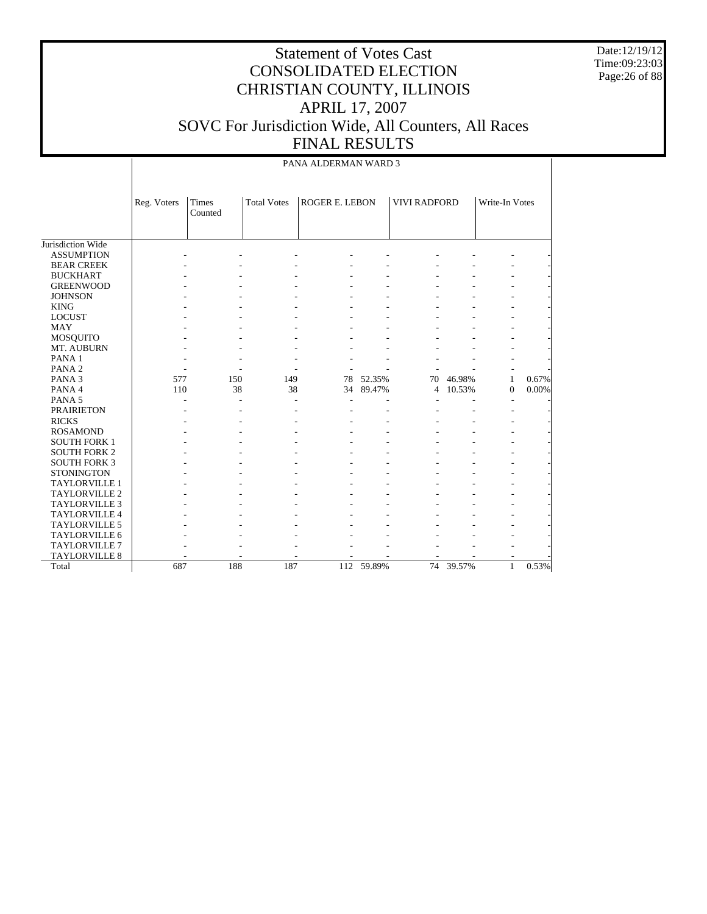# Statement of Votes Cast
# CONSOLIDATED ELECTION
# CHRISTIAN COUNTY, ILLINOIS
# APRIL 17, 2007
# SOVC For Jurisdiction Wide, All Counters, All Races
# FINAL RESULTS

Date:12/19/12
Time:09:23:03

## PANA ALDERMAN WARD 3

| | Reg. Voters | Times Counted | Total Votes | ROGER E. LEBON | | VIVI RADFORD | | Write-In Votes | |
|---|---|---|---|---|---|---|---|---|---|
| Jurisdiction Wide | | | | | | | | | |
| ASSUMPTION | - | - | - | - | - | - | - | - | - |
| BEAR CREEK | - | - | - | - | - | - | - | - | - |
| BUCKHART | - | - | - | - | - | - | - | - | - |
| GREENWOOD | - | - | - | - | - | - | - | - | - |
| JOHNSON | - | - | - | - | - | - | - | - | - |
| KING | - | - | - | - | - | - | - | - | - |
| LOCUST | - | - | - | - | - | - | - | - | - |
| MAY | - | - | - | - | - | - | - | - | - |
| MOSQUITO | - | - | - | - | - | - | - | - | - |
| MT. AUBURN | - | - | - | - | - | - | - | - | - |
| PANA 1 | - | - | - | - | - | - | - | - | - |
| PANA 2 | - | - | - | - | - | - | - | - | - |
| PANA 3 | 577 | 150 | 149 | 78 | 52.35% | 70 | 46.98% | 1 | 0.67% |
| PANA 4 | 110 | 38 | 38 | 34 | 89.47% | 4 | 10.53% | 0 | 0.00% |
| PANA 5 | - | - | - | - | - | - | - | - | - |
| PRAIRIETON | - | - | - | - | - | - | - | - | - |
| RICKS | - | - | - | - | - | - | - | - | - |
| ROSAMOND | - | - | - | - | - | - | - | - | - |
| SOUTH FORK 1 | - | - | - | - | - | - | - | - | - |
| SOUTH FORK 2 | - | - | - | - | - | - | - | - | - |
| SOUTH FORK 3 | - | - | - | - | - | - | - | - | - |
| STONINGTON | - | - | - | - | - | - | - | - | - |
| TAYLORVILLE 1 | - | - | - | - | - | - | - | - | - |
| TAYLORVILLE 2 | - | - | - | - | - | - | - | - | - |
| TAYLORVILLE 3 | - | - | - | - | - | - | - | - | - |
| TAYLORVILLE 4 | - | - | - | - | - | - | - | - | - |
| TAYLORVILLE 5 | - | - | - | - | - | - | - | - | - |
| TAYLORVILLE 6 | - | - | - | - | - | - | - | - | - |
| TAYLORVILLE 7 | - | - | - | - | - | - | - | - | - |
| TAYLORVILLE 8 | - | - | - | - | - | - | - | - | - |
| Total | 687 | 188 | 187 | 112 | 59.89% | 74 | 39.57% | 1 | 0.53% |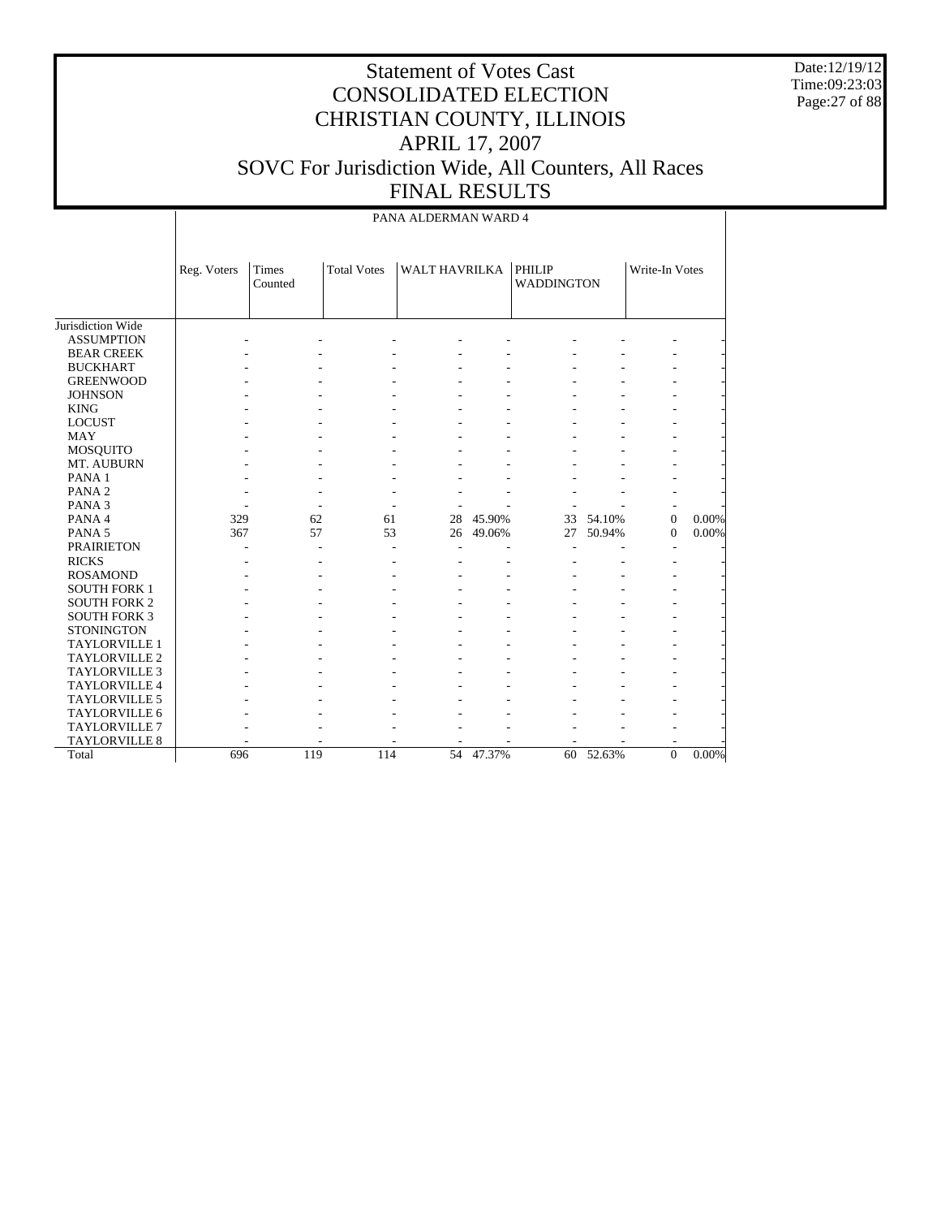# Statement of Votes Cast
# CONSOLIDATED ELECTION
# CHRISTIAN COUNTY, ILLINOIS
# APRIL 17, 2007
# SOVC For Jurisdiction Wide, All Counters, All Races
# FINAL RESULTS

Date:12/19/12
Time:09:23:03

PANA ALDERMAN WARD 4

| | Reg. Voters | Times Counted | Total Votes | WALT HAVRILKA | | PHILIP WADDINGTON | | Write-In Votes | |
|---|---|---|---|---|---|---|---|---|---|
| Jurisdiction Wide | | | | | | | | | |
| ASSUMPTION | - | - | - | - | - | - | - | - | - |
| BEAR CREEK | - | - | - | - | - | - | - | - | - |
| BUCKHART | - | - | - | - | - | - | - | - | - |
| GREENWOOD | - | - | - | - | - | - | - | - | - |
| JOHNSON | - | - | - | - | - | - | - | - | - |
| KING | - | - | - | - | - | - | - | - | - |
| LOCUST | - | - | - | - | - | - | - | - | - |
| MAY | - | - | - | - | - | - | - | - | - |
| MOSQUITO | - | - | - | - | - | - | - | - | - |
| MT. AUBURN | - | - | - | - | - | - | - | - | - |
| PANA 1 | - | - | - | - | - | - | - | - | - |
| PANA 2 | - | - | - | - | - | - | - | - | - |
| PANA 3 | - | - | - | - | - | - | - | - | - |
| PANA 4 | 329 | 62 | 61 | 28 | 45.90% | 33 | 54.10% | 0 | 0.00% |
| PANA 5 | 367 | 57 | 53 | 26 | 49.06% | 27 | 50.94% | 0 | 0.00% |
| PRAIRIETON | - | - | - | - | - | - | - | - | - |
| RICKS | - | - | - | - | - | - | - | - | - |
| ROSAMOND | - | - | - | - | - | - | - | - | - |
| SOUTH FORK 1 | - | - | - | - | - | - | - | - | - |
| SOUTH FORK 2 | - | - | - | - | - | - | - | - | - |
| SOUTH FORK 3 | - | - | - | - | - | - | - | - | - |
| STONINGTON | - | - | - | - | - | - | - | - | - |
| TAYLORVILLE 1 | - | - | - | - | - | - | - | - | - |
| TAYLORVILLE 2 | - | - | - | - | - | - | - | - | - |
| TAYLORVILLE 3 | - | - | - | - | - | - | - | - | - |
| TAYLORVILLE 4 | - | - | - | - | - | - | - | - | - |
| TAYLORVILLE 5 | - | - | - | - | - | - | - | - | - |
| TAYLORVILLE 6 | - | - | - | - | - | - | - | - | - |
| TAYLORVILLE 7 | - | - | - | - | - | - | - | - | - |
| TAYLORVILLE 8 | - | - | - | - | - | - | - | - | - |
| Total | 696 | 119 | 114 | 54 | 47.37% | 60 | 52.63% | 0 | 0.00% |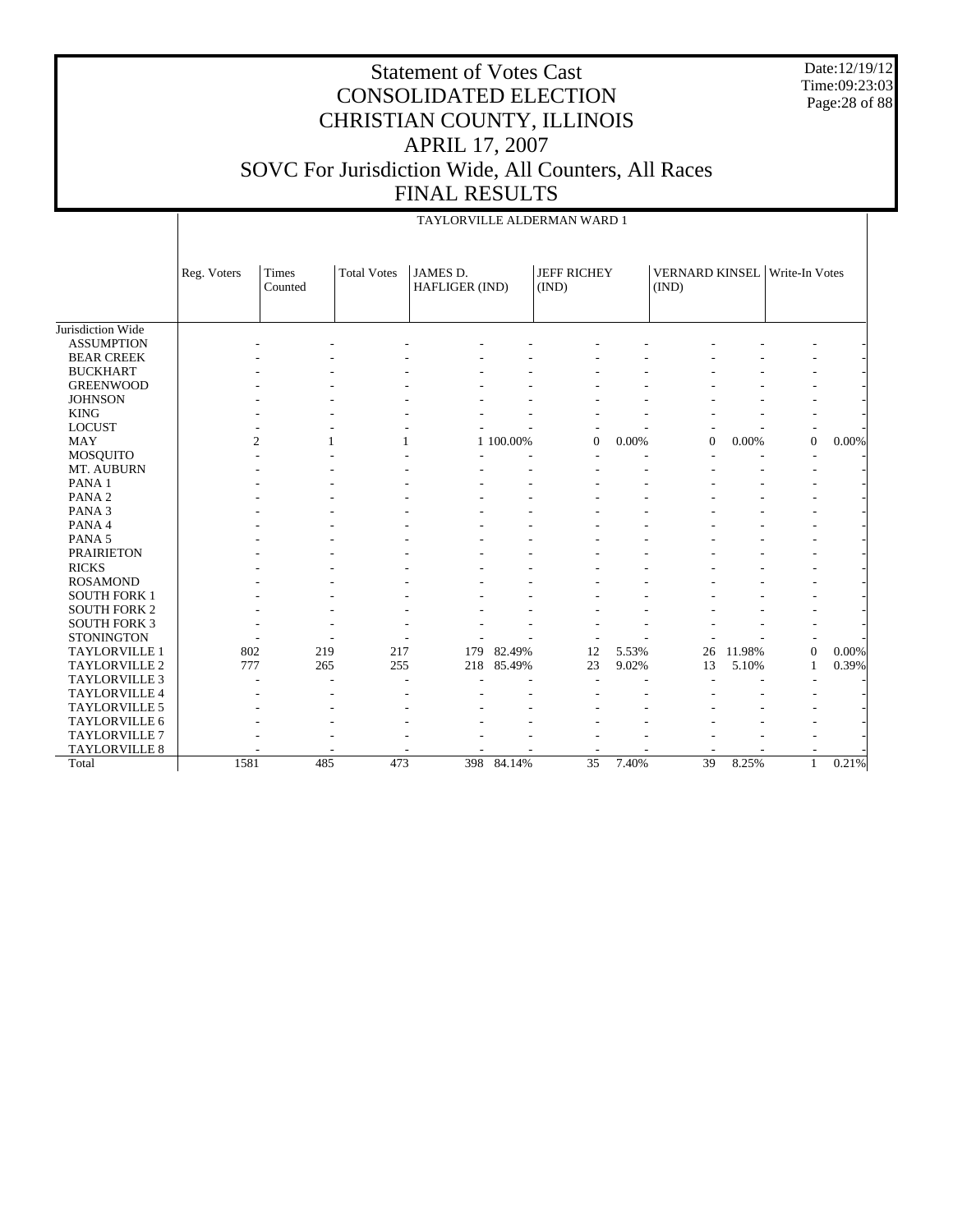# Statement of Votes Cast
# CONSOLIDATED ELECTION
# CHRISTIAN COUNTY, ILLINOIS
# APRIL 17, 2007
# SOVC For Jurisdiction Wide, All Counters, All Races
# FINAL RESULTS

Date:12/19/12
Time:09:23:03

## TAYLORVILLE ALDERMAN WARD 1

| | Reg. Voters | Times Counted | Total Votes | JAMES D. HAFLIGER (IND) | | JEFF RICHEY (IND) | | VERNARD KINSEL (IND) | | Write-In Votes | |
|---|---|---|---|---|---|---|---|---|---|---|---|
| Jurisdiction Wide | | | | | | | | | | | |
| ASSUMPTION | - | - | - | - | - | - | - | - | - | - | - |
| BEAR CREEK | - | - | - | - | - | - | - | - | - | - | - |
| BUCKHART | - | - | - | - | - | - | - | - | - | - | - |
| GREENWOOD | - | - | - | - | - | - | - | - | - | - | - |
| JOHNSON | - | - | - | - | - | - | - | - | - | - | - |
| KING | - | - | - | - | - | - | - | - | - | - | - |
| LOCUST | - | - | - | - | - | - | - | - | - | - | - |
| MAY | 2 | 1 | 1 | 1 | 100.00% | 0 | 0.00% | 0 | 0.00% | 0 | 0.00% |
| MOSQUITO | - | - | - | - | - | - | - | - | - | - | - |
| MT. AUBURN | - | - | - | - | - | - | - | - | - | - | - |
| PANA 1 | - | - | - | - | - | - | - | - | - | - | - |
| PANA 2 | - | - | - | - | - | - | - | - | - | - | - |
| PANA 3 | - | - | - | - | - | - | - | - | - | - | - |
| PANA 4 | - | - | - | - | - | - | - | - | - | - | - |
| PANA 5 | - | - | - | - | - | - | - | - | - | - | - |
| PRAIRIETON | - | - | - | - | - | - | - | - | - | - | - |
| RICKS | - | - | - | - | - | - | - | - | - | - | - |
| ROSAMOND | - | - | - | - | - | - | - | - | - | - | - |
| SOUTH FORK 1 | - | - | - | - | - | - | - | - | - | - | - |
| SOUTH FORK 2 | - | - | - | - | - | - | - | - | - | - | - |
| SOUTH FORK 3 | - | - | - | - | - | - | - | - | - | - | - |
| STONINGTON | - | - | - | - | - | - | - | - | - | - | - |
| TAYLORVILLE 1 | 802 | 219 | 217 | 179 | 82.49% | 12 | 5.53% | 26 | 11.98% | 0 | 0.00% |
| TAYLORVILLE 2 | 777 | 265 | 255 | 218 | 85.49% | 23 | 9.02% | 13 | 5.10% | 1 | 0.39% |
| TAYLORVILLE 3 | - | - | - | - | - | - | - | - | - | - | - |
| TAYLORVILLE 4 | - | - | - | - | - | - | - | - | - | - | - |
| TAYLORVILLE 5 | - | - | - | - | - | - | - | - | - | - | - |
| TAYLORVILLE 6 | - | - | - | - | - | - | - | - | - | - | - |
| TAYLORVILLE 7 | - | - | - | - | - | - | - | - | - | - | - |
| TAYLORVILLE 8 | - | - | - | - | - | - | - | - | - | - | - |
| Total | 1581 | 485 | 473 | 398 | 84.14% | 35 | 7.40% | 39 | 8.25% | 1 | 0.21% |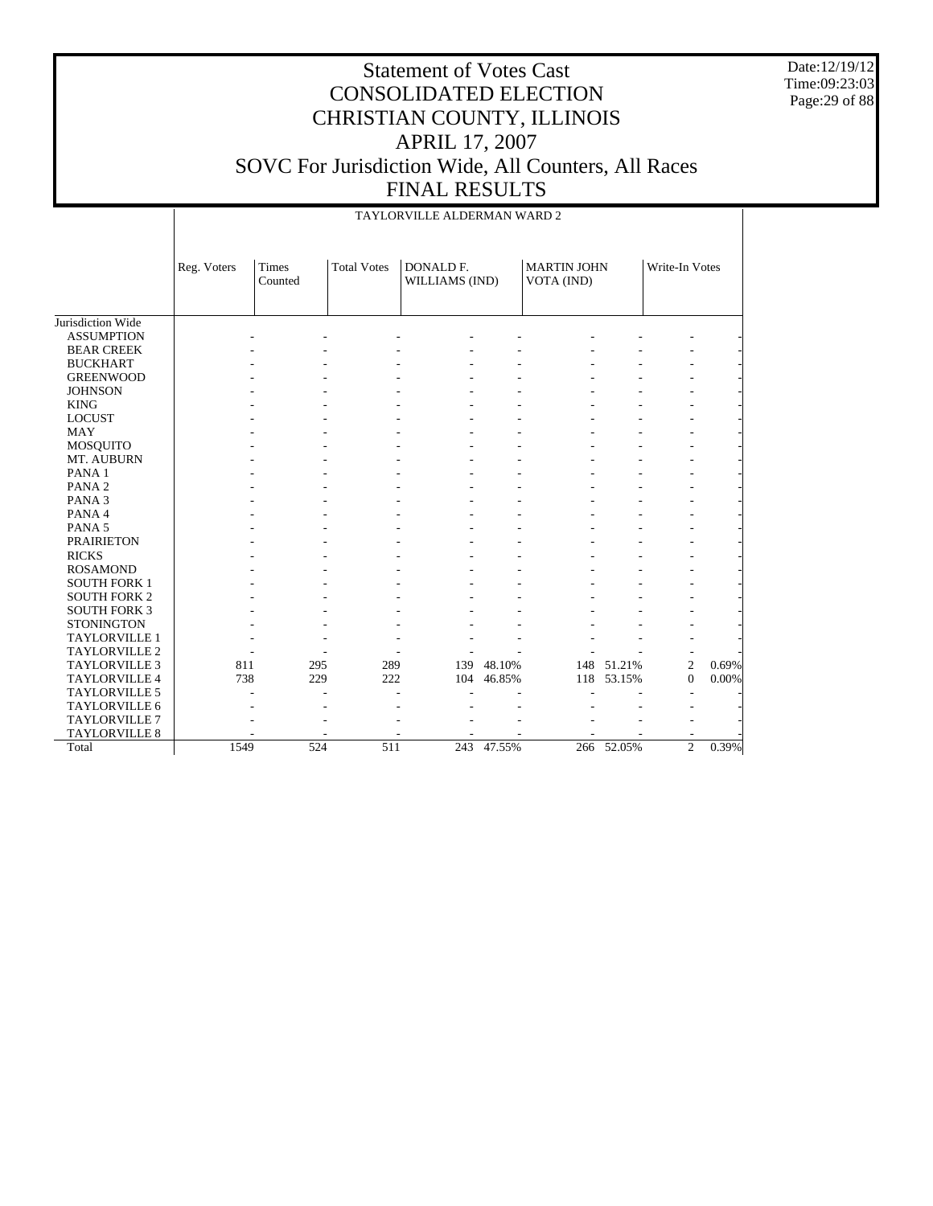# Statement of Votes Cast
# CONSOLIDATED ELECTION
# CHRISTIAN COUNTY, ILLINOIS
# APRIL 17, 2007
# SOVC For Jurisdiction Wide, All Counters, All Races
# FINAL RESULTS

Date:12/19/12
Time:09:23:03

TAYLORVILLE ALDERMAN WARD 2

| | Reg. Voters | Times Counted | Total Votes | DONALD F. WILLIAMS (IND) | | MARTIN JOHN VOTA (IND) | | Write-In Votes | |
|---|---|---|---|---|---|---|---|---|---|
| Jurisdiction Wide | | | | | | | | | |
| ASSUMPTION | - | - | - | - | - | - | - | - | - |
| BEAR CREEK | - | - | - | - | - | - | - | - | - |
| BUCKHART | - | - | - | - | - | - | - | - | - |
| GREENWOOD | - | - | - | - | - | - | - | - | - |
| JOHNSON | - | - | - | - | - | - | - | - | - |
| KING | - | - | - | - | - | - | - | - | - |
| LOCUST | - | - | - | - | - | - | - | - | - |
| MAY | - | - | - | - | - | - | - | - | - |
| MOSQUITO | - | - | - | - | - | - | - | - | - |
| MT. AUBURN | - | - | - | - | - | - | - | - | - |
| PANA 1 | - | - | - | - | - | - | - | - | - |
| PANA 2 | - | - | - | - | - | - | - | - | - |
| PANA 3 | - | - | - | - | - | - | - | - | - |
| PANA 4 | - | - | - | - | - | - | - | - | - |
| PANA 5 | - | - | - | - | - | - | - | - | - |
| PRAIRIETON | - | - | - | - | - | - | - | - | - |
| RICKS | - | - | - | - | - | - | - | - | - |
| ROSAMOND | - | - | - | - | - | - | - | - | - |
| SOUTH FORK 1 | - | - | - | - | - | - | - | - | - |
| SOUTH FORK 2 | - | - | - | - | - | - | - | - | - |
| SOUTH FORK 3 | - | - | - | - | - | - | - | - | - |
| STONINGTON | - | - | - | - | - | - | - | - | - |
| TAYLORVILLE 1 | - | - | - | - | - | - | - | - | - |
| TAYLORVILLE 2 | - | - | - | - | - | - | - | - | - |
| TAYLORVILLE 3 | 811 | 295 | 289 | 139 | 48.10% | 148 | 51.21% | 2 | 0.69% |
| TAYLORVILLE 4 | 738 | 229 | 222 | 104 | 46.85% | 118 | 53.15% | 0 | 0.00% |
| TAYLORVILLE 5 | - | - | - | - | - | - | - | - | - |
| TAYLORVILLE 6 | - | - | - | - | - | - | - | - | - |
| TAYLORVILLE 7 | - | - | - | - | - | - | - | - | - |
| TAYLORVILLE 8 | - | - | - | - | - | - | - | - | - |
| Total | 1549 | 524 | 511 | 243 | 47.55% | 266 | 52.05% | 2 | 0.39% |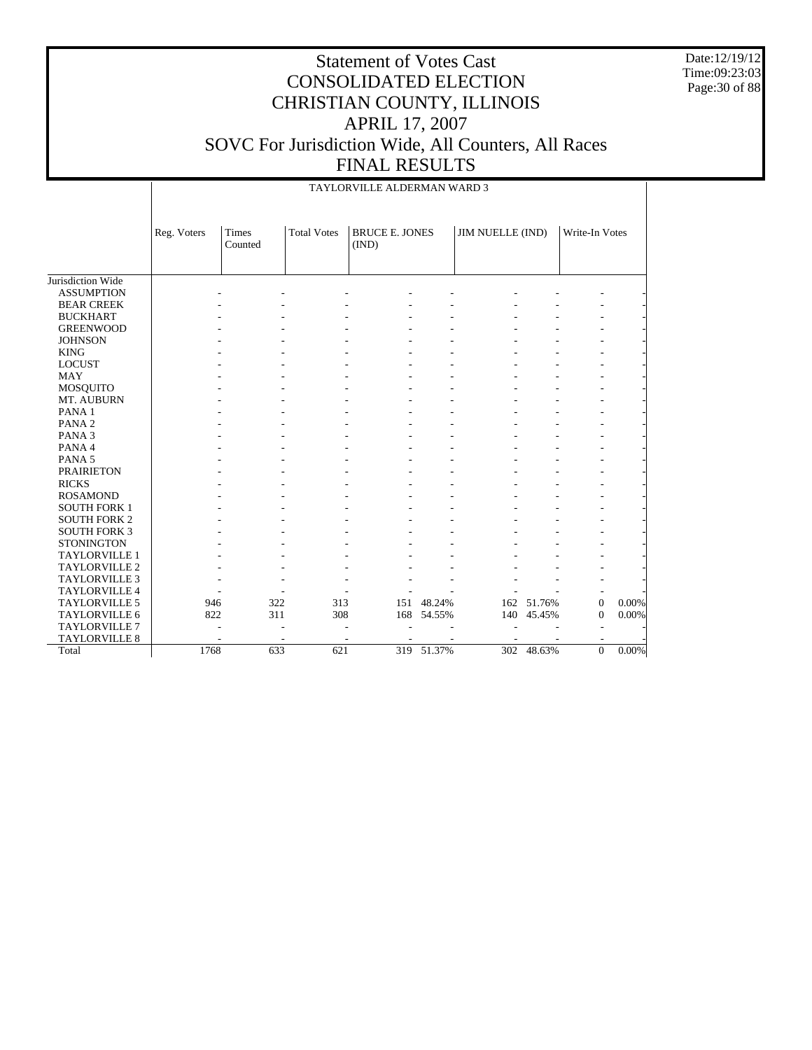# Statement of Votes Cast
# CONSOLIDATED ELECTION
# CHRISTIAN COUNTY, ILLINOIS
# APRIL 17, 2007
# SOVC For Jurisdiction Wide, All Counters, All Races
# FINAL RESULTS

Date:12/19/12
Time:09:23:03

| | TAYLORVILLE ALDERMAN WARD 3 | | | | | | | | |
|---|---|---|---|---|---|---|---|---|---|
| | Reg. Voters | Times Counted | Total Votes | BRUCE E. JONES (IND) | | JIM NUELLE (IND) | | Write-In Votes | |
| Jurisdiction Wide | | | | | | | | | |
| ASSUMPTION | - | - | - | - | - | - | - | - | - |
| BEAR CREEK | - | - | - | - | - | - | - | - | - |
| BUCKHART | - | - | - | - | - | - | - | - | - |
| GREENWOOD | - | - | - | - | - | - | - | - | - |
| JOHNSON | - | - | - | - | - | - | - | - | - |
| KING | - | - | - | - | - | - | - | - | - |
| LOCUST | - | - | - | - | - | - | - | - | - |
| MAY | - | - | - | - | - | - | - | - | - |
| MOSQUITO | - | - | - | - | - | - | - | - | - |
| MT. AUBURN | - | - | - | - | - | - | - | - | - |
| PANA 1 | - | - | - | - | - | - | - | - | - |
| PANA 2 | - | - | - | - | - | - | - | - | - |
| PANA 3 | - | - | - | - | - | - | - | - | - |
| PANA 4 | - | - | - | - | - | - | - | - | - |
| PANA 5 | - | - | - | - | - | - | - | - | - |
| PRAIRIETON | - | - | - | - | - | - | - | - | - |
| RICKS | - | - | - | - | - | - | - | - | - |
| ROSAMOND | - | - | - | - | - | - | - | - | - |
| SOUTH FORK 1 | - | - | - | - | - | - | - | - | - |
| SOUTH FORK 2 | - | - | - | - | - | - | - | - | - |
| SOUTH FORK 3 | - | - | - | - | - | - | - | - | - |
| STONINGTON | - | - | - | - | - | - | - | - | - |
| TAYLORVILLE 1 | - | - | - | - | - | - | - | - | - |
| TAYLORVILLE 2 | - | - | - | - | - | - | - | - | - |
| TAYLORVILLE 3 | - | - | - | - | - | - | - | - | - |
| TAYLORVILLE 4 | - | - | - | - | - | - | - | - | - |
| TAYLORVILLE 5 | 946 | 322 | 313 | 151 | 48.24% | 162 | 51.76% | 0 | 0.00% |
| TAYLORVILLE 6 | 822 | 311 | 308 | 168 | 54.55% | 140 | 45.45% | 0 | 0.00% |
| TAYLORVILLE 7 | - | - | - | - | - | - | - | - | - |
| TAYLORVILLE 8 | - | - | - | - | - | - | - | - | - |
| Total | 1768 | 633 | 621 | 319 | 51.37% | 302 | 48.63% | 0 | 0.00% |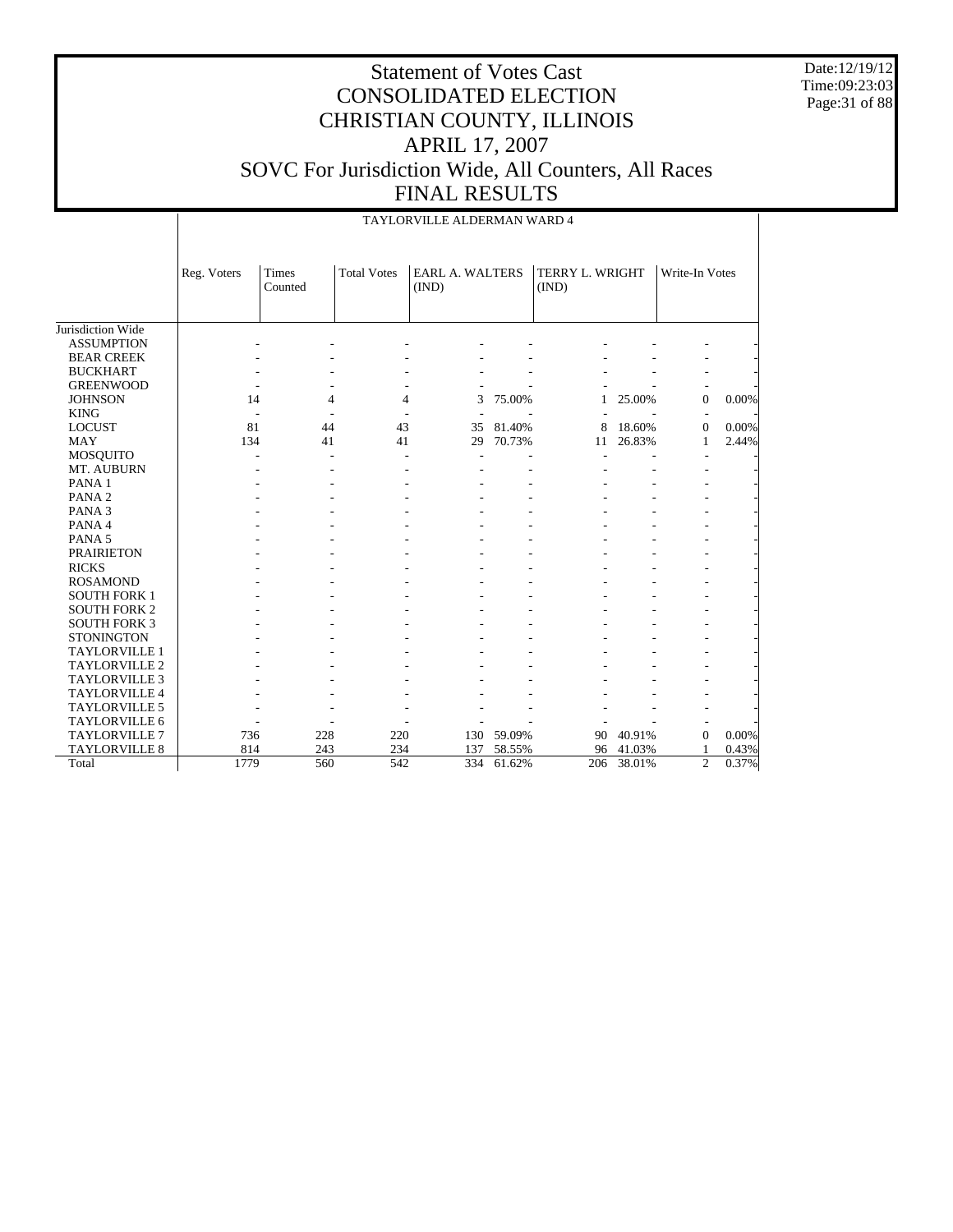# Statement of Votes Cast
# CONSOLIDATED ELECTION
# CHRISTIAN COUNTY, ILLINOIS
# APRIL 17, 2007
# SOVC For Jurisdiction Wide, All Counters, All Races
# FINAL RESULTS

Date:12/19/12
Time:09:23:03

TAYLORVILLE ALDERMAN WARD 4

| | Reg. Voters | Times Counted | Total Votes | EARL A. WALTERS (IND) | | TERRY L. WRIGHT (IND) | | Write-In Votes | |
|---|---|---|---|---|---|---|---|---|---|
| Jurisdiction Wide | | | | | | | | | |
| ASSUMPTION | - | - | - | - | - | - | - | - | - |
| BEAR CREEK | - | - | - | - | - | - | - | - | - |
| BUCKHART | - | - | - | - | - | - | - | - | - |
| GREENWOOD | - | - | - | - | - | - | - | - | - |
| JOHNSON | 14 | 4 | 4 | 3 | 75.00% | 1 | 25.00% | 0 | 0.00% |
| KING | - | - | - | - | - | - | - | - | - |
| LOCUST | 81 | 44 | 43 | 35 | 81.40% | 8 | 18.60% | 0 | 0.00% |
| MAY | 134 | 41 | 41 | 29 | 70.73% | 11 | 26.83% | 1 | 2.44% |
| MOSQUITO | - | - | - | - | - | - | - | - | - |
| MT. AUBURN | - | - | - | - | - | - | - | - | - |
| PANA 1 | - | - | - | - | - | - | - | - | - |
| PANA 2 | - | - | - | - | - | - | - | - | - |
| PANA 3 | - | - | - | - | - | - | - | - | - |
| PANA 4 | - | - | - | - | - | - | - | - | - |
| PANA 5 | - | - | - | - | - | - | - | - | - |
| PRAIRIETON | - | - | - | - | - | - | - | - | - |
| RICKS | - | - | - | - | - | - | - | - | - |
| ROSAMOND | - | - | - | - | - | - | - | - | - |
| SOUTH FORK 1 | - | - | - | - | - | - | - | - | - |
| SOUTH FORK 2 | - | - | - | - | - | - | - | - | - |
| SOUTH FORK 3 | - | - | - | - | - | - | - | - | - |
| STONINGTON | - | - | - | - | - | - | - | - | - |
| TAYLORVILLE 1 | - | - | - | - | - | - | - | - | - |
| TAYLORVILLE 2 | - | - | - | - | - | - | - | - | - |
| TAYLORVILLE 3 | - | - | - | - | - | - | - | - | - |
| TAYLORVILLE 4 | - | - | - | - | - | - | - | - | - |
| TAYLORVILLE 5 | - | - | - | - | - | - | - | - | - |
| TAYLORVILLE 6 | - | - | - | - | - | - | - | - | - |
| TAYLORVILLE 7 | 736 | 228 | 220 | 130 | 59.09% | 90 | 40.91% | 0 | 0.00% |
| TAYLORVILLE 8 | 814 | 243 | 234 | 137 | 58.55% | 96 | 41.03% | 1 | 0.43% |
| Total | 1779 | 560 | 542 | 334 | 61.62% | 206 | 38.01% | 2 | 0.37% |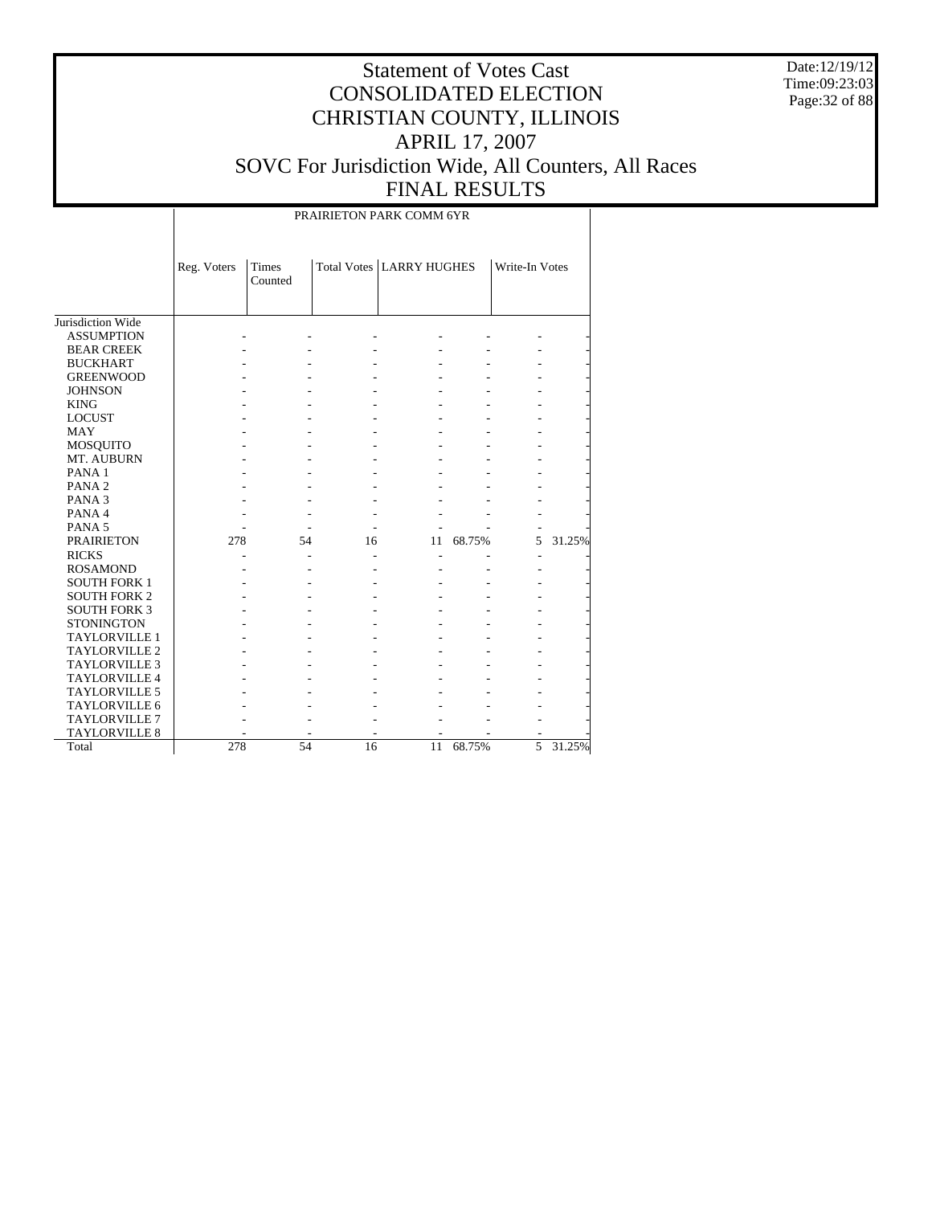# Statement of Votes Cast
# CONSOLIDATED ELECTION
# CHRISTIAN COUNTY, ILLINOIS
# APRIL 17, 2007
# SOVC For Jurisdiction Wide, All Counters, All Races
# FINAL RESULTS

Date:12/19/12
Time:09:23:03

| | PRAIRIETON PARK COMM 6YR | | | | | | |
|---|---|---|---|---|---|---|---|
| | Reg. Voters | Times Counted | Total Votes | LARRY HUGHES | | Write-In Votes | |
| Jurisdiction Wide | | | | | | | |
| ASSUMPTION | - | - | - | - | - | - | - |
| BEAR CREEK | - | - | - | - | - | - | - |
| BUCKHART | - | - | - | - | - | - | - |
| GREENWOOD | - | - | - | - | - | - | - |
| JOHNSON | - | - | - | - | - | - | - |
| KING | - | - | - | - | - | - | - |
| LOCUST | - | - | - | - | - | - | - |
| MAY | - | - | - | - | - | - | - |
| MOSQUITO | - | - | - | - | - | - | - |
| MT. AUBURN | - | - | - | - | - | - | - |
| PANA 1 | - | - | - | - | - | - | - |
| PANA 2 | - | - | - | - | - | - | - |
| PANA 3 | - | - | - | - | - | - | - |
| PANA 4 | - | - | - | - | - | - | - |
| PANA 5 | - | - | - | - | - | - | - |
| PRAIRIETON | 278 | 54 | 16 | 11 | 68.75% | 5 | 31.25% |
| RICKS | - | - | - | - | - | - | - |
| ROSAMOND | - | - | - | - | - | - | - |
| SOUTH FORK 1 | - | - | - | - | - | - | - |
| SOUTH FORK 2 | - | - | - | - | - | - | - |
| SOUTH FORK 3 | - | - | - | - | - | - | - |
| STONINGTON | - | - | - | - | - | - | - |
| TAYLORVILLE 1 | - | - | - | - | - | - | - |
| TAYLORVILLE 2 | - | - | - | - | - | - | - |
| TAYLORVILLE 3 | - | - | - | - | - | - | - |
| TAYLORVILLE 4 | - | - | - | - | - | - | - |
| TAYLORVILLE 5 | - | - | - | - | - | - | - |
| TAYLORVILLE 6 | - | - | - | - | - | - | - |
| TAYLORVILLE 7 | - | - | - | - | - | - | - |
| TAYLORVILLE 8 | - | - | - | - | - | - | - |
| Total | 278 | 54 | 16 | 11 | 68.75% | 5 | 31.25% |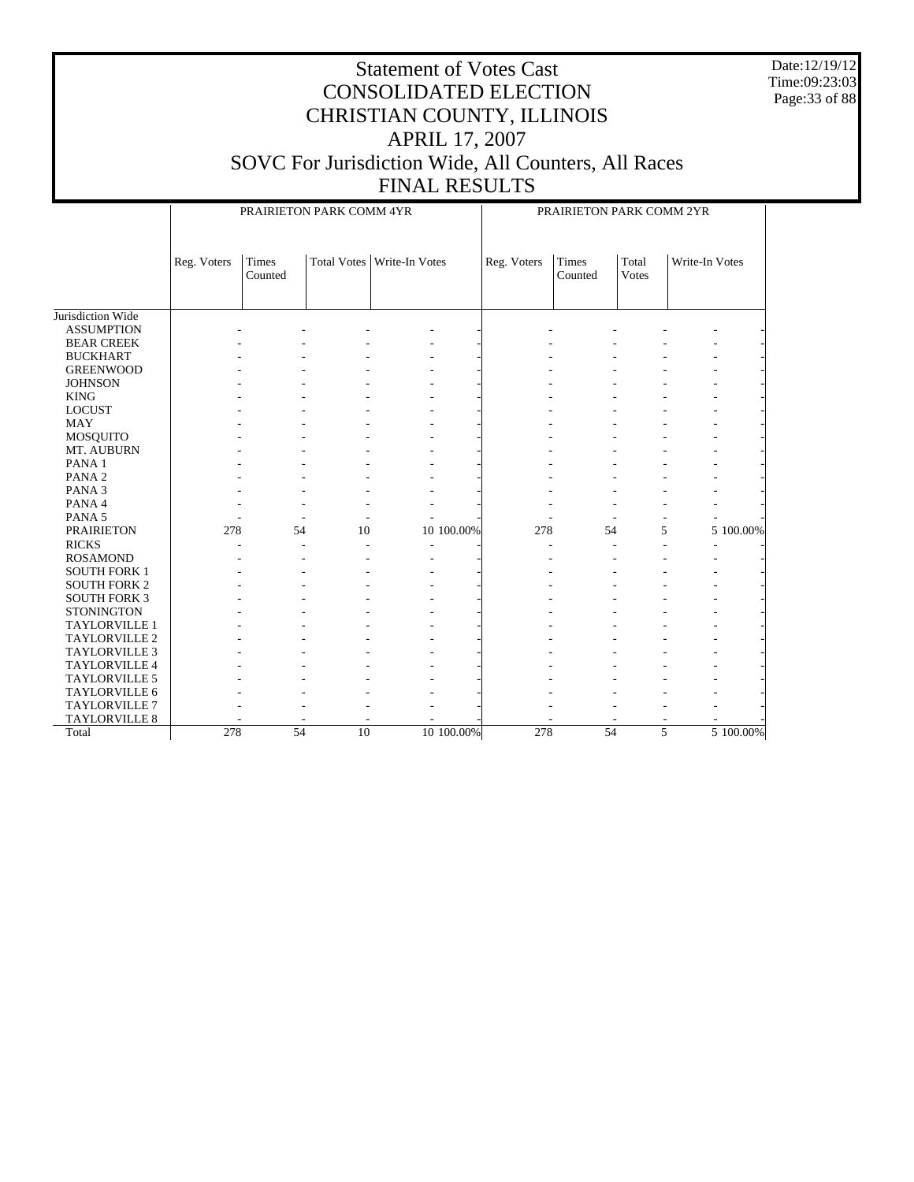# Statement of Votes Cast
# CONSOLIDATED ELECTION
# CHRISTIAN COUNTY, ILLINOIS
# APRIL 17, 2007
# SOVC For Jurisdiction Wide, All Counters, All Races
# FINAL RESULTS

Date:12/19/12
Time:09:23:03

| | PRAIRIETON PARK COMM 4YR | | | | | PRAIRIETON PARK COMM 2YR | | | | |
|---|---|---|---|---|---|---|---|---|---|---|
| | Reg. Voters | Times Counted | Total Votes | Write-In Votes | | Reg. Voters | Times Counted | Total Votes | Write-In Votes | |
| Jurisdiction Wide | | | | | | | | | | |
| ASSUMPTION | - | - | - | - | - | - | - | - | - | - |
| BEAR CREEK | - | - | - | - | - | - | - | - | - | - |
| BUCKHART | - | - | - | - | - | - | - | - | - | - |
| GREENWOOD | - | - | - | - | - | - | - | - | - | - |
| JOHNSON | - | - | - | - | - | - | - | - | - | - |
| KING | - | - | - | - | - | - | - | - | - | - |
| LOCUST | - | - | - | - | - | - | - | - | - | - |
| MAY | - | - | - | - | - | - | - | - | - | - |
| MOSQUITO | - | - | - | - | - | - | - | - | - | - |
| MT. AUBURN | - | - | - | - | - | - | - | - | - | - |
| PANA 1 | - | - | - | - | - | - | - | - | - | - |
| PANA 2 | - | - | - | - | - | - | - | - | - | - |
| PANA 3 | - | - | - | - | - | - | - | - | - | - |
| PANA 4 | - | - | - | - | - | - | - | - | - | - |
| PANA 5 | - | - | - | - | - | - | - | - | - | - |
| PRAIRIETON | 278 | 54 | 10 | 10 | 100.00% | 278 | 54 | 5 | 5 | 100.00% |
| RICKS | - | - | - | - | - | - | - | - | - | - |
| ROSAMOND | - | - | - | - | - | - | - | - | - | - |
| SOUTH FORK 1 | - | - | - | - | - | - | - | - | - | - |
| SOUTH FORK 2 | - | - | - | - | - | - | - | - | - | - |
| SOUTH FORK 3 | - | - | - | - | - | - | - | - | - | - |
| STONINGTON | - | - | - | - | - | - | - | - | - | - |
| TAYLORVILLE 1 | - | - | - | - | - | - | - | - | - | - |
| TAYLORVILLE 2 | - | - | - | - | - | - | - | - | - | - |
| TAYLORVILLE 3 | - | - | - | - | - | - | - | - | - | - |
| TAYLORVILLE 4 | - | - | - | - | - | - | - | - | - | - |
| TAYLORVILLE 5 | - | - | - | - | - | - | - | - | - | - |
| TAYLORVILLE 6 | - | - | - | - | - | - | - | - | - | - |
| TAYLORVILLE 7 | - | - | - | - | - | - | - | - | - | - |
| TAYLORVILLE 8 | - | - | - | - | - | - | - | - | - | - |
| Total | 278 | 54 | 10 | 10 | 100.00% | 278 | 54 | 5 | 5 | 100.00% |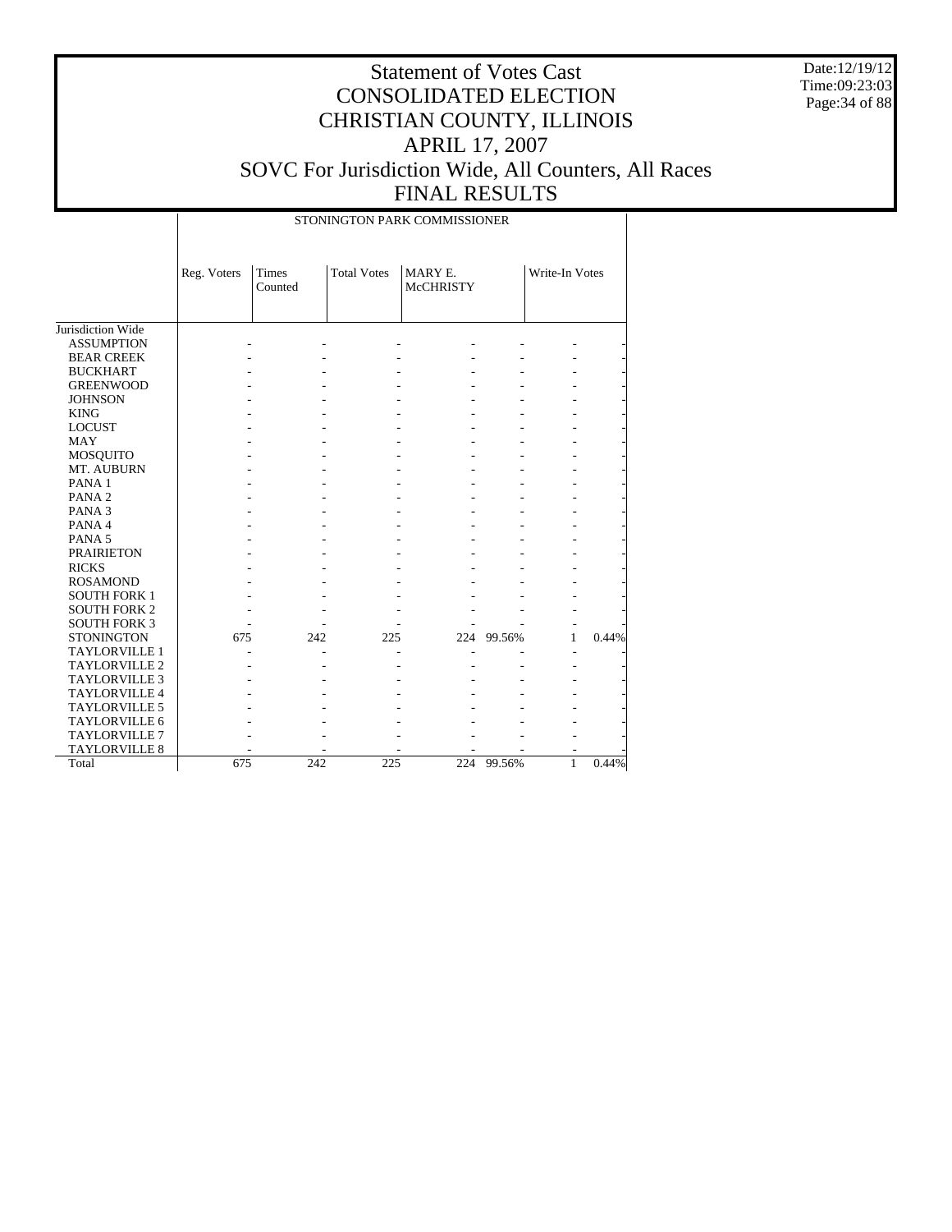# Statement of Votes Cast
# CONSOLIDATED ELECTION
# CHRISTIAN COUNTY, ILLINOIS
# APRIL 17, 2007
# SOVC For Jurisdiction Wide, All Counters, All Races
# FINAL RESULTS

Date:12/19/12
Time:09:23:03

STONINGTON PARK COMMISSIONER

| | Reg. Voters | Times Counted | Total Votes | MARY E. McCHRISTY | | Write-In Votes | |
|---|---|---|---|---|---|---|---|
| Jurisdiction Wide | | | | | | | |
| ASSUMPTION | - | - | - | - | - | - | - |
| BEAR CREEK | - | - | - | - | - | - | - |
| BUCKHART | - | - | - | - | - | - | - |
| GREENWOOD | - | - | - | - | - | - | - |
| JOHNSON | - | - | - | - | - | - | - |
| KING | - | - | - | - | - | - | - |
| LOCUST | - | - | - | - | - | - | - |
| MAY | - | - | - | - | - | - | - |
| MOSQUITO | - | - | - | - | - | - | - |
| MT. AUBURN | - | - | - | - | - | - | - |
| PANA 1 | - | - | - | - | - | - | - |
| PANA 2 | - | - | - | - | - | - | - |
| PANA 3 | - | - | - | - | - | - | - |
| PANA 4 | - | - | - | - | - | - | - |
| PANA 5 | - | - | - | - | - | - | - |
| PRAIRIETON | - | - | - | - | - | - | - |
| RICKS | - | - | - | - | - | - | - |
| ROSAMOND | - | - | - | - | - | - | - |
| SOUTH FORK 1 | - | - | - | - | - | - | - |
| SOUTH FORK 2 | - | - | - | - | - | - | - |
| SOUTH FORK 3 | - | - | - | - | - | - | - |
| STONINGTON | 675 | 242 | 225 | 224 | 99.56% | 1 | 0.44% |
| TAYLORVILLE 1 | - | - | - | - | - | - | - |
| TAYLORVILLE 2 | - | - | - | - | - | - | - |
| TAYLORVILLE 3 | - | - | - | - | - | - | - |
| TAYLORVILLE 4 | - | - | - | - | - | - | - |
| TAYLORVILLE 5 | - | - | - | - | - | - | - |
| TAYLORVILLE 6 | - | - | - | - | - | - | - |
| TAYLORVILLE 7 | - | - | - | - | - | - | - |
| TAYLORVILLE 8 | - | - | - | - | - | - | - |
| Total | 675 | 242 | 225 | 224 | 99.56% | 1 | 0.44% |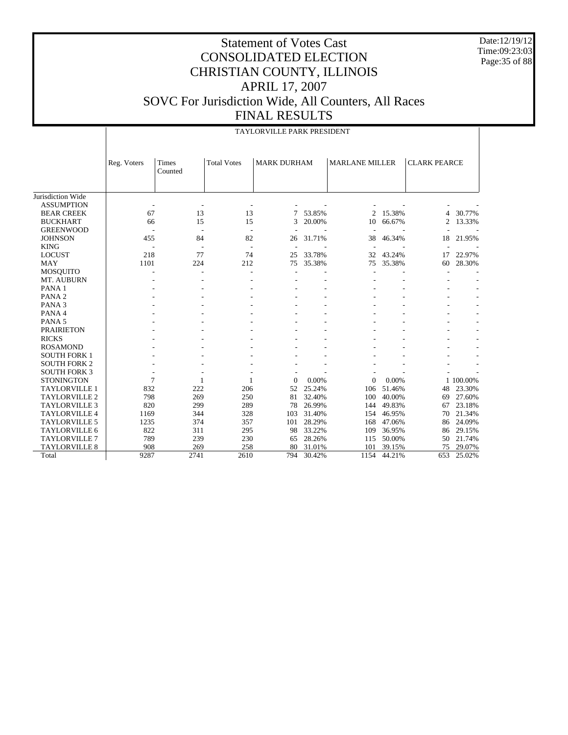# Statement of Votes Cast
# CONSOLIDATED ELECTION
# CHRISTIAN COUNTY, ILLINOIS
# APRIL 17, 2007
# SOVC For Jurisdiction Wide, All Counters, All Races
# FINAL RESULTS

Date:12/19/12
Time:09:23:03

## TAYLORVILLE PARK PRESIDENT

| | Reg. Voters | Times Counted | Total Votes | MARK DURHAM | | MARLANE MILLER | | CLARK PEARCE | |
|---|---|---|---|---|---|---|---|---|---|
| Jurisdiction Wide | | | | | | | | | |
| ASSUMPTION | - | - | - | - | - | - | - | - | - |
| BEAR CREEK | 67 | 13 | 13 | 7 | 53.85% | 2 | 15.38% | 4 | 30.77% |
| BUCKHART | 66 | 15 | 15 | 3 | 20.00% | 10 | 66.67% | 2 | 13.33% |
| GREENWOOD | - | - | - | - | - | - | - | - | - |
| JOHNSON | 455 | 84 | 82 | 26 | 31.71% | 38 | 46.34% | 18 | 21.95% |
| KING | - | - | - | - | - | - | - | - | - |
| LOCUST | 218 | 77 | 74 | 25 | 33.78% | 32 | 43.24% | 17 | 22.97% |
| MAY | 1101 | 224 | 212 | 75 | 35.38% | 75 | 35.38% | 60 | 28.30% |
| MOSQUITO | - | - | - | - | - | - | - | - | - |
| MT. AUBURN | - | - | - | - | - | - | - | - | - |
| PANA 1 | - | - | - | - | - | - | - | - | - |
| PANA 2 | - | - | - | - | - | - | - | - | - |
| PANA 3 | - | - | - | - | - | - | - | - | - |
| PANA 4 | - | - | - | - | - | - | - | - | - |
| PANA 5 | - | - | - | - | - | - | - | - | - |
| PRAIRIETON | - | - | - | - | - | - | - | - | - |
| RICKS | - | - | - | - | - | - | - | - | - |
| ROSAMOND | - | - | - | - | - | - | - | - | - |
| SOUTH FORK 1 | - | - | - | - | - | - | - | - | - |
| SOUTH FORK 2 | - | - | - | - | - | - | - | - | - |
| SOUTH FORK 3 | - | - | - | - | - | - | - | - | - |
| STONINGTON | 7 | 1 | 1 | 0 | 0.00% | 0 | 0.00% | 1 | 100.00% |
| TAYLORVILLE 1 | 832 | 222 | 206 | 52 | 25.24% | 106 | 51.46% | 48 | 23.30% |
| TAYLORVILLE 2 | 798 | 269 | 250 | 81 | 32.40% | 100 | 40.00% | 69 | 27.60% |
| TAYLORVILLE 3 | 820 | 299 | 289 | 78 | 26.99% | 144 | 49.83% | 67 | 23.18% |
| TAYLORVILLE 4 | 1169 | 344 | 328 | 103 | 31.40% | 154 | 46.95% | 70 | 21.34% |
| TAYLORVILLE 5 | 1235 | 374 | 357 | 101 | 28.29% | 168 | 47.06% | 86 | 24.09% |
| TAYLORVILLE 6 | 822 | 311 | 295 | 98 | 33.22% | 109 | 36.95% | 86 | 29.15% |
| TAYLORVILLE 7 | 789 | 239 | 230 | 65 | 28.26% | 115 | 50.00% | 50 | 21.74% |
| TAYLORVILLE 8 | 908 | 269 | 258 | 80 | 31.01% | 101 | 39.15% | 75 | 29.07% |
| Total | 9287 | 2741 | 2610 | 794 | 30.42% | 1154 | 44.21% | 653 | 25.02% |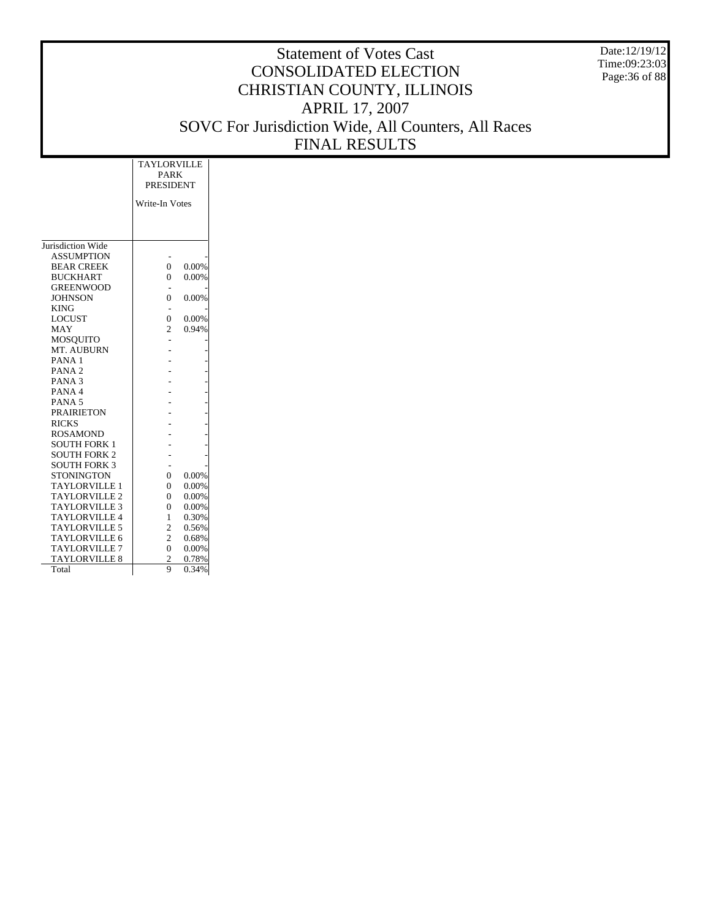# Statement of Votes Cast
# CONSOLIDATED ELECTION
# CHRISTIAN COUNTY, ILLINOIS
# APRIL 17, 2007
# SOVC For Jurisdiction Wide, All Counters, All Races
# FINAL RESULTS

Date:12/19/12
Time:09:23:03

| | TAYLORVILLE PARK PRESIDENT | |
|---|---|---|
| | Write-In Votes | |
| Jurisdiction Wide | | |
| ASSUMPTION | - | - |
| BEAR CREEK | 0 | 0.00% |
| BUCKHART | 0 | 0.00% |
| GREENWOOD | - | - |
| JOHNSON | 0 | 0.00% |
| KING | - | - |
| LOCUST | 0 | 0.00% |
| MAY | 2 | 0.94% |
| MOSQUITO | - | - |
| MT. AUBURN | - | - |
| PANA 1 | - | - |
| PANA 2 | - | - |
| PANA 3 | - | - |
| PANA 4 | - | - |
| PANA 5 | - | - |
| PRAIRIETON | - | - |
| RICKS | - | - |
| ROSAMOND | - | - |
| SOUTH FORK 1 | - | - |
| SOUTH FORK 2 | - | - |
| SOUTH FORK 3 | - | - |
| STONINGTON | 0 | 0.00% |
| TAYLORVILLE 1 | 0 | 0.00% |
| TAYLORVILLE 2 | 0 | 0.00% |
| TAYLORVILLE 3 | 0 | 0.00% |
| TAYLORVILLE 4 | 1 | 0.30% |
| TAYLORVILLE 5 | 2 | 0.56% |
| TAYLORVILLE 6 | 2 | 0.68% |
| TAYLORVILLE 7 | 0 | 0.00% |
| TAYLORVILLE 8 | 2 | 0.78% |
| Total | 9 | 0.34% |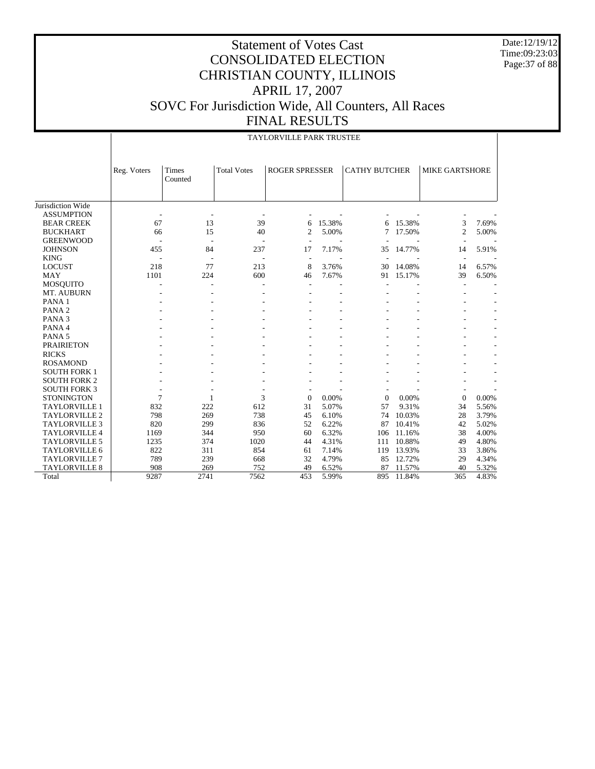# Statement of Votes Cast
# CONSOLIDATED ELECTION
# CHRISTIAN COUNTY, ILLINOIS
# APRIL 17, 2007
# SOVC For Jurisdiction Wide, All Counters, All Races
# FINAL RESULTS

Date:12/19/12
Time:09:23:03

| | TAYLORVILLE PARK TRUSTEE | | | | | | | | |
|---|---|---|---|---|---|---|---|---|---|
| | Reg. Voters | Times Counted | Total Votes | ROGER SPRESSER | | CATHY BUTCHER | | MIKE GARTSHORE | |
| Jurisdiction Wide | | | | | | | | | |
| ASSUMPTION | - | - | - | - | - | - | - | - | - |
| BEAR CREEK | 67 | 13 | 39 | 6 | 15.38% | 6 | 15.38% | 3 | 7.69% |
| BUCKHART | 66 | 15 | 40 | 2 | 5.00% | 7 | 17.50% | 2 | 5.00% |
| GREENWOOD | - | - | - | - | - | - | - | - | - |
| JOHNSON | 455 | 84 | 237 | 17 | 7.17% | 35 | 14.77% | 14 | 5.91% |
| KING | - | - | - | - | - | - | - | - | - |
| LOCUST | 218 | 77 | 213 | 8 | 3.76% | 30 | 14.08% | 14 | 6.57% |
| MAY | 1101 | 224 | 600 | 46 | 7.67% | 91 | 15.17% | 39 | 6.50% |
| MOSQUITO | - | - | - | - | - | - | - | - | - |
| MT. AUBURN | - | - | - | - | - | - | - | - | - |
| PANA 1 | - | - | - | - | - | - | - | - | - |
| PANA 2 | - | - | - | - | - | - | - | - | - |
| PANA 3 | - | - | - | - | - | - | - | - | - |
| PANA 4 | - | - | - | - | - | - | - | - | - |
| PANA 5 | - | - | - | - | - | - | - | - | - |
| PRAIRIETON | - | - | - | - | - | - | - | - | - |
| RICKS | - | - | - | - | - | - | - | - | - |
| ROSAMOND | - | - | - | - | - | - | - | - | - |
| SOUTH FORK 1 | - | - | - | - | - | - | - | - | - |
| SOUTH FORK 2 | - | - | - | - | - | - | - | - | - |
| SOUTH FORK 3 | - | - | - | - | - | - | - | - | - |
| STONINGTON | 7 | 1 | 3 | 0 | 0.00% | 0 | 0.00% | 0 | 0.00% |
| TAYLORVILLE 1 | 832 | 222 | 612 | 31 | 5.07% | 57 | 9.31% | 34 | 5.56% |
| TAYLORVILLE 2 | 798 | 269 | 738 | 45 | 6.10% | 74 | 10.03% | 28 | 3.79% |
| TAYLORVILLE 3 | 820 | 299 | 836 | 52 | 6.22% | 87 | 10.41% | 42 | 5.02% |
| TAYLORVILLE 4 | 1169 | 344 | 950 | 60 | 6.32% | 106 | 11.16% | 38 | 4.00% |
| TAYLORVILLE 5 | 1235 | 374 | 1020 | 44 | 4.31% | 111 | 10.88% | 49 | 4.80% |
| TAYLORVILLE 6 | 822 | 311 | 854 | 61 | 7.14% | 119 | 13.93% | 33 | 3.86% |
| TAYLORVILLE 7 | 789 | 239 | 668 | 32 | 4.79% | 85 | 12.72% | 29 | 4.34% |
| TAYLORVILLE 8 | 908 | 269 | 752 | 49 | 6.52% | 87 | 11.57% | 40 | 5.32% |
| Total | 9287 | 2741 | 7562 | 453 | 5.99% | 895 | 11.84% | 365 | 4.83% |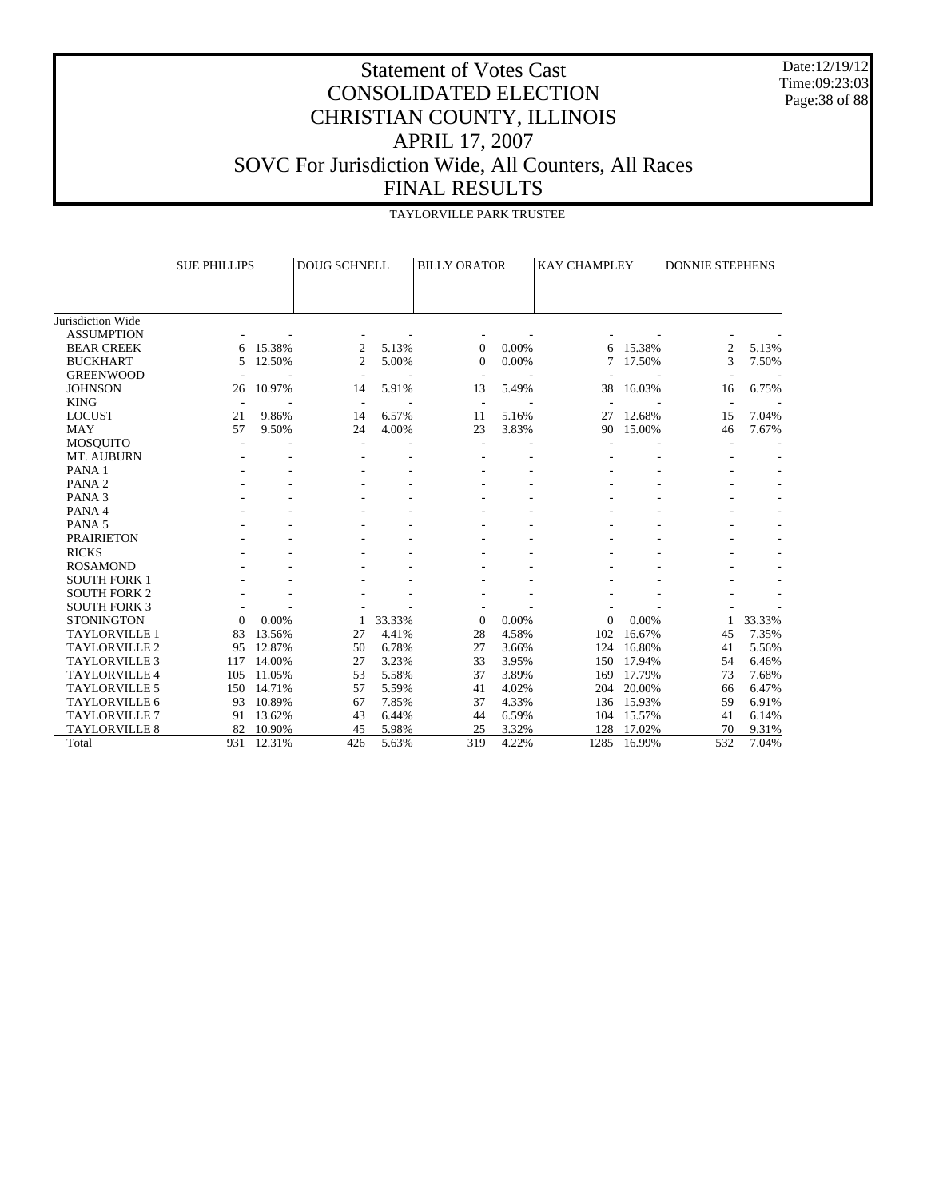# Statement of Votes Cast
# CONSOLIDATED ELECTION
# CHRISTIAN COUNTY, ILLINOIS
# APRIL 17, 2007
# SOVC For Jurisdiction Wide, All Counters, All Races
# FINAL RESULTS

Date:12/19/12
Time:09:23:03

| | TAYLORVILLE PARK TRUSTEE | | | | | | | | | |
|---|---|---|---|---|---|---|---|---|---|---|
| | SUE PHILLIPS | | DOUG SCHNELL | | BILLY ORATOR | | KAY CHAMPLEY | | DONNIE STEPHENS | |
| Jurisdiction Wide | | | | | | | | | | |
| ASSUMPTION | - | - | - | - | - | - | - | - | - | - |
| BEAR CREEK | 6 | 15.38% | 2 | 5.13% | 0 | 0.00% | 6 | 15.38% | 2 | 5.13% |
| BUCKHART | 5 | 12.50% | 2 | 5.00% | 0 | 0.00% | 7 | 17.50% | 3 | 7.50% |
| GREENWOOD | - | - | - | - | - | - | - | - | - | - |
| JOHNSON | 26 | 10.97% | 14 | 5.91% | 13 | 5.49% | 38 | 16.03% | 16 | 6.75% |
| KING | - | - | - | - | - | - | - | - | - | - |
| LOCUST | 21 | 9.86% | 14 | 6.57% | 11 | 5.16% | 27 | 12.68% | 15 | 7.04% |
| MAY | 57 | 9.50% | 24 | 4.00% | 23 | 3.83% | 90 | 15.00% | 46 | 7.67% |
| MOSQUITO | - | - | - | - | - | - | - | - | - | - |
| MT. AUBURN | - | - | - | - | - | - | - | - | - | - |
| PANA 1 | - | - | - | - | - | - | - | - | - | - |
| PANA 2 | - | - | - | - | - | - | - | - | - | - |
| PANA 3 | - | - | - | - | - | - | - | - | - | - |
| PANA 4 | - | - | - | - | - | - | - | - | - | - |
| PANA 5 | - | - | - | - | - | - | - | - | - | - |
| PRAIRIETON | - | - | - | - | - | - | - | - | - | - |
| RICKS | - | - | - | - | - | - | - | - | - | - |
| ROSAMOND | - | - | - | - | - | - | - | - | - | - |
| SOUTH FORK 1 | - | - | - | - | - | - | - | - | - | - |
| SOUTH FORK 2 | - | - | - | - | - | - | - | - | - | - |
| SOUTH FORK 3 | - | - | - | - | - | - | - | - | - | - |
| STONINGTON | 0 | 0.00% | 1 | 33.33% | 0 | 0.00% | 0 | 0.00% | 1 | 33.33% |
| TAYLORVILLE 1 | 83 | 13.56% | 27 | 4.41% | 28 | 4.58% | 102 | 16.67% | 45 | 7.35% |
| TAYLORVILLE 2 | 95 | 12.87% | 50 | 6.78% | 27 | 3.66% | 124 | 16.80% | 41 | 5.56% |
| TAYLORVILLE 3 | 117 | 14.00% | 27 | 3.23% | 33 | 3.95% | 150 | 17.94% | 54 | 6.46% |
| TAYLORVILLE 4 | 105 | 11.05% | 53 | 5.58% | 37 | 3.89% | 169 | 17.79% | 73 | 7.68% |
| TAYLORVILLE 5 | 150 | 14.71% | 57 | 5.59% | 41 | 4.02% | 204 | 20.00% | 66 | 6.47% |
| TAYLORVILLE 6 | 93 | 10.89% | 67 | 7.85% | 37 | 4.33% | 136 | 15.93% | 59 | 6.91% |
| TAYLORVILLE 7 | 91 | 13.62% | 43 | 6.44% | 44 | 6.59% | 104 | 15.57% | 41 | 6.14% |
| TAYLORVILLE 8 | 82 | 10.90% | 45 | 5.98% | 25 | 3.32% | 128 | 17.02% | 70 | 9.31% |
| Total | 931 | 12.31% | 426 | 5.63% | 319 | 4.22% | 1285 | 16.99% | 532 | 7.04% |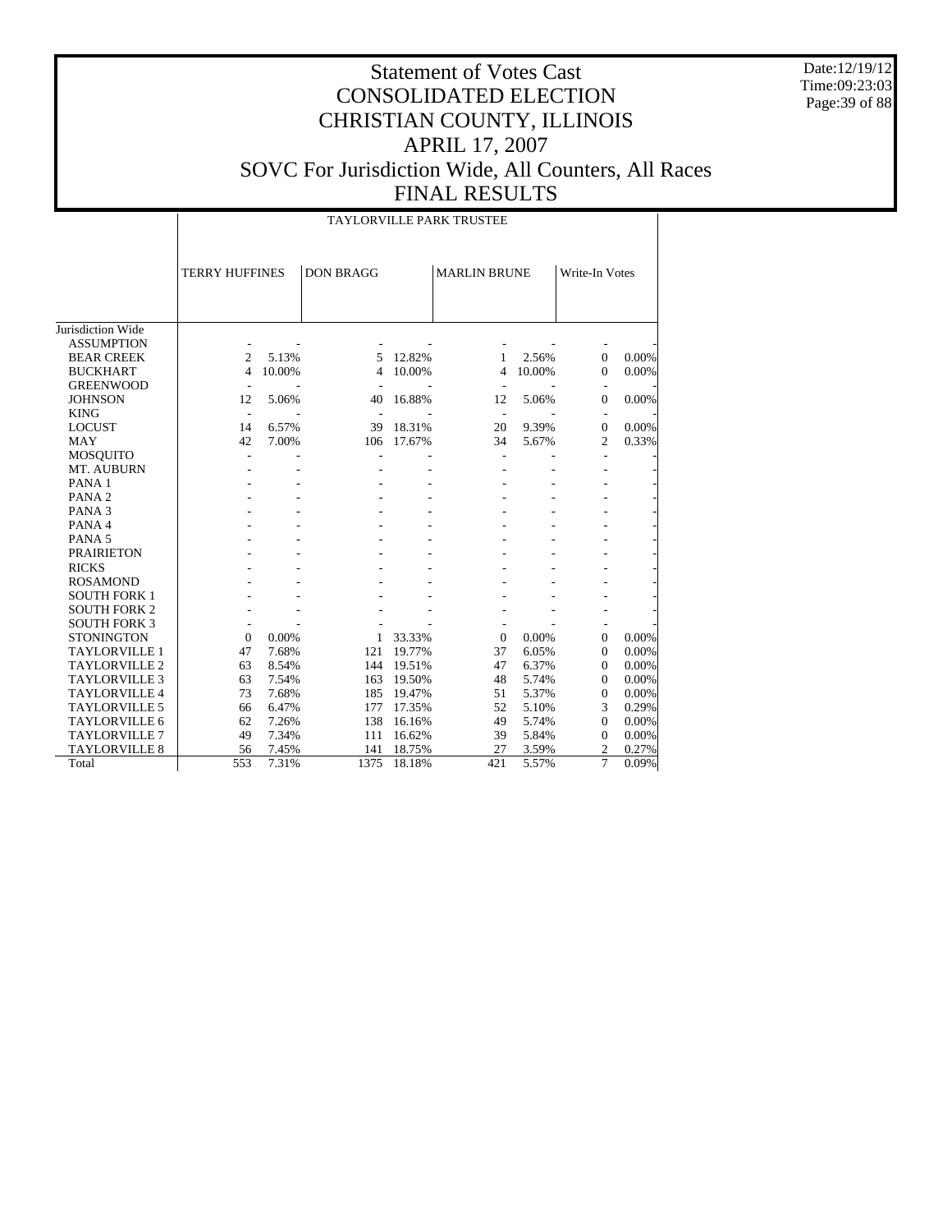# Statement of Votes Cast
# CONSOLIDATED ELECTION
# CHRISTIAN COUNTY, ILLINOIS
# APRIL 17, 2007
# SOVC For Jurisdiction Wide, All Counters, All Races
# FINAL RESULTS

Date:12/19/12
Time:09:23:03

| | TAYLORVILLE PARK TRUSTEE | | | | | | | |
|---|---|---|---|---|---|---|---|---|
| | TERRY HUFFINES | | DON BRAGG | | MARLIN BRUNE | | Write-In Votes | |
| Jurisdiction Wide | | | | | | | | |
| ASSUMPTION | - | - | - | - | - | - | - | - |
| BEAR CREEK | 2 | 5.13% | 5 | 12.82% | 1 | 2.56% | 0 | 0.00% |
| BUCKHART | 4 | 10.00% | 4 | 10.00% | 4 | 10.00% | 0 | 0.00% |
| GREENWOOD | - | - | - | - | - | - | - | - |
| JOHNSON | 12 | 5.06% | 40 | 16.88% | 12 | 5.06% | 0 | 0.00% |
| KING | - | - | - | - | - | - | - | - |
| LOCUST | 14 | 6.57% | 39 | 18.31% | 20 | 9.39% | 0 | 0.00% |
| MAY | 42 | 7.00% | 106 | 17.67% | 34 | 5.67% | 2 | 0.33% |
| MOSQUITO | - | - | - | - | - | - | - | - |
| MT. AUBURN | - | - | - | - | - | - | - | - |
| PANA 1 | - | - | - | - | - | - | - | - |
| PANA 2 | - | - | - | - | - | - | - | - |
| PANA 3 | - | - | - | - | - | - | - | - |
| PANA 4 | - | - | - | - | - | - | - | - |
| PANA 5 | - | - | - | - | - | - | - | - |
| PRAIRIETON | - | - | - | - | - | - | - | - |
| RICKS | - | - | - | - | - | - | - | - |
| ROSAMOND | - | - | - | - | - | - | - | - |
| SOUTH FORK 1 | - | - | - | - | - | - | - | - |
| SOUTH FORK 2 | - | - | - | - | - | - | - | - |
| SOUTH FORK 3 | - | - | - | - | - | - | - | - |
| STONINGTON | 0 | 0.00% | 1 | 33.33% | 0 | 0.00% | 0 | 0.00% |
| TAYLORVILLE 1 | 47 | 7.68% | 121 | 19.77% | 37 | 6.05% | 0 | 0.00% |
| TAYLORVILLE 2 | 63 | 8.54% | 144 | 19.51% | 47 | 6.37% | 0 | 0.00% |
| TAYLORVILLE 3 | 63 | 7.54% | 163 | 19.50% | 48 | 5.74% | 0 | 0.00% |
| TAYLORVILLE 4 | 73 | 7.68% | 185 | 19.47% | 51 | 5.37% | 0 | 0.00% |
| TAYLORVILLE 5 | 66 | 6.47% | 177 | 17.35% | 52 | 5.10% | 3 | 0.29% |
| TAYLORVILLE 6 | 62 | 7.26% | 138 | 16.16% | 49 | 5.74% | 0 | 0.00% |
| TAYLORVILLE 7 | 49 | 7.34% | 111 | 16.62% | 39 | 5.84% | 0 | 0.00% |
| TAYLORVILLE 8 | 56 | 7.45% | 141 | 18.75% | 27 | 3.59% | 2 | 0.27% |
| Total | 553 | 7.31% | 1375 | 18.18% | 421 | 5.57% | 7 | 0.09% |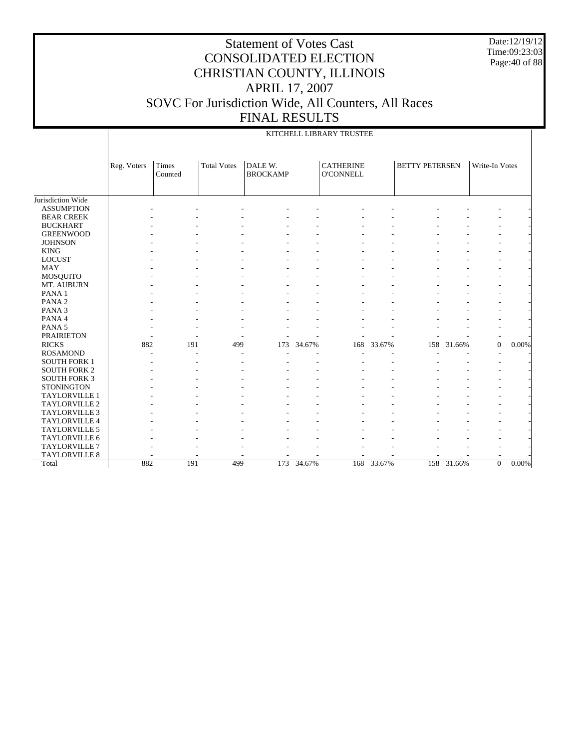# Statement of Votes Cast
# CONSOLIDATED ELECTION
# CHRISTIAN COUNTY, ILLINOIS
# APRIL 17, 2007
# SOVC For Jurisdiction Wide, All Counters, All Races
# FINAL RESULTS

Date:12/19/12
Time:09:23:03

## KITCHELL LIBRARY TRUSTEE

| | Reg. Voters | Times Counted | Total Votes | DALE W. BROCKAMP | | CATHERINE O'CONNELL | | BETTY PETERSEN | | Write-In Votes | |
|---|---|---|---|---|---|---|---|---|---|---|---|
| Jurisdiction Wide | | | | | | | | | | | |
| ASSUMPTION | - | - | - | - | - | - | - | - | - | - | - |
| BEAR CREEK | - | - | - | - | - | - | - | - | - | - | - |
| BUCKHART | - | - | - | - | - | - | - | - | - | - | - |
| GREENWOOD | - | - | - | - | - | - | - | - | - | - | - |
| JOHNSON | - | - | - | - | - | - | - | - | - | - | - |
| KING | - | - | - | - | - | - | - | - | - | - | - |
| LOCUST | - | - | - | - | - | - | - | - | - | - | - |
| MAY | - | - | - | - | - | - | - | - | - | - | - |
| MOSQUITO | - | - | - | - | - | - | - | - | - | - | - |
| MT. AUBURN | - | - | - | - | - | - | - | - | - | - | - |
| PANA 1 | - | - | - | - | - | - | - | - | - | - | - |
| PANA 2 | - | - | - | - | - | - | - | - | - | - | - |
| PANA 3 | - | - | - | - | - | - | - | - | - | - | - |
| PANA 4 | - | - | - | - | - | - | - | - | - | - | - |
| PANA 5 | - | - | - | - | - | - | - | - | - | - | - |
| PRAIRIETON | - | - | - | - | - | - | - | - | - | - | - |
| RICKS | 882 | 191 | 499 | 173 | 34.67% | 168 | 33.67% | 158 | 31.66% | 0 | 0.00% |
| ROSAMOND | - | - | - | - | - | - | - | - | - | - | - |
| SOUTH FORK 1 | - | - | - | - | - | - | - | - | - | - | - |
| SOUTH FORK 2 | - | - | - | - | - | - | - | - | - | - | - |
| SOUTH FORK 3 | - | - | - | - | - | - | - | - | - | - | - |
| STONINGTON | - | - | - | - | - | - | - | - | - | - | - |
| TAYLORVILLE 1 | - | - | - | - | - | - | - | - | - | - | - |
| TAYLORVILLE 2 | - | - | - | - | - | - | - | - | - | - | - |
| TAYLORVILLE 3 | - | - | - | - | - | - | - | - | - | - | - |
| TAYLORVILLE 4 | - | - | - | - | - | - | - | - | - | - | - |
| TAYLORVILLE 5 | - | - | - | - | - | - | - | - | - | - | - |
| TAYLORVILLE 6 | - | - | - | - | - | - | - | - | - | - | - |
| TAYLORVILLE 7 | - | - | - | - | - | - | - | - | - | - | - |
| TAYLORVILLE 8 | - | - | - | - | - | - | - | - | - | - | - |
| Total | 882 | 191 | 499 | 173 | 34.67% | 168 | 33.67% | 158 | 31.66% | 0 | 0.00% |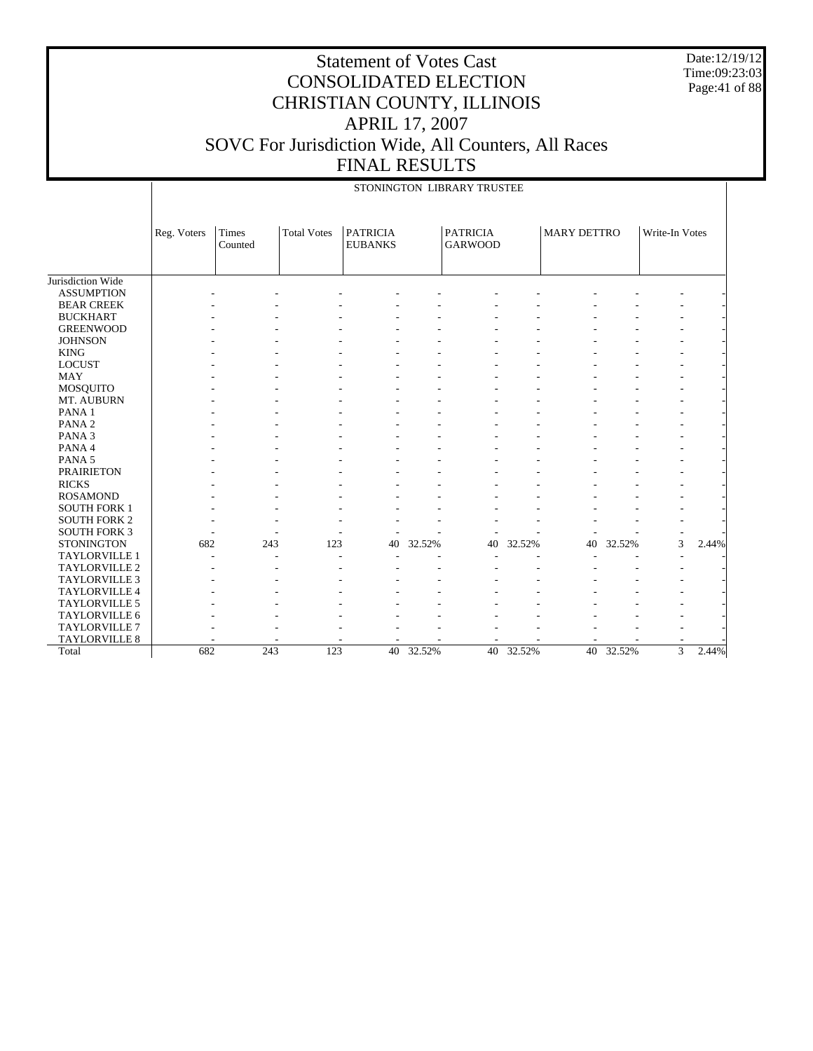# Statement of Votes Cast
# CONSOLIDATED ELECTION
# CHRISTIAN COUNTY, ILLINOIS
# APRIL 17, 2007
# SOVC For Jurisdiction Wide, All Counters, All Races
# FINAL RESULTS

Date:12/19/12
Time:09:23:03

STONINGTON LIBRARY TRUSTEE

| | Reg. Voters | Times Counted | Total Votes | PATRICIA EUBANKS | | PATRICIA GARWOOD | | MARY DETTRO | | Write-In Votes | |
|---|---|---|---|---|---|---|---|---|---|---|---|
| Jurisdiction Wide | | | | | | | | | | | |
| ASSUMPTION | - | - | - | - | - | - | - | - | - | - | - |
| BEAR CREEK | - | - | - | - | - | - | - | - | - | - | - |
| BUCKHART | - | - | - | - | - | - | - | - | - | - | - |
| GREENWOOD | - | - | - | - | - | - | - | - | - | - | - |
| JOHNSON | - | - | - | - | - | - | - | - | - | - | - |
| KING | - | - | - | - | - | - | - | - | - | - | - |
| LOCUST | - | - | - | - | - | - | - | - | - | - | - |
| MAY | - | - | - | - | - | - | - | - | - | - | - |
| MOSQUITO | - | - | - | - | - | - | - | - | - | - | - |
| MT. AUBURN | - | - | - | - | - | - | - | - | - | - | - |
| PANA 1 | - | - | - | - | - | - | - | - | - | - | - |
| PANA 2 | - | - | - | - | - | - | - | - | - | - | - |
| PANA 3 | - | - | - | - | - | - | - | - | - | - | - |
| PANA 4 | - | - | - | - | - | - | - | - | - | - | - |
| PANA 5 | - | - | - | - | - | - | - | - | - | - | - |
| PRAIRIETON | - | - | - | - | - | - | - | - | - | - | - |
| RICKS | - | - | - | - | - | - | - | - | - | - | - |
| ROSAMOND | - | - | - | - | - | - | - | - | - | - | - |
| SOUTH FORK 1 | - | - | - | - | - | - | - | - | - | - | - |
| SOUTH FORK 2 | - | - | - | - | - | - | - | - | - | - | - |
| SOUTH FORK 3 | - | - | - | - | - | - | - | - | - | - | - |
| STONINGTON | 682 | 243 | 123 | 40 | 32.52% | 40 | 32.52% | 40 | 32.52% | 3 | 2.44% |
| TAYLORVILLE 1 | - | - | - | - | - | - | - | - | - | - | - |
| TAYLORVILLE 2 | - | - | - | - | - | - | - | - | - | - | - |
| TAYLORVILLE 3 | - | - | - | - | - | - | - | - | - | - | - |
| TAYLORVILLE 4 | - | - | - | - | - | - | - | - | - | - | - |
| TAYLORVILLE 5 | - | - | - | - | - | - | - | - | - | - | - |
| TAYLORVILLE 6 | - | - | - | - | - | - | - | - | - | - | - |
| TAYLORVILLE 7 | - | - | - | - | - | - | - | - | - | - | - |
| TAYLORVILLE 8 | - | - | - | - | - | - | - | - | - | - | - |
| Total | 682 | 243 | 123 | 40 | 32.52% | 40 | 32.52% | 40 | 32.52% | 3 | 2.44% |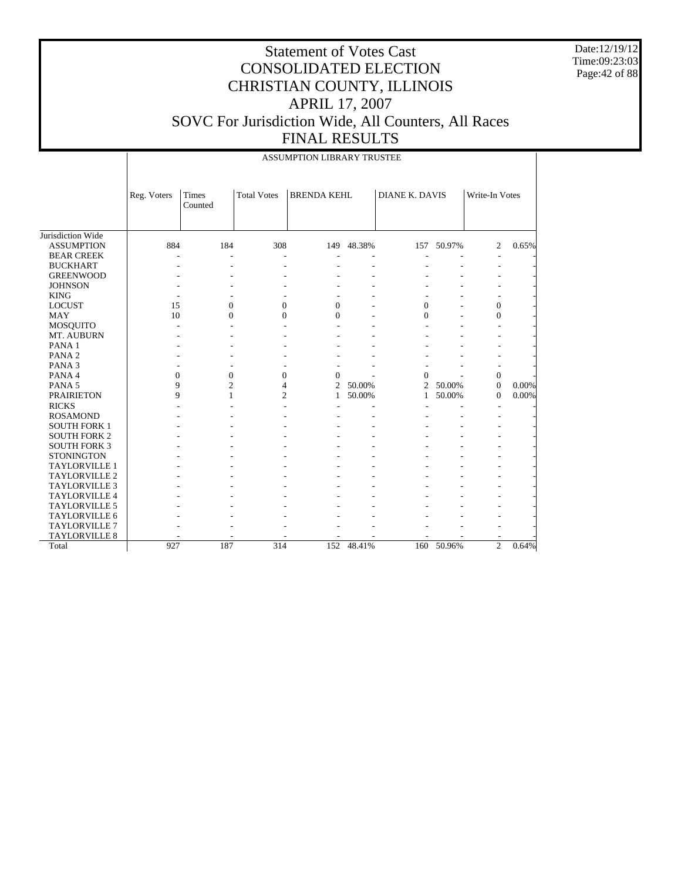# Statement of Votes Cast
# CONSOLIDATED ELECTION
# CHRISTIAN COUNTY, ILLINOIS
# APRIL 17, 2007
# SOVC For Jurisdiction Wide, All Counters, All Races
# FINAL RESULTS

Date:12/19/12
Time:09:23:03

| | ASSUMPTION LIBRARY TRUSTEE | | | | | | | | |
|---|---|---|---|---|---|---|---|---|---|
| | Reg. Voters | Times Counted | Total Votes | BRENDA KEHL | | DIANE K. DAVIS | | Write-In Votes | |
| Jurisdiction Wide | | | | | | | | | |
| ASSUMPTION | 884 | 184 | 308 | 149 | 48.38% | 157 | 50.97% | 2 | 0.65% |
| BEAR CREEK | - | - | - | - | - | - | - | - | - |
| BUCKHART | - | - | - | - | - | - | - | - | - |
| GREENWOOD | - | - | - | - | - | - | - | - | - |
| JOHNSON | - | - | - | - | - | - | - | - | - |
| KING | - | - | - | - | - | - | - | - | - |
| LOCUST | 15 | 0 | 0 | 0 | - | 0 | - | 0 | - |
| MAY | 10 | 0 | 0 | 0 | - | 0 | - | 0 | - |
| MOSQUITO | - | - | - | - | - | - | - | - | - |
| MT. AUBURN | - | - | - | - | - | - | - | - | - |
| PANA 1 | - | - | - | - | - | - | - | - | - |
| PANA 2 | - | - | - | - | - | - | - | - | - |
| PANA 3 | - | - | - | - | - | - | - | - | - |
| PANA 4 | 0 | 0 | 0 | 0 | - | 0 | - | 0 | - |
| PANA 5 | 9 | 2 | 4 | 2 | 50.00% | 2 | 50.00% | 0 | 0.00% |
| PRAIRIETON | 9 | 1 | 2 | 1 | 50.00% | 1 | 50.00% | 0 | 0.00% |
| RICKS | - | - | - | - | - | - | - | - | - |
| ROSAMOND | - | - | - | - | - | - | - | - | - |
| SOUTH FORK 1 | - | - | - | - | - | - | - | - | - |
| SOUTH FORK 2 | - | - | - | - | - | - | - | - | - |
| SOUTH FORK 3 | - | - | - | - | - | - | - | - | - |
| STONINGTON | - | - | - | - | - | - | - | - | - |
| TAYLORVILLE 1 | - | - | - | - | - | - | - | - | - |
| TAYLORVILLE 2 | - | - | - | - | - | - | - | - | - |
| TAYLORVILLE 3 | - | - | - | - | - | - | - | - | - |
| TAYLORVILLE 4 | - | - | - | - | - | - | - | - | - |
| TAYLORVILLE 5 | - | - | - | - | - | - | - | - | - |
| TAYLORVILLE 6 | - | - | - | - | - | - | - | - | - |
| TAYLORVILLE 7 | - | - | - | - | - | - | - | - | - |
| TAYLORVILLE 8 | - | - | - | - | - | - | - | - | - |
| Total | 927 | 187 | 314 | 152 | 48.41% | 160 | 50.96% | 2 | 0.64% |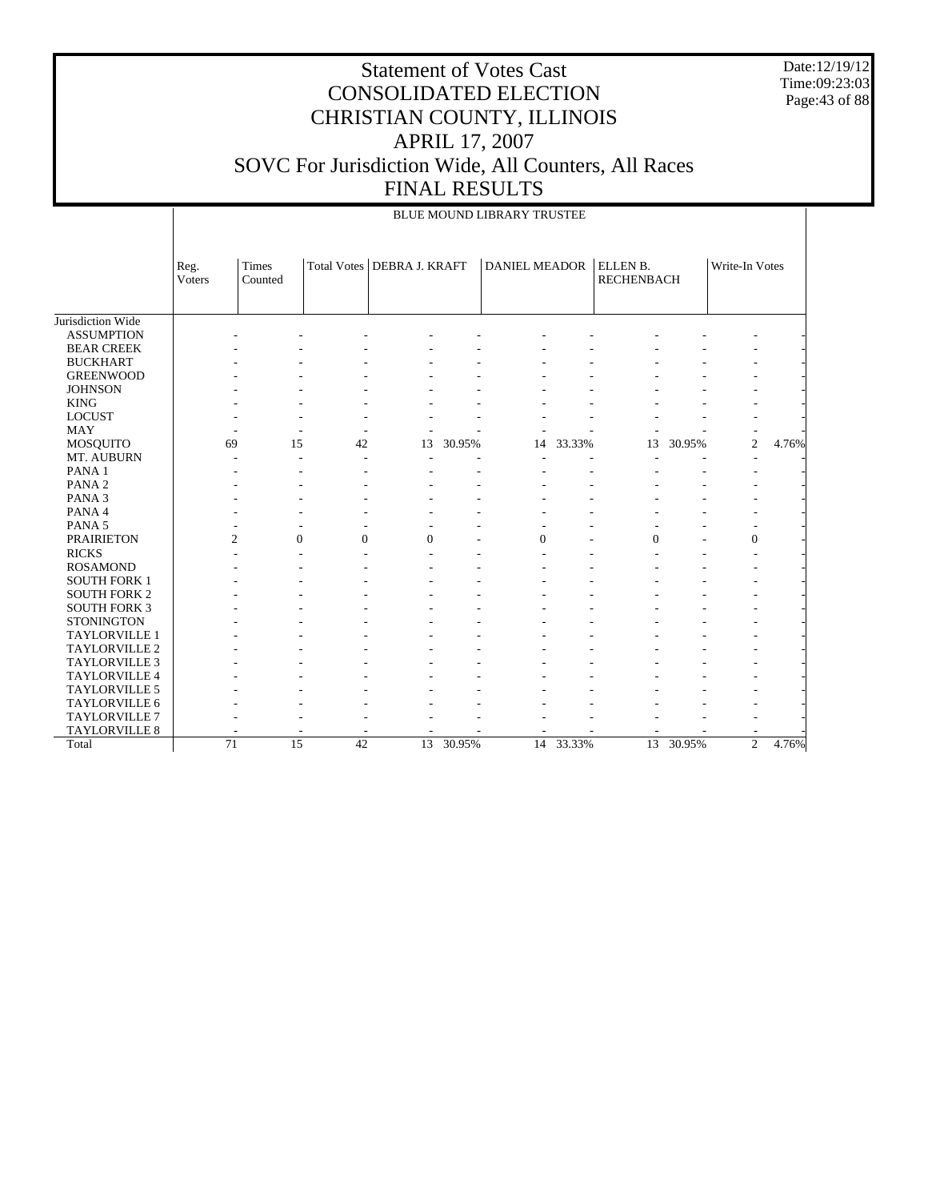# Statement of Votes Cast
# CONSOLIDATED ELECTION
# CHRISTIAN COUNTY, ILLINOIS
# APRIL 17, 2007
# SOVC For Jurisdiction Wide, All Counters, All Races
# FINAL RESULTS

Date:12/19/12
Time:09:23:03

## BLUE MOUND LIBRARY TRUSTEE

| | Reg. Voters | Times Counted | Total Votes | DEBRA J. KRAFT | | DANIEL MEADOR | | ELLEN B. RECHENBACH | | Write-In Votes | |
|---|---|---|---|---|---|---|---|---|---|---|---|
| Jurisdiction Wide | | | | | | | | | | | |
| ASSUMPTION | - | - | - | - | - | - | - | - | - | - | - |
| BEAR CREEK | - | - | - | - | - | - | - | - | - | - | - |
| BUCKHART | - | - | - | - | - | - | - | - | - | - | - |
| GREENWOOD | - | - | - | - | - | - | - | - | - | - | - |
| JOHNSON | - | - | - | - | - | - | - | - | - | - | - |
| KING | - | - | - | - | - | - | - | - | - | - | - |
| LOCUST | - | - | - | - | - | - | - | - | - | - | - |
| MAY | - | - | - | - | - | - | - | - | - | - | - |
| MOSQUITO | 69 | 15 | 42 | 13 | 30.95% | 14 | 33.33% | 13 | 30.95% | 2 | 4.76% |
| MT. AUBURN | - | - | - | - | - | - | - | - | - | - | - |
| PANA 1 | - | - | - | - | - | - | - | - | - | - | - |
| PANA 2 | - | - | - | - | - | - | - | - | - | - | - |
| PANA 3 | - | - | - | - | - | - | - | - | - | - | - |
| PANA 4 | - | - | - | - | - | - | - | - | - | - | - |
| PANA 5 | - | - | - | - | - | - | - | - | - | - | - |
| PRAIRIETON | 2 | 0 | 0 | 0 | - | 0 | - | 0 | - | 0 | - |
| RICKS | - | - | - | - | - | - | - | - | - | - | - |
| ROSAMOND | - | - | - | - | - | - | - | - | - | - | - |
| SOUTH FORK 1 | - | - | - | - | - | - | - | - | - | - | - |
| SOUTH FORK 2 | - | - | - | - | - | - | - | - | - | - | - |
| SOUTH FORK 3 | - | - | - | - | - | - | - | - | - | - | - |
| STONINGTON | - | - | - | - | - | - | - | - | - | - | - |
| TAYLORVILLE 1 | - | - | - | - | - | - | - | - | - | - | - |
| TAYLORVILLE 2 | - | - | - | - | - | - | - | - | - | - | - |
| TAYLORVILLE 3 | - | - | - | - | - | - | - | - | - | - | - |
| TAYLORVILLE 4 | - | - | - | - | - | - | - | - | - | - | - |
| TAYLORVILLE 5 | - | - | - | - | - | - | - | - | - | - | - |
| TAYLORVILLE 6 | - | - | - | - | - | - | - | - | - | - | - |
| TAYLORVILLE 7 | - | - | - | - | - | - | - | - | - | - | - |
| TAYLORVILLE 8 | - | - | - | - | - | - | - | - | - | - | - |
| Total | 71 | 15 | 42 | 13 | 30.95% | 14 | 33.33% | 13 | 30.95% | 2 | 4.76% |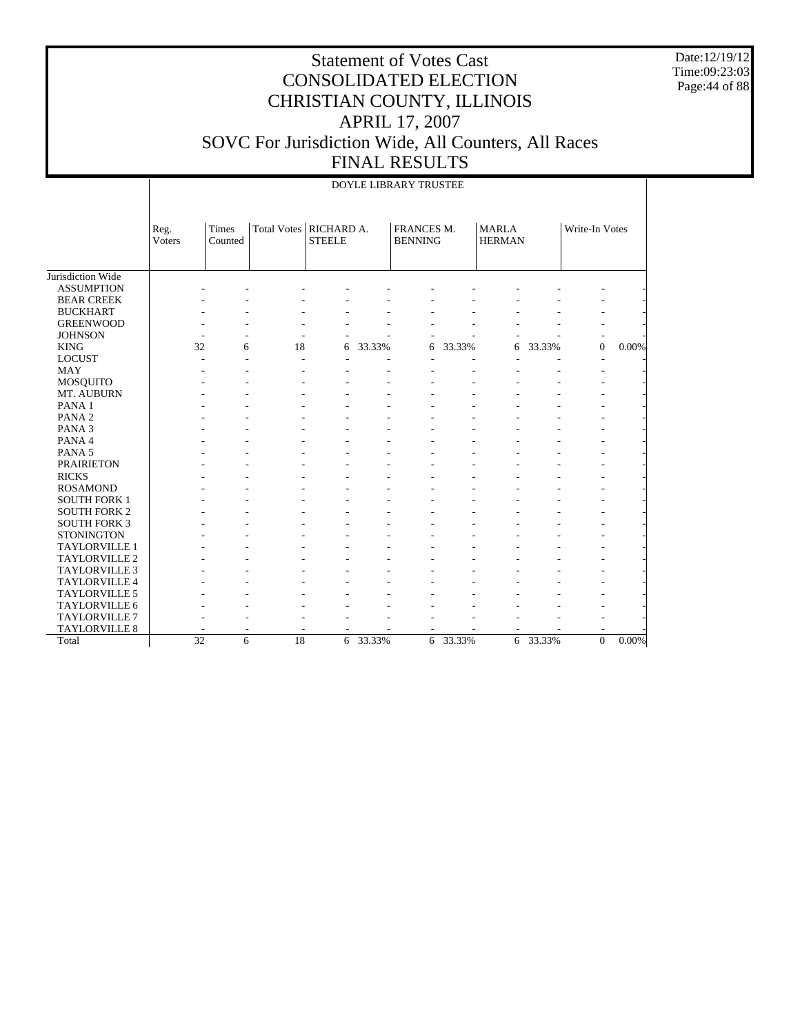# Statement of Votes Cast
# CONSOLIDATED ELECTION
# CHRISTIAN COUNTY, ILLINOIS
# APRIL 17, 2007
# SOVC For Jurisdiction Wide, All Counters, All Races
# FINAL RESULTS

Date:12/19/12
Time:09:23:03

DOYLE LIBRARY TRUSTEE

| | Reg. Voters | Times Counted | Total Votes | RICHARD A. STEELE | | FRANCES M. BENNING | | MARLA HERMAN | | Write-In Votes | |
|---|---|---|---|---|---|---|---|---|---|---|---|
| Jurisdiction Wide | | | | | | | | | | | |
| ASSUMPTION | - | - | - | - | - | - | - | - | - | - | - |
| BEAR CREEK | - | - | - | - | - | - | - | - | - | - | - |
| BUCKHART | - | - | - | - | - | - | - | - | - | - | - |
| GREENWOOD | - | - | - | - | - | - | - | - | - | - | - |
| JOHNSON | - | - | - | - | - | - | - | - | - | - | - |
| KING | 32 | 6 | 18 | 6 | 33.33% | 6 | 33.33% | 6 | 33.33% | 0 | 0.00% |
| LOCUST | - | - | - | - | - | - | - | - | - | - | - |
| MAY | - | - | - | - | - | - | - | - | - | - | - |
| MOSQUITO | - | - | - | - | - | - | - | - | - | - | - |
| MT. AUBURN | - | - | - | - | - | - | - | - | - | - | - |
| PANA 1 | - | - | - | - | - | - | - | - | - | - | - |
| PANA 2 | - | - | - | - | - | - | - | - | - | - | - |
| PANA 3 | - | - | - | - | - | - | - | - | - | - | - |
| PANA 4 | - | - | - | - | - | - | - | - | - | - | - |
| PANA 5 | - | - | - | - | - | - | - | - | - | - | - |
| PRAIRIETON | - | - | - | - | - | - | - | - | - | - | - |
| RICKS | - | - | - | - | - | - | - | - | - | - | - |
| ROSAMOND | - | - | - | - | - | - | - | - | - | - | - |
| SOUTH FORK 1 | - | - | - | - | - | - | - | - | - | - | - |
| SOUTH FORK 2 | - | - | - | - | - | - | - | - | - | - | - |
| SOUTH FORK 3 | - | - | - | - | - | - | - | - | - | - | - |
| STONINGTON | - | - | - | - | - | - | - | - | - | - | - |
| TAYLORVILLE 1 | - | - | - | - | - | - | - | - | - | - | - |
| TAYLORVILLE 2 | - | - | - | - | - | - | - | - | - | - | - |
| TAYLORVILLE 3 | - | - | - | - | - | - | - | - | - | - | - |
| TAYLORVILLE 4 | - | - | - | - | - | - | - | - | - | - | - |
| TAYLORVILLE 5 | - | - | - | - | - | - | - | - | - | - | - |
| TAYLORVILLE 6 | - | - | - | - | - | - | - | - | - | - | - |
| TAYLORVILLE 7 | - | - | - | - | - | - | - | - | - | - | - |
| TAYLORVILLE 8 | - | - | - | - | - | - | - | - | - | - | - |
| Total | 32 | 6 | 18 | 6 | 33.33% | 6 | 33.33% | 6 | 33.33% | 0 | 0.00% |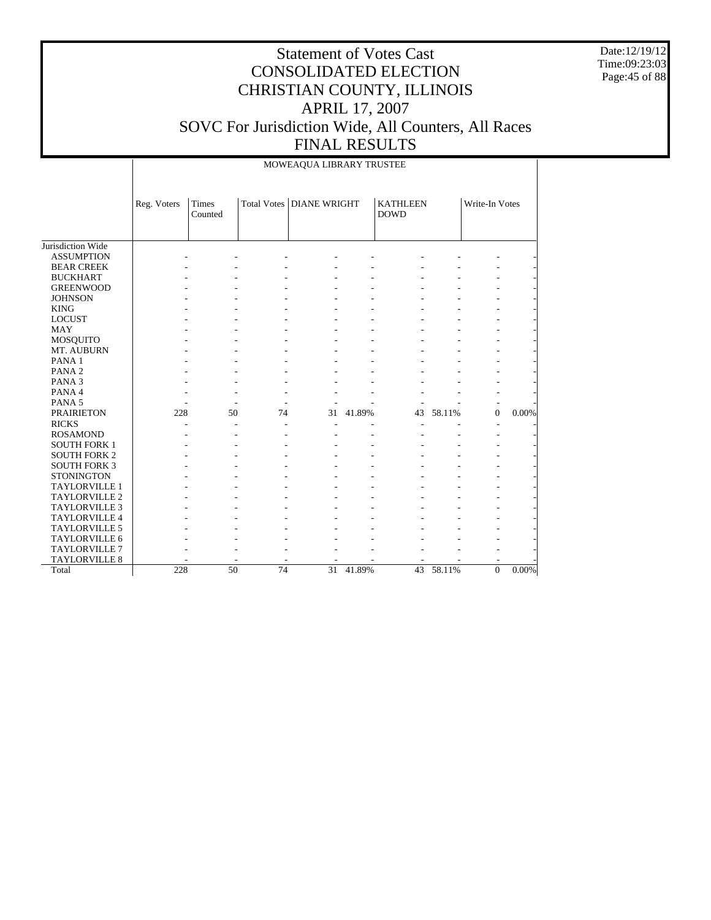# Statement of Votes Cast
# CONSOLIDATED ELECTION
# CHRISTIAN COUNTY, ILLINOIS
# APRIL 17, 2007
# SOVC For Jurisdiction Wide, All Counters, All Races
# FINAL RESULTS

Date:12/19/12
Time:09:23:03

| | MOWEAQUA LIBRARY TRUSTEE | | | | | | | | |
|---|---|---|---|---|---|---|---|---|---|
| | Reg. Voters | Times Counted | Total Votes | DIANE WRIGHT | | KATHLEEN DOWD | | Write-In Votes | |
| Jurisdiction Wide | | | | | | | | | |
| ASSUMPTION | - | - | - | - | - | - | - | - | - |
| BEAR CREEK | - | - | - | - | - | - | - | - | - |
| BUCKHART | - | - | - | - | - | - | - | - | - |
| GREENWOOD | - | - | - | - | - | - | - | - | - |
| JOHNSON | - | - | - | - | - | - | - | - | - |
| KING | - | - | - | - | - | - | - | - | - |
| LOCUST | - | - | - | - | - | - | - | - | - |
| MAY | - | - | - | - | - | - | - | - | - |
| MOSQUITO | - | - | - | - | - | - | - | - | - |
| MT. AUBURN | - | - | - | - | - | - | - | - | - |
| PANA 1 | - | - | - | - | - | - | - | - | - |
| PANA 2 | - | - | - | - | - | - | - | - | - |
| PANA 3 | - | - | - | - | - | - | - | - | - |
| PANA 4 | - | - | - | - | - | - | - | - | - |
| PANA 5 | - | - | - | - | - | - | - | - | - |
| PRAIRIETON | 228 | 50 | 74 | 31 | 41.89% | 43 | 58.11% | 0 | 0.00% |
| RICKS | - | - | - | - | - | - | - | - | - |
| ROSAMOND | - | - | - | - | - | - | - | - | - |
| SOUTH FORK 1 | - | - | - | - | - | - | - | - | - |
| SOUTH FORK 2 | - | - | - | - | - | - | - | - | - |
| SOUTH FORK 3 | - | - | - | - | - | - | - | - | - |
| STONINGTON | - | - | - | - | - | - | - | - | - |
| TAYLORVILLE 1 | - | - | - | - | - | - | - | - | - |
| TAYLORVILLE 2 | - | - | - | - | - | - | - | - | - |
| TAYLORVILLE 3 | - | - | - | - | - | - | - | - | - |
| TAYLORVILLE 4 | - | - | - | - | - | - | - | - | - |
| TAYLORVILLE 5 | - | - | - | - | - | - | - | - | - |
| TAYLORVILLE 6 | - | - | - | - | - | - | - | - | - |
| TAYLORVILLE 7 | - | - | - | - | - | - | - | - | - |
| TAYLORVILLE 8 | - | - | - | - | - | - | - | - | - |
| Total | 228 | 50 | 74 | 31 | 41.89% | 43 | 58.11% | 0 | 0.00% |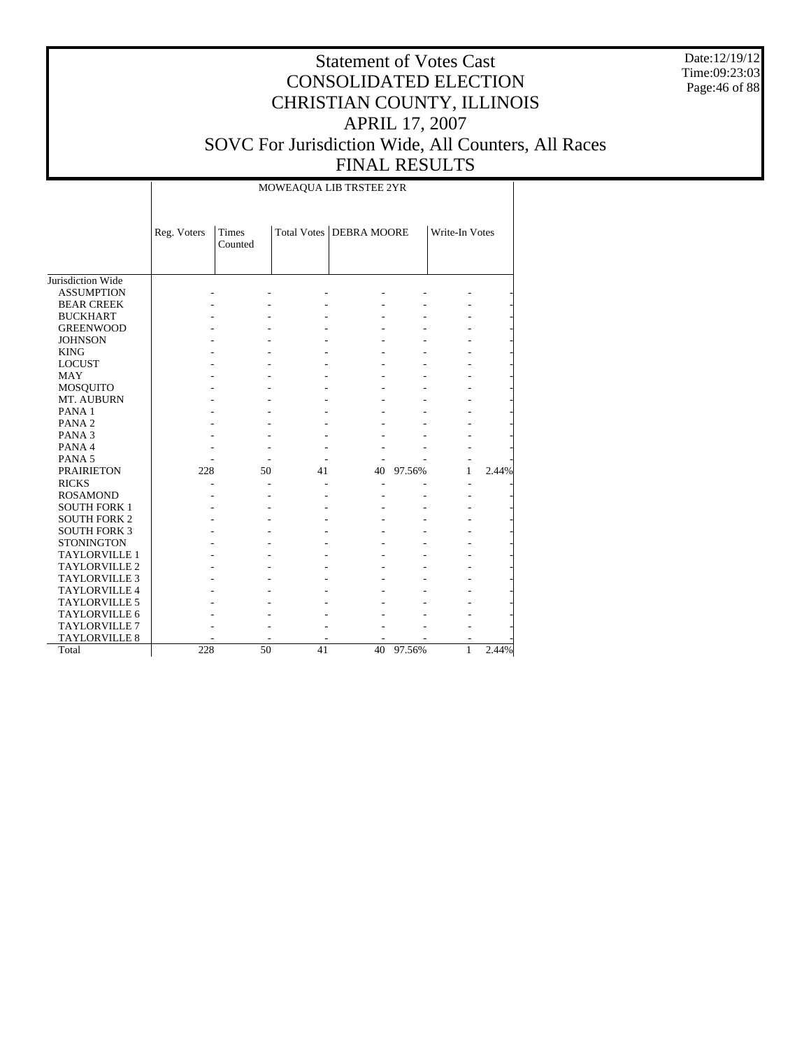# Statement of Votes Cast
# CONSOLIDATED ELECTION
# CHRISTIAN COUNTY, ILLINOIS
# APRIL 17, 2007
# SOVC For Jurisdiction Wide, All Counters, All Races
# FINAL RESULTS

Date:12/19/12
Time:09:23:03

| | MOWEAQUA LIB TRSTEE 2YR | | | | | | |
|---|---|---|---|---|---|---|---|
| | Reg. Voters | Times Counted | Total Votes | DEBRA MOORE | | Write-In Votes | |
| Jurisdiction Wide | | | | | | | |
| ASSUMPTION | - | - | - | - | - | - | - |
| BEAR CREEK | - | - | - | - | - | - | - |
| BUCKHART | - | - | - | - | - | - | - |
| GREENWOOD | - | - | - | - | - | - | - |
| JOHNSON | - | - | - | - | - | - | - |
| KING | - | - | - | - | - | - | - |
| LOCUST | - | - | - | - | - | - | - |
| MAY | - | - | - | - | - | - | - |
| MOSQUITO | - | - | - | - | - | - | - |
| MT. AUBURN | - | - | - | - | - | - | - |
| PANA 1 | - | - | - | - | - | - | - |
| PANA 2 | - | - | - | - | - | - | - |
| PANA 3 | - | - | - | - | - | - | - |
| PANA 4 | - | - | - | - | - | - | - |
| PANA 5 | - | - | - | - | - | - | - |
| PRAIRIETON | 228 | 50 | 41 | 40 | 97.56% | 1 | 2.44% |
| RICKS | - | - | - | - | - | - | - |
| ROSAMOND | - | - | - | - | - | - | - |
| SOUTH FORK 1 | - | - | - | - | - | - | - |
| SOUTH FORK 2 | - | - | - | - | - | - | - |
| SOUTH FORK 3 | - | - | - | - | - | - | - |
| STONINGTON | - | - | - | - | - | - | - |
| TAYLORVILLE 1 | - | - | - | - | - | - | - |
| TAYLORVILLE 2 | - | - | - | - | - | - | - |
| TAYLORVILLE 3 | - | - | - | - | - | - | - |
| TAYLORVILLE 4 | - | - | - | - | - | - | - |
| TAYLORVILLE 5 | - | - | - | - | - | - | - |
| TAYLORVILLE 6 | - | - | - | - | - | - | - |
| TAYLORVILLE 7 | - | - | - | - | - | - | - |
| TAYLORVILLE 8 | - | - | - | - | - | - | - |
| Total | 228 | 50 | 41 | 40 | 97.56% | 1 | 2.44% |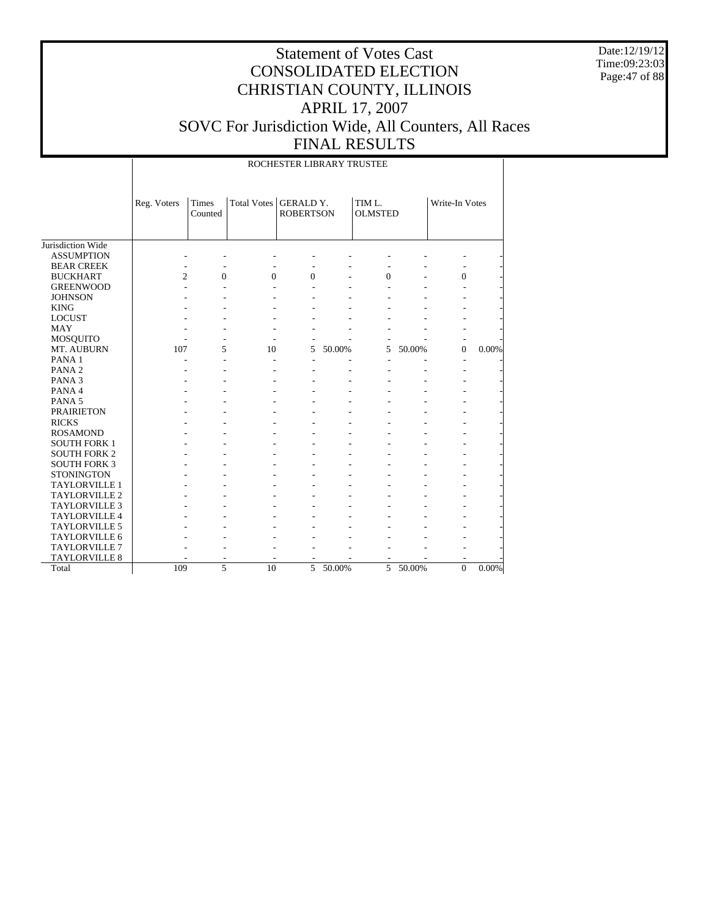# Statement of Votes Cast
# CONSOLIDATED ELECTION
# CHRISTIAN COUNTY, ILLINOIS
# APRIL 17, 2007
# SOVC For Jurisdiction Wide, All Counters, All Races
# FINAL RESULTS

Date:12/19/12
Time:09:23:03

ROCHESTER LIBRARY TRUSTEE

| | Reg. Voters | Times Counted | Total Votes | GERALD Y. ROBERTSON | | TIM L. OLMSTED | | Write-In Votes | |
|---|---|---|---|---|---|---|---|---|---|
| Jurisdiction Wide | | | | | | | | | |
| ASSUMPTION | - | - | - | - | - | - | - | - | - |
| BEAR CREEK | - | - | - | - | - | - | - | - | - |
| BUCKHART | 2 | 0 | 0 | 0 | - | 0 | - | 0 | - |
| GREENWOOD | - | - | - | - | - | - | - | - | - |
| JOHNSON | - | - | - | - | - | - | - | - | - |
| KING | - | - | - | - | - | - | - | - | - |
| LOCUST | - | - | - | - | - | - | - | - | - |
| MAY | - | - | - | - | - | - | - | - | - |
| MOSQUITO | - | - | - | - | - | - | - | - | - |
| MT. AUBURN | 107 | 5 | 10 | 5 | 50.00% | 5 | 50.00% | 0 | 0.00% |
| PANA 1 | - | - | - | - | - | - | - | - | - |
| PANA 2 | - | - | - | - | - | - | - | - | - |
| PANA 3 | - | - | - | - | - | - | - | - | - |
| PANA 4 | - | - | - | - | - | - | - | - | - |
| PANA 5 | - | - | - | - | - | - | - | - | - |
| PRAIRIETON | - | - | - | - | - | - | - | - | - |
| RICKS | - | - | - | - | - | - | - | - | - |
| ROSAMOND | - | - | - | - | - | - | - | - | - |
| SOUTH FORK 1 | - | - | - | - | - | - | - | - | - |
| SOUTH FORK 2 | - | - | - | - | - | - | - | - | - |
| SOUTH FORK 3 | - | - | - | - | - | - | - | - | - |
| STONINGTON | - | - | - | - | - | - | - | - | - |
| TAYLORVILLE 1 | - | - | - | - | - | - | - | - | - |
| TAYLORVILLE 2 | - | - | - | - | - | - | - | - | - |
| TAYLORVILLE 3 | - | - | - | - | - | - | - | - | - |
| TAYLORVILLE 4 | - | - | - | - | - | - | - | - | - |
| TAYLORVILLE 5 | - | - | - | - | - | - | - | - | - |
| TAYLORVILLE 6 | - | - | - | - | - | - | - | - | - |
| TAYLORVILLE 7 | - | - | - | - | - | - | - | - | - |
| TAYLORVILLE 8 | - | - | - | - | - | - | - | - | - |
| Total | 109 | 5 | 10 | 5 | 50.00% | 5 | 50.00% | 0 | 0.00% |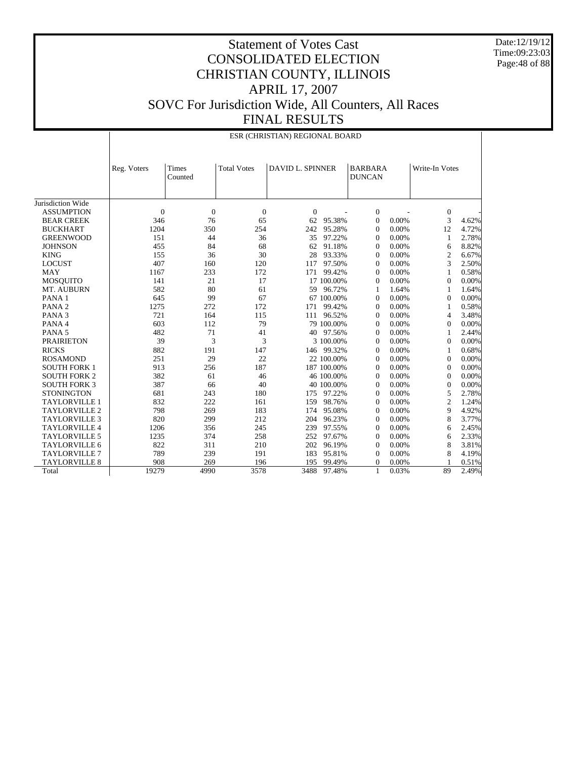# Statement of Votes Cast
# CONSOLIDATED ELECTION
# CHRISTIAN COUNTY, ILLINOIS
# APRIL 17, 2007
# SOVC For Jurisdiction Wide, All Counters, All Races
# FINAL RESULTS

Date:12/19/12
Time:09:23:03

| | ESR (CHRISTIAN) REGIONAL BOARD | | | | | | | | |
|---|---|---|---|---|---|---|---|---|---|
| | Reg. Voters | Times Counted | Total Votes | DAVID L. SPINNER | | BARBARA DUNCAN | | Write-In Votes | |
| Jurisdiction Wide | | | | | | | | | |
| ASSUMPTION | 0 | 0 | 0 | 0 | - | 0 | - | 0 | - |
| BEAR CREEK | 346 | 76 | 65 | 62 | 95.38% | 0 | 0.00% | 3 | 4.62% |
| BUCKHART | 1204 | 350 | 254 | 242 | 95.28% | 0 | 0.00% | 12 | 4.72% |
| GREENWOOD | 151 | 44 | 36 | 35 | 97.22% | 0 | 0.00% | 1 | 2.78% |
| JOHNSON | 455 | 84 | 68 | 62 | 91.18% | 0 | 0.00% | 6 | 8.82% |
| KING | 155 | 36 | 30 | 28 | 93.33% | 0 | 0.00% | 2 | 6.67% |
| LOCUST | 407 | 160 | 120 | 117 | 97.50% | 0 | 0.00% | 3 | 2.50% |
| MAY | 1167 | 233 | 172 | 171 | 99.42% | 0 | 0.00% | 1 | 0.58% |
| MOSQUITO | 141 | 21 | 17 | 17 | 100.00% | 0 | 0.00% | 0 | 0.00% |
| MT. AUBURN | 582 | 80 | 61 | 59 | 96.72% | 1 | 1.64% | 1 | 1.64% |
| PANA 1 | 645 | 99 | 67 | 67 | 100.00% | 0 | 0.00% | 0 | 0.00% |
| PANA 2 | 1275 | 272 | 172 | 171 | 99.42% | 0 | 0.00% | 1 | 0.58% |
| PANA 3 | 721 | 164 | 115 | 111 | 96.52% | 0 | 0.00% | 4 | 3.48% |
| PANA 4 | 603 | 112 | 79 | 79 | 100.00% | 0 | 0.00% | 0 | 0.00% |
| PANA 5 | 482 | 71 | 41 | 40 | 97.56% | 0 | 0.00% | 1 | 2.44% |
| PRAIRIETON | 39 | 3 | 3 | 3 | 100.00% | 0 | 0.00% | 0 | 0.00% |
| RICKS | 882 | 191 | 147 | 146 | 99.32% | 0 | 0.00% | 1 | 0.68% |
| ROSAMOND | 251 | 29 | 22 | 22 | 100.00% | 0 | 0.00% | 0 | 0.00% |
| SOUTH FORK 1 | 913 | 256 | 187 | 187 | 100.00% | 0 | 0.00% | 0 | 0.00% |
| SOUTH FORK 2 | 382 | 61 | 46 | 46 | 100.00% | 0 | 0.00% | 0 | 0.00% |
| SOUTH FORK 3 | 387 | 66 | 40 | 40 | 100.00% | 0 | 0.00% | 0 | 0.00% |
| STONINGTON | 681 | 243 | 180 | 175 | 97.22% | 0 | 0.00% | 5 | 2.78% |
| TAYLORVILLE 1 | 832 | 222 | 161 | 159 | 98.76% | 0 | 0.00% | 2 | 1.24% |
| TAYLORVILLE 2 | 798 | 269 | 183 | 174 | 95.08% | 0 | 0.00% | 9 | 4.92% |
| TAYLORVILLE 3 | 820 | 299 | 212 | 204 | 96.23% | 0 | 0.00% | 8 | 3.77% |
| TAYLORVILLE 4 | 1206 | 356 | 245 | 239 | 97.55% | 0 | 0.00% | 6 | 2.45% |
| TAYLORVILLE 5 | 1235 | 374 | 258 | 252 | 97.67% | 0 | 0.00% | 6 | 2.33% |
| TAYLORVILLE 6 | 822 | 311 | 210 | 202 | 96.19% | 0 | 0.00% | 8 | 3.81% |
| TAYLORVILLE 7 | 789 | 239 | 191 | 183 | 95.81% | 0 | 0.00% | 8 | 4.19% |
| TAYLORVILLE 8 | 908 | 269 | 196 | 195 | 99.49% | 0 | 0.00% | 1 | 0.51% |
| Total | 19279 | 4990 | 3578 | 3488 | 97.48% | 1 | 0.03% | 89 | 2.49% |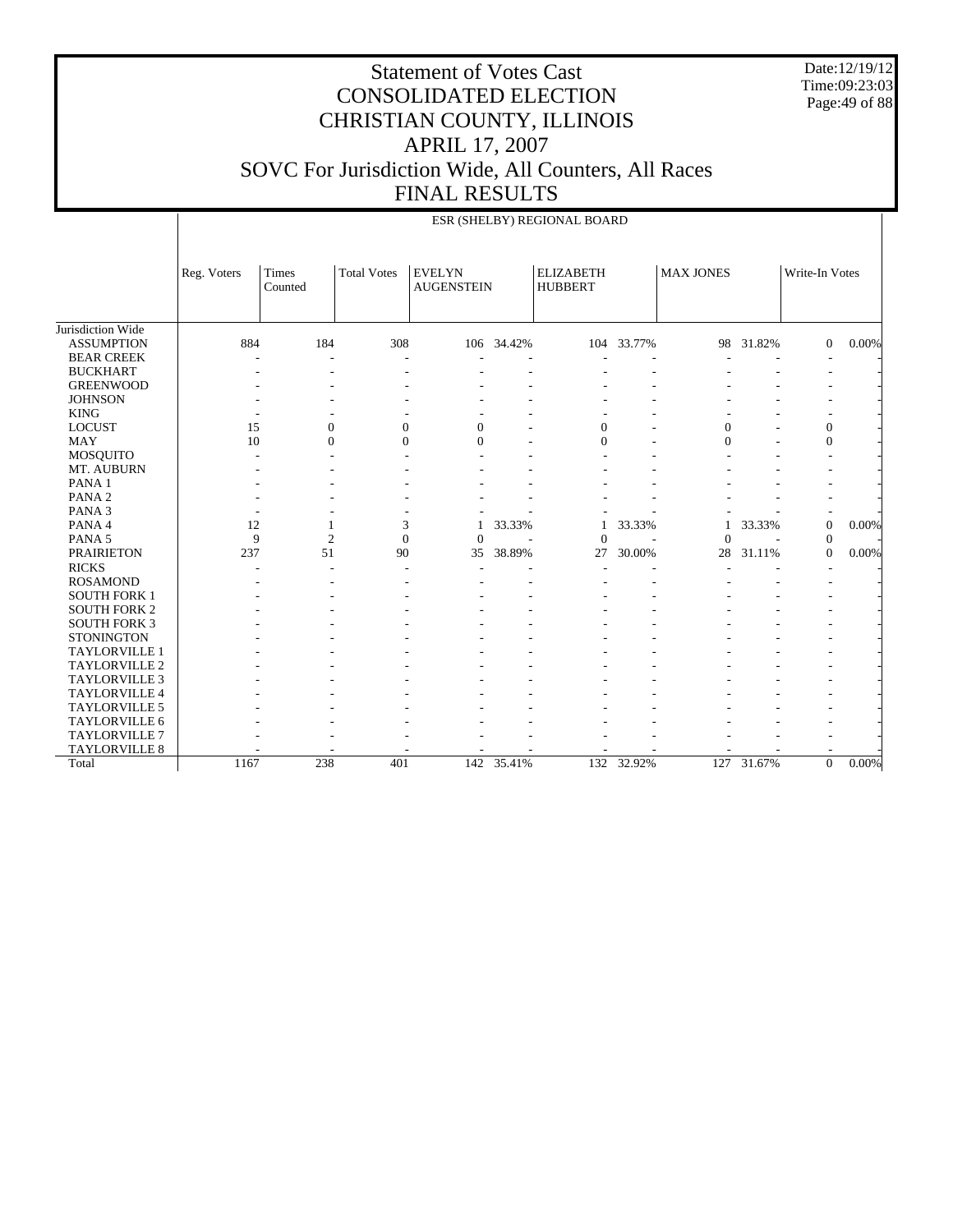# Statement of Votes Cast
# CONSOLIDATED ELECTION
# CHRISTIAN COUNTY, ILLINOIS
# APRIL 17, 2007
# SOVC For Jurisdiction Wide, All Counters, All Races
# FINAL RESULTS

Date:12/19/12
Time:09:23:03

## ESR (SHELBY) REGIONAL BOARD

| | Reg. Voters | Times Counted | Total Votes | EVELYN AUGENSTEIN | | ELIZABETH HUBBERT | | MAX JONES | | Write-In Votes | |
|---|---|---|---|---|---|---|---|---|---|---|---|
| Jurisdiction Wide | | | | | | | | | | | |
| ASSUMPTION | 884 | 184 | 308 | 106 | 34.42% | 104 | 33.77% | 98 | 31.82% | 0 | 0.00% |
| BEAR CREEK | - | - | - | - | - | - | - | - | - | - | - |
| BUCKHART | - | - | - | - | - | - | - | - | - | - | - |
| GREENWOOD | - | - | - | - | - | - | - | - | - | - | - |
| JOHNSON | - | - | - | - | - | - | - | - | - | - | - |
| KING | - | - | - | - | - | - | - | - | - | - | - |
| LOCUST | 15 | 0 | 0 | 0 | - | 0 | - | 0 | - | 0 | - |
| MAY | 10 | 0 | 0 | 0 | - | 0 | - | 0 | - | 0 | - |
| MOSQUITO | - | - | - | - | - | - | - | - | - | - | - |
| MT. AUBURN | - | - | - | - | - | - | - | - | - | - | - |
| PANA 1 | - | - | - | - | - | - | - | - | - | - | - |
| PANA 2 | - | - | - | - | - | - | - | - | - | - | - |
| PANA 3 | - | - | - | - | - | - | - | - | - | - | - |
| PANA 4 | 12 | 1 | 3 | 1 | 33.33% | 1 | 33.33% | 1 | 33.33% | 0 | 0.00% |
| PANA 5 | 9 | 2 | 0 | 0 | - | 0 | - | 0 | - | 0 | - |
| PRAIRIETON | 237 | 51 | 90 | 35 | 38.89% | 27 | 30.00% | 28 | 31.11% | 0 | 0.00% |
| RICKS | - | - | - | - | - | - | - | - | - | - | - |
| ROSAMOND | - | - | - | - | - | - | - | - | - | - | - |
| SOUTH FORK 1 | - | - | - | - | - | - | - | - | - | - | - |
| SOUTH FORK 2 | - | - | - | - | - | - | - | - | - | - | - |
| SOUTH FORK 3 | - | - | - | - | - | - | - | - | - | - | - |
| STONINGTON | - | - | - | - | - | - | - | - | - | - | - |
| TAYLORVILLE 1 | - | - | - | - | - | - | - | - | - | - | - |
| TAYLORVILLE 2 | - | - | - | - | - | - | - | - | - | - | - |
| TAYLORVILLE 3 | - | - | - | - | - | - | - | - | - | - | - |
| TAYLORVILLE 4 | - | - | - | - | - | - | - | - | - | - | - |
| TAYLORVILLE 5 | - | - | - | - | - | - | - | - | - | - | - |
| TAYLORVILLE 6 | - | - | - | - | - | - | - | - | - | - | - |
| TAYLORVILLE 7 | - | - | - | - | - | - | - | - | - | - | - |
| TAYLORVILLE 8 | - | - | - | - | - | - | - | - | - | - | - |
| Total | 1167 | 238 | 401 | 142 | 35.41% | 132 | 32.92% | 127 | 31.67% | 0 | 0.00% |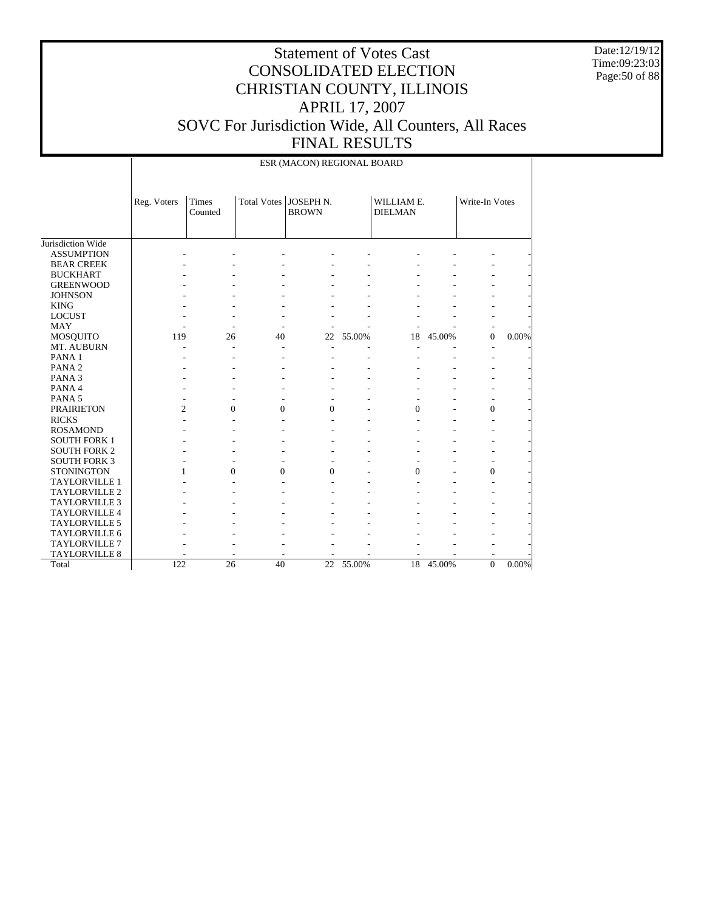# Statement of Votes Cast
# CONSOLIDATED ELECTION
# CHRISTIAN COUNTY, ILLINOIS
# APRIL 17, 2007
# SOVC For Jurisdiction Wide, All Counters, All Races
# FINAL RESULTS

Date:12/19/12
Time:09:23:03

ESR (MACON) REGIONAL BOARD

| | Reg. Voters | Times Counted | Total Votes | JOSEPH N. BROWN | | WILLIAM E. DIELMAN | | Write-In Votes | |
|---|---|---|---|---|---|---|---|---|---|
| Jurisdiction Wide | | | | | | | | | |
| ASSUMPTION | - | - | - | - | - | - | - | - | - |
| BEAR CREEK | - | - | - | - | - | - | - | - | - |
| BUCKHART | - | - | - | - | - | - | - | - | - |
| GREENWOOD | - | - | - | - | - | - | - | - | - |
| JOHNSON | - | - | - | - | - | - | - | - | - |
| KING | - | - | - | - | - | - | - | - | - |
| LOCUST | - | - | - | - | - | - | - | - | - |
| MAY | - | - | - | - | - | - | - | - | - |
| MOSQUITO | 119 | 26 | 40 | 22 | 55.00% | 18 | 45.00% | 0 | 0.00% |
| MT. AUBURN | - | - | - | - | - | - | - | - | - |
| PANA 1 | - | - | - | - | - | - | - | - | - |
| PANA 2 | - | - | - | - | - | - | - | - | - |
| PANA 3 | - | - | - | - | - | - | - | - | - |
| PANA 4 | - | - | - | - | - | - | - | - | - |
| PANA 5 | - | - | - | - | - | - | - | - | - |
| PRAIRIETON | 2 | 0 | 0 | 0 | - | 0 | - | 0 | - |
| RICKS | - | - | - | - | - | - | - | - | - |
| ROSAMOND | - | - | - | - | - | - | - | - | - |
| SOUTH FORK 1 | - | - | - | - | - | - | - | - | - |
| SOUTH FORK 2 | - | - | - | - | - | - | - | - | - |
| SOUTH FORK 3 | - | - | - | - | - | - | - | - | - |
| STONINGTON | 1 | 0 | 0 | 0 | - | 0 | - | 0 | - |
| TAYLORVILLE 1 | - | - | - | - | - | - | - | - | - |
| TAYLORVILLE 2 | - | - | - | - | - | - | - | - | - |
| TAYLORVILLE 3 | - | - | - | - | - | - | - | - | - |
| TAYLORVILLE 4 | - | - | - | - | - | - | - | - | - |
| TAYLORVILLE 5 | - | - | - | - | - | - | - | - | - |
| TAYLORVILLE 6 | - | - | - | - | - | - | - | - | - |
| TAYLORVILLE 7 | - | - | - | - | - | - | - | - | - |
| TAYLORVILLE 8 | - | - | - | - | - | - | - | - | - |
| Total | 122 | 26 | 40 | 22 | 55.00% | 18 | 45.00% | 0 | 0.00% |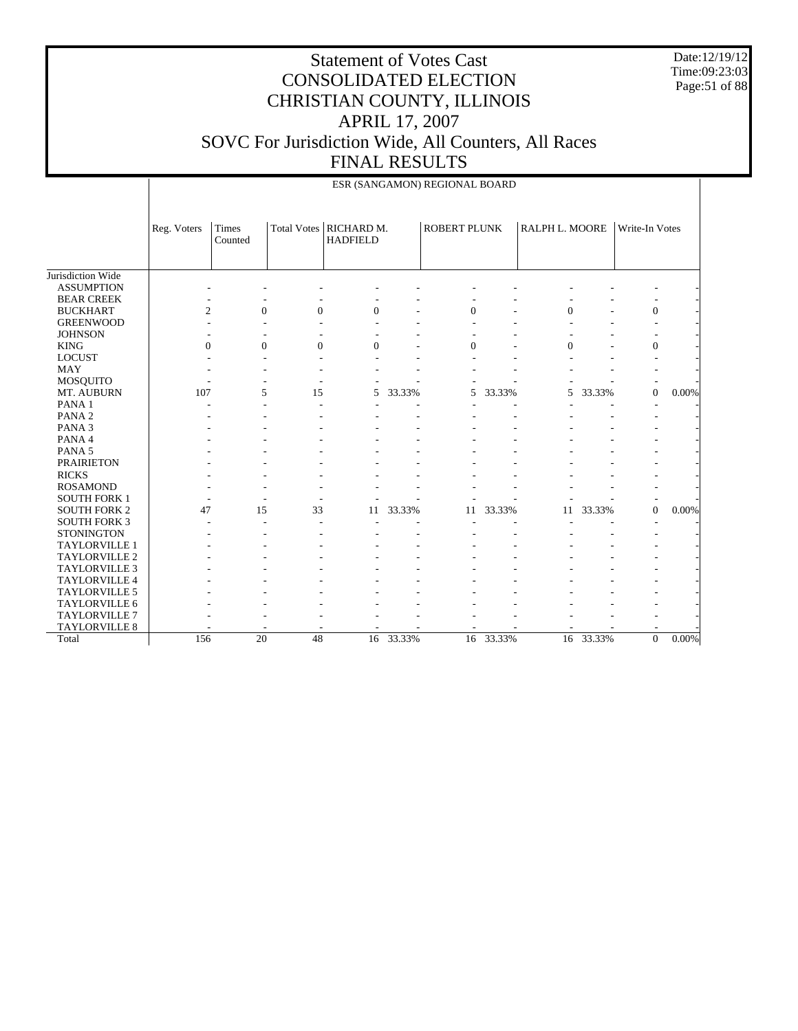# Statement of Votes Cast
# CONSOLIDATED ELECTION
# CHRISTIAN COUNTY, ILLINOIS
# APRIL 17, 2007
# SOVC For Jurisdiction Wide, All Counters, All Races
# FINAL RESULTS

Date:12/19/12
Time:09:23:03

ESR (SANGAMON) REGIONAL BOARD

| | Reg. Voters | Times Counted | Total Votes | RICHARD M. HADFIELD | | ROBERT PLUNK | | RALPH L. MOORE | | Write-In Votes | |
|---|---|---|---|---|---|---|---|---|---|---|---|
| Jurisdiction Wide | | | | | | | | | | | |
| ASSUMPTION | - | - | - | - | - | - | - | - | - | - | - |
| BEAR CREEK | - | - | - | - | - | - | - | - | - | - | - |
| BUCKHART | 2 | 0 | 0 | 0 | - | 0 | - | 0 | - | 0 | - |
| GREENWOOD | - | - | - | - | - | - | - | - | - | - | - |
| JOHNSON | - | - | - | - | - | - | - | - | - | - | - |
| KING | 0 | 0 | 0 | 0 | - | 0 | - | 0 | - | 0 | - |
| LOCUST | - | - | - | - | - | - | - | - | - | - | - |
| MAY | - | - | - | - | - | - | - | - | - | - | - |
| MOSQUITO | - | - | - | - | - | - | - | - | - | - | - |
| MT. AUBURN | 107 | 5 | 15 | 5 | 33.33% | 5 | 33.33% | 5 | 33.33% | 0 | 0.00% |
| PANA 1 | - | - | - | - | - | - | - | - | - | - | - |
| PANA 2 | - | - | - | - | - | - | - | - | - | - | - |
| PANA 3 | - | - | - | - | - | - | - | - | - | - | - |
| PANA 4 | - | - | - | - | - | - | - | - | - | - | - |
| PANA 5 | - | - | - | - | - | - | - | - | - | - | - |
| PRAIRIETON | - | - | - | - | - | - | - | - | - | - | - |
| RICKS | - | - | - | - | - | - | - | - | - | - | - |
| ROSAMOND | - | - | - | - | - | - | - | - | - | - | - |
| SOUTH FORK 1 | - | - | - | - | - | - | - | - | - | - | - |
| SOUTH FORK 2 | 47 | 15 | 33 | 11 | 33.33% | 11 | 33.33% | 11 | 33.33% | 0 | 0.00% |
| SOUTH FORK 3 | - | - | - | - | - | - | - | - | - | - | - |
| STONINGTON | - | - | - | - | - | - | - | - | - | - | - |
| TAYLORVILLE 1 | - | - | - | - | - | - | - | - | - | - | - |
| TAYLORVILLE 2 | - | - | - | - | - | - | - | - | - | - | - |
| TAYLORVILLE 3 | - | - | - | - | - | - | - | - | - | - | - |
| TAYLORVILLE 4 | - | - | - | - | - | - | - | - | - | - | - |
| TAYLORVILLE 5 | - | - | - | - | - | - | - | - | - | - | - |
| TAYLORVILLE 6 | - | - | - | - | - | - | - | - | - | - | - |
| TAYLORVILLE 7 | - | - | - | - | - | - | - | - | - | - | - |
| TAYLORVILLE 8 | - | - | - | - | - | - | - | - | - | - | - |
| Total | 156 | 20 | 48 | 16 | 33.33% | 16 | 33.33% | 16 | 33.33% | 0 | 0.00% |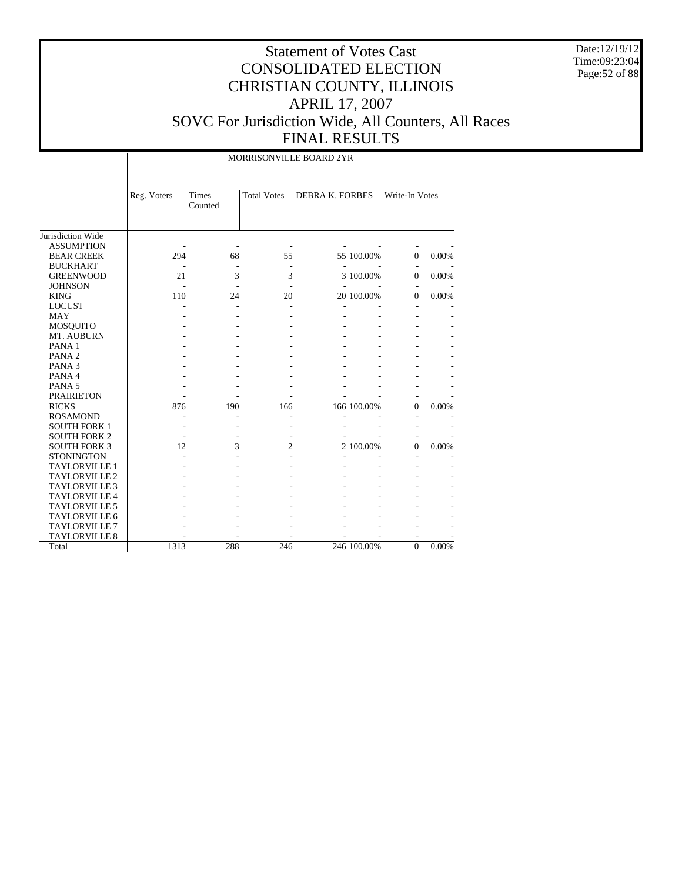# Statement of Votes Cast
# CONSOLIDATED ELECTION
# CHRISTIAN COUNTY, ILLINOIS
# APRIL 17, 2007
# SOVC For Jurisdiction Wide, All Counters, All Races
# FINAL RESULTS

Date:12/19/12
Time:09:23:04

| | MORRISONVILLE BOARD 2YR | | | | | | |
|---|---|---|---|---|---|---|---|
| | Reg. Voters | Times Counted | Total Votes | DEBRA K. FORBES | | Write-In Votes | |
| Jurisdiction Wide | | | | | | | |
| ASSUMPTION | - | - | - | - | - | - | - |
| BEAR CREEK | 294 | 68 | 55 | 55 | 100.00% | 0 | 0.00% |
| BUCKHART | - | - | - | - | - | - | - |
| GREENWOOD | 21 | 3 | 3 | 3 | 100.00% | 0 | 0.00% |
| JOHNSON | - | - | - | - | - | - | - |
| KING | 110 | 24 | 20 | 20 | 100.00% | 0 | 0.00% |
| LOCUST | - | - | - | - | - | - | - |
| MAY | - | - | - | - | - | - | - |
| MOSQUITO | - | - | - | - | - | - | - |
| MT. AUBURN | - | - | - | - | - | - | - |
| PANA 1 | - | - | - | - | - | - | - |
| PANA 2 | - | - | - | - | - | - | - |
| PANA 3 | - | - | - | - | - | - | - |
| PANA 4 | - | - | - | - | - | - | - |
| PANA 5 | - | - | - | - | - | - | - |
| PRAIRIETON | - | - | - | - | - | - | - |
| RICKS | 876 | 190 | 166 | 166 | 100.00% | 0 | 0.00% |
| ROSAMOND | - | - | - | - | - | - | - |
| SOUTH FORK 1 | - | - | - | - | - | - | - |
| SOUTH FORK 2 | - | - | - | - | - | - | - |
| SOUTH FORK 3 | 12 | 3 | 2 | 2 | 100.00% | 0 | 0.00% |
| STONINGTON | - | - | - | - | - | - | - |
| TAYLORVILLE 1 | - | - | - | - | - | - | - |
| TAYLORVILLE 2 | - | - | - | - | - | - | - |
| TAYLORVILLE 3 | - | - | - | - | - | - | - |
| TAYLORVILLE 4 | - | - | - | - | - | - | - |
| TAYLORVILLE 5 | - | - | - | - | - | - | - |
| TAYLORVILLE 6 | - | - | - | - | - | - | - |
| TAYLORVILLE 7 | - | - | - | - | - | - | - |
| TAYLORVILLE 8 | - | - | - | - | - | - | - |
| Total | 1313 | 288 | 246 | 246 | 100.00% | 0 | 0.00% |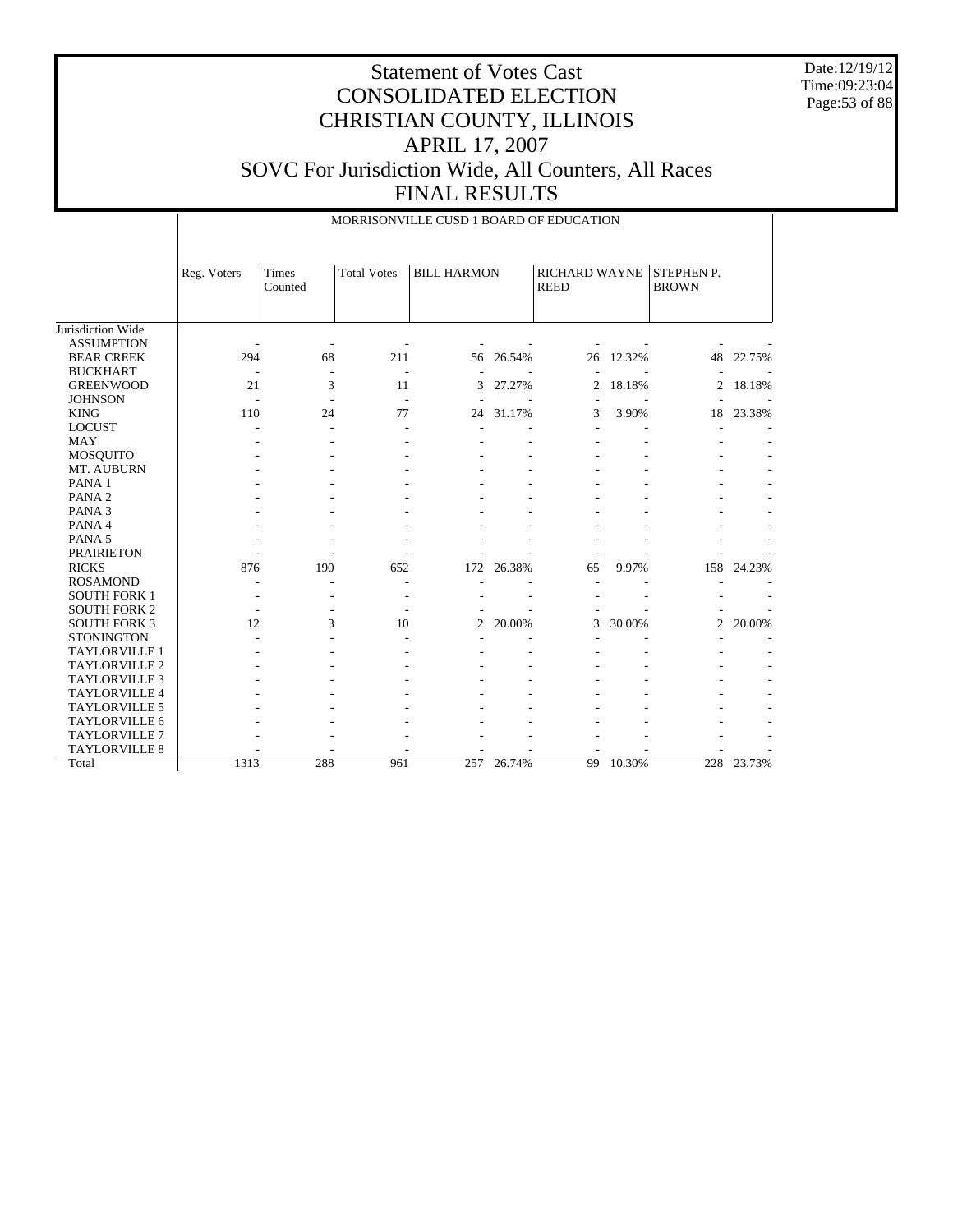# Statement of Votes Cast
# CONSOLIDATED ELECTION
# CHRISTIAN COUNTY, ILLINOIS
# APRIL 17, 2007
# SOVC For Jurisdiction Wide, All Counters, All Races
# FINAL RESULTS

Date:12/19/12
Time:09:23:04

MORRISONVILLE CUSD 1 BOARD OF EDUCATION

| | Reg. Voters | Times Counted | Total Votes | BILL HARMON | | RICHARD WAYNE REED | | STEPHEN P. BROWN | |
|---|---|---|---|---|---|---|---|---|---|
| Jurisdiction Wide | | | | | | | | | |
| ASSUMPTION | - | - | - | - | - | - | - | - | - |
| BEAR CREEK | 294 | 68 | 211 | 56 | 26.54% | 26 | 12.32% | 48 | 22.75% |
| BUCKHART | - | - | - | - | - | - | - | - | - |
| GREENWOOD | 21 | 3 | 11 | 3 | 27.27% | 2 | 18.18% | 2 | 18.18% |
| JOHNSON | - | - | - | - | - | - | - | - | - |
| KING | 110 | 24 | 77 | 24 | 31.17% | 3 | 3.90% | 18 | 23.38% |
| LOCUST | - | - | - | - | - | - | - | - | - |
| MAY | - | - | - | - | - | - | - | - | - |
| MOSQUITO | - | - | - | - | - | - | - | - | - |
| MT. AUBURN | - | - | - | - | - | - | - | - | - |
| PANA 1 | - | - | - | - | - | - | - | - | - |
| PANA 2 | - | - | - | - | - | - | - | - | - |
| PANA 3 | - | - | - | - | - | - | - | - | - |
| PANA 4 | - | - | - | - | - | - | - | - | - |
| PANA 5 | - | - | - | - | - | - | - | - | - |
| PRAIRIETON | - | - | - | - | - | - | - | - | - |
| RICKS | 876 | 190 | 652 | 172 | 26.38% | 65 | 9.97% | 158 | 24.23% |
| ROSAMOND | - | - | - | - | - | - | - | - | - |
| SOUTH FORK 1 | - | - | - | - | - | - | - | - | - |
| SOUTH FORK 2 | - | - | - | - | - | - | - | - | - |
| SOUTH FORK 3 | 12 | 3 | 10 | 2 | 20.00% | 3 | 30.00% | 2 | 20.00% |
| STONINGTON | - | - | - | - | - | - | - | - | - |
| TAYLORVILLE 1 | - | - | - | - | - | - | - | - | - |
| TAYLORVILLE 2 | - | - | - | - | - | - | - | - | - |
| TAYLORVILLE 3 | - | - | - | - | - | - | - | - | - |
| TAYLORVILLE 4 | - | - | - | - | - | - | - | - | - |
| TAYLORVILLE 5 | - | - | - | - | - | - | - | - | - |
| TAYLORVILLE 6 | - | - | - | - | - | - | - | - | - |
| TAYLORVILLE 7 | - | - | - | - | - | - | - | - | - |
| TAYLORVILLE 8 | - | - | - | - | - | - | - | - | - |
| Total | 1313 | 288 | 961 | 257 | 26.74% | 99 | 10.30% | 228 | 23.73% |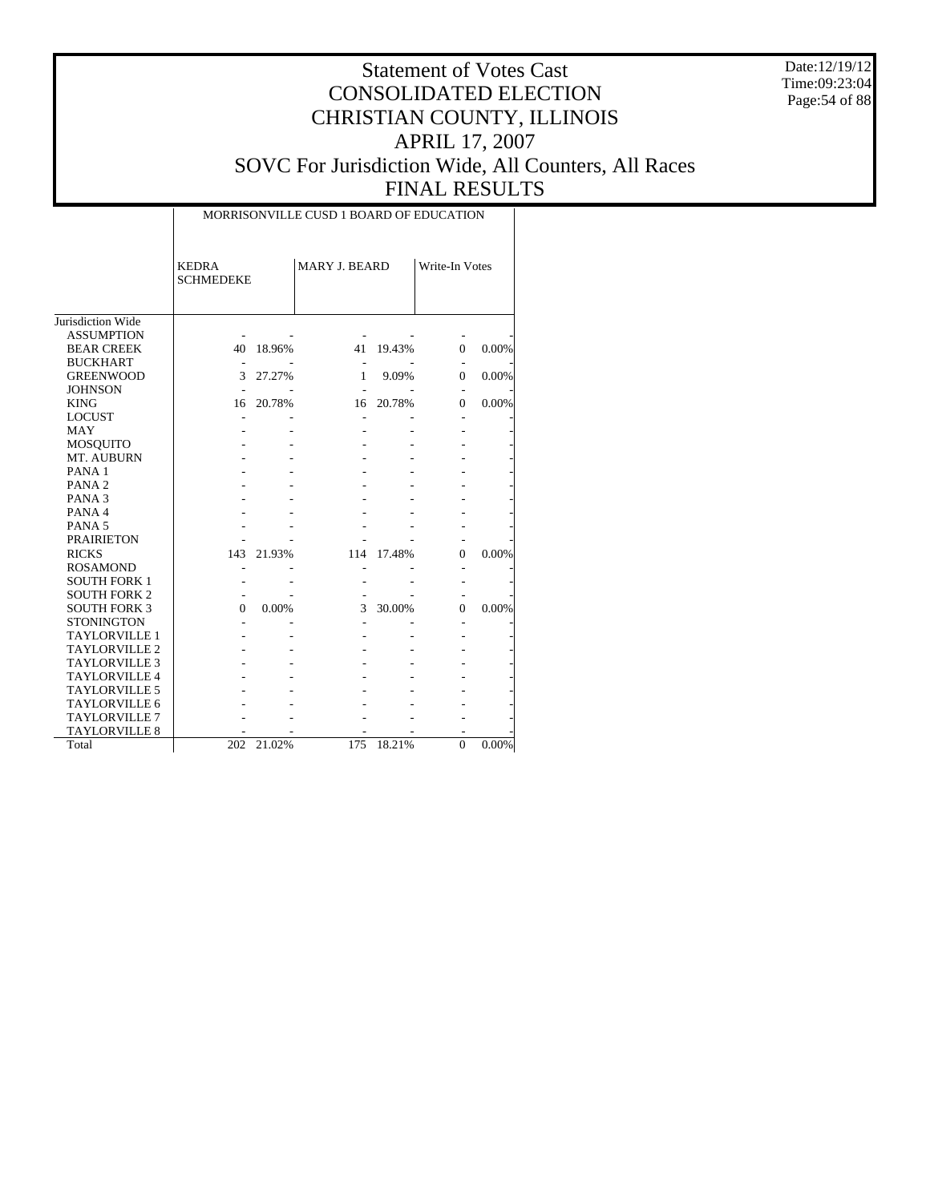# Statement of Votes Cast
# CONSOLIDATED ELECTION
# CHRISTIAN COUNTY, ILLINOIS
# APRIL 17, 2007
# SOVC For Jurisdiction Wide, All Counters, All Races
# FINAL RESULTS

Date:12/19/12
Time:09:23:04

| | MORRISONVILLE CUSD 1 BOARD OF EDUCATION | | | | | |
|---|---|---|---|---|---|---|
| | KEDRA SCHMEDEKE | | MARY J. BEARD | | Write-In Votes | |
| Jurisdiction Wide | | | | | | |
| ASSUMPTION | - | - | - | - | - | - |
| BEAR CREEK | 40 | 18.96% | 41 | 19.43% | 0 | 0.00% |
| BUCKHART | - | - | - | - | - | - |
| GREENWOOD | 3 | 27.27% | 1 | 9.09% | 0 | 0.00% |
| JOHNSON | - | - | - | - | - | - |
| KING | 16 | 20.78% | 16 | 20.78% | 0 | 0.00% |
| LOCUST | - | - | - | - | - | - |
| MAY | - | - | - | - | - | - |
| MOSQUITO | - | - | - | - | - | - |
| MT. AUBURN | - | - | - | - | - | - |
| PANA 1 | - | - | - | - | - | - |
| PANA 2 | - | - | - | - | - | - |
| PANA 3 | - | - | - | - | - | - |
| PANA 4 | - | - | - | - | - | - |
| PANA 5 | - | - | - | - | - | - |
| PRAIRIETON | - | - | - | - | - | - |
| RICKS | 143 | 21.93% | 114 | 17.48% | 0 | 0.00% |
| ROSAMOND | - | - | - | - | - | - |
| SOUTH FORK 1 | - | - | - | - | - | - |
| SOUTH FORK 2 | - | - | - | - | - | - |
| SOUTH FORK 3 | 0 | 0.00% | 3 | 30.00% | 0 | 0.00% |
| STONINGTON | - | - | - | - | - | - |
| TAYLORVILLE 1 | - | - | - | - | - | - |
| TAYLORVILLE 2 | - | - | - | - | - | - |
| TAYLORVILLE 3 | - | - | - | - | - | - |
| TAYLORVILLE 4 | - | - | - | - | - | - |
| TAYLORVILLE 5 | - | - | - | - | - | - |
| TAYLORVILLE 6 | - | - | - | - | - | - |
| TAYLORVILLE 7 | - | - | - | - | - | - |
| TAYLORVILLE 8 | - | - | - | - | - | - |
| Total | 202 | 21.02% | 175 | 18.21% | 0 | 0.00% |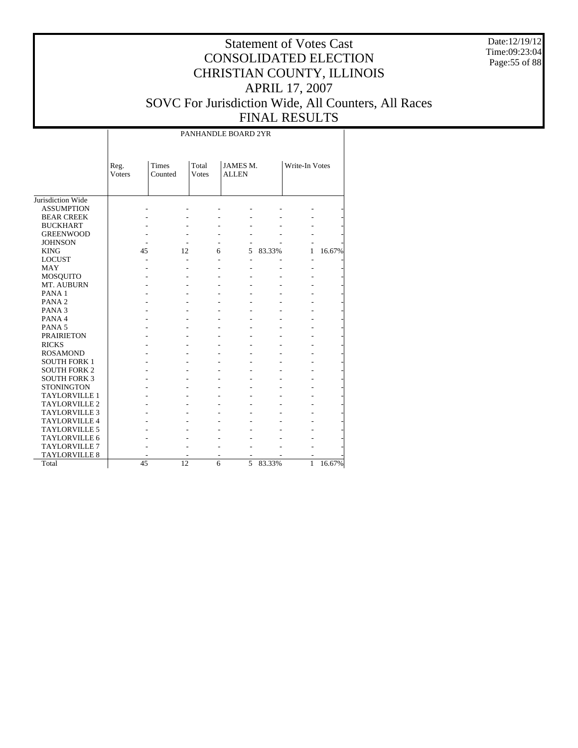# Statement of Votes Cast
## CONSOLIDATED ELECTION
## CHRISTIAN COUNTY, ILLINOIS
## APRIL 17, 2007
## SOVC For Jurisdiction Wide, All Counters, All Races
## FINAL RESULTS

Date:12/19/12
Time:09:23:04

| | PANHANDLE BOARD 2YR | | | | | | |
|---|---|---|---|---|---|---|---|
| | Reg. Voters | Times Counted | Total Votes | JAMES M. ALLEN | | Write-In Votes | |
| Jurisdiction Wide | | | | | | | |
| ASSUMPTION | - | - | - | - | - | - | - |
| BEAR CREEK | - | - | - | - | - | - | - |
| BUCKHART | - | - | - | - | - | - | - |
| GREENWOOD | - | - | - | - | - | - | - |
| JOHNSON | - | - | - | - | - | - | - |
| KING | 45 | 12 | 6 | 5 | 83.33% | 1 | 16.67% |
| LOCUST | - | - | - | - | - | - | - |
| MAY | - | - | - | - | - | - | - |
| MOSQUITO | - | - | - | - | - | - | - |
| MT. AUBURN | - | - | - | - | - | - | - |
| PANA 1 | - | - | - | - | - | - | - |
| PANA 2 | - | - | - | - | - | - | - |
| PANA 3 | - | - | - | - | - | - | - |
| PANA 4 | - | - | - | - | - | - | - |
| PANA 5 | - | - | - | - | - | - | - |
| PRAIRIETON | - | - | - | - | - | - | - |
| RICKS | - | - | - | - | - | - | - |
| ROSAMOND | - | - | - | - | - | - | - |
| SOUTH FORK 1 | - | - | - | - | - | - | - |
| SOUTH FORK 2 | - | - | - | - | - | - | - |
| SOUTH FORK 3 | - | - | - | - | - | - | - |
| STONINGTON | - | - | - | - | - | - | - |
| TAYLORVILLE 1 | - | - | - | - | - | - | - |
| TAYLORVILLE 2 | - | - | - | - | - | - | - |
| TAYLORVILLE 3 | - | - | - | - | - | - | - |
| TAYLORVILLE 4 | - | - | - | - | - | - | - |
| TAYLORVILLE 5 | - | - | - | - | - | - | - |
| TAYLORVILLE 6 | - | - | - | - | - | - | - |
| TAYLORVILLE 7 | - | - | - | - | - | - | - |
| TAYLORVILLE 8 | - | - | - | - | - | - | - |
| Total | 45 | 12 | 6 | 5 | 83.33% | 1 | 16.67% |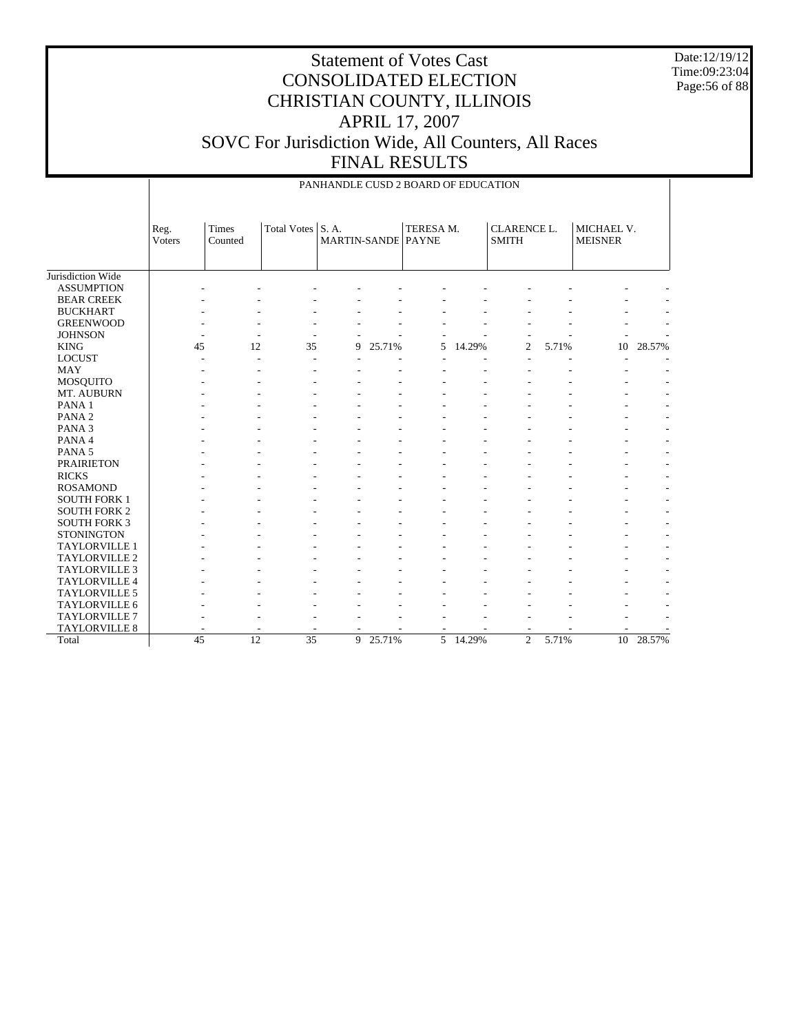# Statement of Votes Cast
# CONSOLIDATED ELECTION
# CHRISTIAN COUNTY, ILLINOIS
# APRIL 17, 2007
# SOVC For Jurisdiction Wide, All Counters, All Races
# FINAL RESULTS

Date:12/19/12
Time:09:23:04

## PANHANDLE CUSD 2 BOARD OF EDUCATION

| | Reg. Voters | Times Counted | Total Votes | S. A. MARTIN-SANDE | | TERESA M. PAYNE | | CLARENCE L. SMITH | | MICHAEL V. MEISNER | |
|---|---|---|---|---|---|---|---|---|---|---|---|
| Jurisdiction Wide | | | | | | | | | | | |
| ASSUMPTION | - | - | - | - | - | - | - | - | - | - | - |
| BEAR CREEK | - | - | - | - | - | - | - | - | - | - | - |
| BUCKHART | - | - | - | - | - | - | - | - | - | - | - |
| GREENWOOD | - | - | - | - | - | - | - | - | - | - | - |
| JOHNSON | - | - | - | - | - | - | - | - | - | - | - |
| KING | 45 | 12 | 35 | 9 | 25.71% | 5 | 14.29% | 2 | 5.71% | 10 | 28.57% |
| LOCUST | - | - | - | - | - | - | - | - | - | - | - |
| MAY | - | - | - | - | - | - | - | - | - | - | - |
| MOSQUITO | - | - | - | - | - | - | - | - | - | - | - |
| MT. AUBURN | - | - | - | - | - | - | - | - | - | - | - |
| PANA 1 | - | - | - | - | - | - | - | - | - | - | - |
| PANA 2 | - | - | - | - | - | - | - | - | - | - | - |
| PANA 3 | - | - | - | - | - | - | - | - | - | - | - |
| PANA 4 | - | - | - | - | - | - | - | - | - | - | - |
| PANA 5 | - | - | - | - | - | - | - | - | - | - | - |
| PRAIRIETON | - | - | - | - | - | - | - | - | - | - | - |
| RICKS | - | - | - | - | - | - | - | - | - | - | - |
| ROSAMOND | - | - | - | - | - | - | - | - | - | - | - |
| SOUTH FORK 1 | - | - | - | - | - | - | - | - | - | - | - |
| SOUTH FORK 2 | - | - | - | - | - | - | - | - | - | - | - |
| SOUTH FORK 3 | - | - | - | - | - | - | - | - | - | - | - |
| STONINGTON | - | - | - | - | - | - | - | - | - | - | - |
| TAYLORVILLE 1 | - | - | - | - | - | - | - | - | - | - | - |
| TAYLORVILLE 2 | - | - | - | - | - | - | - | - | - | - | - |
| TAYLORVILLE 3 | - | - | - | - | - | - | - | - | - | - | - |
| TAYLORVILLE 4 | - | - | - | - | - | - | - | - | - | - | - |
| TAYLORVILLE 5 | - | - | - | - | - | - | - | - | - | - | - |
| TAYLORVILLE 6 | - | - | - | - | - | - | - | - | - | - | - |
| TAYLORVILLE 7 | - | - | - | - | - | - | - | - | - | - | - |
| TAYLORVILLE 8 | - | - | - | - | - | - | - | - | - | - | - |
| Total | 45 | 12 | 35 | 9 | 25.71% | 5 | 14.29% | 2 | 5.71% | 10 | 28.57% |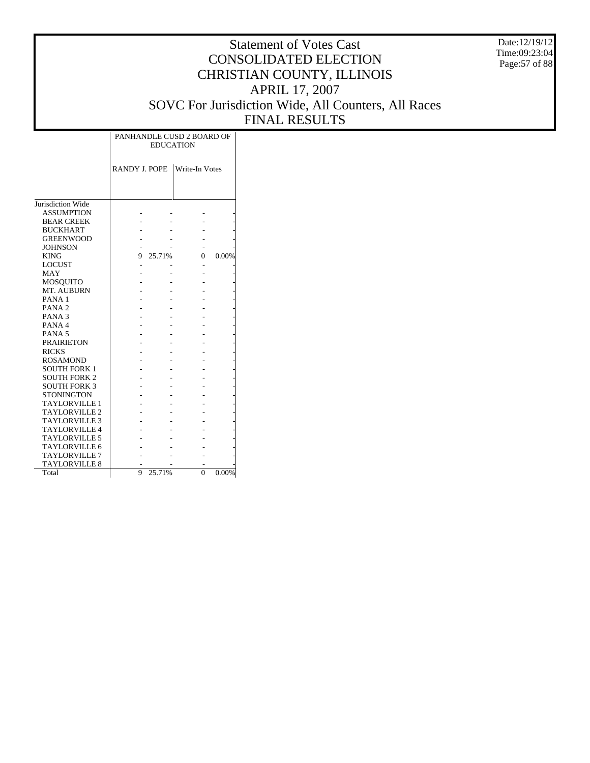# Statement of Votes Cast
# CONSOLIDATED ELECTION
# CHRISTIAN COUNTY, ILLINOIS
# APRIL 17, 2007
# SOVC For Jurisdiction Wide, All Counters, All Races
# FINAL RESULTS

Date:12/19/12
Time:09:23:04

| | PANHANDLE CUSD 2 BOARD OF EDUCATION | | | |
|---|---|---|---|---|
| | RANDY J. POPE | | Write-In Votes | |
| Jurisdiction Wide | | | | |
| ASSUMPTION | - | - | - | - |
| BEAR CREEK | - | - | - | - |
| BUCKHART | - | - | - | - |
| GREENWOOD | - | - | - | - |
| JOHNSON | - | - | - | - |
| KING | 9 | 25.71% | 0 | 0.00% |
| LOCUST | - | - | - | - |
| MAY | - | - | - | - |
| MOSQUITO | - | - | - | - |
| MT. AUBURN | - | - | - | - |
| PANA 1 | - | - | - | - |
| PANA 2 | - | - | - | - |
| PANA 3 | - | - | - | - |
| PANA 4 | - | - | - | - |
| PANA 5 | - | - | - | - |
| PRAIRIETON | - | - | - | - |
| RICKS | - | - | - | - |
| ROSAMOND | - | - | - | - |
| SOUTH FORK 1 | - | - | - | - |
| SOUTH FORK 2 | - | - | - | - |
| SOUTH FORK 3 | - | - | - | - |
| STONINGTON | - | - | - | - |
| TAYLORVILLE 1 | - | - | - | - |
| TAYLORVILLE 2 | - | - | - | - |
| TAYLORVILLE 3 | - | - | - | - |
| TAYLORVILLE 4 | - | - | - | - |
| TAYLORVILLE 5 | - | - | - | - |
| TAYLORVILLE 6 | - | - | - | - |
| TAYLORVILLE 7 | - | - | - | - |
| TAYLORVILLE 8 | - | - | - | - |
| Total | 9 | 25.71% | 0 | 0.00% |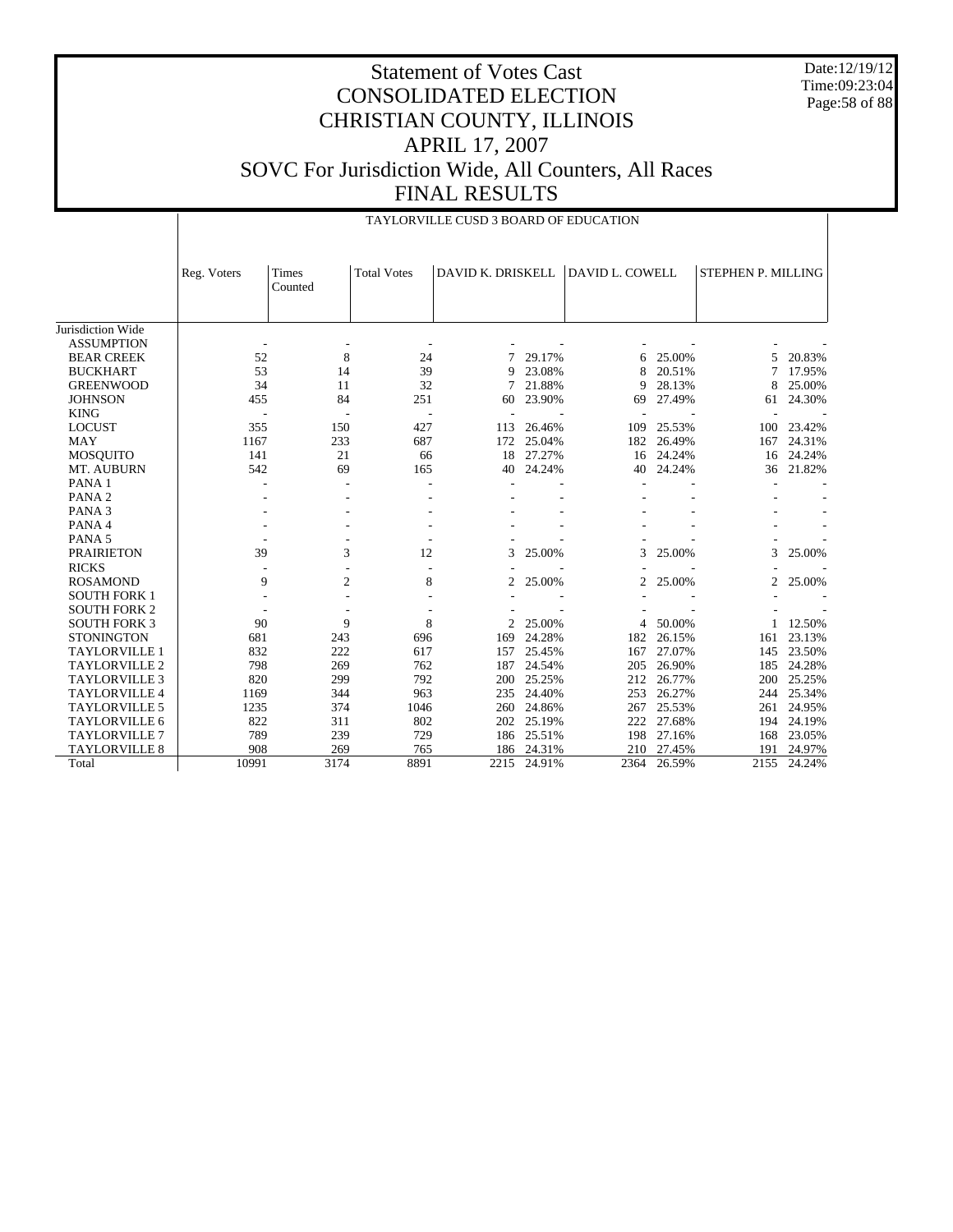# Statement of Votes Cast
# CONSOLIDATED ELECTION
# CHRISTIAN COUNTY, ILLINOIS
# APRIL 17, 2007
# SOVC For Jurisdiction Wide, All Counters, All Races
# FINAL RESULTS

Date:12/19/12
Time:09:23:04

TAYLORVILLE CUSD 3 BOARD OF EDUCATION

| | Reg. Voters | Times Counted | Total Votes | DAVID K. DRISKELL | | DAVID L. COWELL | | STEPHEN P. MILLING | |
|---|---|---|---|---|---|---|---|---|---|
| Jurisdiction Wide | | | | | | | | | |
| ASSUMPTION | - | - | - | - | - | - | - | - | - |
| BEAR CREEK | 52 | 8 | 24 | 7 | 29.17% | 6 | 25.00% | 5 | 20.83% |
| BUCKHART | 53 | 14 | 39 | 9 | 23.08% | 8 | 20.51% | 7 | 17.95% |
| GREENWOOD | 34 | 11 | 32 | 7 | 21.88% | 9 | 28.13% | 8 | 25.00% |
| JOHNSON | 455 | 84 | 251 | 60 | 23.90% | 69 | 27.49% | 61 | 24.30% |
| KING | - | - | - | - | - | - | - | - | - |
| LOCUST | 355 | 150 | 427 | 113 | 26.46% | 109 | 25.53% | 100 | 23.42% |
| MAY | 1167 | 233 | 687 | 172 | 25.04% | 182 | 26.49% | 167 | 24.31% |
| MOSQUITO | 141 | 21 | 66 | 18 | 27.27% | 16 | 24.24% | 16 | 24.24% |
| MT. AUBURN | 542 | 69 | 165 | 40 | 24.24% | 40 | 24.24% | 36 | 21.82% |
| PANA 1 | - | - | - | - | - | - | - | - | - |
| PANA 2 | - | - | - | - | - | - | - | - | - |
| PANA 3 | - | - | - | - | - | - | - | - | - |
| PANA 4 | - | - | - | - | - | - | - | - | - |
| PANA 5 | - | - | - | - | - | - | - | - | - |
| PRAIRIETON | 39 | 3 | 12 | 3 | 25.00% | 3 | 25.00% | 3 | 25.00% |
| RICKS | - | - | - | - | - | - | - | - | - |
| ROSAMOND | 9 | 2 | 8 | 2 | 25.00% | 2 | 25.00% | 2 | 25.00% |
| SOUTH FORK 1 | - | - | - | - | - | - | - | - | - |
| SOUTH FORK 2 | - | - | - | - | - | - | - | - | - |
| SOUTH FORK 3 | 90 | 9 | 8 | 2 | 25.00% | 4 | 50.00% | 1 | 12.50% |
| STONINGTON | 681 | 243 | 696 | 169 | 24.28% | 182 | 26.15% | 161 | 23.13% |
| TAYLORVILLE 1 | 832 | 222 | 617 | 157 | 25.45% | 167 | 27.07% | 145 | 23.50% |
| TAYLORVILLE 2 | 798 | 269 | 762 | 187 | 24.54% | 205 | 26.90% | 185 | 24.28% |
| TAYLORVILLE 3 | 820 | 299 | 792 | 200 | 25.25% | 212 | 26.77% | 200 | 25.25% |
| TAYLORVILLE 4 | 1169 | 344 | 963 | 235 | 24.40% | 253 | 26.27% | 244 | 25.34% |
| TAYLORVILLE 5 | 1235 | 374 | 1046 | 260 | 24.86% | 267 | 25.53% | 261 | 24.95% |
| TAYLORVILLE 6 | 822 | 311 | 802 | 202 | 25.19% | 222 | 27.68% | 194 | 24.19% |
| TAYLORVILLE 7 | 789 | 239 | 729 | 186 | 25.51% | 198 | 27.16% | 168 | 23.05% |
| TAYLORVILLE 8 | 908 | 269 | 765 | 186 | 24.31% | 210 | 27.45% | 191 | 24.97% |
| Total | 10991 | 3174 | 8891 | 2215 | 24.91% | 2364 | 26.59% | 2155 | 24.24% |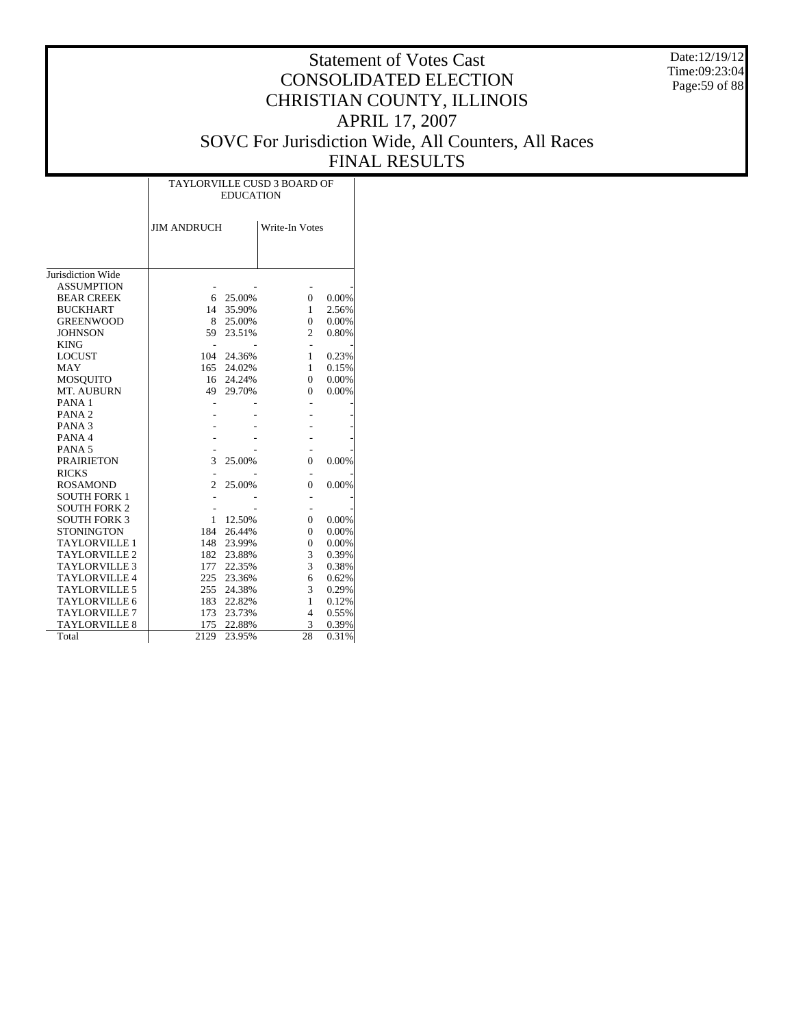# Statement of Votes Cast
# CONSOLIDATED ELECTION
# CHRISTIAN COUNTY, ILLINOIS
# APRIL 17, 2007
# SOVC For Jurisdiction Wide, All Counters, All Races
# FINAL RESULTS

Date:12/19/12
Time:09:23:04

| | TAYLORVILLE CUSD 3 BOARD OF EDUCATION | | | |
|---|---|---|---|---|
| | JIM ANDRUCH | | Write-In Votes | |
| Jurisdiction Wide | | | | |
| ASSUMPTION | - | - | - | - |
| BEAR CREEK | 6 | 25.00% | 0 | 0.00% |
| BUCKHART | 14 | 35.90% | 1 | 2.56% |
| GREENWOOD | 8 | 25.00% | 0 | 0.00% |
| JOHNSON | 59 | 23.51% | 2 | 0.80% |
| KING | - | - | - | - |
| LOCUST | 104 | 24.36% | 1 | 0.23% |
| MAY | 165 | 24.02% | 1 | 0.15% |
| MOSQUITO | 16 | 24.24% | 0 | 0.00% |
| MT. AUBURN | 49 | 29.70% | 0 | 0.00% |
| PANA 1 | - | - | - | - |
| PANA 2 | - | - | - | - |
| PANA 3 | - | - | - | - |
| PANA 4 | - | - | - | - |
| PANA 5 | - | - | - | - |
| PRAIRIETON | 3 | 25.00% | 0 | 0.00% |
| RICKS | - | - | - | - |
| ROSAMOND | 2 | 25.00% | 0 | 0.00% |
| SOUTH FORK 1 | - | - | - | - |
| SOUTH FORK 2 | - | - | - | - |
| SOUTH FORK 3 | 1 | 12.50% | 0 | 0.00% |
| STONINGTON | 184 | 26.44% | 0 | 0.00% |
| TAYLORVILLE 1 | 148 | 23.99% | 0 | 0.00% |
| TAYLORVILLE 2 | 182 | 23.88% | 3 | 0.39% |
| TAYLORVILLE 3 | 177 | 22.35% | 3 | 0.38% |
| TAYLORVILLE 4 | 225 | 23.36% | 6 | 0.62% |
| TAYLORVILLE 5 | 255 | 24.38% | 3 | 0.29% |
| TAYLORVILLE 6 | 183 | 22.82% | 1 | 0.12% |
| TAYLORVILLE 7 | 173 | 23.73% | 4 | 0.55% |
| TAYLORVILLE 8 | 175 | 22.88% | 3 | 0.39% |
| Total | 2129 | 23.95% | 28 | 0.31% |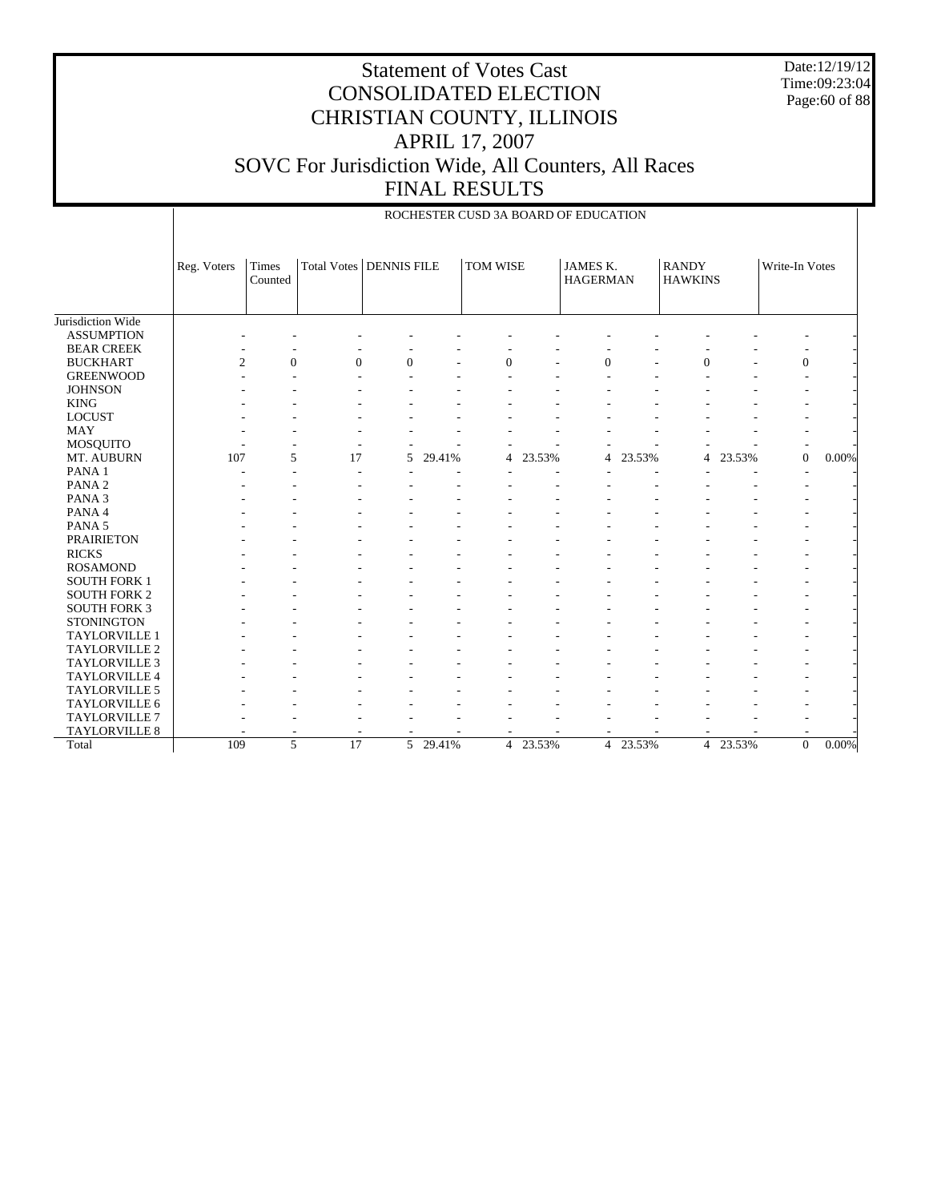# Statement of Votes Cast
# CONSOLIDATED ELECTION
# CHRISTIAN COUNTY, ILLINOIS
# APRIL 17, 2007
# SOVC For Jurisdiction Wide, All Counters, All Races
# FINAL RESULTS

Date:12/19/12
Time:09:23:04

ROCHESTER CUSD 3A BOARD OF EDUCATION

| | Reg. Voters | Times Counted | Total Votes | DENNIS FILE | | TOM WISE | | JAMES K. HAGERMAN | | RANDY HAWKINS | | Write-In Votes | |
|---|---|---|---|---|---|---|---|---|---|---|---|---|---|
| Jurisdiction Wide | | | | | | | | | | | | | |
| ASSUMPTION | - | - | - | - | - | - | - | - | - | - | - | - | - |
| BEAR CREEK | - | - | - | - | - | - | - | - | - | - | - | - | - |
| BUCKHART | 2 | 0 | 0 | 0 | - | 0 | - | 0 | - | 0 | - | 0 | - |
| GREENWOOD | - | - | - | - | - | - | - | - | - | - | - | - | - |
| JOHNSON | - | - | - | - | - | - | - | - | - | - | - | - | - |
| KING | - | - | - | - | - | - | - | - | - | - | - | - | - |
| LOCUST | - | - | - | - | - | - | - | - | - | - | - | - | - |
| MAY | - | - | - | - | - | - | - | - | - | - | - | - | - |
| MOSQUITO | - | - | - | - | - | - | - | - | - | - | - | - | - |
| MT. AUBURN | 107 | 5 | 17 | 5 | 29.41% | 4 | 23.53% | 4 | 23.53% | 4 | 23.53% | 0 | 0.00% |
| PANA 1 | - | - | - | - | - | - | - | - | - | - | - | - | - |
| PANA 2 | - | - | - | - | - | - | - | - | - | - | - | - | - |
| PANA 3 | - | - | - | - | - | - | - | - | - | - | - | - | - |
| PANA 4 | - | - | - | - | - | - | - | - | - | - | - | - | - |
| PANA 5 | - | - | - | - | - | - | - | - | - | - | - | - | - |
| PRAIRIETON | - | - | - | - | - | - | - | - | - | - | - | - | - |
| RICKS | - | - | - | - | - | - | - | - | - | - | - | - | - |
| ROSAMOND | - | - | - | - | - | - | - | - | - | - | - | - | - |
| SOUTH FORK 1 | - | - | - | - | - | - | - | - | - | - | - | - | - |
| SOUTH FORK 2 | - | - | - | - | - | - | - | - | - | - | - | - | - |
| SOUTH FORK 3 | - | - | - | - | - | - | - | - | - | - | - | - | - |
| STONINGTON | - | - | - | - | - | - | - | - | - | - | - | - | - |
| TAYLORVILLE 1 | - | - | - | - | - | - | - | - | - | - | - | - | - |
| TAYLORVILLE 2 | - | - | - | - | - | - | - | - | - | - | - | - | - |
| TAYLORVILLE 3 | - | - | - | - | - | - | - | - | - | - | - | - | - |
| TAYLORVILLE 4 | - | - | - | - | - | - | - | - | - | - | - | - | - |
| TAYLORVILLE 5 | - | - | - | - | - | - | - | - | - | - | - | - | - |
| TAYLORVILLE 6 | - | - | - | - | - | - | - | - | - | - | - | - | - |
| TAYLORVILLE 7 | - | - | - | - | - | - | - | - | - | - | - | - | - |
| TAYLORVILLE 8 | - | - | - | - | - | - | - | - | - | - | - | - | - |
| Total | 109 | 5 | 17 | 5 | 29.41% | 4 | 23.53% | 4 | 23.53% | 4 | 23.53% | 0 | 0.00% |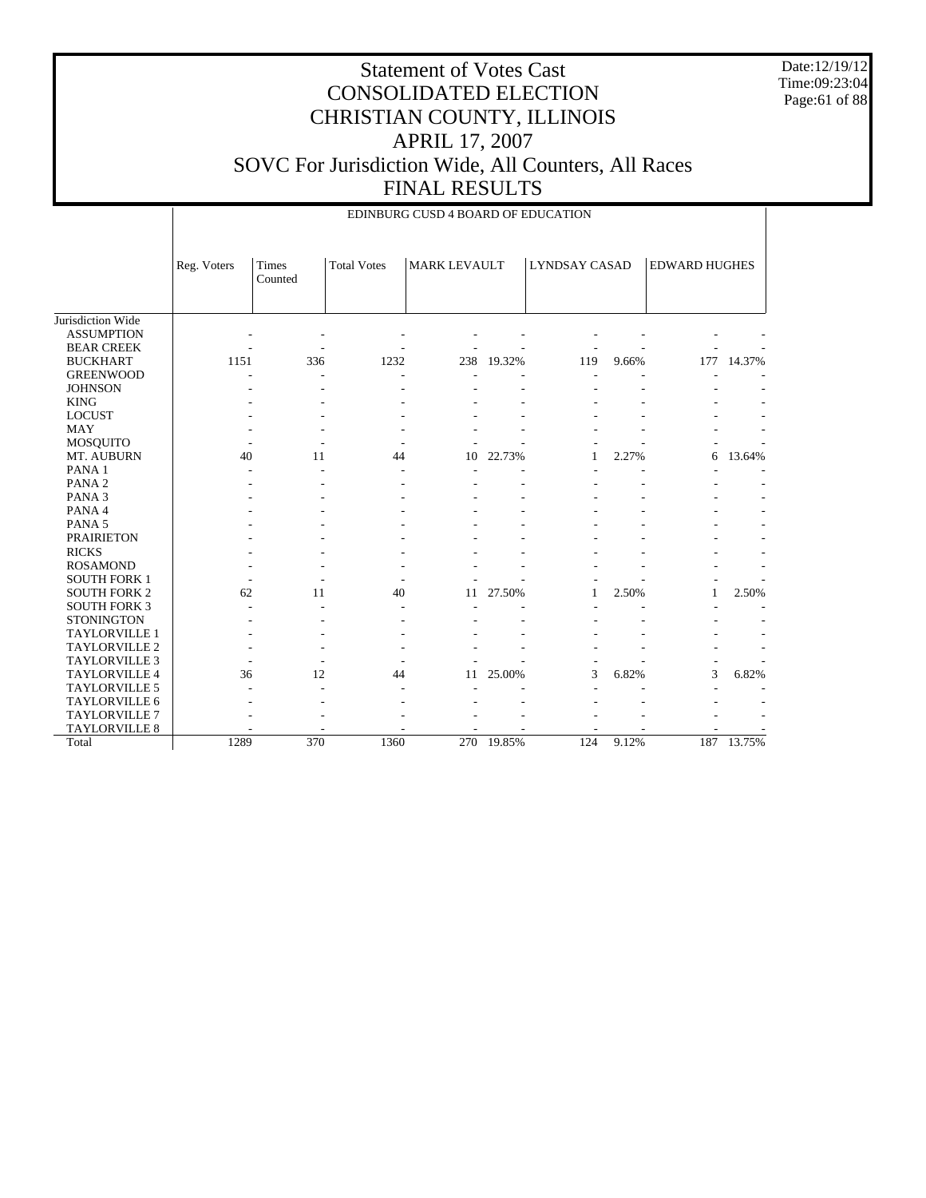# Statement of Votes Cast
# CONSOLIDATED ELECTION
# CHRISTIAN COUNTY, ILLINOIS
# APRIL 17, 2007
# SOVC For Jurisdiction Wide, All Counters, All Races
# FINAL RESULTS

Date:12/19/12
Time:09:23:04

| | EDINBURG CUSD 4 BOARD OF EDUCATION | | | | | | | | |
|---|---|---|---|---|---|---|---|---|---|
| | Reg. Voters | Times Counted | Total Votes | MARK LEVAULT | | LYNDSAY CASAD | | EDWARD HUGHES | |
| Jurisdiction Wide | | | | | | | | | |
| ASSUMPTION | - | - | - | - | - | - | - | - | - |
| BEAR CREEK | - | - | - | - | - | - | - | - | - |
| BUCKHART | 1151 | 336 | 1232 | 238 | 19.32% | 119 | 9.66% | 177 | 14.37% |
| GREENWOOD | - | - | - | - | - | - | - | - | - |
| JOHNSON | - | - | - | - | - | - | - | - | - |
| KING | - | - | - | - | - | - | - | - | - |
| LOCUST | - | - | - | - | - | - | - | - | - |
| MAY | - | - | - | - | - | - | - | - | - |
| MOSQUITO | - | - | - | - | - | - | - | - | - |
| MT. AUBURN | 40 | 11 | 44 | 10 | 22.73% | 1 | 2.27% | 6 | 13.64% |
| PANA 1 | - | - | - | - | - | - | - | - | - |
| PANA 2 | - | - | - | - | - | - | - | - | - |
| PANA 3 | - | - | - | - | - | - | - | - | - |
| PANA 4 | - | - | - | - | - | - | - | - | - |
| PANA 5 | - | - | - | - | - | - | - | - | - |
| PRAIRIETON | - | - | - | - | - | - | - | - | - |
| RICKS | - | - | - | - | - | - | - | - | - |
| ROSAMOND | - | - | - | - | - | - | - | - | - |
| SOUTH FORK 1 | - | - | - | - | - | - | - | - | - |
| SOUTH FORK 2 | 62 | 11 | 40 | 11 | 27.50% | 1 | 2.50% | 1 | 2.50% |
| SOUTH FORK 3 | - | - | - | - | - | - | - | - | - |
| STONINGTON | - | - | - | - | - | - | - | - | - |
| TAYLORVILLE 1 | - | - | - | - | - | - | - | - | - |
| TAYLORVILLE 2 | - | - | - | - | - | - | - | - | - |
| TAYLORVILLE 3 | - | - | - | - | - | - | - | - | - |
| TAYLORVILLE 4 | 36 | 12 | 44 | 11 | 25.00% | 3 | 6.82% | 3 | 6.82% |
| TAYLORVILLE 5 | - | - | - | - | - | - | - | - | - |
| TAYLORVILLE 6 | - | - | - | - | - | - | - | - | - |
| TAYLORVILLE 7 | - | - | - | - | - | - | - | - | - |
| TAYLORVILLE 8 | - | - | - | - | - | - | - | - | - |
| Total | 1289 | 370 | 1360 | 270 | 19.85% | 124 | 9.12% | 187 | 13.75% |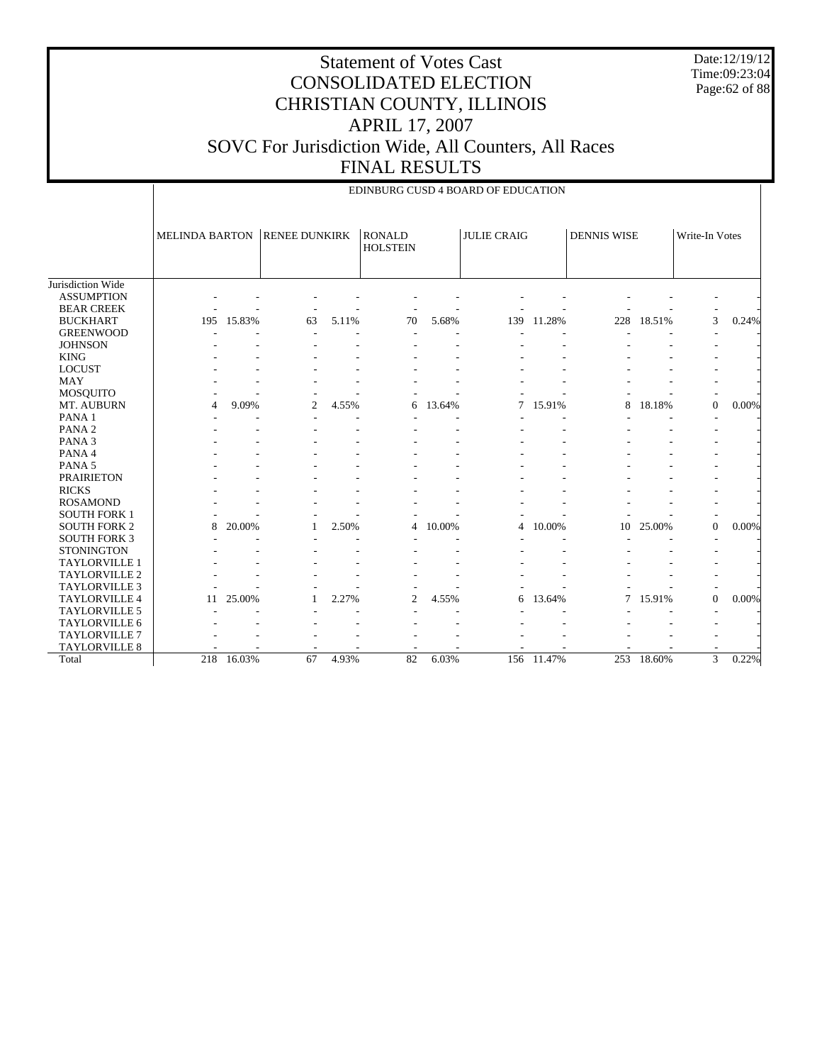# Statement of Votes Cast
# CONSOLIDATED ELECTION
# CHRISTIAN COUNTY, ILLINOIS
# APRIL 17, 2007
# SOVC For Jurisdiction Wide, All Counters, All Races
# FINAL RESULTS

Date:12/19/12
Time:09:23:04

## EDINBURG CUSD 4 BOARD OF EDUCATION

| | MELINDA BARTON | | RENEE DUNKIRK | | RONALD HOLSTEIN | | JULIE CRAIG | | DENNIS WISE | | Write-In Votes | |
|---|---|---|---|---|---|---|---|---|---|---|---|---|
| Jurisdiction Wide | | | | | | | | | | | | |
| ASSUMPTION | - | - | - | - | - | - | - | - | - | - | - | - |
| BEAR CREEK | - | - | - | - | - | - | - | - | - | - | - | - |
| BUCKHART | 195 | 15.83% | 63 | 5.11% | 70 | 5.68% | 139 | 11.28% | 228 | 18.51% | 3 | 0.24% |
| GREENWOOD | - | - | - | - | - | - | - | - | - | - | - | - |
| JOHNSON | - | - | - | - | - | - | - | - | - | - | - | - |
| KING | - | - | - | - | - | - | - | - | - | - | - | - |
| LOCUST | - | - | - | - | - | - | - | - | - | - | - | - |
| MAY | - | - | - | - | - | - | - | - | - | - | - | - |
| MOSQUITO | - | - | - | - | - | - | - | - | - | - | - | - |
| MT. AUBURN | 4 | 9.09% | 2 | 4.55% | 6 | 13.64% | 7 | 15.91% | 8 | 18.18% | 0 | 0.00% |
| PANA 1 | - | - | - | - | - | - | - | - | - | - | - | - |
| PANA 2 | - | - | - | - | - | - | - | - | - | - | - | - |
| PANA 3 | - | - | - | - | - | - | - | - | - | - | - | - |
| PANA 4 | - | - | - | - | - | - | - | - | - | - | - | - |
| PANA 5 | - | - | - | - | - | - | - | - | - | - | - | - |
| PRAIRIETON | - | - | - | - | - | - | - | - | - | - | - | - |
| RICKS | - | - | - | - | - | - | - | - | - | - | - | - |
| ROSAMOND | - | - | - | - | - | - | - | - | - | - | - | - |
| SOUTH FORK 1 | - | - | - | - | - | - | - | - | - | - | - | - |
| SOUTH FORK 2 | 8 | 20.00% | 1 | 2.50% | 4 | 10.00% | 4 | 10.00% | 10 | 25.00% | 0 | 0.00% |
| SOUTH FORK 3 | - | - | - | - | - | - | - | - | - | - | - | - |
| STONINGTON | - | - | - | - | - | - | - | - | - | - | - | - |
| TAYLORVILLE 1 | - | - | - | - | - | - | - | - | - | - | - | - |
| TAYLORVILLE 2 | - | - | - | - | - | - | - | - | - | - | - | - |
| TAYLORVILLE 3 | - | - | - | - | - | - | - | - | - | - | - | - |
| TAYLORVILLE 4 | 11 | 25.00% | 1 | 2.27% | 2 | 4.55% | 6 | 13.64% | 7 | 15.91% | 0 | 0.00% |
| TAYLORVILLE 5 | - | - | - | - | - | - | - | - | - | - | - | - |
| TAYLORVILLE 6 | - | - | - | - | - | - | - | - | - | - | - | - |
| TAYLORVILLE 7 | - | - | - | - | - | - | - | - | - | - | - | - |
| TAYLORVILLE 8 | - | - | - | - | - | - | - | - | - | - | - | - |
| Total | 218 | 16.03% | 67 | 4.93% | 82 | 6.03% | 156 | 11.47% | 253 | 18.60% | 3 | 0.22% |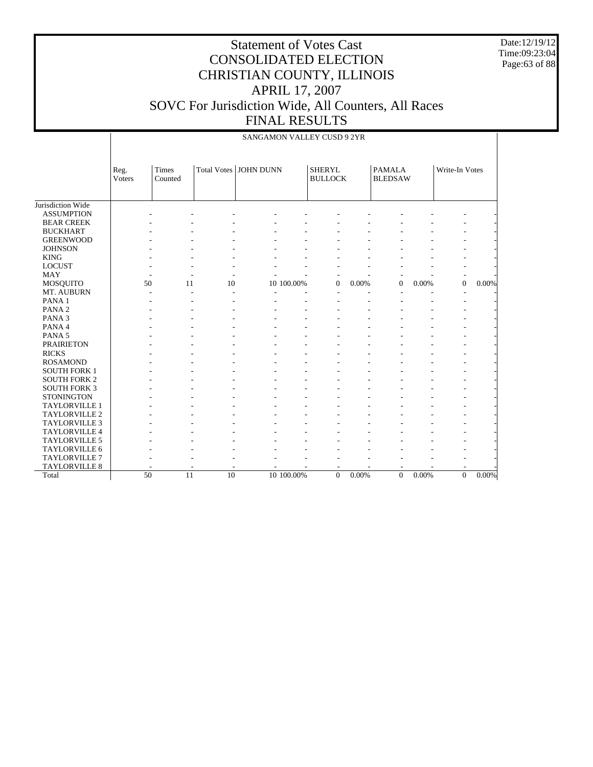# Statement of Votes Cast
# CONSOLIDATED ELECTION
# CHRISTIAN COUNTY, ILLINOIS
# APRIL 17, 2007
# SOVC For Jurisdiction Wide, All Counters, All Races
# FINAL RESULTS

Date:12/19/12
Time:09:23:04

SANGAMON VALLEY CUSD 9 2YR

| | Reg. Voters | Times Counted | Total Votes | JOHN DUNN | | SHERYL BULLOCK | | PAMALA BLEDSAW | | Write-In Votes | |
|---|---|---|---|---|---|---|---|---|---|---|---|
| Jurisdiction Wide | | | | | | | | | | | |
| ASSUMPTION | - | - | - | - | - | - | - | - | - | - | - |
| BEAR CREEK | - | - | - | - | - | - | - | - | - | - | - |
| BUCKHART | - | - | - | - | - | - | - | - | - | - | - |
| GREENWOOD | - | - | - | - | - | - | - | - | - | - | - |
| JOHNSON | - | - | - | - | - | - | - | - | - | - | - |
| KING | - | - | - | - | - | - | - | - | - | - | - |
| LOCUST | - | - | - | - | - | - | - | - | - | - | - |
| MAY | - | - | - | - | - | - | - | - | - | - | - |
| MOSQUITO | 50 | 11 | 10 | 10 | 100.00% | 0 | 0.00% | 0 | 0.00% | 0 | 0.00% |
| MT. AUBURN | - | - | - | - | - | - | - | - | - | - | - |
| PANA 1 | - | - | - | - | - | - | - | - | - | - | - |
| PANA 2 | - | - | - | - | - | - | - | - | - | - | - |
| PANA 3 | - | - | - | - | - | - | - | - | - | - | - |
| PANA 4 | - | - | - | - | - | - | - | - | - | - | - |
| PANA 5 | - | - | - | - | - | - | - | - | - | - | - |
| PRAIRIETON | - | - | - | - | - | - | - | - | - | - | - |
| RICKS | - | - | - | - | - | - | - | - | - | - | - |
| ROSAMOND | - | - | - | - | - | - | - | - | - | - | - |
| SOUTH FORK 1 | - | - | - | - | - | - | - | - | - | - | - |
| SOUTH FORK 2 | - | - | - | - | - | - | - | - | - | - | - |
| SOUTH FORK 3 | - | - | - | - | - | - | - | - | - | - | - |
| STONINGTON | - | - | - | - | - | - | - | - | - | - | - |
| TAYLORVILLE 1 | - | - | - | - | - | - | - | - | - | - | - |
| TAYLORVILLE 2 | - | - | - | - | - | - | - | - | - | - | - |
| TAYLORVILLE 3 | - | - | - | - | - | - | - | - | - | - | - |
| TAYLORVILLE 4 | - | - | - | - | - | - | - | - | - | - | - |
| TAYLORVILLE 5 | - | - | - | - | - | - | - | - | - | - | - |
| TAYLORVILLE 6 | - | - | - | - | - | - | - | - | - | - | - |
| TAYLORVILLE 7 | - | - | - | - | - | - | - | - | - | - | - |
| TAYLORVILLE 8 | - | - | - | - | - | - | - | - | - | - | - |
| Total | 50 | 11 | 10 | 10 | 100.00% | 0 | 0.00% | 0 | 0.00% | 0 | 0.00% |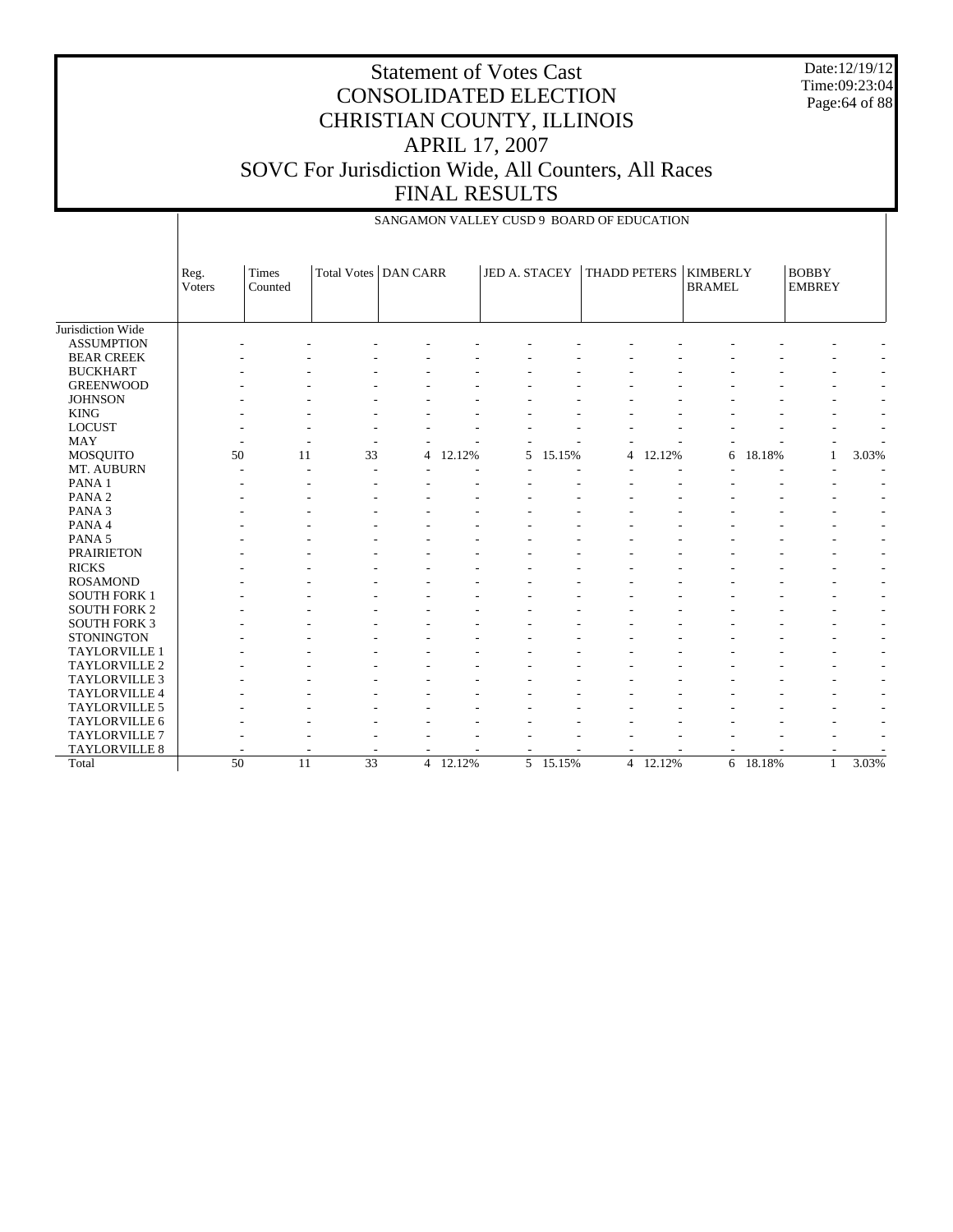# Statement of Votes Cast
# CONSOLIDATED ELECTION
# CHRISTIAN COUNTY, ILLINOIS
# APRIL 17, 2007
# SOVC For Jurisdiction Wide, All Counters, All Races
# FINAL RESULTS

Date:12/19/12
Time:09:23:04

## SANGAMON VALLEY CUSD 9 BOARD OF EDUCATION

| | Reg. Voters | Times Counted | Total Votes | DAN CARR | | JED A. STACEY | | THADD PETERS | | KIMBERLY BRAMEL | | BOBBY EMBREY | |
|---|---|---|---|---|---|---|---|---|---|---|---|---|---|
| Jurisdiction Wide | | | | | | | | | | | | | |
| ASSUMPTION | - | - | - | - | - | - | - | - | - | - | - | - | - |
| BEAR CREEK | - | - | - | - | - | - | - | - | - | - | - | - | - |
| BUCKHART | - | - | - | - | - | - | - | - | - | - | - | - | - |
| GREENWOOD | - | - | - | - | - | - | - | - | - | - | - | - | - |
| JOHNSON | - | - | - | - | - | - | - | - | - | - | - | - | - |
| KING | - | - | - | - | - | - | - | - | - | - | - | - | - |
| LOCUST | - | - | - | - | - | - | - | - | - | - | - | - | - |
| MAY | - | - | - | - | - | - | - | - | - | - | - | - | - |
| MOSQUITO | 50 | 11 | 33 | 4 | 12.12% | 5 | 15.15% | 4 | 12.12% | 6 | 18.18% | 1 | 3.03% |
| MT. AUBURN | - | - | - | - | - | - | - | - | - | - | - | - | - |
| PANA 1 | - | - | - | - | - | - | - | - | - | - | - | - | - |
| PANA 2 | - | - | - | - | - | - | - | - | - | - | - | - | - |
| PANA 3 | - | - | - | - | - | - | - | - | - | - | - | - | - |
| PANA 4 | - | - | - | - | - | - | - | - | - | - | - | - | - |
| PANA 5 | - | - | - | - | - | - | - | - | - | - | - | - | - |
| PRAIRIETON | - | - | - | - | - | - | - | - | - | - | - | - | - |
| RICKS | - | - | - | - | - | - | - | - | - | - | - | - | - |
| ROSAMOND | - | - | - | - | - | - | - | - | - | - | - | - | - |
| SOUTH FORK 1 | - | - | - | - | - | - | - | - | - | - | - | - | - |
| SOUTH FORK 2 | - | - | - | - | - | - | - | - | - | - | - | - | - |
| SOUTH FORK 3 | - | - | - | - | - | - | - | - | - | - | - | - | - |
| STONINGTON | - | - | - | - | - | - | - | - | - | - | - | - | - |
| TAYLORVILLE 1 | - | - | - | - | - | - | - | - | - | - | - | - | - |
| TAYLORVILLE 2 | - | - | - | - | - | - | - | - | - | - | - | - | - |
| TAYLORVILLE 3 | - | - | - | - | - | - | - | - | - | - | - | - | - |
| TAYLORVILLE 4 | - | - | - | - | - | - | - | - | - | - | - | - | - |
| TAYLORVILLE 5 | - | - | - | - | - | - | - | - | - | - | - | - | - |
| TAYLORVILLE 6 | - | - | - | - | - | - | - | - | - | - | - | - | - |
| TAYLORVILLE 7 | - | - | - | - | - | - | - | - | - | - | - | - | - |
| TAYLORVILLE 8 | - | - | - | - | - | - | - | - | - | - | - | - | - |
| Total | 50 | 11 | 33 | 4 | 12.12% | 5 | 15.15% | 4 | 12.12% | 6 | 18.18% | 1 | 3.03% |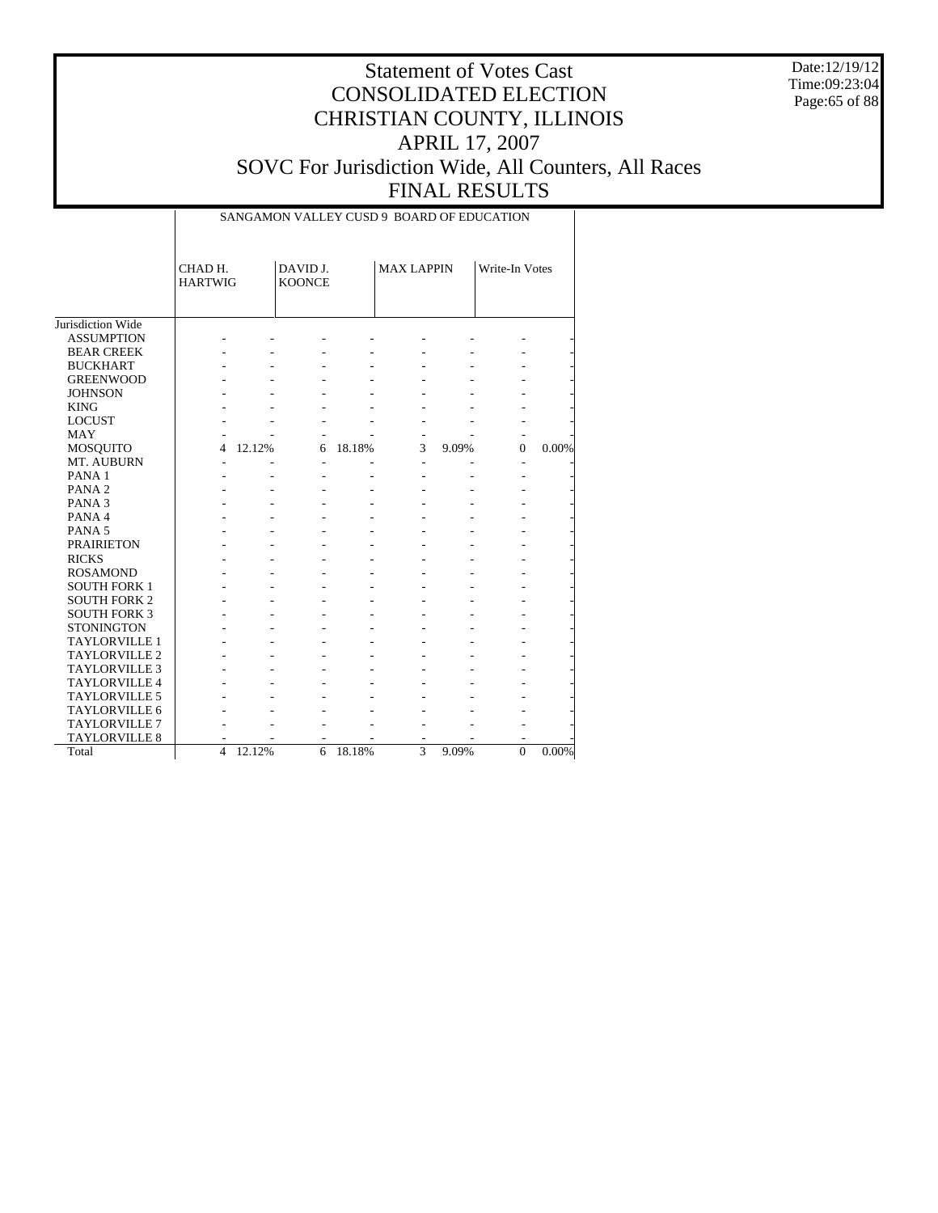# Statement of Votes Cast
# CONSOLIDATED ELECTION
# CHRISTIAN COUNTY, ILLINOIS
# APRIL 17, 2007
# SOVC For Jurisdiction Wide, All Counters, All Races
# FINAL RESULTS

Date:12/19/12
Time:09:23:04

| | SANGAMON VALLEY CUSD 9 BOARD OF EDUCATION | | | | | | | |
|---|---|---|---|---|---|---|---|---|
| | CHAD H. HARTWIG | | DAVID J. KOONCE | | MAX LAPPIN | | Write-In Votes | |
| Jurisdiction Wide | | | | | | | | |
| ASSUMPTION | - | - | - | - | - | - | - | - |
| BEAR CREEK | - | - | - | - | - | - | - | - |
| BUCKHART | - | - | - | - | - | - | - | - |
| GREENWOOD | - | - | - | - | - | - | - | - |
| JOHNSON | - | - | - | - | - | - | - | - |
| KING | - | - | - | - | - | - | - | - |
| LOCUST | - | - | - | - | - | - | - | - |
| MAY | - | - | - | - | - | - | - | - |
| MOSQUITO | 4 | 12.12% | 6 | 18.18% | 3 | 9.09% | 0 | 0.00% |
| MT. AUBURN | - | - | - | - | - | - | - | - |
| PANA 1 | - | - | - | - | - | - | - | - |
| PANA 2 | - | - | - | - | - | - | - | - |
| PANA 3 | - | - | - | - | - | - | - | - |
| PANA 4 | - | - | - | - | - | - | - | - |
| PANA 5 | - | - | - | - | - | - | - | - |
| PRAIRIETON | - | - | - | - | - | - | - | - |
| RICKS | - | - | - | - | - | - | - | - |
| ROSAMOND | - | - | - | - | - | - | - | - |
| SOUTH FORK 1 | - | - | - | - | - | - | - | - |
| SOUTH FORK 2 | - | - | - | - | - | - | - | - |
| SOUTH FORK 3 | - | - | - | - | - | - | - | - |
| STONINGTON | - | - | - | - | - | - | - | - |
| TAYLORVILLE 1 | - | - | - | - | - | - | - | - |
| TAYLORVILLE 2 | - | - | - | - | - | - | - | - |
| TAYLORVILLE 3 | - | - | - | - | - | - | - | - |
| TAYLORVILLE 4 | - | - | - | - | - | - | - | - |
| TAYLORVILLE 5 | - | - | - | - | - | - | - | - |
| TAYLORVILLE 6 | - | - | - | - | - | - | - | - |
| TAYLORVILLE 7 | - | - | - | - | - | - | - | - |
| TAYLORVILLE 8 | - | - | - | - | - | - | - | - |
| Total | 4 | 12.12% | 6 | 18.18% | 3 | 9.09% | 0 | 0.00% |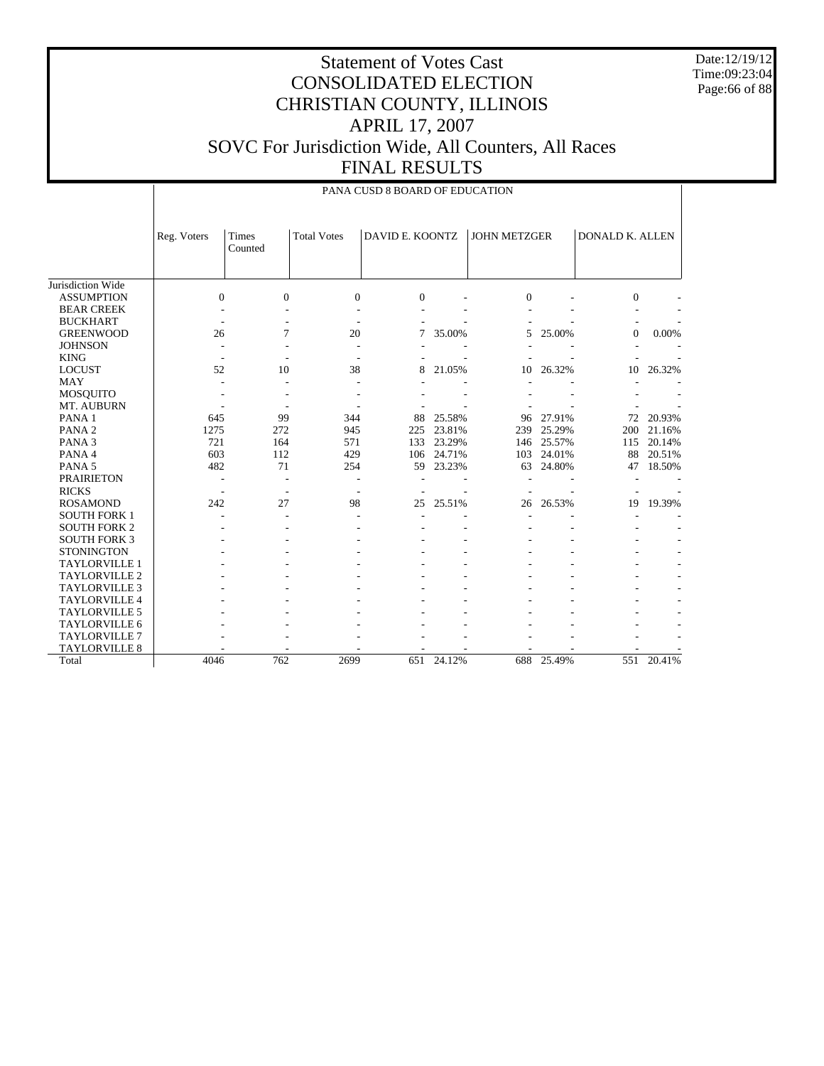# Statement of Votes Cast
# CONSOLIDATED ELECTION
# CHRISTIAN COUNTY, ILLINOIS
# APRIL 17, 2007
# SOVC For Jurisdiction Wide, All Counters, All Races
# FINAL RESULTS

Date:12/19/12
Time:09:23:04

## PANA CUSD 8 BOARD OF EDUCATION

| | Reg. Voters | Times Counted | Total Votes | DAVID E. KOONTZ | | JOHN METZGER | | DONALD K. ALLEN | |
|---|---|---|---|---|---|---|---|---|---|
| Jurisdiction Wide | | | | | | | | | |
| ASSUMPTION | 0 | 0 | 0 | 0 | - | 0 | - | 0 | - |
| BEAR CREEK | - | - | - | - | - | - | - | - | - |
| BUCKHART | - | - | - | - | - | - | - | - | - |
| GREENWOOD | 26 | 7 | 20 | 7 | 35.00% | 5 | 25.00% | 0 | 0.00% |
| JOHNSON | - | - | - | - | - | - | - | - | - |
| KING | - | - | - | - | - | - | - | - | - |
| LOCUST | 52 | 10 | 38 | 8 | 21.05% | 10 | 26.32% | 10 | 26.32% |
| MAY | - | - | - | - | - | - | - | - | - |
| MOSQUITO | - | - | - | - | - | - | - | - | - |
| MT. AUBURN | - | - | - | - | - | - | - | - | - |
| PANA 1 | 645 | 99 | 344 | 88 | 25.58% | 96 | 27.91% | 72 | 20.93% |
| PANA 2 | 1275 | 272 | 945 | 225 | 23.81% | 239 | 25.29% | 200 | 21.16% |
| PANA 3 | 721 | 164 | 571 | 133 | 23.29% | 146 | 25.57% | 115 | 20.14% |
| PANA 4 | 603 | 112 | 429 | 106 | 24.71% | 103 | 24.01% | 88 | 20.51% |
| PANA 5 | 482 | 71 | 254 | 59 | 23.23% | 63 | 24.80% | 47 | 18.50% |
| PRAIRIETON | - | - | - | - | - | - | - | - | - |
| RICKS | - | - | - | - | - | - | - | - | - |
| ROSAMOND | 242 | 27 | 98 | 25 | 25.51% | 26 | 26.53% | 19 | 19.39% |
| SOUTH FORK 1 | - | - | - | - | - | - | - | - | - |
| SOUTH FORK 2 | - | - | - | - | - | - | - | - | - |
| SOUTH FORK 3 | - | - | - | - | - | - | - | - | - |
| STONINGTON | - | - | - | - | - | - | - | - | - |
| TAYLORVILLE 1 | - | - | - | - | - | - | - | - | - |
| TAYLORVILLE 2 | - | - | - | - | - | - | - | - | - |
| TAYLORVILLE 3 | - | - | - | - | - | - | - | - | - |
| TAYLORVILLE 4 | - | - | - | - | - | - | - | - | - |
| TAYLORVILLE 5 | - | - | - | - | - | - | - | - | - |
| TAYLORVILLE 6 | - | - | - | - | - | - | - | - | - |
| TAYLORVILLE 7 | - | - | - | - | - | - | - | - | - |
| TAYLORVILLE 8 | - | - | - | - | - | - | - | - | - |
| Total | 4046 | 762 | 2699 | 651 | 24.12% | 688 | 25.49% | 551 | 20.41% |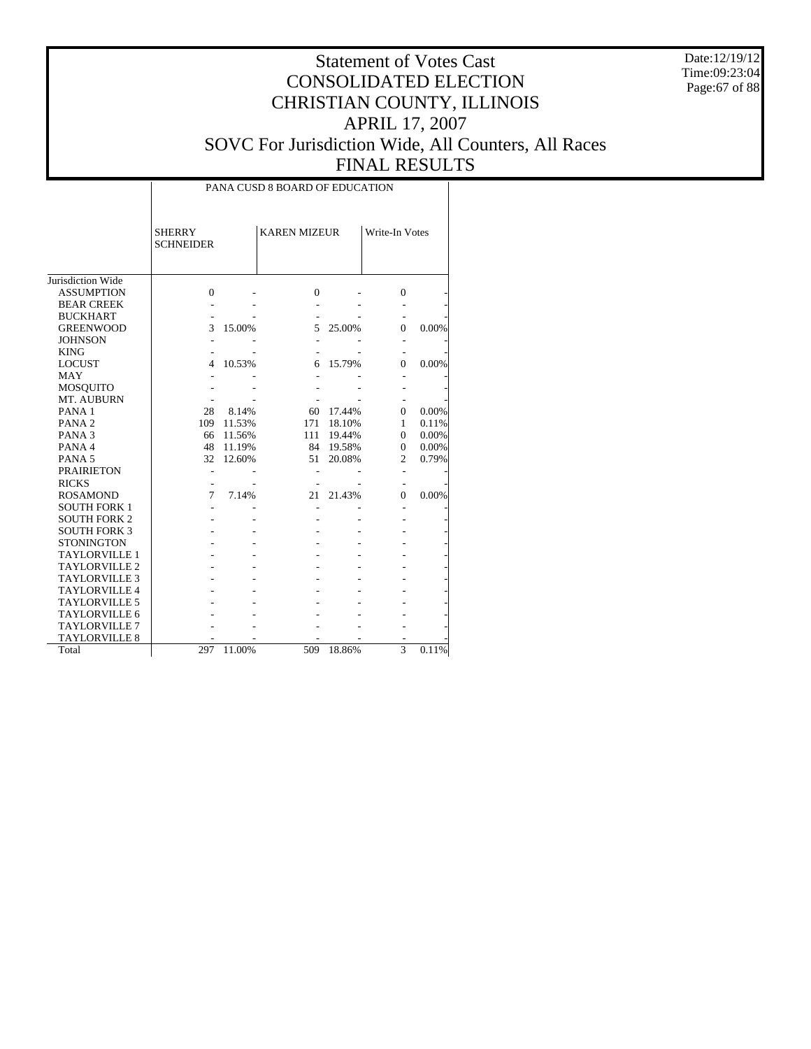# Statement of Votes Cast
# CONSOLIDATED ELECTION
# CHRISTIAN COUNTY, ILLINOIS
# APRIL 17, 2007
# SOVC For Jurisdiction Wide, All Counters, All Races
# FINAL RESULTS

Date:12/19/12
Time:09:23:04

| | PANA CUSD 8 BOARD OF EDUCATION | | | | | |
|---|---|---|---|---|---|---|
| | SHERRY SCHNEIDER | | KAREN MIZEUR | | Write-In Votes | |
| Jurisdiction Wide | | | | | | |
| ASSUMPTION | 0 | - | 0 | - | 0 | - |
| BEAR CREEK | - | - | - | - | - | - |
| BUCKHART | - | - | - | - | - | - |
| GREENWOOD | 3 | 15.00% | 5 | 25.00% | 0 | 0.00% |
| JOHNSON | - | - | - | - | - | - |
| KING | - | - | - | - | - | - |
| LOCUST | 4 | 10.53% | 6 | 15.79% | 0 | 0.00% |
| MAY | - | - | - | - | - | - |
| MOSQUITO | - | - | - | - | - | - |
| MT. AUBURN | - | - | - | - | - | - |
| PANA 1 | 28 | 8.14% | 60 | 17.44% | 0 | 0.00% |
| PANA 2 | 109 | 11.53% | 171 | 18.10% | 1 | 0.11% |
| PANA 3 | 66 | 11.56% | 111 | 19.44% | 0 | 0.00% |
| PANA 4 | 48 | 11.19% | 84 | 19.58% | 0 | 0.00% |
| PANA 5 | 32 | 12.60% | 51 | 20.08% | 2 | 0.79% |
| PRAIRIETON | - | - | - | - | - | - |
| RICKS | - | - | - | - | - | - |
| ROSAMOND | 7 | 7.14% | 21 | 21.43% | 0 | 0.00% |
| SOUTH FORK 1 | - | - | - | - | - | - |
| SOUTH FORK 2 | - | - | - | - | - | - |
| SOUTH FORK 3 | - | - | - | - | - | - |
| STONINGTON | - | - | - | - | - | - |
| TAYLORVILLE 1 | - | - | - | - | - | - |
| TAYLORVILLE 2 | - | - | - | - | - | - |
| TAYLORVILLE 3 | - | - | - | - | - | - |
| TAYLORVILLE 4 | - | - | - | - | - | - |
| TAYLORVILLE 5 | - | - | - | - | - | - |
| TAYLORVILLE 6 | - | - | - | - | - | - |
| TAYLORVILLE 7 | - | - | - | - | - | - |
| TAYLORVILLE 8 | - | - | - | - | - | - |
| Total | 297 | 11.00% | 509 | 18.86% | 3 | 0.11% |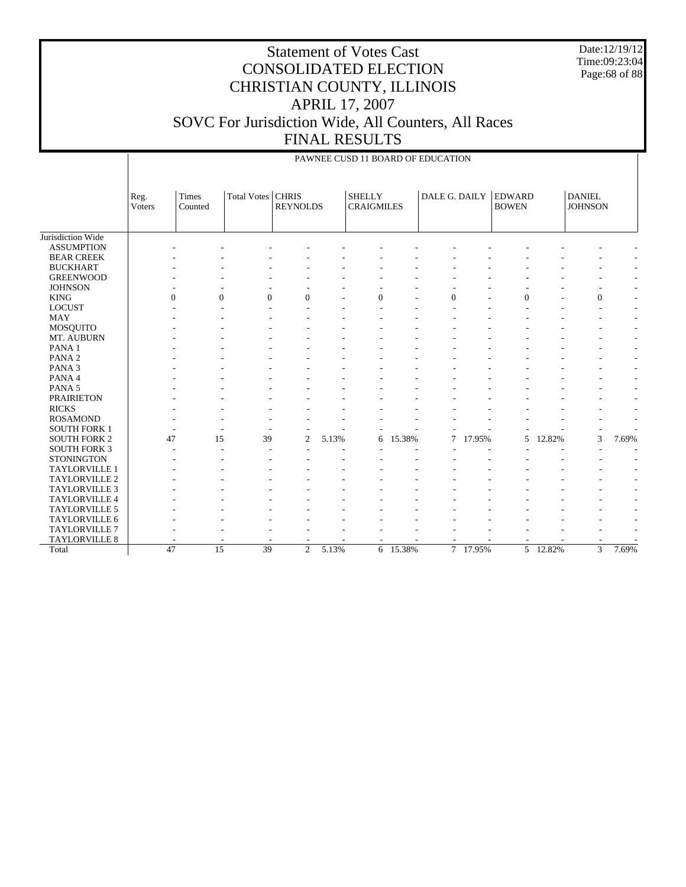# Statement of Votes Cast
# CONSOLIDATED ELECTION
# CHRISTIAN COUNTY, ILLINOIS
# APRIL 17, 2007
# SOVC For Jurisdiction Wide, All Counters, All Races
# FINAL RESULTS

Date:12/19/12
Time:09:23:04

## PAWNEE CUSD 11 BOARD OF EDUCATION

| | Reg. Voters | Times Counted | Total Votes | CHRIS REYNOLDS | | SHELLY CRAIGMILES | | DALE G. DAILY | | EDWARD BOWEN | | DANIEL JOHNSON | |
|---|---|---|---|---|---|---|---|---|---|---|---|---|---|
| Jurisdiction Wide | | | | | | | | | | | | | |
| ASSUMPTION | - | - | - | - | - | - | - | - | - | - | - | - | - |
| BEAR CREEK | - | - | - | - | - | - | - | - | - | - | - | - | - |
| BUCKHART | - | - | - | - | - | - | - | - | - | - | - | - | - |
| GREENWOOD | - | - | - | - | - | - | - | - | - | - | - | - | - |
| JOHNSON | - | - | - | - | - | - | - | - | - | - | - | - | - |
| KING | 0 | 0 | 0 | 0 | - | 0 | - | 0 | - | 0 | - | 0 | - |
| LOCUST | - | - | - | - | - | - | - | - | - | - | - | - | - |
| MAY | - | - | - | - | - | - | - | - | - | - | - | - | - |
| MOSQUITO | - | - | - | - | - | - | - | - | - | - | - | - | - |
| MT. AUBURN | - | - | - | - | - | - | - | - | - | - | - | - | - |
| PANA 1 | - | - | - | - | - | - | - | - | - | - | - | - | - |
| PANA 2 | - | - | - | - | - | - | - | - | - | - | - | - | - |
| PANA 3 | - | - | - | - | - | - | - | - | - | - | - | - | - |
| PANA 4 | - | - | - | - | - | - | - | - | - | - | - | - | - |
| PANA 5 | - | - | - | - | - | - | - | - | - | - | - | - | - |
| PRAIRIETON | - | - | - | - | - | - | - | - | - | - | - | - | - |
| RICKS | - | - | - | - | - | - | - | - | - | - | - | - | - |
| ROSAMOND | - | - | - | - | - | - | - | - | - | - | - | - | - |
| SOUTH FORK 1 | - | - | - | - | - | - | - | - | - | - | - | - | - |
| SOUTH FORK 2 | 47 | 15 | 39 | 2 | 5.13% | 6 | 15.38% | 7 | 17.95% | 5 | 12.82% | 3 | 7.69% |
| SOUTH FORK 3 | - | - | - | - | - | - | - | - | - | - | - | - | - |
| STONINGTON | - | - | - | - | - | - | - | - | - | - | - | - | - |
| TAYLORVILLE 1 | - | - | - | - | - | - | - | - | - | - | - | - | - |
| TAYLORVILLE 2 | - | - | - | - | - | - | - | - | - | - | - | - | - |
| TAYLORVILLE 3 | - | - | - | - | - | - | - | - | - | - | - | - | - |
| TAYLORVILLE 4 | - | - | - | - | - | - | - | - | - | - | - | - | - |
| TAYLORVILLE 5 | - | - | - | - | - | - | - | - | - | - | - | - | - |
| TAYLORVILLE 6 | - | - | - | - | - | - | - | - | - | - | - | - | - |
| TAYLORVILLE 7 | - | - | - | - | - | - | - | - | - | - | - | - | - |
| TAYLORVILLE 8 | - | - | - | - | - | - | - | - | - | - | - | - | - |
| Total | 47 | 15 | 39 | 2 | 5.13% | 6 | 15.38% | 7 | 17.95% | 5 | 12.82% | 3 | 7.69% |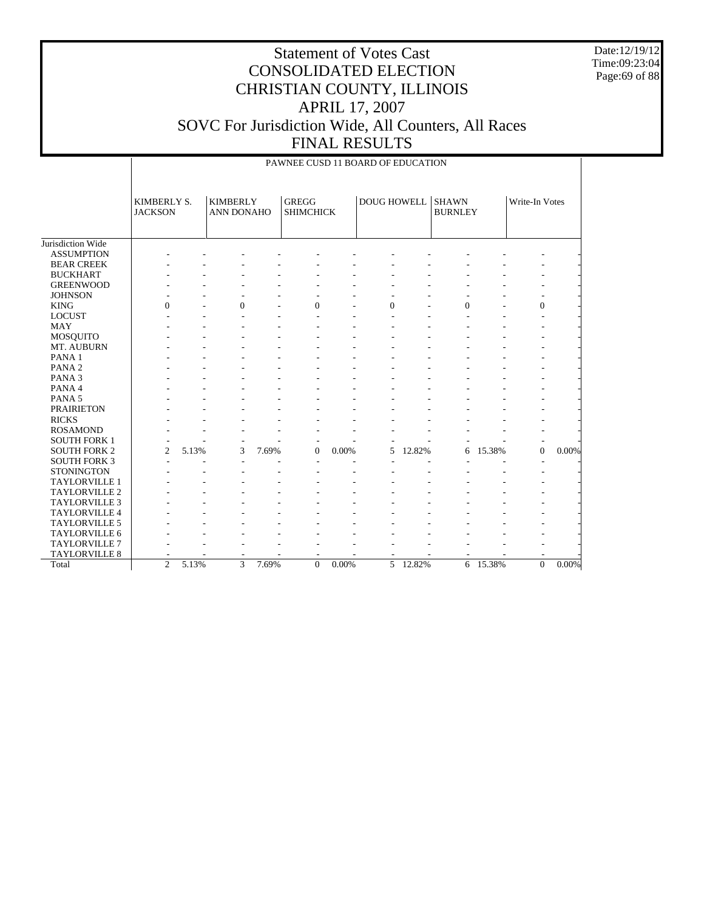# Statement of Votes Cast
# CONSOLIDATED ELECTION
# CHRISTIAN COUNTY, ILLINOIS
# APRIL 17, 2007
# SOVC For Jurisdiction Wide, All Counters, All Races
# FINAL RESULTS

Date:12/19/12
Time:09:23:04

PAWNEE CUSD 11 BOARD OF EDUCATION

| | KIMBERLY S. JACKSON | | KIMBERLY ANN DONAHO | | GREGG SHIMCHICK | | DOUG HOWELL | | SHAWN BURNLEY | | Write-In Votes | |
|---|---|---|---|---|---|---|---|---|---|---|---|---|
| Jurisdiction Wide | | | | | | | | | | | | |
| ASSUMPTION | - | - | - | - | - | - | - | - | - | - | - | - |
| BEAR CREEK | - | - | - | - | - | - | - | - | - | - | - | - |
| BUCKHART | - | - | - | - | - | - | - | - | - | - | - | - |
| GREENWOOD | - | - | - | - | - | - | - | - | - | - | - | - |
| JOHNSON | - | - | - | - | - | - | - | - | - | - | - | - |
| KING | 0 | - | 0 | - | 0 | - | 0 | - | 0 | - | 0 | - |
| LOCUST | - | - | - | - | - | - | - | - | - | - | - | - |
| MAY | - | - | - | - | - | - | - | - | - | - | - | - |
| MOSQUITO | - | - | - | - | - | - | - | - | - | - | - | - |
| MT. AUBURN | - | - | - | - | - | - | - | - | - | - | - | - |
| PANA 1 | - | - | - | - | - | - | - | - | - | - | - | - |
| PANA 2 | - | - | - | - | - | - | - | - | - | - | - | - |
| PANA 3 | - | - | - | - | - | - | - | - | - | - | - | - |
| PANA 4 | - | - | - | - | - | - | - | - | - | - | - | - |
| PANA 5 | - | - | - | - | - | - | - | - | - | - | - | - |
| PRAIRIETON | - | - | - | - | - | - | - | - | - | - | - | - |
| RICKS | - | - | - | - | - | - | - | - | - | - | - | - |
| ROSAMOND | - | - | - | - | - | - | - | - | - | - | - | - |
| SOUTH FORK 1 | - | - | - | - | - | - | - | - | - | - | - | - |
| SOUTH FORK 2 | 2 | 5.13% | 3 | 7.69% | 0 | 0.00% | 5 | 12.82% | 6 | 15.38% | 0 | 0.00% |
| SOUTH FORK 3 | - | - | - | - | - | - | - | - | - | - | - | - |
| STONINGTON | - | - | - | - | - | - | - | - | - | - | - | - |
| TAYLORVILLE 1 | - | - | - | - | - | - | - | - | - | - | - | - |
| TAYLORVILLE 2 | - | - | - | - | - | - | - | - | - | - | - | - |
| TAYLORVILLE 3 | - | - | - | - | - | - | - | - | - | - | - | - |
| TAYLORVILLE 4 | - | - | - | - | - | - | - | - | - | - | - | - |
| TAYLORVILLE 5 | - | - | - | - | - | - | - | - | - | - | - | - |
| TAYLORVILLE 6 | - | - | - | - | - | - | - | - | - | - | - | - |
| TAYLORVILLE 7 | - | - | - | - | - | - | - | - | - | - | - | - |
| TAYLORVILLE 8 | - | - | - | - | - | - | - | - | - | - | - | - |
| Total | 2 | 5.13% | 3 | 7.69% | 0 | 0.00% | 5 | 12.82% | 6 | 15.38% | 0 | 0.00% |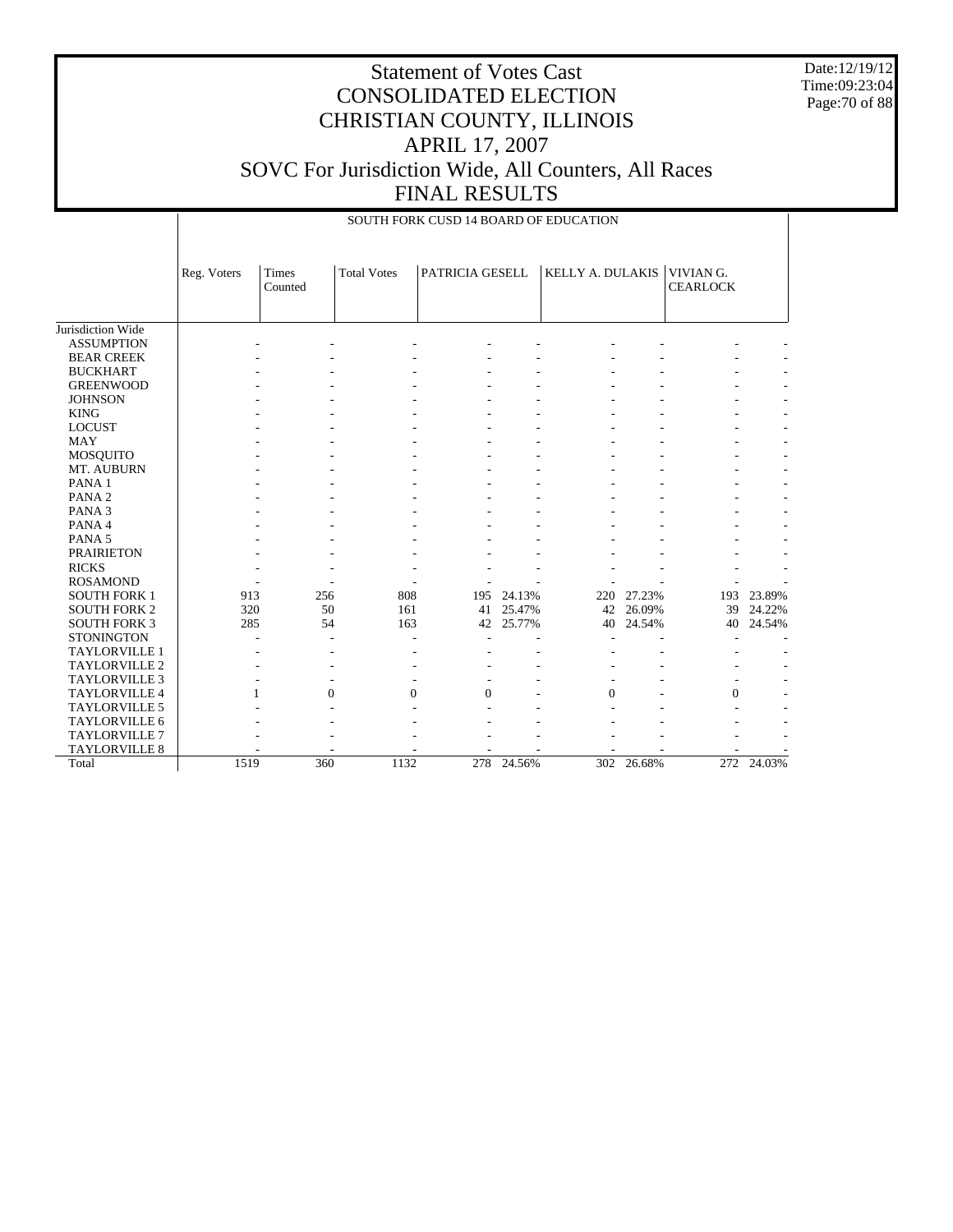# Statement of Votes Cast
# CONSOLIDATED ELECTION
# CHRISTIAN COUNTY, ILLINOIS
# APRIL 17, 2007
# SOVC For Jurisdiction Wide, All Counters, All Races
# FINAL RESULTS

Date:12/19/12
Time:09:23:04

SOUTH FORK CUSD 14 BOARD OF EDUCATION

| | Reg. Voters | Times Counted | Total Votes | PATRICIA GESELL | | KELLY A. DULAKIS | | VIVIAN G. CEARLOCK | |
|---|---|---|---|---|---|---|---|---|---|
| Jurisdiction Wide | | | | | | | | | |
| ASSUMPTION | - | - | - | - | - | - | - | - | - |
| BEAR CREEK | - | - | - | - | - | - | - | - | - |
| BUCKHART | - | - | - | - | - | - | - | - | - |
| GREENWOOD | - | - | - | - | - | - | - | - | - |
| JOHNSON | - | - | - | - | - | - | - | - | - |
| KING | - | - | - | - | - | - | - | - | - |
| LOCUST | - | - | - | - | - | - | - | - | - |
| MAY | - | - | - | - | - | - | - | - | - |
| MOSQUITO | - | - | - | - | - | - | - | - | - |
| MT. AUBURN | - | - | - | - | - | - | - | - | - |
| PANA 1 | - | - | - | - | - | - | - | - | - |
| PANA 2 | - | - | - | - | - | - | - | - | - |
| PANA 3 | - | - | - | - | - | - | - | - | - |
| PANA 4 | - | - | - | - | - | - | - | - | - |
| PANA 5 | - | - | - | - | - | - | - | - | - |
| PRAIRIETON | - | - | - | - | - | - | - | - | - |
| RICKS | - | - | - | - | - | - | - | - | - |
| ROSAMOND | - | - | - | - | - | - | - | - | - |
| SOUTH FORK 1 | 913 | 256 | 808 | 195 | 24.13% | 220 | 27.23% | 193 | 23.89% |
| SOUTH FORK 2 | 320 | 50 | 161 | 41 | 25.47% | 42 | 26.09% | 39 | 24.22% |
| SOUTH FORK 3 | 285 | 54 | 163 | 42 | 25.77% | 40 | 24.54% | 40 | 24.54% |
| STONINGTON | - | - | - | - | - | - | - | - | - |
| TAYLORVILLE 1 | - | - | - | - | - | - | - | - | - |
| TAYLORVILLE 2 | - | - | - | - | - | - | - | - | - |
| TAYLORVILLE 3 | - | - | - | - | - | - | - | - | - |
| TAYLORVILLE 4 | 1 | 0 | 0 | 0 | - | 0 | - | 0 | - |
| TAYLORVILLE 5 | - | - | - | - | - | - | - | - | - |
| TAYLORVILLE 6 | - | - | - | - | - | - | - | - | - |
| TAYLORVILLE 7 | - | - | - | - | - | - | - | - | - |
| TAYLORVILLE 8 | - | - | - | - | - | - | - | - | - |
| Total | 1519 | 360 | 1132 | 278 | 24.56% | 302 | 26.68% | 272 | 24.03% |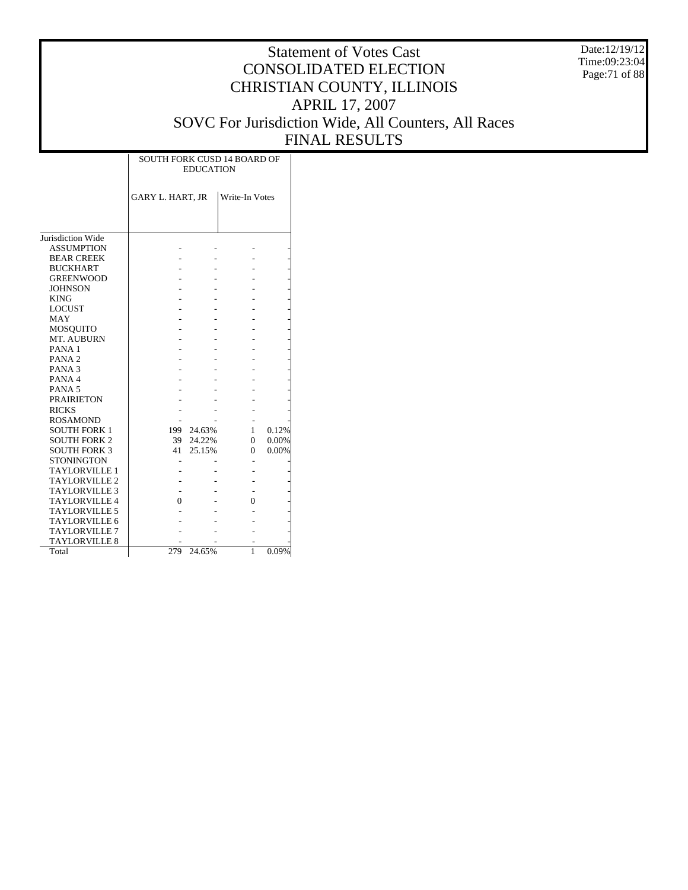# Statement of Votes Cast
# CONSOLIDATED ELECTION
# CHRISTIAN COUNTY, ILLINOIS
# APRIL 17, 2007
# SOVC For Jurisdiction Wide, All Counters, All Races
# FINAL RESULTS

Date:12/19/12
Time:09:23:04

| | SOUTH FORK CUSD 14 BOARD OF EDUCATION | | | |
|---|---|---|---|---|
| | GARY L. HART, JR | | Write-In Votes | |
| Jurisdiction Wide | | | | |
| ASSUMPTION | - | - | - | - |
| BEAR CREEK | - | - | - | - |
| BUCKHART | - | - | - | - |
| GREENWOOD | - | - | - | - |
| JOHNSON | - | - | - | - |
| KING | - | - | - | - |
| LOCUST | - | - | - | - |
| MAY | - | - | - | - |
| MOSQUITO | - | - | - | - |
| MT. AUBURN | - | - | - | - |
| PANA 1 | - | - | - | - |
| PANA 2 | - | - | - | - |
| PANA 3 | - | - | - | - |
| PANA 4 | - | - | - | - |
| PANA 5 | - | - | - | - |
| PRAIRIETON | - | - | - | - |
| RICKS | - | - | - | - |
| ROSAMOND | - | - | - | - |
| SOUTH FORK 1 | 199 | 24.63% | 1 | 0.12% |
| SOUTH FORK 2 | 39 | 24.22% | 0 | 0.00% |
| SOUTH FORK 3 | 41 | 25.15% | 0 | 0.00% |
| STONINGTON | - | - | - | - |
| TAYLORVILLE 1 | - | - | - | - |
| TAYLORVILLE 2 | - | - | - | - |
| TAYLORVILLE 3 | - | - | - | - |
| TAYLORVILLE 4 | 0 | - | 0 | - |
| TAYLORVILLE 5 | - | - | - | - |
| TAYLORVILLE 6 | - | - | - | - |
| TAYLORVILLE 7 | - | - | - | - |
| TAYLORVILLE 8 | - | - | - | - |
| Total | 279 | 24.65% | 1 | 0.09% |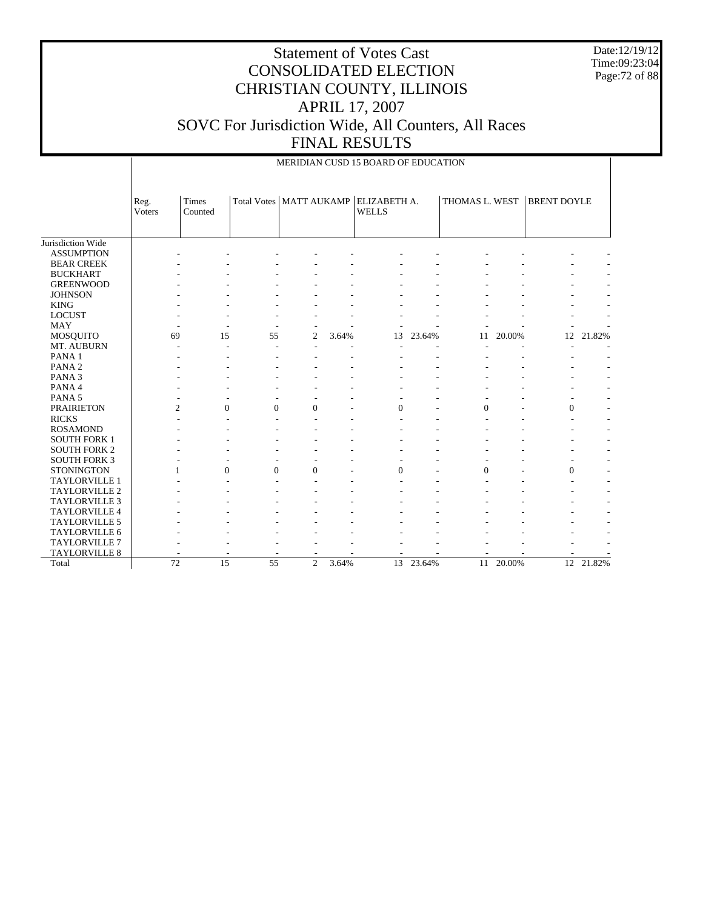# Statement of Votes Cast
# CONSOLIDATED ELECTION
# CHRISTIAN COUNTY, ILLINOIS
# APRIL 17, 2007
# SOVC For Jurisdiction Wide, All Counters, All Races
# FINAL RESULTS

Date:12/19/12
Time:09:23:04

MERIDIAN CUSD 15 BOARD OF EDUCATION

| | Reg. Voters | Times Counted | Total Votes | MATT AUKAMP | | ELIZABETH A. WELLS | | THOMAS L. WEST | | BRENT DOYLE | |
|---|---|---|---|---|---|---|---|---|---|---|---|
| Jurisdiction Wide | | | | | | | | | | | |
| ASSUMPTION | - | - | - | - | - | - | - | - | - | - | - |
| BEAR CREEK | - | - | - | - | - | - | - | - | - | - | - |
| BUCKHART | - | - | - | - | - | - | - | - | - | - | - |
| GREENWOOD | - | - | - | - | - | - | - | - | - | - | - |
| JOHNSON | - | - | - | - | - | - | - | - | - | - | - |
| KING | - | - | - | - | - | - | - | - | - | - | - |
| LOCUST | - | - | - | - | - | - | - | - | - | - | - |
| MAY | - | - | - | - | - | - | - | - | - | - | - |
| MOSQUITO | 69 | 15 | 55 | 2 | 3.64% | 13 | 23.64% | 11 | 20.00% | 12 | 21.82% |
| MT. AUBURN | - | - | - | - | - | - | - | - | - | - | - |
| PANA 1 | - | - | - | - | - | - | - | - | - | - | - |
| PANA 2 | - | - | - | - | - | - | - | - | - | - | - |
| PANA 3 | - | - | - | - | - | - | - | - | - | - | - |
| PANA 4 | - | - | - | - | - | - | - | - | - | - | - |
| PANA 5 | - | - | - | - | - | - | - | - | - | - | - |
| PRAIRIETON | 2 | 0 | 0 | 0 | - | 0 | - | 0 | - | 0 | - |
| RICKS | - | - | - | - | - | - | - | - | - | - | - |
| ROSAMOND | - | - | - | - | - | - | - | - | - | - | - |
| SOUTH FORK 1 | - | - | - | - | - | - | - | - | - | - | - |
| SOUTH FORK 2 | - | - | - | - | - | - | - | - | - | - | - |
| SOUTH FORK 3 | - | - | - | - | - | - | - | - | - | - | - |
| STONINGTON | 1 | 0 | 0 | 0 | - | 0 | - | 0 | - | 0 | - |
| TAYLORVILLE 1 | - | - | - | - | - | - | - | - | - | - | - |
| TAYLORVILLE 2 | - | - | - | - | - | - | - | - | - | - | - |
| TAYLORVILLE 3 | - | - | - | - | - | - | - | - | - | - | - |
| TAYLORVILLE 4 | - | - | - | - | - | - | - | - | - | - | - |
| TAYLORVILLE 5 | - | - | - | - | - | - | - | - | - | - | - |
| TAYLORVILLE 6 | - | - | - | - | - | - | - | - | - | - | - |
| TAYLORVILLE 7 | - | - | - | - | - | - | - | - | - | - | - |
| TAYLORVILLE 8 | - | - | - | - | - | - | - | - | - | - | - |
| Total | 72 | 15 | 55 | 2 | 3.64% | 13 | 23.64% | 11 | 20.00% | 12 | 21.82% |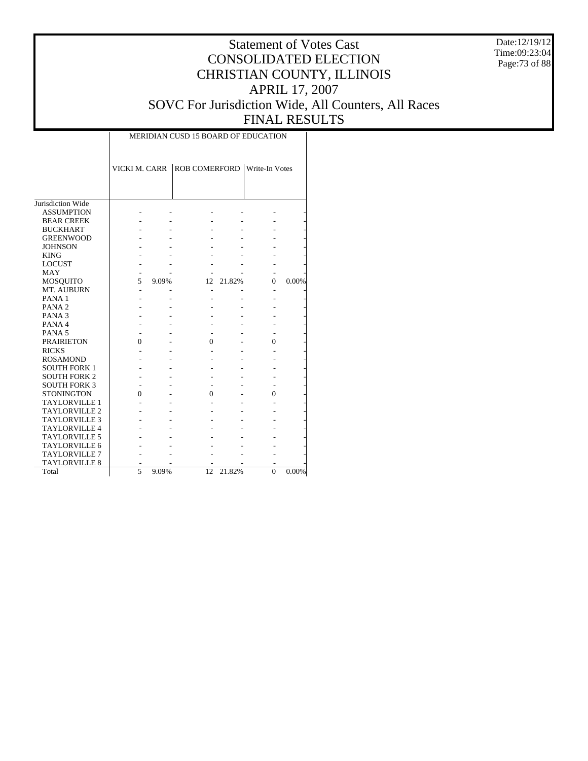# Statement of Votes Cast
# CONSOLIDATED ELECTION
# CHRISTIAN COUNTY, ILLINOIS
# APRIL 17, 2007
# SOVC For Jurisdiction Wide, All Counters, All Races
# FINAL RESULTS

Date:12/19/12
Time:09:23:04

| | MERIDIAN CUSD 15 BOARD OF EDUCATION | | | | | |
|---|---|---|---|---|---|---|
| | VICKI M. CARR | | ROB COMERFORD | | Write-In Votes | |
| Jurisdiction Wide | | | | | | |
| ASSUMPTION | - | - | - | - | - | - |
| BEAR CREEK | - | - | - | - | - | - |
| BUCKHART | - | - | - | - | - | - |
| GREENWOOD | - | - | - | - | - | - |
| JOHNSON | - | - | - | - | - | - |
| KING | - | - | - | - | - | - |
| LOCUST | - | - | - | - | - | - |
| MAY | - | - | - | - | - | - |
| MOSQUITO | 5 | 9.09% | 12 | 21.82% | 0 | 0.00% |
| MT. AUBURN | - | - | - | - | - | - |
| PANA 1 | - | - | - | - | - | - |
| PANA 2 | - | - | - | - | - | - |
| PANA 3 | - | - | - | - | - | - |
| PANA 4 | - | - | - | - | - | - |
| PANA 5 | - | - | - | - | - | - |
| PRAIRIETON | 0 | - | 0 | - | 0 | - |
| RICKS | - | - | - | - | - | - |
| ROSAMOND | - | - | - | - | - | - |
| SOUTH FORK 1 | - | - | - | - | - | - |
| SOUTH FORK 2 | - | - | - | - | - | - |
| SOUTH FORK 3 | - | - | - | - | - | - |
| STONINGTON | 0 | - | 0 | - | 0 | - |
| TAYLORVILLE 1 | - | - | - | - | - | - |
| TAYLORVILLE 2 | - | - | - | - | - | - |
| TAYLORVILLE 3 | - | - | - | - | - | - |
| TAYLORVILLE 4 | - | - | - | - | - | - |
| TAYLORVILLE 5 | - | - | - | - | - | - |
| TAYLORVILLE 6 | - | - | - | - | - | - |
| TAYLORVILLE 7 | - | - | - | - | - | - |
| TAYLORVILLE 8 | - | - | - | - | - | - |
| Total | 5 | 9.09% | 12 | 21.82% | 0 | 0.00% |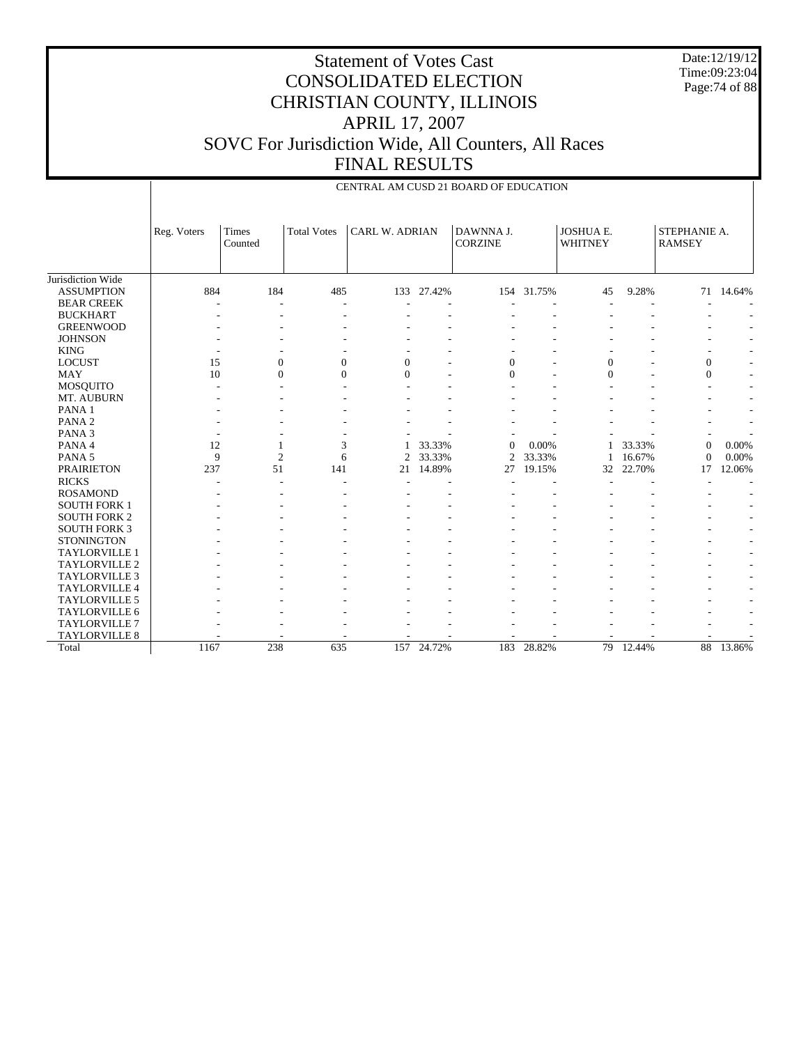# Statement of Votes Cast
# CONSOLIDATED ELECTION
# CHRISTIAN COUNTY, ILLINOIS
# APRIL 17, 2007
# SOVC For Jurisdiction Wide, All Counters, All Races
# FINAL RESULTS

Date:12/19/12
Time:09:23:04

CENTRAL AM CUSD 21 BOARD OF EDUCATION

| | Reg. Voters | Times Counted | Total Votes | CARL W. ADRIAN | | DAWNNA J. CORZINE | | JOSHUA E. WHITNEY | | STEPHANIE A. RAMSEY | |
|---|---|---|---|---|---|---|---|---|---|---|---|
| Jurisdiction Wide | | | | | | | | | | | |
| ASSUMPTION | 884 | 184 | 485 | 133 | 27.42% | 154 | 31.75% | 45 | 9.28% | 71 | 14.64% |
| BEAR CREEK | - | - | - | - | - | - | - | - | - | - | - |
| BUCKHART | - | - | - | - | - | - | - | - | - | - | - |
| GREENWOOD | - | - | - | - | - | - | - | - | - | - | - |
| JOHNSON | - | - | - | - | - | - | - | - | - | - | - |
| KING | - | - | - | - | - | - | - | - | - | - | - |
| LOCUST | 15 | 0 | 0 | 0 | - | 0 | - | 0 | - | 0 | - |
| MAY | 10 | 0 | 0 | 0 | - | 0 | - | 0 | - | 0 | - |
| MOSQUITO | - | - | - | - | - | - | - | - | - | - | - |
| MT. AUBURN | - | - | - | - | - | - | - | - | - | - | - |
| PANA 1 | - | - | - | - | - | - | - | - | - | - | - |
| PANA 2 | - | - | - | - | - | - | - | - | - | - | - |
| PANA 3 | - | - | - | - | - | - | - | - | - | - | - |
| PANA 4 | 12 | 1 | 3 | 1 | 33.33% | 0 | 0.00% | 1 | 33.33% | 0 | 0.00% |
| PANA 5 | 9 | 2 | 6 | 2 | 33.33% | 2 | 33.33% | 1 | 16.67% | 0 | 0.00% |
| PRAIRIETON | 237 | 51 | 141 | 21 | 14.89% | 27 | 19.15% | 32 | 22.70% | 17 | 12.06% |
| RICKS | - | - | - | - | - | - | - | - | - | - | - |
| ROSAMOND | - | - | - | - | - | - | - | - | - | - | - |
| SOUTH FORK 1 | - | - | - | - | - | - | - | - | - | - | - |
| SOUTH FORK 2 | - | - | - | - | - | - | - | - | - | - | - |
| SOUTH FORK 3 | - | - | - | - | - | - | - | - | - | - | - |
| STONINGTON | - | - | - | - | - | - | - | - | - | - | - |
| TAYLORVILLE 1 | - | - | - | - | - | - | - | - | - | - | - |
| TAYLORVILLE 2 | - | - | - | - | - | - | - | - | - | - | - |
| TAYLORVILLE 3 | - | - | - | - | - | - | - | - | - | - | - |
| TAYLORVILLE 4 | - | - | - | - | - | - | - | - | - | - | - |
| TAYLORVILLE 5 | - | - | - | - | - | - | - | - | - | - | - |
| TAYLORVILLE 6 | - | - | - | - | - | - | - | - | - | - | - |
| TAYLORVILLE 7 | - | - | - | - | - | - | - | - | - | - | - |
| TAYLORVILLE 8 | - | - | - | - | - | - | - | - | - | - | - |
| Total | 1167 | 238 | 635 | 157 | 24.72% | 183 | 28.82% | 79 | 12.44% | 88 | 13.86% |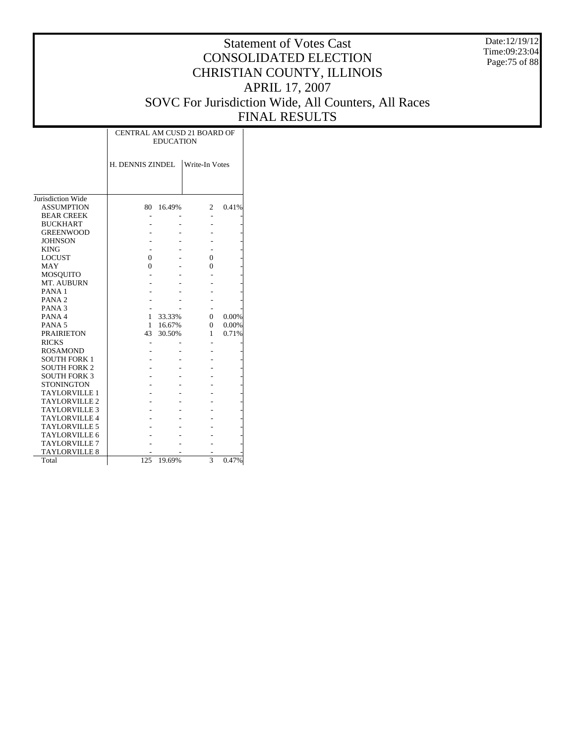# Statement of Votes Cast
# CONSOLIDATED ELECTION
# CHRISTIAN COUNTY, ILLINOIS
# APRIL 17, 2007
# SOVC For Jurisdiction Wide, All Counters, All Races
# FINAL RESULTS

Date:12/19/12
Time:09:23:04

| | CENTRAL AM CUSD 21 BOARD OF EDUCATION | | | |
|---|---|---|---|---|
| | H. DENNIS ZINDEL | | Write-In Votes | |
| Jurisdiction Wide | | | | |
| ASSUMPTION | 80 | 16.49% | 2 | 0.41% |
| BEAR CREEK | - | - | - | - |
| BUCKHART | - | - | - | - |
| GREENWOOD | - | - | - | - |
| JOHNSON | - | - | - | - |
| KING | - | - | - | - |
| LOCUST | 0 | - | 0 | - |
| MAY | 0 | - | 0 | - |
| MOSQUITO | - | - | - | - |
| MT. AUBURN | - | - | - | - |
| PANA 1 | - | - | - | - |
| PANA 2 | - | - | - | - |
| PANA 3 | - | - | - | - |
| PANA 4 | 1 | 33.33% | 0 | 0.00% |
| PANA 5 | 1 | 16.67% | 0 | 0.00% |
| PRAIRIETON | 43 | 30.50% | 1 | 0.71% |
| RICKS | - | - | - | - |
| ROSAMOND | - | - | - | - |
| SOUTH FORK 1 | - | - | - | - |
| SOUTH FORK 2 | - | - | - | - |
| SOUTH FORK 3 | - | - | - | - |
| STONINGTON | - | - | - | - |
| TAYLORVILLE 1 | - | - | - | - |
| TAYLORVILLE 2 | - | - | - | - |
| TAYLORVILLE 3 | - | - | - | - |
| TAYLORVILLE 4 | - | - | - | - |
| TAYLORVILLE 5 | - | - | - | - |
| TAYLORVILLE 6 | - | - | - | - |
| TAYLORVILLE 7 | - | - | - | - |
| TAYLORVILLE 8 | - | - | - | - |
| Total | 125 | 19.69% | 3 | 0.47% |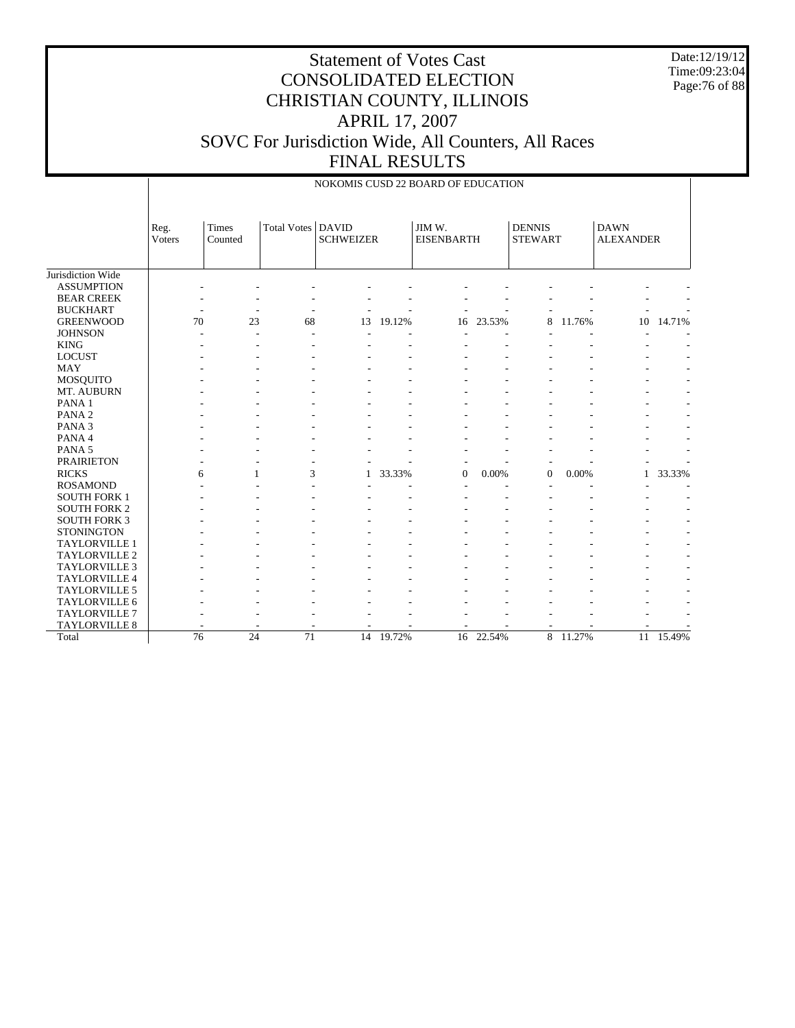# Statement of Votes Cast
# CONSOLIDATED ELECTION
# CHRISTIAN COUNTY, ILLINOIS
# APRIL 17, 2007
# SOVC For Jurisdiction Wide, All Counters, All Races
# FINAL RESULTS

Date:12/19/12
Time:09:23:04

NOKOMIS CUSD 22 BOARD OF EDUCATION

| | Reg. Voters | Times Counted | Total Votes | DAVID SCHWEIZER | | JIM W. EISENBARTH | | DENNIS STEWART | | DAWN ALEXANDER | |
|---|---|---|---|---|---|---|---|---|---|---|---|
| Jurisdiction Wide | | | | | | | | | | | |
| ASSUMPTION | - | - | - | - | - | - | - | - | - | - | - |
| BEAR CREEK | - | - | - | - | - | - | - | - | - | - | - |
| BUCKHART | - | - | - | - | - | - | - | - | - | - | - |
| GREENWOOD | 70 | 23 | 68 | 13 | 19.12% | 16 | 23.53% | 8 | 11.76% | 10 | 14.71% |
| JOHNSON | - | - | - | - | - | - | - | - | - | - | - |
| KING | - | - | - | - | - | - | - | - | - | - | - |
| LOCUST | - | - | - | - | - | - | - | - | - | - | - |
| MAY | - | - | - | - | - | - | - | - | - | - | - |
| MOSQUITO | - | - | - | - | - | - | - | - | - | - | - |
| MT. AUBURN | - | - | - | - | - | - | - | - | - | - | - |
| PANA 1 | - | - | - | - | - | - | - | - | - | - | - |
| PANA 2 | - | - | - | - | - | - | - | - | - | - | - |
| PANA 3 | - | - | - | - | - | - | - | - | - | - | - |
| PANA 4 | - | - | - | - | - | - | - | - | - | - | - |
| PANA 5 | - | - | - | - | - | - | - | - | - | - | - |
| PRAIRIETON | - | - | - | - | - | - | - | - | - | - | - |
| RICKS | 6 | 1 | 3 | 1 | 33.33% | 0 | 0.00% | 0 | 0.00% | 1 | 33.33% |
| ROSAMOND | - | - | - | - | - | - | - | - | - | - | - |
| SOUTH FORK 1 | - | - | - | - | - | - | - | - | - | - | - |
| SOUTH FORK 2 | - | - | - | - | - | - | - | - | - | - | - |
| SOUTH FORK 3 | - | - | - | - | - | - | - | - | - | - | - |
| STONINGTON | - | - | - | - | - | - | - | - | - | - | - |
| TAYLORVILLE 1 | - | - | - | - | - | - | - | - | - | - | - |
| TAYLORVILLE 2 | - | - | - | - | - | - | - | - | - | - | - |
| TAYLORVILLE 3 | - | - | - | - | - | - | - | - | - | - | - |
| TAYLORVILLE 4 | - | - | - | - | - | - | - | - | - | - | - |
| TAYLORVILLE 5 | - | - | - | - | - | - | - | - | - | - | - |
| TAYLORVILLE 6 | - | - | - | - | - | - | - | - | - | - | - |
| TAYLORVILLE 7 | - | - | - | - | - | - | - | - | - | - | - |
| TAYLORVILLE 8 | - | - | - | - | - | - | - | - | - | - | - |
| Total | 76 | 24 | 71 | 14 | 19.72% | 16 | 22.54% | 8 | 11.27% | 11 | 15.49% |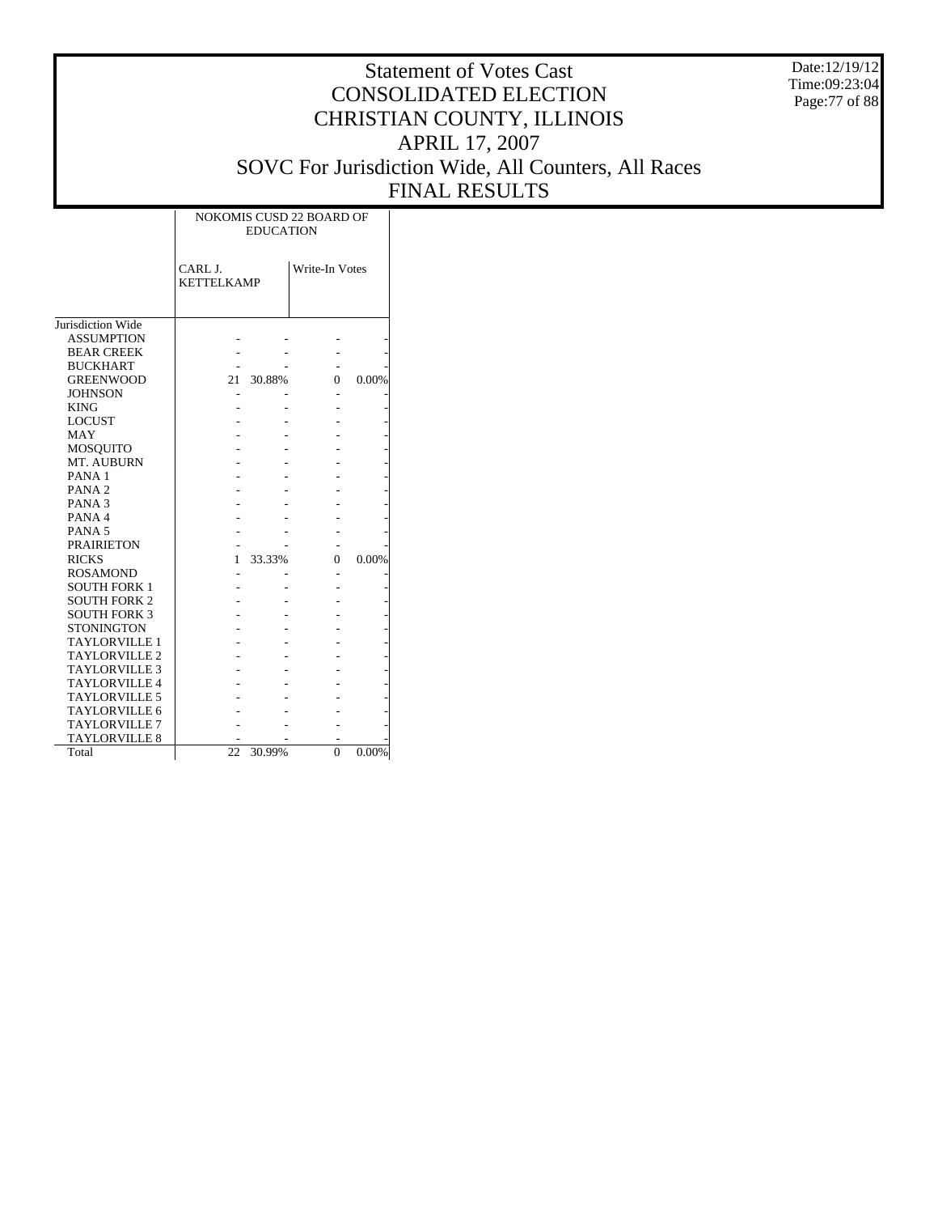# Statement of Votes Cast
# CONSOLIDATED ELECTION
# CHRISTIAN COUNTY, ILLINOIS
# APRIL 17, 2007
# SOVC For Jurisdiction Wide, All Counters, All Races
# FINAL RESULTS

Date:12/19/12
Time:09:23:04

| | NOKOMIS CUSD 22 BOARD OF EDUCATION | | | |
|---|---|---|---|---|
| | CARL J. KETTELKAMP | | Write-In Votes | |
| Jurisdiction Wide | | | | |
| ASSUMPTION | - | - | - | - |
| BEAR CREEK | - | - | - | - |
| BUCKHART | - | - | - | - |
| GREENWOOD | 21 | 30.88% | 0 | 0.00% |
| JOHNSON | - | - | - | - |
| KING | - | - | - | - |
| LOCUST | - | - | - | - |
| MAY | - | - | - | - |
| MOSQUITO | - | - | - | - |
| MT. AUBURN | - | - | - | - |
| PANA 1 | - | - | - | - |
| PANA 2 | - | - | - | - |
| PANA 3 | - | - | - | - |
| PANA 4 | - | - | - | - |
| PANA 5 | - | - | - | - |
| PRAIRIETON | - | - | - | - |
| RICKS | 1 | 33.33% | 0 | 0.00% |
| ROSAMOND | - | - | - | - |
| SOUTH FORK 1 | - | - | - | - |
| SOUTH FORK 2 | - | - | - | - |
| SOUTH FORK 3 | - | - | - | - |
| STONINGTON | - | - | - | - |
| TAYLORVILLE 1 | - | - | - | - |
| TAYLORVILLE 2 | - | - | - | - |
| TAYLORVILLE 3 | - | - | - | - |
| TAYLORVILLE 4 | - | - | - | - |
| TAYLORVILLE 5 | - | - | - | - |
| TAYLORVILLE 6 | - | - | - | - |
| TAYLORVILLE 7 | - | - | - | - |
| TAYLORVILLE 8 | - | - | - | - |
| Total | 22 | 30.99% | 0 | 0.00% |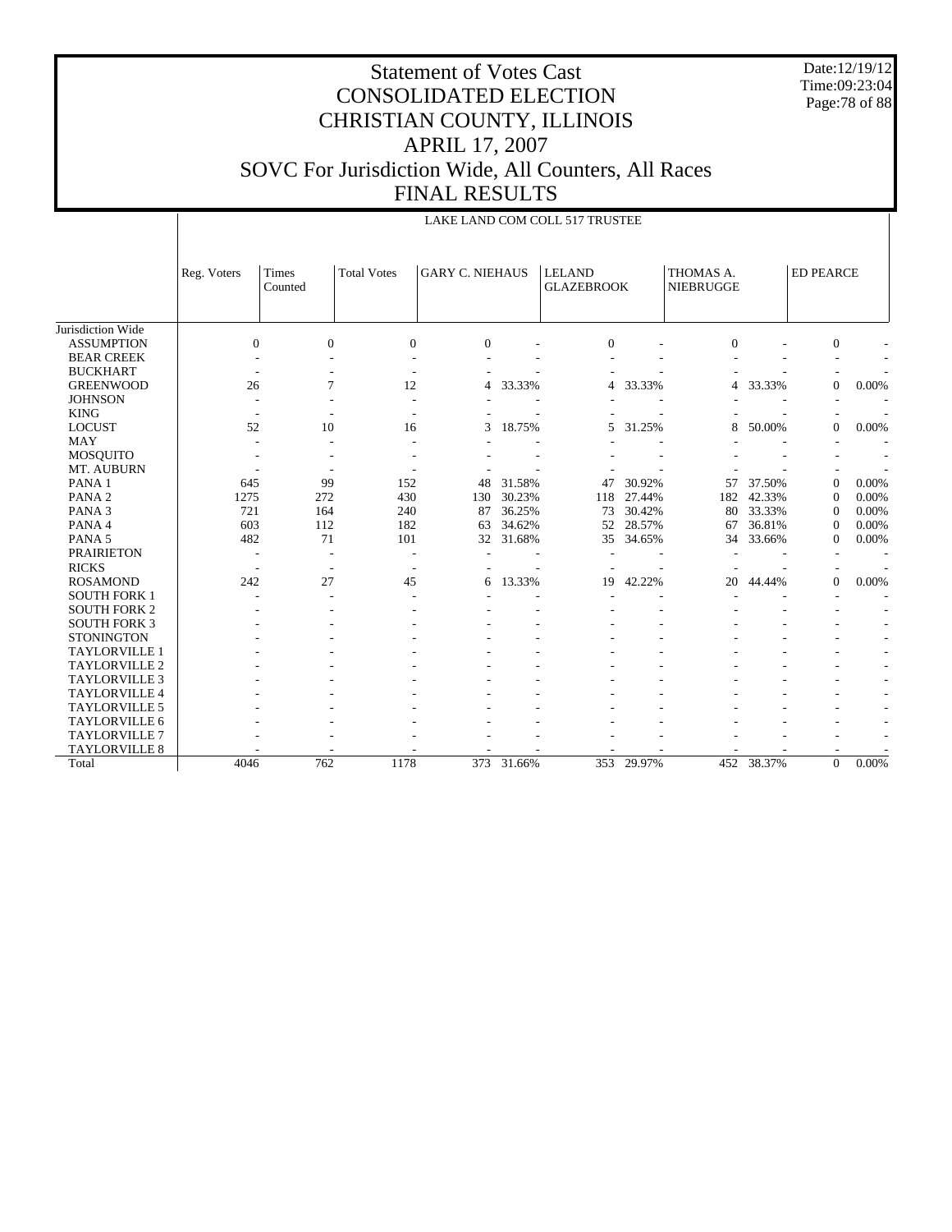# Statement of Votes Cast
# CONSOLIDATED ELECTION
# CHRISTIAN COUNTY, ILLINOIS
# APRIL 17, 2007
# SOVC For Jurisdiction Wide, All Counters, All Races
# FINAL RESULTS

Date:12/19/12
Time:09:23:04

LAKE LAND COM COLL 517 TRUSTEE

| | Reg. Voters | Times Counted | Total Votes | GARY C. NIEHAUS | | LELAND GLAZEBROOK | | THOMAS A. NIEBRUGGE | | ED PEARCE | |
|---|---|---|---|---|---|---|---|---|---|---|---|
| Jurisdiction Wide | | | | | | | | | | | |
| ASSUMPTION | 0 | 0 | 0 | 0 | - | 0 | - | 0 | - | 0 | - |
| BEAR CREEK | - | - | - | - | - | - | - | - | - | - | - |
| BUCKHART | - | - | - | - | - | - | - | - | - | - | - |
| GREENWOOD | 26 | 7 | 12 | 4 | 33.33% | 4 | 33.33% | 4 | 33.33% | 0 | 0.00% |
| JOHNSON | - | - | - | - | - | - | - | - | - | - | - |
| KING | - | - | - | - | - | - | - | - | - | - | - |
| LOCUST | 52 | 10 | 16 | 3 | 18.75% | 5 | 31.25% | 8 | 50.00% | 0 | 0.00% |
| MAY | - | - | - | - | - | - | - | - | - | - | - |
| MOSQUITO | - | - | - | - | - | - | - | - | - | - | - |
| MT. AUBURN | - | - | - | - | - | - | - | - | - | - | - |
| PANA 1 | 645 | 99 | 152 | 48 | 31.58% | 47 | 30.92% | 57 | 37.50% | 0 | 0.00% |
| PANA 2 | 1275 | 272 | 430 | 130 | 30.23% | 118 | 27.44% | 182 | 42.33% | 0 | 0.00% |
| PANA 3 | 721 | 164 | 240 | 87 | 36.25% | 73 | 30.42% | 80 | 33.33% | 0 | 0.00% |
| PANA 4 | 603 | 112 | 182 | 63 | 34.62% | 52 | 28.57% | 67 | 36.81% | 0 | 0.00% |
| PANA 5 | 482 | 71 | 101 | 32 | 31.68% | 35 | 34.65% | 34 | 33.66% | 0 | 0.00% |
| PRAIRIETON | - | - | - | - | - | - | - | - | - | - | - |
| RICKS | - | - | - | - | - | - | - | - | - | - | - |
| ROSAMOND | 242 | 27 | 45 | 6 | 13.33% | 19 | 42.22% | 20 | 44.44% | 0 | 0.00% |
| SOUTH FORK 1 | - | - | - | - | - | - | - | - | - | - | - |
| SOUTH FORK 2 | - | - | - | - | - | - | - | - | - | - | - |
| SOUTH FORK 3 | - | - | - | - | - | - | - | - | - | - | - |
| STONINGTON | - | - | - | - | - | - | - | - | - | - | - |
| TAYLORVILLE 1 | - | - | - | - | - | - | - | - | - | - | - |
| TAYLORVILLE 2 | - | - | - | - | - | - | - | - | - | - | - |
| TAYLORVILLE 3 | - | - | - | - | - | - | - | - | - | - | - |
| TAYLORVILLE 4 | - | - | - | - | - | - | - | - | - | - | - |
| TAYLORVILLE 5 | - | - | - | - | - | - | - | - | - | - | - |
| TAYLORVILLE 6 | - | - | - | - | - | - | - | - | - | - | - |
| TAYLORVILLE 7 | - | - | - | - | - | - | - | - | - | - | - |
| TAYLORVILLE 8 | - | - | - | - | - | - | - | - | - | - | - |
| Total | 4046 | 762 | 1178 | 373 | 31.66% | 353 | 29.97% | 452 | 38.37% | 0 | 0.00% |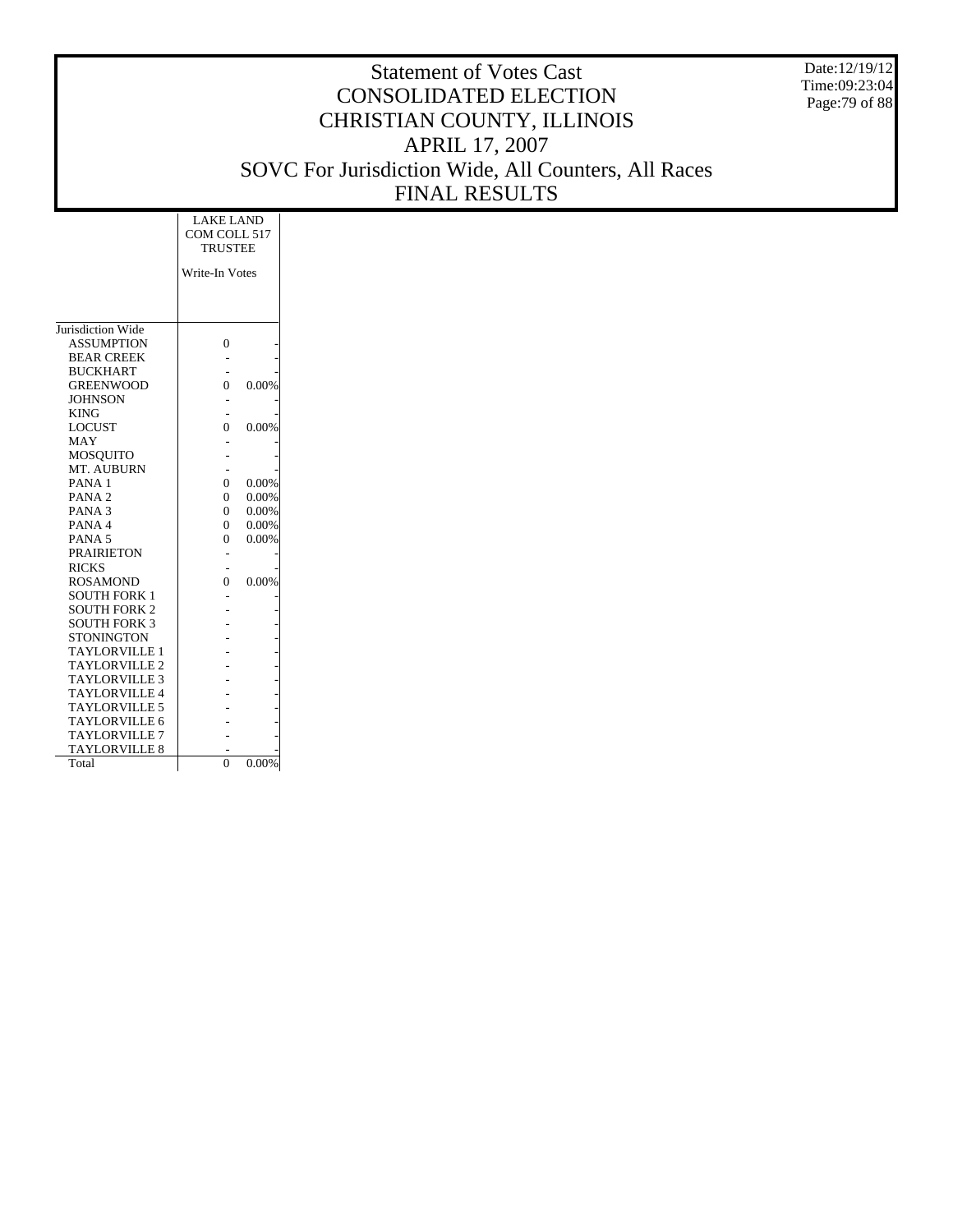# Statement of Votes Cast
# CONSOLIDATED ELECTION
# CHRISTIAN COUNTY, ILLINOIS
# APRIL 17, 2007
# SOVC For Jurisdiction Wide, All Counters, All Races
# FINAL RESULTS

Date:12/19/12
Time:09:23:04

| | LAKE LAND COM COLL 517 TRUSTEE | |
|---|---|---|
| | Write-In Votes | |
| Jurisdiction Wide | | |
| ASSUMPTION | 0 | - |
| BEAR CREEK | - | - |
| BUCKHART | - | - |
| GREENWOOD | 0 | 0.00% |
| JOHNSON | - | - |
| KING | - | - |
| LOCUST | 0 | 0.00% |
| MAY | - | - |
| MOSQUITO | - | - |
| MT. AUBURN | - | - |
| PANA 1 | 0 | 0.00% |
| PANA 2 | 0 | 0.00% |
| PANA 3 | 0 | 0.00% |
| PANA 4 | 0 | 0.00% |
| PANA 5 | 0 | 0.00% |
| PRAIRIETON | - | - |
| RICKS | - | - |
| ROSAMOND | 0 | 0.00% |
| SOUTH FORK 1 | - | - |
| SOUTH FORK 2 | - | - |
| SOUTH FORK 3 | - | - |
| STONINGTON | - | - |
| TAYLORVILLE 1 | - | - |
| TAYLORVILLE 2 | - | - |
| TAYLORVILLE 3 | - | - |
| TAYLORVILLE 4 | - | - |
| TAYLORVILLE 5 | - | - |
| TAYLORVILLE 6 | - | - |
| TAYLORVILLE 7 | - | - |
| TAYLORVILLE 8 | - | - |
| Total | 0 | 0.00% |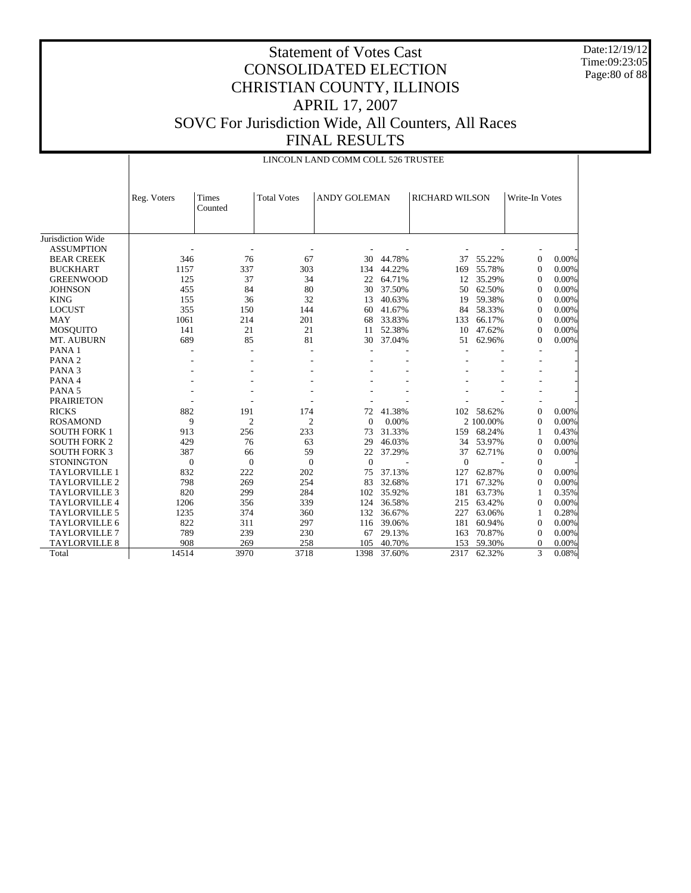# Statement of Votes Cast
# CONSOLIDATED ELECTION
# CHRISTIAN COUNTY, ILLINOIS
# APRIL 17, 2007
# SOVC For Jurisdiction Wide, All Counters, All Races
# FINAL RESULTS

Date:12/19/12
Time:09:23:05

## LINCOLN LAND COMM COLL 526 TRUSTEE

| | Reg. Voters | Times Counted | Total Votes | ANDY GOLEMAN | | RICHARD WILSON | | Write-In Votes | |
|---|---|---|---|---|---|---|---|---|---|
| Jurisdiction Wide | | | | | | | | | |
| ASSUMPTION | - | - | - | - | - | - | - | - | - |
| BEAR CREEK | 346 | 76 | 67 | 30 | 44.78% | 37 | 55.22% | 0 | 0.00% |
| BUCKHART | 1157 | 337 | 303 | 134 | 44.22% | 169 | 55.78% | 0 | 0.00% |
| GREENWOOD | 125 | 37 | 34 | 22 | 64.71% | 12 | 35.29% | 0 | 0.00% |
| JOHNSON | 455 | 84 | 80 | 30 | 37.50% | 50 | 62.50% | 0 | 0.00% |
| KING | 155 | 36 | 32 | 13 | 40.63% | 19 | 59.38% | 0 | 0.00% |
| LOCUST | 355 | 150 | 144 | 60 | 41.67% | 84 | 58.33% | 0 | 0.00% |
| MAY | 1061 | 214 | 201 | 68 | 33.83% | 133 | 66.17% | 0 | 0.00% |
| MOSQUITO | 141 | 21 | 21 | 11 | 52.38% | 10 | 47.62% | 0 | 0.00% |
| MT. AUBURN | 689 | 85 | 81 | 30 | 37.04% | 51 | 62.96% | 0 | 0.00% |
| PANA 1 | - | - | - | - | - | - | - | - | - |
| PANA 2 | - | - | - | - | - | - | - | - | - |
| PANA 3 | - | - | - | - | - | - | - | - | - |
| PANA 4 | - | - | - | - | - | - | - | - | - |
| PANA 5 | - | - | - | - | - | - | - | - | - |
| PRAIRIETON | - | - | - | - | - | - | - | - | - |
| RICKS | 882 | 191 | 174 | 72 | 41.38% | 102 | 58.62% | 0 | 0.00% |
| ROSAMOND | 9 | 2 | 2 | 0 | 0.00% | 2 | 100.00% | 0 | 0.00% |
| SOUTH FORK 1 | 913 | 256 | 233 | 73 | 31.33% | 159 | 68.24% | 1 | 0.43% |
| SOUTH FORK 2 | 429 | 76 | 63 | 29 | 46.03% | 34 | 53.97% | 0 | 0.00% |
| SOUTH FORK 3 | 387 | 66 | 59 | 22 | 37.29% | 37 | 62.71% | 0 | 0.00% |
| STONINGTON | 0 | 0 | 0 | 0 | - | 0 | - | 0 | - |
| TAYLORVILLE 1 | 832 | 222 | 202 | 75 | 37.13% | 127 | 62.87% | 0 | 0.00% |
| TAYLORVILLE 2 | 798 | 269 | 254 | 83 | 32.68% | 171 | 67.32% | 0 | 0.00% |
| TAYLORVILLE 3 | 820 | 299 | 284 | 102 | 35.92% | 181 | 63.73% | 1 | 0.35% |
| TAYLORVILLE 4 | 1206 | 356 | 339 | 124 | 36.58% | 215 | 63.42% | 0 | 0.00% |
| TAYLORVILLE 5 | 1235 | 374 | 360 | 132 | 36.67% | 227 | 63.06% | 1 | 0.28% |
| TAYLORVILLE 6 | 822 | 311 | 297 | 116 | 39.06% | 181 | 60.94% | 0 | 0.00% |
| TAYLORVILLE 7 | 789 | 239 | 230 | 67 | 29.13% | 163 | 70.87% | 0 | 0.00% |
| TAYLORVILLE 8 | 908 | 269 | 258 | 105 | 40.70% | 153 | 59.30% | 0 | 0.00% |
| Total | 14514 | 3970 | 3718 | 1398 | 37.60% | 2317 | 62.32% | 3 | 0.08% |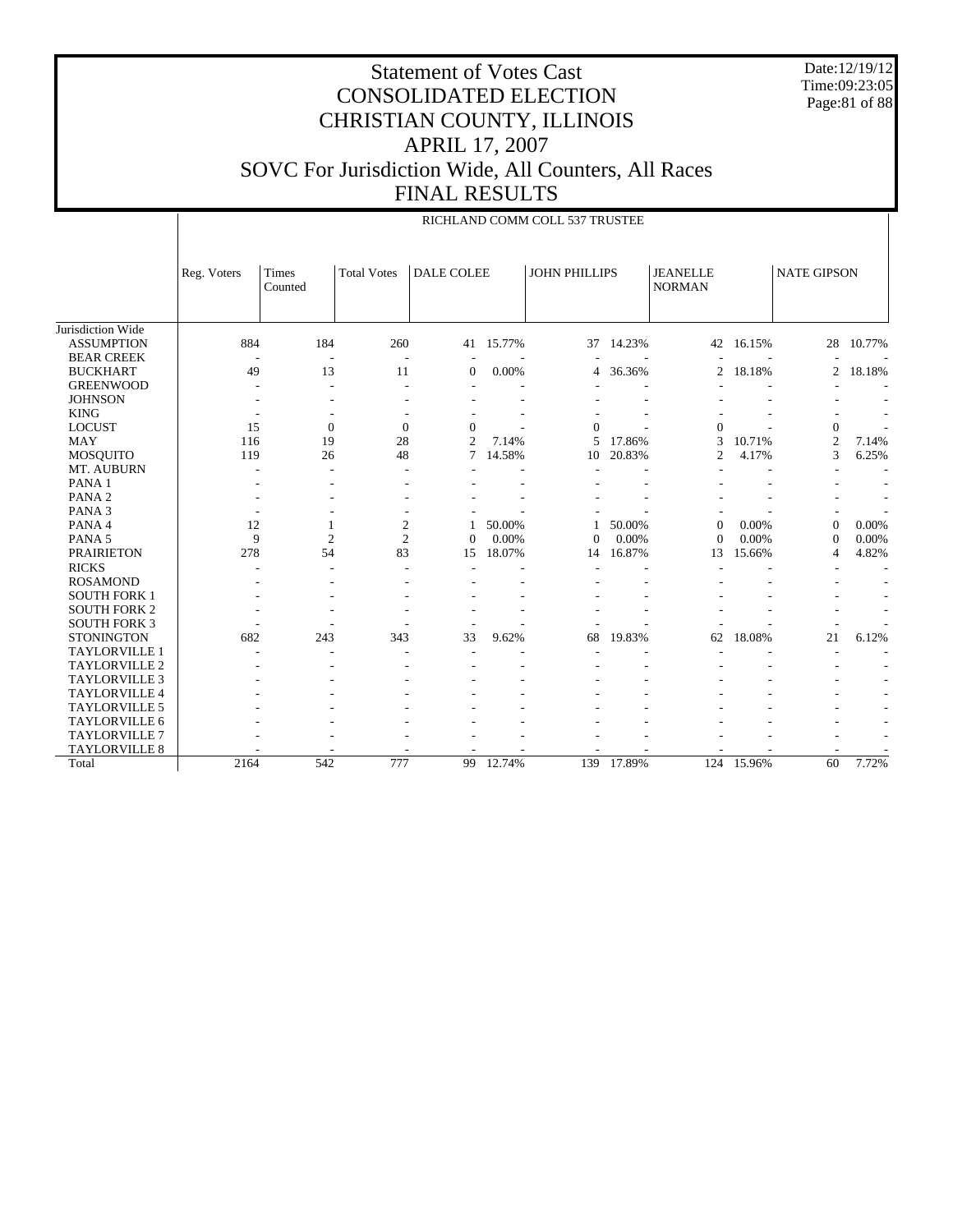# Statement of Votes Cast
# CONSOLIDATED ELECTION
# CHRISTIAN COUNTY, ILLINOIS
# APRIL 17, 2007
# SOVC For Jurisdiction Wide, All Counters, All Races
# FINAL RESULTS

Date:12/19/12
Time:09:23:05

RICHLAND COMM COLL 537 TRUSTEE

| | Reg. Voters | Times Counted | Total Votes | DALE COLEE | | JOHN PHILLIPS | | JEANELLE NORMAN | | NATE GIPSON | |
|---|---|---|---|---|---|---|---|---|---|---|---|
| Jurisdiction Wide | | | | | | | | | | | |
| ASSUMPTION | 884 | 184 | 260 | 41 | 15.77% | 37 | 14.23% | 42 | 16.15% | 28 | 10.77% |
| BEAR CREEK | - | - | - | - | - | - | - | - | - | - | - |
| BUCKHART | 49 | 13 | 11 | 0 | 0.00% | 4 | 36.36% | 2 | 18.18% | 2 | 18.18% |
| GREENWOOD | - | - | - | - | - | - | - | - | - | - | - |
| JOHNSON | - | - | - | - | - | - | - | - | - | - | - |
| KING | - | - | - | - | - | - | - | - | - | - | - |
| LOCUST | 15 | 0 | 0 | 0 | - | 0 | - | 0 | - | 0 | - |
| MAY | 116 | 19 | 28 | 2 | 7.14% | 5 | 17.86% | 3 | 10.71% | 2 | 7.14% |
| MOSQUITO | 119 | 26 | 48 | 7 | 14.58% | 10 | 20.83% | 2 | 4.17% | 3 | 6.25% |
| MT. AUBURN | - | - | - | - | - | - | - | - | - | - | - |
| PANA 1 | - | - | - | - | - | - | - | - | - | - | - |
| PANA 2 | - | - | - | - | - | - | - | - | - | - | - |
| PANA 3 | - | - | - | - | - | - | - | - | - | - | - |
| PANA 4 | 12 | 1 | 2 | 1 | 50.00% | 1 | 50.00% | 0 | 0.00% | 0 | 0.00% |
| PANA 5 | 9 | 2 | 2 | 0 | 0.00% | 0 | 0.00% | 0 | 0.00% | 0 | 0.00% |
| PRAIRIETON | 278 | 54 | 83 | 15 | 18.07% | 14 | 16.87% | 13 | 15.66% | 4 | 4.82% |
| RICKS | - | - | - | - | - | - | - | - | - | - | - |
| ROSAMOND | - | - | - | - | - | - | - | - | - | - | - |
| SOUTH FORK 1 | - | - | - | - | - | - | - | - | - | - | - |
| SOUTH FORK 2 | - | - | - | - | - | - | - | - | - | - | - |
| SOUTH FORK 3 | - | - | - | - | - | - | - | - | - | - | - |
| STONINGTON | 682 | 243 | 343 | 33 | 9.62% | 68 | 19.83% | 62 | 18.08% | 21 | 6.12% |
| TAYLORVILLE 1 | - | - | - | - | - | - | - | - | - | - | - |
| TAYLORVILLE 2 | - | - | - | - | - | - | - | - | - | - | - |
| TAYLORVILLE 3 | - | - | - | - | - | - | - | - | - | - | - |
| TAYLORVILLE 4 | - | - | - | - | - | - | - | - | - | - | - |
| TAYLORVILLE 5 | - | - | - | - | - | - | - | - | - | - | - |
| TAYLORVILLE 6 | - | - | - | - | - | - | - | - | - | - | - |
| TAYLORVILLE 7 | - | - | - | - | - | - | - | - | - | - | - |
| TAYLORVILLE 8 | - | - | - | - | - | - | - | - | - | - | - |
| Total | 2164 | 542 | 777 | 99 | 12.74% | 139 | 17.89% | 124 | 15.96% | 60 | 7.72% |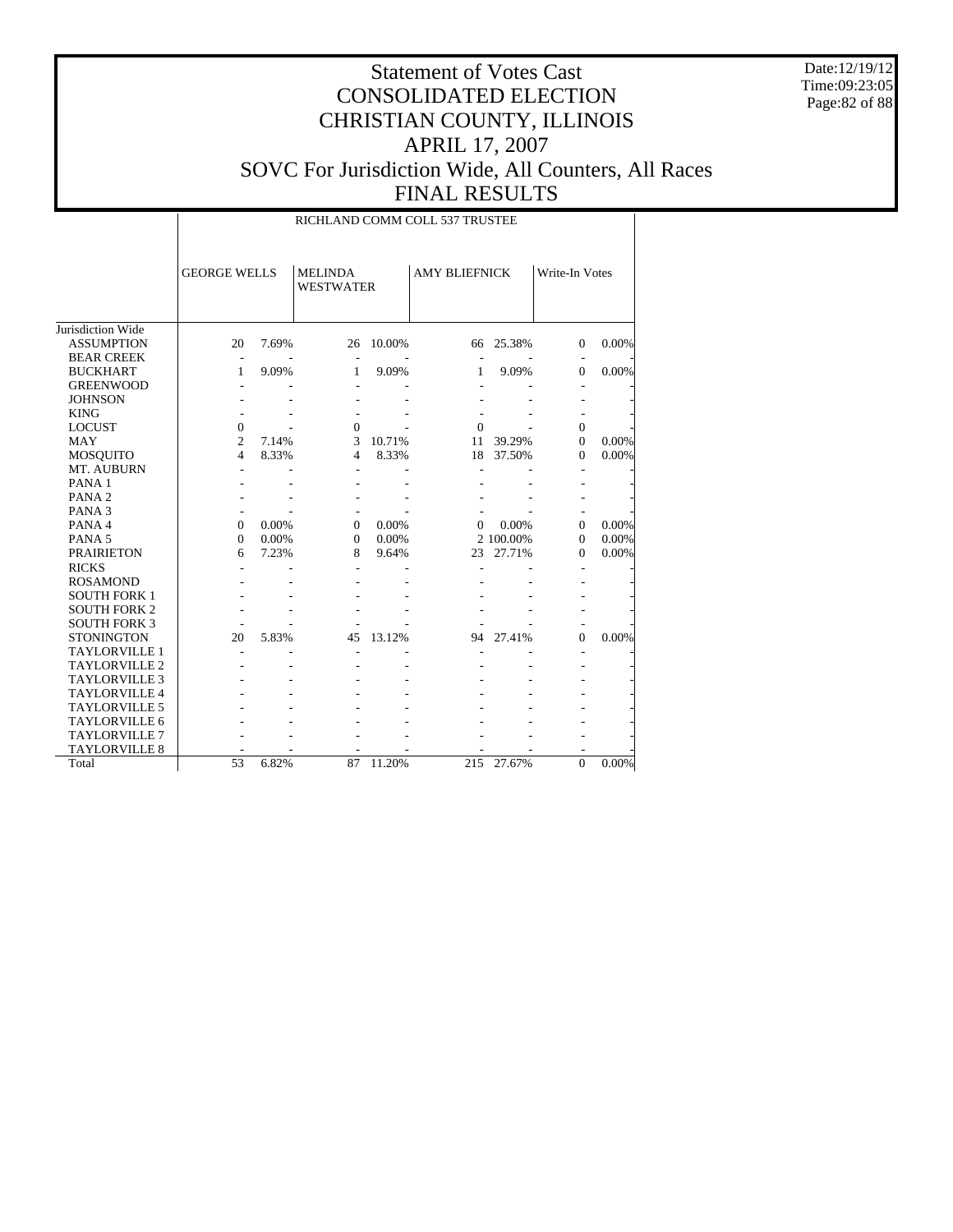# Statement of Votes Cast
# CONSOLIDATED ELECTION
# CHRISTIAN COUNTY, ILLINOIS
# APRIL 17, 2007
# SOVC For Jurisdiction Wide, All Counters, All Races
# FINAL RESULTS

Date:12/19/12
Time:09:23:05

| | RICHLAND COMM COLL 537 TRUSTEE | | | | | | | |
|---|---|---|---|---|---|---|---|---|
| | GEORGE WELLS | | MELINDA WESTWATER | | AMY BLIEFNICK | | Write-In Votes | |
| Jurisdiction Wide | | | | | | | | |
| ASSUMPTION | 20 | 7.69% | 26 | 10.00% | 66 | 25.38% | 0 | 0.00% |
| BEAR CREEK | - | - | - | - | - | - | - | - |
| BUCKHART | 1 | 9.09% | 1 | 9.09% | 1 | 9.09% | 0 | 0.00% |
| GREENWOOD | - | - | - | - | - | - | - | - |
| JOHNSON | - | - | - | - | - | - | - | - |
| KING | - | - | - | - | - | - | - | - |
| LOCUST | 0 | - | 0 | - | 0 | - | 0 | - |
| MAY | 2 | 7.14% | 3 | 10.71% | 11 | 39.29% | 0 | 0.00% |
| MOSQUITO | 4 | 8.33% | 4 | 8.33% | 18 | 37.50% | 0 | 0.00% |
| MT. AUBURN | - | - | - | - | - | - | - | - |
| PANA 1 | - | - | - | - | - | - | - | - |
| PANA 2 | - | - | - | - | - | - | - | - |
| PANA 3 | - | - | - | - | - | - | - | - |
| PANA 4 | 0 | 0.00% | 0 | 0.00% | 0 | 0.00% | 0 | 0.00% |
| PANA 5 | 0 | 0.00% | 0 | 0.00% | 2 | 100.00% | 0 | 0.00% |
| PRAIRIETON | 6 | 7.23% | 8 | 9.64% | 23 | 27.71% | 0 | 0.00% |
| RICKS | - | - | - | - | - | - | - | - |
| ROSAMOND | - | - | - | - | - | - | - | - |
| SOUTH FORK 1 | - | - | - | - | - | - | - | - |
| SOUTH FORK 2 | - | - | - | - | - | - | - | - |
| SOUTH FORK 3 | - | - | - | - | - | - | - | - |
| STONINGTON | 20 | 5.83% | 45 | 13.12% | 94 | 27.41% | 0 | 0.00% |
| TAYLORVILLE 1 | - | - | - | - | - | - | - | - |
| TAYLORVILLE 2 | - | - | - | - | - | - | - | - |
| TAYLORVILLE 3 | - | - | - | - | - | - | - | - |
| TAYLORVILLE 4 | - | - | - | - | - | - | - | - |
| TAYLORVILLE 5 | - | - | - | - | - | - | - | - |
| TAYLORVILLE 6 | - | - | - | - | - | - | - | - |
| TAYLORVILLE 7 | - | - | - | - | - | - | - | - |
| TAYLORVILLE 8 | - | - | - | - | - | - | - | - |
| Total | 53 | 6.82% | 87 | 11.20% | 215 | 27.67% | 0 | 0.00% |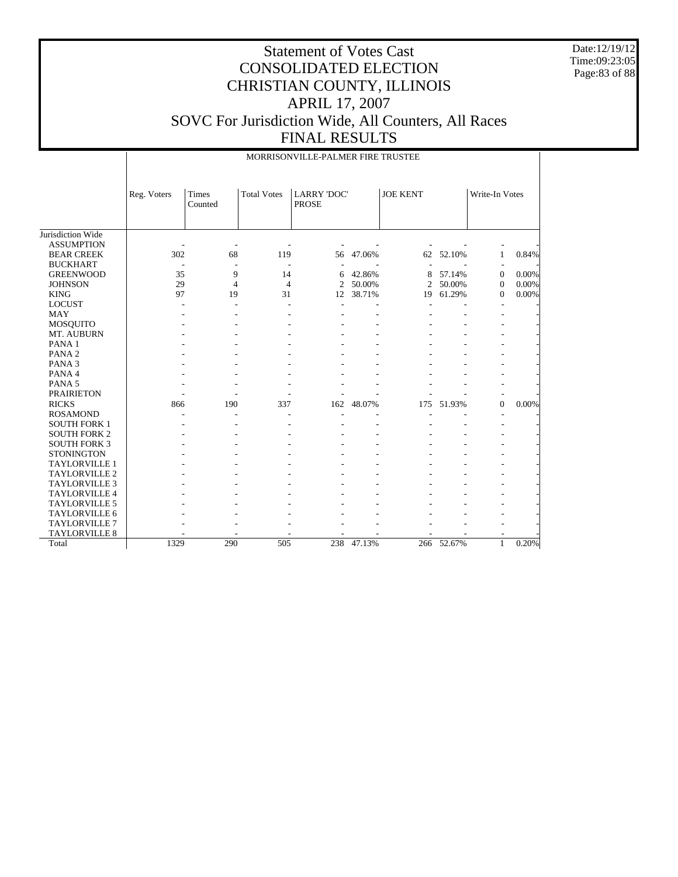# Statement of Votes Cast
# CONSOLIDATED ELECTION
# CHRISTIAN COUNTY, ILLINOIS
# APRIL 17, 2007
# SOVC For Jurisdiction Wide, All Counters, All Races
# FINAL RESULTS

Date:12/19/12
Time:09:23:05

MORRISONVILLE-PALMER FIRE TRUSTEE

| | Reg. Voters | Times Counted | Total Votes | LARRY 'DOC' PROSE | | JOE KENT | | Write-In Votes | |
|---|---|---|---|---|---|---|---|---|---|
| Jurisdiction Wide | | | | | | | | | |
| ASSUMPTION | - | - | - | - | - | - | - | - | - |
| BEAR CREEK | 302 | 68 | 119 | 56 | 47.06% | 62 | 52.10% | 1 | 0.84% |
| BUCKHART | - | - | - | - | - | - | - | - | - |
| GREENWOOD | 35 | 9 | 14 | 6 | 42.86% | 8 | 57.14% | 0 | 0.00% |
| JOHNSON | 29 | 4 | 4 | 2 | 50.00% | 2 | 50.00% | 0 | 0.00% |
| KING | 97 | 19 | 31 | 12 | 38.71% | 19 | 61.29% | 0 | 0.00% |
| LOCUST | - | - | - | - | - | - | - | - | - |
| MAY | - | - | - | - | - | - | - | - | - |
| MOSQUITO | - | - | - | - | - | - | - | - | - |
| MT. AUBURN | - | - | - | - | - | - | - | - | - |
| PANA 1 | - | - | - | - | - | - | - | - | - |
| PANA 2 | - | - | - | - | - | - | - | - | - |
| PANA 3 | - | - | - | - | - | - | - | - | - |
| PANA 4 | - | - | - | - | - | - | - | - | - |
| PANA 5 | - | - | - | - | - | - | - | - | - |
| PRAIRIETON | - | - | - | - | - | - | - | - | - |
| RICKS | 866 | 190 | 337 | 162 | 48.07% | 175 | 51.93% | 0 | 0.00% |
| ROSAMOND | - | - | - | - | - | - | - | - | - |
| SOUTH FORK 1 | - | - | - | - | - | - | - | - | - |
| SOUTH FORK 2 | - | - | - | - | - | - | - | - | - |
| SOUTH FORK 3 | - | - | - | - | - | - | - | - | - |
| STONINGTON | - | - | - | - | - | - | - | - | - |
| TAYLORVILLE 1 | - | - | - | - | - | - | - | - | - |
| TAYLORVILLE 2 | - | - | - | - | - | - | - | - | - |
| TAYLORVILLE 3 | - | - | - | - | - | - | - | - | - |
| TAYLORVILLE 4 | - | - | - | - | - | - | - | - | - |
| TAYLORVILLE 5 | - | - | - | - | - | - | - | - | - |
| TAYLORVILLE 6 | - | - | - | - | - | - | - | - | - |
| TAYLORVILLE 7 | - | - | - | - | - | - | - | - | - |
| TAYLORVILLE 8 | - | - | - | - | - | - | - | - | - |
| Total | 1329 | 290 | 505 | 238 | 47.13% | 266 | 52.67% | 1 | 0.20% |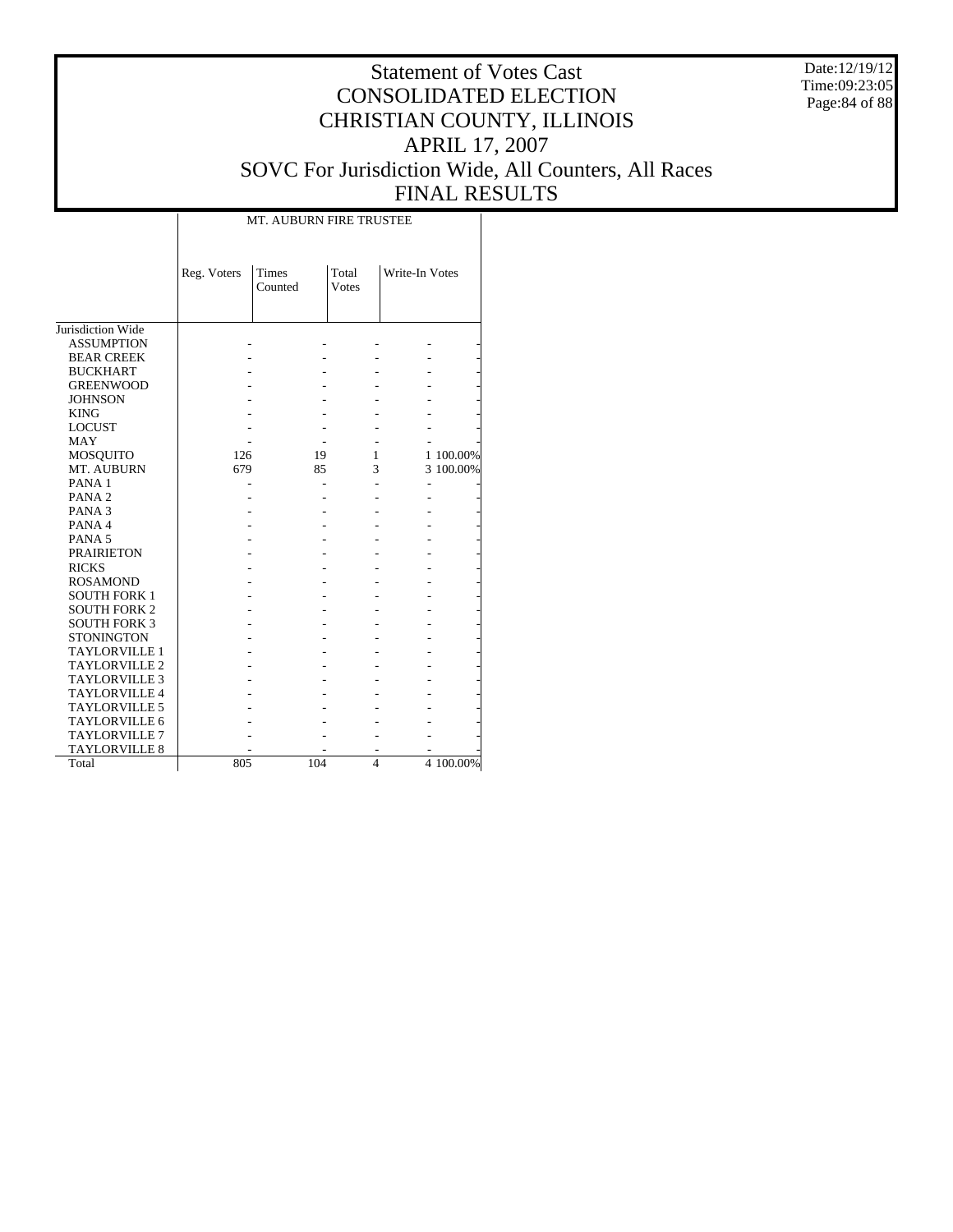# Statement of Votes Cast
# CONSOLIDATED ELECTION
# CHRISTIAN COUNTY, ILLINOIS
# APRIL 17, 2007
# SOVC For Jurisdiction Wide, All Counters, All Races
# FINAL RESULTS

Date:12/19/12
Time:09:23:05

| | MT. AUBURN FIRE TRUSTEE | | | | |
|---|---|---|---|---|---|
| | Reg. Voters | Times Counted | Total Votes | Write-In Votes | |
| Jurisdiction Wide | | | | | |
| ASSUMPTION | - | - | - | - | - |
| BEAR CREEK | - | - | - | - | - |
| BUCKHART | - | - | - | - | - |
| GREENWOOD | - | - | - | - | - |
| JOHNSON | - | - | - | - | - |
| KING | - | - | - | - | - |
| LOCUST | - | - | - | - | - |
| MAY | - | - | - | - | - |
| MOSQUITO | 126 | 19 | 1 | 1 | 100.00% |
| MT. AUBURN | 679 | 85 | 3 | 3 | 100.00% |
| PANA 1 | - | - | - | - | - |
| PANA 2 | - | - | - | - | - |
| PANA 3 | - | - | - | - | - |
| PANA 4 | - | - | - | - | - |
| PANA 5 | - | - | - | - | - |
| PRAIRIETON | - | - | - | - | - |
| RICKS | - | - | - | - | - |
| ROSAMOND | - | - | - | - | - |
| SOUTH FORK 1 | - | - | - | - | - |
| SOUTH FORK 2 | - | - | - | - | - |
| SOUTH FORK 3 | - | - | - | - | - |
| STONINGTON | - | - | - | - | - |
| TAYLORVILLE 1 | - | - | - | - | - |
| TAYLORVILLE 2 | - | - | - | - | - |
| TAYLORVILLE 3 | - | - | - | - | - |
| TAYLORVILLE 4 | - | - | - | - | - |
| TAYLORVILLE 5 | - | - | - | - | - |
| TAYLORVILLE 6 | - | - | - | - | - |
| TAYLORVILLE 7 | - | - | - | - | - |
| TAYLORVILLE 8 | - | - | - | - | - |
| Total | 805 | 104 | 4 | 4 | 100.00% |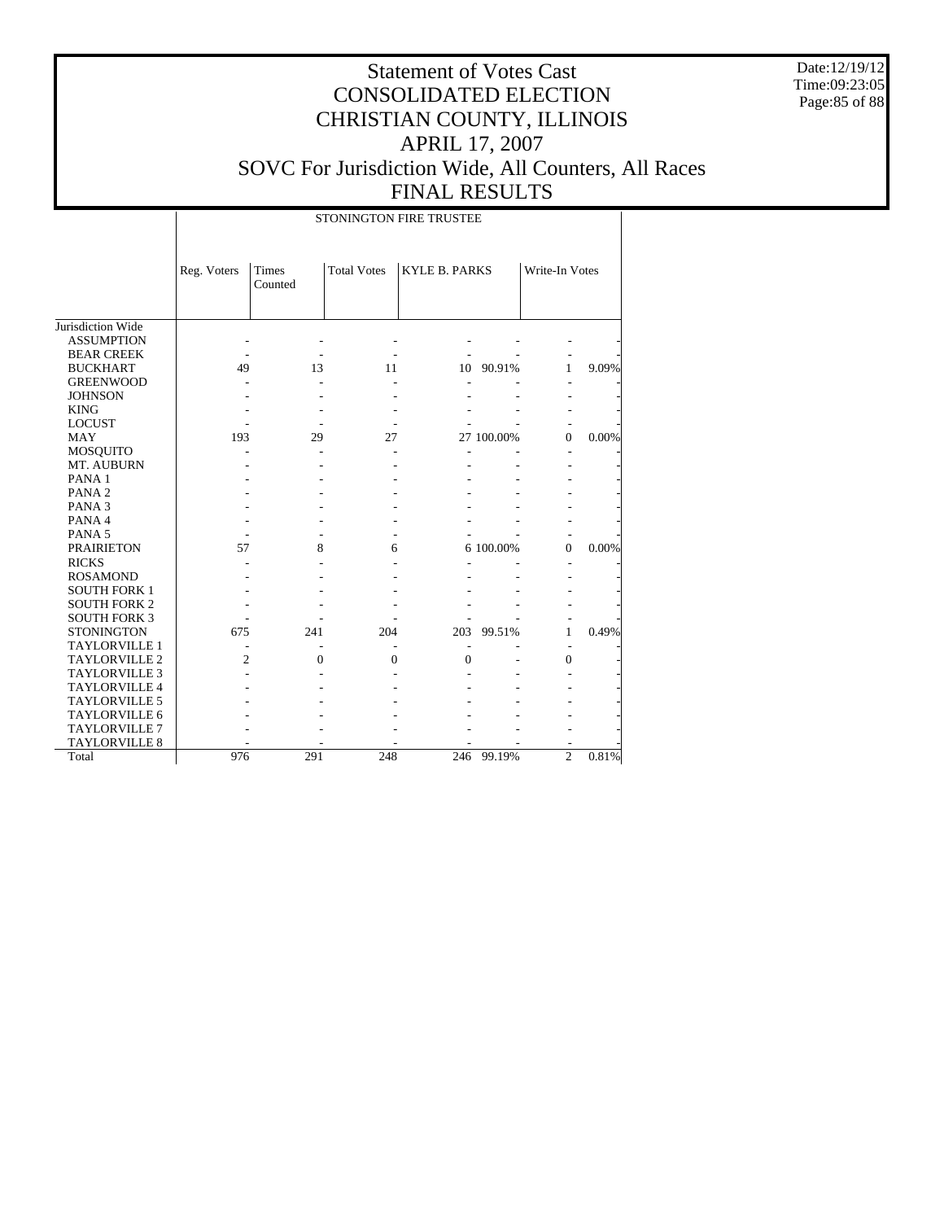# Statement of Votes Cast
# CONSOLIDATED ELECTION
# CHRISTIAN COUNTY, ILLINOIS
# APRIL 17, 2007
# SOVC For Jurisdiction Wide, All Counters, All Races
# FINAL RESULTS

Date:12/19/12
Time:09:23:05

STONINGTON FIRE TRUSTEE

| | Reg. Voters | Times Counted | Total Votes | KYLE B. PARKS | | Write-In Votes | |
|---|---|---|---|---|---|---|---|
| Jurisdiction Wide | | | | | | | |
| ASSUMPTION | - | - | - | - | - | - | - |
| BEAR CREEK | - | - | - | - | - | - | - |
| BUCKHART | 49 | 13 | 11 | 10 | 90.91% | 1 | 9.09% |
| GREENWOOD | - | - | - | - | - | - | - |
| JOHNSON | - | - | - | - | - | - | - |
| KING | - | - | - | - | - | - | - |
| LOCUST | - | - | - | - | - | - | - |
| MAY | 193 | 29 | 27 | 27 | 100.00% | 0 | 0.00% |
| MOSQUITO | - | - | - | - | - | - | - |
| MT. AUBURN | - | - | - | - | - | - | - |
| PANA 1 | - | - | - | - | - | - | - |
| PANA 2 | - | - | - | - | - | - | - |
| PANA 3 | - | - | - | - | - | - | - |
| PANA 4 | - | - | - | - | - | - | - |
| PANA 5 | - | - | - | - | - | - | - |
| PRAIRIETON | 57 | 8 | 6 | 6 | 100.00% | 0 | 0.00% |
| RICKS | - | - | - | - | - | - | - |
| ROSAMOND | - | - | - | - | - | - | - |
| SOUTH FORK 1 | - | - | - | - | - | - | - |
| SOUTH FORK 2 | - | - | - | - | - | - | - |
| SOUTH FORK 3 | - | - | - | - | - | - | - |
| STONINGTON | 675 | 241 | 204 | 203 | 99.51% | 1 | 0.49% |
| TAYLORVILLE 1 | - | - | - | - | - | - | - |
| TAYLORVILLE 2 | 2 | 0 | 0 | 0 | - | 0 | - |
| TAYLORVILLE 3 | - | - | - | - | - | - | - |
| TAYLORVILLE 4 | - | - | - | - | - | - | - |
| TAYLORVILLE 5 | - | - | - | - | - | - | - |
| TAYLORVILLE 6 | - | - | - | - | - | - | - |
| TAYLORVILLE 7 | - | - | - | - | - | - | - |
| TAYLORVILLE 8 | - | - | - | - | - | - | - |
| Total | 976 | 291 | 248 | 246 | 99.19% | 2 | 0.81% |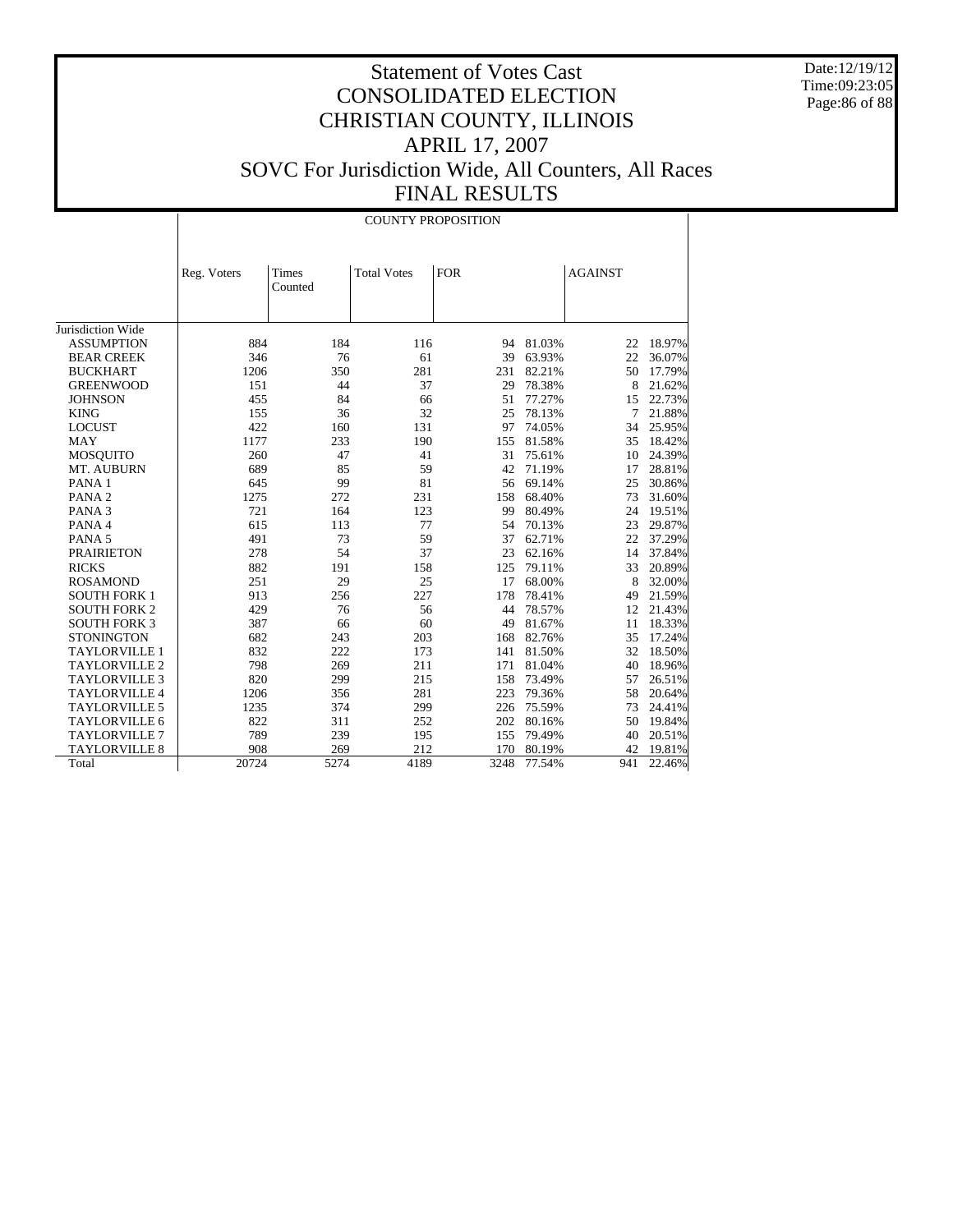# Statement of Votes Cast
# CONSOLIDATED ELECTION
# CHRISTIAN COUNTY, ILLINOIS
# APRIL 17, 2007
# SOVC For Jurisdiction Wide, All Counters, All Races
# FINAL RESULTS

Date:12/19/12
Time:09:23:05

COUNTY PROPOSITION

| | Reg. Voters | Times Counted | Total Votes | FOR | | AGAINST | |
|---|---|---|---|---|---|---|---|
| Jurisdiction Wide | | | | | | | |
| ASSUMPTION | 884 | 184 | 116 | 94 | 81.03% | 22 | 18.97% |
| BEAR CREEK | 346 | 76 | 61 | 39 | 63.93% | 22 | 36.07% |
| BUCKHART | 1206 | 350 | 281 | 231 | 82.21% | 50 | 17.79% |
| GREENWOOD | 151 | 44 | 37 | 29 | 78.38% | 8 | 21.62% |
| JOHNSON | 455 | 84 | 66 | 51 | 77.27% | 15 | 22.73% |
| KING | 155 | 36 | 32 | 25 | 78.13% | 7 | 21.88% |
| LOCUST | 422 | 160 | 131 | 97 | 74.05% | 34 | 25.95% |
| MAY | 1177 | 233 | 190 | 155 | 81.58% | 35 | 18.42% |
| MOSQUITO | 260 | 47 | 41 | 31 | 75.61% | 10 | 24.39% |
| MT. AUBURN | 689 | 85 | 59 | 42 | 71.19% | 17 | 28.81% |
| PANA 1 | 645 | 99 | 81 | 56 | 69.14% | 25 | 30.86% |
| PANA 2 | 1275 | 272 | 231 | 158 | 68.40% | 73 | 31.60% |
| PANA 3 | 721 | 164 | 123 | 99 | 80.49% | 24 | 19.51% |
| PANA 4 | 615 | 113 | 77 | 54 | 70.13% | 23 | 29.87% |
| PANA 5 | 491 | 73 | 59 | 37 | 62.71% | 22 | 37.29% |
| PRAIRIETON | 278 | 54 | 37 | 23 | 62.16% | 14 | 37.84% |
| RICKS | 882 | 191 | 158 | 125 | 79.11% | 33 | 20.89% |
| ROSAMOND | 251 | 29 | 25 | 17 | 68.00% | 8 | 32.00% |
| SOUTH FORK 1 | 913 | 256 | 227 | 178 | 78.41% | 49 | 21.59% |
| SOUTH FORK 2 | 429 | 76 | 56 | 44 | 78.57% | 12 | 21.43% |
| SOUTH FORK 3 | 387 | 66 | 60 | 49 | 81.67% | 11 | 18.33% |
| STONINGTON | 682 | 243 | 203 | 168 | 82.76% | 35 | 17.24% |
| TAYLORVILLE 1 | 832 | 222 | 173 | 141 | 81.50% | 32 | 18.50% |
| TAYLORVILLE 2 | 798 | 269 | 211 | 171 | 81.04% | 40 | 18.96% |
| TAYLORVILLE 3 | 820 | 299 | 215 | 158 | 73.49% | 57 | 26.51% |
| TAYLORVILLE 4 | 1206 | 356 | 281 | 223 | 79.36% | 58 | 20.64% |
| TAYLORVILLE 5 | 1235 | 374 | 299 | 226 | 75.59% | 73 | 24.41% |
| TAYLORVILLE 6 | 822 | 311 | 252 | 202 | 80.16% | 50 | 19.84% |
| TAYLORVILLE 7 | 789 | 239 | 195 | 155 | 79.49% | 40 | 20.51% |
| TAYLORVILLE 8 | 908 | 269 | 212 | 170 | 80.19% | 42 | 19.81% |
| Total | 20724 | 5274 | 4189 | 3248 | 77.54% | 941 | 22.46% |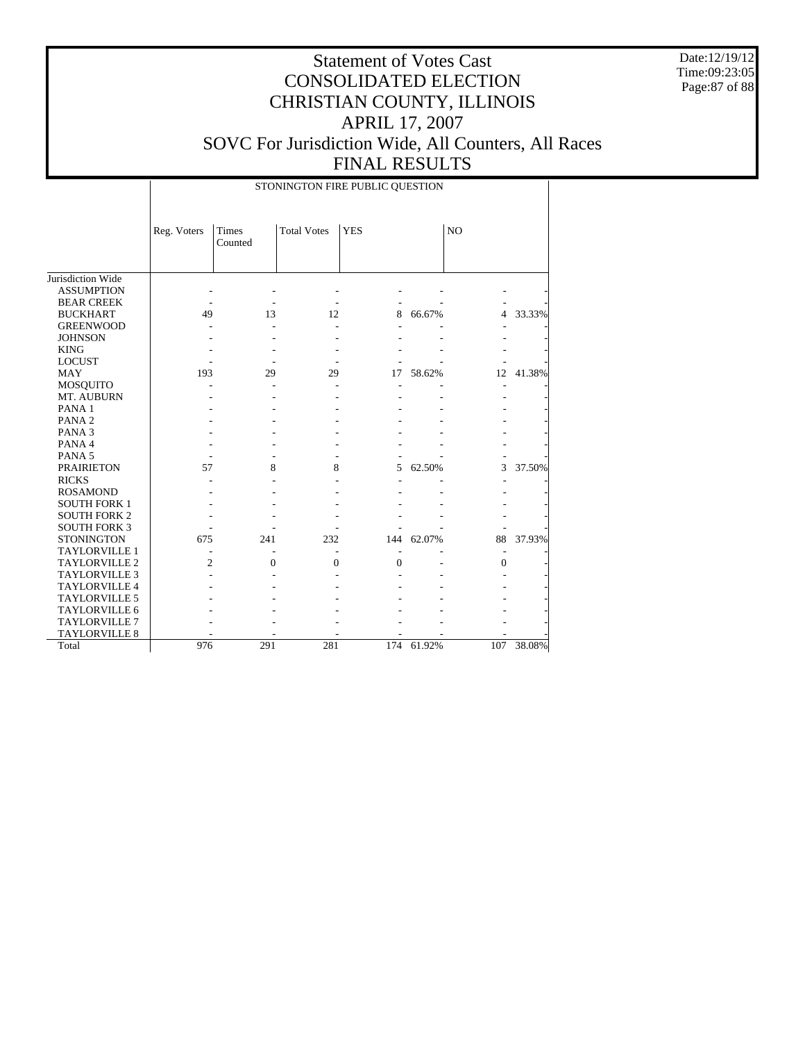# Statement of Votes Cast
# CONSOLIDATED ELECTION
# CHRISTIAN COUNTY, ILLINOIS
# APRIL 17, 2007
# SOVC For Jurisdiction Wide, All Counters, All Races
# FINAL RESULTS

Date:12/19/12
Time:09:23:05

STONINGTON FIRE PUBLIC QUESTION

| | Reg. Voters | Times Counted | Total Votes | YES | | NO | |
|---|---|---|---|---|---|---|---|
| Jurisdiction Wide | | | | | | | |
| ASSUMPTION | - | - | - | - | - | - | - |
| BEAR CREEK | - | - | - | - | - | - | - |
| BUCKHART | 49 | 13 | 12 | 8 | 66.67% | 4 | 33.33% |
| GREENWOOD | - | - | - | - | - | - | - |
| JOHNSON | - | - | - | - | - | - | - |
| KING | - | - | - | - | - | - | - |
| LOCUST | - | - | - | - | - | - | - |
| MAY | 193 | 29 | 29 | 17 | 58.62% | 12 | 41.38% |
| MOSQUITO | - | - | - | - | - | - | - |
| MT. AUBURN | - | - | - | - | - | - | - |
| PANA 1 | - | - | - | - | - | - | - |
| PANA 2 | - | - | - | - | - | - | - |
| PANA 3 | - | - | - | - | - | - | - |
| PANA 4 | - | - | - | - | - | - | - |
| PANA 5 | - | - | - | - | - | - | - |
| PRAIRIETON | 57 | 8 | 8 | 5 | 62.50% | 3 | 37.50% |
| RICKS | - | - | - | - | - | - | - |
| ROSAMOND | - | - | - | - | - | - | - |
| SOUTH FORK 1 | - | - | - | - | - | - | - |
| SOUTH FORK 2 | - | - | - | - | - | - | - |
| SOUTH FORK 3 | - | - | - | - | - | - | - |
| STONINGTON | 675 | 241 | 232 | 144 | 62.07% | 88 | 37.93% |
| TAYLORVILLE 1 | - | - | - | - | - | - | - |
| TAYLORVILLE 2 | 2 | 0 | 0 | 0 | - | 0 | - |
| TAYLORVILLE 3 | - | - | - | - | - | - | - |
| TAYLORVILLE 4 | - | - | - | - | - | - | - |
| TAYLORVILLE 5 | - | - | - | - | - | - | - |
| TAYLORVILLE 6 | - | - | - | - | - | - | - |
| TAYLORVILLE 7 | - | - | - | - | - | - | - |
| TAYLORVILLE 8 | - | - | - | - | - | - | - |
| Total | 976 | 291 | 281 | 174 | 61.92% | 107 | 38.08% |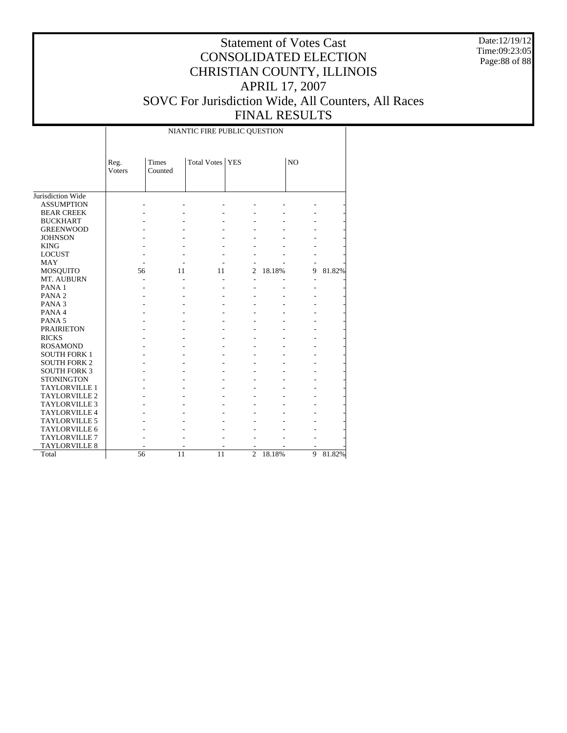# Statement of Votes Cast
# CONSOLIDATED ELECTION
# CHRISTIAN COUNTY, ILLINOIS
# APRIL 17, 2007
# SOVC For Jurisdiction Wide, All Counters, All Races
# FINAL RESULTS

Date:12/19/12
Time:09:23:05

NIANTIC FIRE PUBLIC QUESTION

| | Reg. Voters | Times Counted | Total Votes | YES | | NO | |
|---|---|---|---|---|---|---|---|
| Jurisdiction Wide | | | | | | | |
| ASSUMPTION | - | - | - | - | - | - | - |
| BEAR CREEK | - | - | - | - | - | - | - |
| BUCKHART | - | - | - | - | - | - | - |
| GREENWOOD | - | - | - | - | - | - | - |
| JOHNSON | - | - | - | - | - | - | - |
| KING | - | - | - | - | - | - | - |
| LOCUST | - | - | - | - | - | - | - |
| MAY | - | - | - | - | - | - | - |
| MOSQUITO | 56 | 11 | 11 | 2 | 18.18% | 9 | 81.82% |
| MT. AUBURN | - | - | - | - | - | - | - |
| PANA 1 | - | - | - | - | - | - | - |
| PANA 2 | - | - | - | - | - | - | - |
| PANA 3 | - | - | - | - | - | - | - |
| PANA 4 | - | - | - | - | - | - | - |
| PANA 5 | - | - | - | - | - | - | - |
| PRAIRIETON | - | - | - | - | - | - | - |
| RICKS | - | - | - | - | - | - | - |
| ROSAMOND | - | - | - | - | - | - | - |
| SOUTH FORK 1 | - | - | - | - | - | - | - |
| SOUTH FORK 2 | - | - | - | - | - | - | - |
| SOUTH FORK 3 | - | - | - | - | - | - | - |
| STONINGTON | - | - | - | - | - | - | - |
| TAYLORVILLE 1 | - | - | - | - | - | - | - |
| TAYLORVILLE 2 | - | - | - | - | - | - | - |
| TAYLORVILLE 3 | - | - | - | - | - | - | - |
| TAYLORVILLE 4 | - | - | - | - | - | - | - |
| TAYLORVILLE 5 | - | - | - | - | - | - | - |
| TAYLORVILLE 6 | - | - | - | - | - | - | - |
| TAYLORVILLE 7 | - | - | - | - | - | - | - |
| TAYLORVILLE 8 | - | - | - | - | - | - | - |
| Total | 56 | 11 | 11 | 2 | 18.18% | 9 | 81.82% |